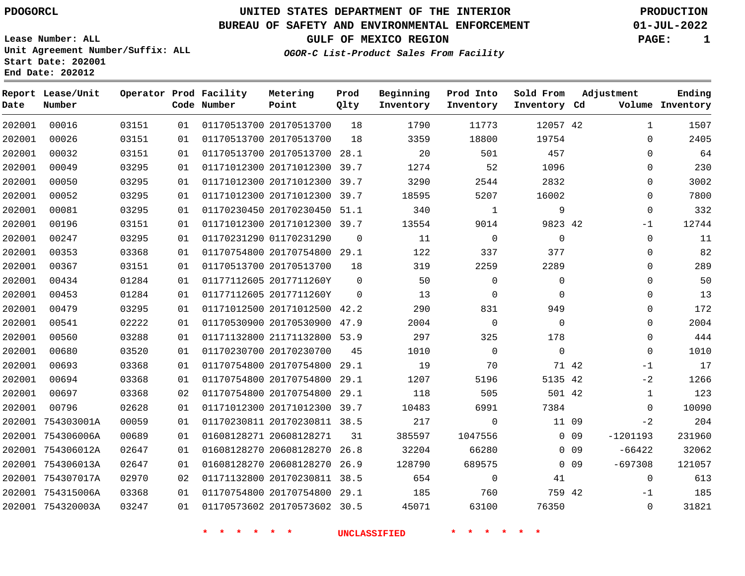PDOGORCL

**UNITED STATES DEPARTMENT OF THE INTERIOR**
**BUREAU OF SAFETY AND ENVIRONMENTAL ENFORCEMENT**
**GULF OF MEXICO REGION**
*OGOR-C List-Product Sales From Facility*

PRODUCTION
01-JUL-2022

Lease Number: ALL
Unit Agreement Number/Suffix: ALL
Start Date: 202001
End Date: 202012

| Report Date | Lease/Unit Number | Operator | Prod Code | Facility Number | Metering Point | Prod Qlty | Beginning Inventory | Prod Into Inventory | Sold From Inventory | Adjustment Cd | Adjustment Volume | Ending Inventory |
|---|---|---|---|---|---|---|---|---|---|---|---|---|
| 202001 | 00016 | 03151 | 01 | 01170513700 | 20170513700 | 18 | 1790 | 11773 | 12057 | 42 | 1 | 1507 |
| 202001 | 00026 | 03151 | 01 | 01170513700 | 20170513700 | 18 | 3359 | 18800 | 19754 | | 0 | 2405 |
| 202001 | 00032 | 03151 | 01 | 01170513700 | 20170513700 | 28.1 | 20 | 501 | 457 | | 0 | 64 |
| 202001 | 00049 | 03295 | 01 | 01171012300 | 20171012300 | 39.7 | 1274 | 52 | 1096 | | 0 | 230 |
| 202001 | 00050 | 03295 | 01 | 01171012300 | 20171012300 | 39.7 | 3290 | 2544 | 2832 | | 0 | 3002 |
| 202001 | 00052 | 03295 | 01 | 01171012300 | 20171012300 | 39.7 | 18595 | 5207 | 16002 | | 0 | 7800 |
| 202001 | 00081 | 03295 | 01 | 01170230450 | 20170230450 | 51.1 | 340 | 1 | 9 | | 0 | 332 |
| 202001 | 00196 | 03151 | 01 | 01171012300 | 20171012300 | 39.7 | 13554 | 9014 | 9823 | 42 | -1 | 12744 |
| 202001 | 00247 | 03295 | 01 | 01170231290 | 01170231290 | 0 | 11 | 0 | 0 | | 0 | 11 |
| 202001 | 00353 | 03368 | 01 | 01170754800 | 20170754800 | 29.1 | 122 | 337 | 377 | | 0 | 82 |
| 202001 | 00367 | 03151 | 01 | 01170513700 | 20170513700 | 18 | 319 | 2259 | 2289 | | 0 | 289 |
| 202001 | 00434 | 01284 | 01 | 01177112605 | 2017711260Y | 0 | 50 | 0 | 0 | | 0 | 50 |
| 202001 | 00453 | 01284 | 01 | 01177112605 | 2017711260Y | 0 | 13 | 0 | 0 | | 0 | 13 |
| 202001 | 00479 | 03295 | 01 | 01171012500 | 20171012500 | 42.2 | 290 | 831 | 949 | | 0 | 172 |
| 202001 | 00541 | 02222 | 01 | 01170530900 | 20170530900 | 47.9 | 2004 | 0 | 0 | | 0 | 2004 |
| 202001 | 00560 | 03288 | 01 | 01171132800 | 21171132800 | 53.9 | 297 | 325 | 178 | | 0 | 444 |
| 202001 | 00680 | 03520 | 01 | 01170230700 | 20170230700 | 45 | 1010 | 0 | 0 | | 0 | 1010 |
| 202001 | 00693 | 03368 | 01 | 01170754800 | 20170754800 | 29.1 | 19 | 70 | 71 | 42 | -1 | 17 |
| 202001 | 00694 | 03368 | 01 | 01170754800 | 20170754800 | 29.1 | 1207 | 5196 | 5135 | 42 | -2 | 1266 |
| 202001 | 00697 | 03368 | 02 | 01170754800 | 20170754800 | 29.1 | 118 | 505 | 501 | 42 | 1 | 123 |
| 202001 | 00796 | 02628 | 01 | 01171012300 | 20171012300 | 39.7 | 10483 | 6991 | 7384 | | 0 | 10090 |
| 202001 | 754303001A | 00059 | 01 | 01170230811 | 20170230811 | 38.5 | 217 | 0 | 11 | 09 | -2 | 204 |
| 202001 | 754306006A | 00689 | 01 | 01608128271 | 20608128271 | 31 | 385597 | 1047556 | 0 | 09 | -1201193 | 231960 |
| 202001 | 754306012A | 02647 | 01 | 01608128270 | 20608128270 | 26.8 | 32204 | 66280 | 0 | 09 | -66422 | 32062 |
| 202001 | 754306013A | 02647 | 01 | 01608128270 | 20608128270 | 26.9 | 128790 | 689575 | 0 | 09 | -697308 | 121057 |
| 202001 | 754307017A | 02970 | 02 | 01171132800 | 20170230811 | 38.5 | 654 | 0 | 41 | | 0 | 613 |
| 202001 | 754315006A | 03368 | 01 | 01170754800 | 20170754800 | 29.1 | 185 | 760 | 759 | 42 | -1 | 185 |
| 202001 | 754320003A | 03247 | 01 | 01170573602 | 20170573602 | 30.5 | 45071 | 63100 | 76350 | | 0 | 31821 |

\* \* \* \* \* \* UNCLASSIFIED \* \* \* \* \* \*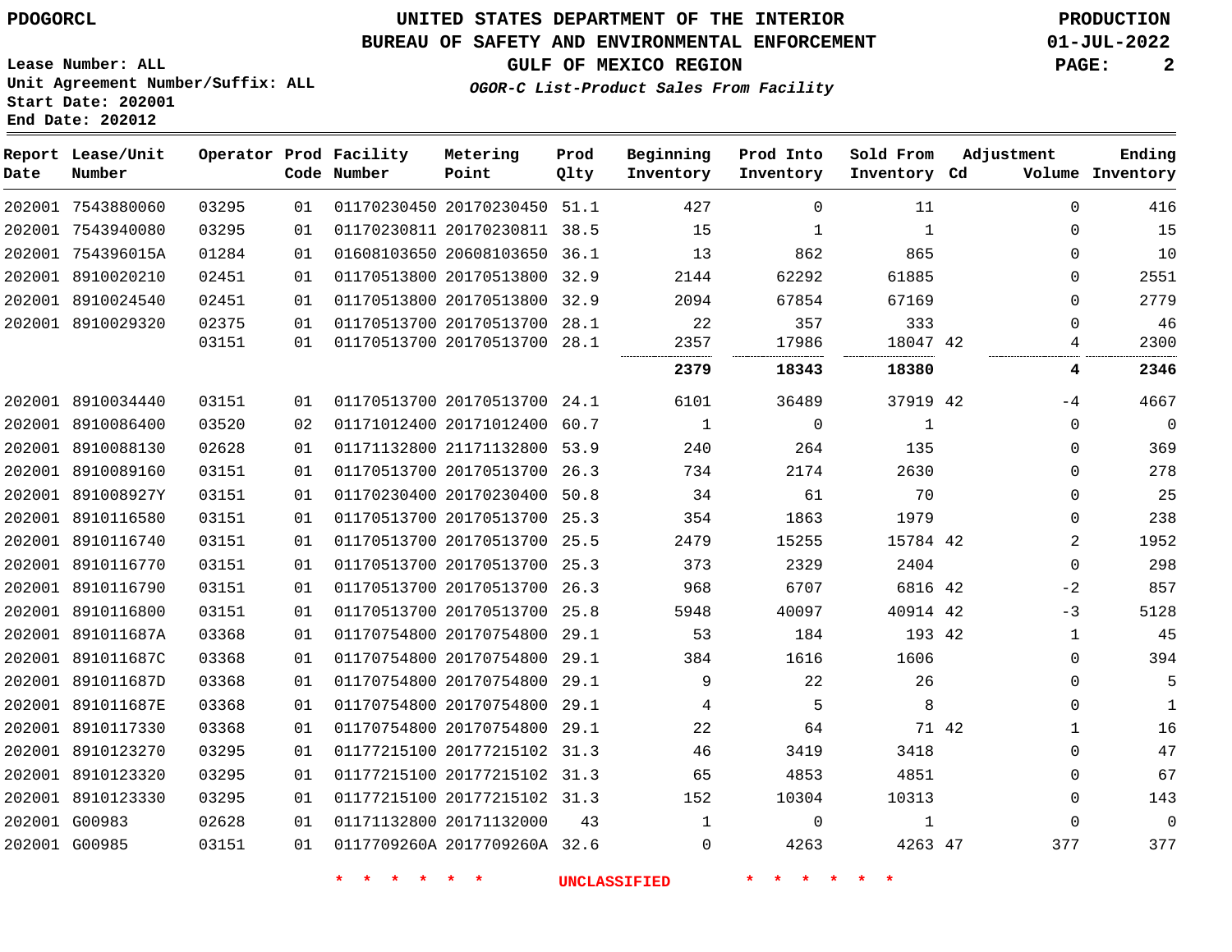PDOGORCL

# UNITED STATES DEPARTMENT OF THE INTERIOR
## BUREAU OF SAFETY AND ENVIRONMENTAL ENFORCEMENT
### GULF OF MEXICO REGION

*OGOR-C List-Product Sales From Facility*

PRODUCTION
01-JUL-2022

Lease Number: ALL
Unit Agreement Number/Suffix: ALL
Start Date: 202001
End Date: 202012

| Report Date | Lease/Unit Number | Operator | Prod Code | Facility Number | Metering Point | Prod Qlty | Beginning Inventory | Prod Into Inventory | Sold From Inventory | Adjustment Cd | Adjustment Volume | Ending Inventory |
|---|---|---|---|---|---|---|---|---|---|---|---|---|
| 202001 | 7543880060 | 03295 | 01 | 01170230450 | 20170230450 | 51.1 | 427 | 0 | 11 | | 0 | 416 |
| 202001 | 7543940080 | 03295 | 01 | 01170230811 | 20170230811 | 38.5 | 15 | 1 | 1 | | 0 | 15 |
| 202001 | 754396015A | 01284 | 01 | 01608103650 | 20608103650 | 36.1 | 13 | 862 | 865 | | 0 | 10 |
| 202001 | 8910020210 | 02451 | 01 | 01170513800 | 20170513800 | 32.9 | 2144 | 62292 | 61885 | | 0 | 2551 |
| 202001 | 8910024540 | 02451 | 01 | 01170513800 | 20170513800 | 32.9 | 2094 | 67854 | 67169 | | 0 | 2779 |
| 202001 | 8910029320 | 02375 | 01 | 01170513700 | 20170513700 | 28.1 | 22 | 357 | 333 | | 0 | 46 |
| | | 03151 | 01 | 01170513700 | 20170513700 | 28.1 | 2357 | 17986 | 18047 | 42 | 4 | 2300 |
| | | | | | | | **2379** | **18343** | **18380** | | **4** | **2346** |
| 202001 | 8910034440 | 03151 | 01 | 01170513700 | 20170513700 | 24.1 | 6101 | 36489 | 37919 | 42 | -4 | 4667 |
| 202001 | 8910086400 | 03520 | 02 | 01171012400 | 20171012400 | 60.7 | 1 | 0 | 1 | | 0 | 0 |
| 202001 | 8910088130 | 02628 | 01 | 01171132800 | 21171132800 | 53.9 | 240 | 264 | 135 | | 0 | 369 |
| 202001 | 8910089160 | 03151 | 01 | 01170513700 | 20170513700 | 26.3 | 734 | 2174 | 2630 | | 0 | 278 |
| 202001 | 891008927Y | 03151 | 01 | 01170230400 | 20170230400 | 50.8 | 34 | 61 | 70 | | 0 | 25 |
| 202001 | 8910116580 | 03151 | 01 | 01170513700 | 20170513700 | 25.3 | 354 | 1863 | 1979 | | 0 | 238 |
| 202001 | 8910116740 | 03151 | 01 | 01170513700 | 20170513700 | 25.5 | 2479 | 15255 | 15784 | 42 | 2 | 1952 |
| 202001 | 8910116770 | 03151 | 01 | 01170513700 | 20170513700 | 25.3 | 373 | 2329 | 2404 | | 0 | 298 |
| 202001 | 8910116790 | 03151 | 01 | 01170513700 | 20170513700 | 26.3 | 968 | 6707 | 6816 | 42 | -2 | 857 |
| 202001 | 8910116800 | 03151 | 01 | 01170513700 | 20170513700 | 25.8 | 5948 | 40097 | 40914 | 42 | -3 | 5128 |
| 202001 | 891011687A | 03368 | 01 | 01170754800 | 20170754800 | 29.1 | 53 | 184 | 193 | 42 | 1 | 45 |
| 202001 | 891011687C | 03368 | 01 | 01170754800 | 20170754800 | 29.1 | 384 | 1616 | 1606 | | 0 | 394 |
| 202001 | 891011687D | 03368 | 01 | 01170754800 | 20170754800 | 29.1 | 9 | 22 | 26 | | 0 | 5 |
| 202001 | 891011687E | 03368 | 01 | 01170754800 | 20170754800 | 29.1 | 4 | 5 | 8 | | 0 | 1 |
| 202001 | 8910117330 | 03368 | 01 | 01170754800 | 20170754800 | 29.1 | 22 | 64 | 71 | 42 | 1 | 16 |
| 202001 | 8910123270 | 03295 | 01 | 01177215100 | 20177215102 | 31.3 | 46 | 3419 | 3418 | | 0 | 47 |
| 202001 | 8910123320 | 03295 | 01 | 01177215100 | 20177215102 | 31.3 | 65 | 4853 | 4851 | | 0 | 67 |
| 202001 | 8910123330 | 03295 | 01 | 01177215100 | 20177215102 | 31.3 | 152 | 10304 | 10313 | | 0 | 143 |
| 202001 | G00983 | 02628 | 01 | 01171132800 | 20171132000 | 43 | 1 | 0 | 1 | | 0 | 0 |
| 202001 | G00985 | 03151 | 01 | 0117709260A | 2017709260A | 32.6 | 0 | 4263 | 4263 | 47 | 377 | 377 |

\* \* \* \* \* \* UNCLASSIFIED \* \* \* \* \* \*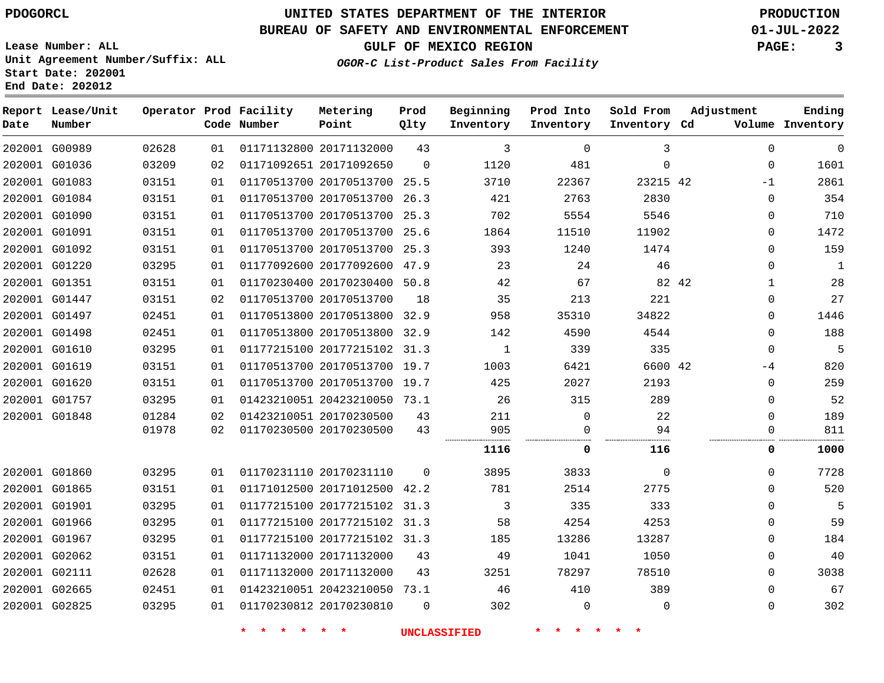PDOGORCL

# UNITED STATES DEPARTMENT OF THE INTERIOR
## BUREAU OF SAFETY AND ENVIRONMENTAL ENFORCEMENT
### GULF OF MEXICO REGION
*OGOR-C List-Product Sales From Facility*

PRODUCTION
01-JUL-2022

Lease Number: ALL
Unit Agreement Number/Suffix: ALL
Start Date: 202001
End Date: 202012

| Report Date | Lease/Unit Number | Operator | Prod Code | Facility Number | Metering Point | Prod Qlty | Beginning Inventory | Prod Into Inventory | Sold From Inventory | Adjustment Cd | Adjustment Volume | Ending Inventory |
|---|---|---|---|---|---|---|---|---|---|---|---|---|
| 202001 | G00989 | 02628 | 01 | 01171132800 | 20171132000 | 43 | 3 | 0 | 3 | | 0 | 0 |
| 202001 | G01036 | 03209 | 02 | 01171092651 | 20171092650 | 0 | 1120 | 481 | 0 | | 0 | 1601 |
| 202001 | G01083 | 03151 | 01 | 01170513700 | 20170513700 | 25.5 | 3710 | 22367 | 23215 | 42 | -1 | 2861 |
| 202001 | G01084 | 03151 | 01 | 01170513700 | 20170513700 | 26.3 | 421 | 2763 | 2830 | | 0 | 354 |
| 202001 | G01090 | 03151 | 01 | 01170513700 | 20170513700 | 25.3 | 702 | 5554 | 5546 | | 0 | 710 |
| 202001 | G01091 | 03151 | 01 | 01170513700 | 20170513700 | 25.6 | 1864 | 11510 | 11902 | | 0 | 1472 |
| 202001 | G01092 | 03151 | 01 | 01170513700 | 20170513700 | 25.3 | 393 | 1240 | 1474 | | 0 | 159 |
| 202001 | G01220 | 03295 | 01 | 01177092600 | 20177092600 | 47.9 | 23 | 24 | 46 | | 0 | 1 |
| 202001 | G01351 | 03151 | 01 | 01170230400 | 20170230400 | 50.8 | 42 | 67 | 82 | 42 | 1 | 28 |
| 202001 | G01447 | 03151 | 02 | 01170513700 | 20170513700 | 18 | 35 | 213 | 221 | | 0 | 27 |
| 202001 | G01497 | 02451 | 01 | 01170513800 | 20170513800 | 32.9 | 958 | 35310 | 34822 | | 0 | 1446 |
| 202001 | G01498 | 02451 | 01 | 01170513800 | 20170513800 | 32.9 | 142 | 4590 | 4544 | | 0 | 188 |
| 202001 | G01610 | 03295 | 01 | 01177215100 | 20177215102 | 31.3 | 1 | 339 | 335 | | 0 | 5 |
| 202001 | G01619 | 03151 | 01 | 01170513700 | 20170513700 | 19.7 | 1003 | 6421 | 6600 | 42 | -4 | 820 |
| 202001 | G01620 | 03151 | 01 | 01170513700 | 20170513700 | 19.7 | 425 | 2027 | 2193 | | 0 | 259 |
| 202001 | G01757 | 03295 | 01 | 01423210051 | 20423210050 | 73.1 | 26 | 315 | 289 | | 0 | 52 |
| 202001 | G01848 | 01284 | 02 | 01423210051 | 20170230500 | 43 | 211 | 0 | 22 | | 0 | 189 |
| | | 01978 | 02 | 01170230500 | 20170230500 | 43 | 905 | 0 | 94 | | 0 | 811 |
| | | | | | | | **1116** | **0** | **116** | | **0** | **1000** |
| 202001 | G01860 | 03295 | 01 | 01170231110 | 20170231110 | 0 | 3895 | 3833 | 0 | | 0 | 7728 |
| 202001 | G01865 | 03151 | 01 | 01171012500 | 20171012500 | 42.2 | 781 | 2514 | 2775 | | 0 | 520 |
| 202001 | G01901 | 03295 | 01 | 01177215100 | 20177215102 | 31.3 | 3 | 335 | 333 | | 0 | 5 |
| 202001 | G01966 | 03295 | 01 | 01177215100 | 20177215102 | 31.3 | 58 | 4254 | 4253 | | 0 | 59 |
| 202001 | G01967 | 03295 | 01 | 01177215100 | 20177215102 | 31.3 | 185 | 13286 | 13287 | | 0 | 184 |
| 202001 | G02062 | 03151 | 01 | 01171132000 | 20171132000 | 43 | 49 | 1041 | 1050 | | 0 | 40 |
| 202001 | G02111 | 02628 | 01 | 01171132000 | 20171132000 | 43 | 3251 | 78297 | 78510 | | 0 | 3038 |
| 202001 | G02665 | 02451 | 01 | 01423210051 | 20423210050 | 73.1 | 46 | 410 | 389 | | 0 | 67 |
| 202001 | G02825 | 03295 | 01 | 01170230812 | 20170230810 | 0 | 302 | 0 | 0 | | 0 | 302 |

* * * * * * UNCLASSIFIED * * * * * *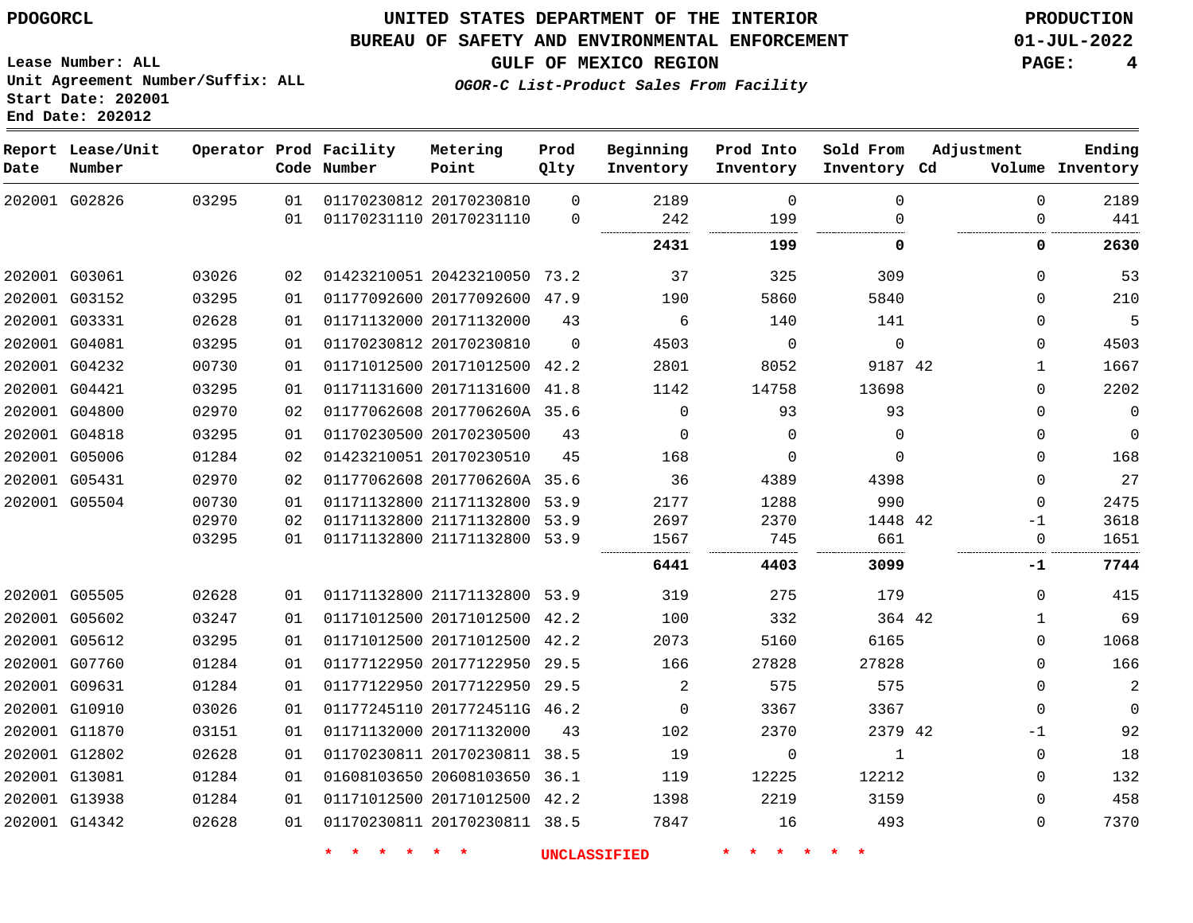PDOGORCL

# UNITED STATES DEPARTMENT OF THE INTERIOR
## BUREAU OF SAFETY AND ENVIRONMENTAL ENFORCEMENT
### GULF OF MEXICO REGION
*OGOR-C List-Product Sales From Facility*

PRODUCTION
01-JUL-2022

Lease Number: ALL
Unit Agreement Number/Suffix: ALL
Start Date: 202001
End Date: 202012

| Report Date | Lease/Unit Number | Operator | Prod Code | Facility Number | Metering Point | Prod Qlty | Beginning Inventory | Prod Into Inventory | Sold From Inventory | Adjustment Cd | Adjustment Volume | Ending Inventory |
|---|---|---|---|---|---|---|---|---|---|---|---|---|
| 202001 | G02826 | 03295 | 01 | 01170230812 | 20170230810 | 0 | 2189 | 0 | 0 | | 0 | 2189 |
| | | | 01 | 01170231110 | 20170231110 | 0 | 242 | 199 | 0 | | 0 | 441 |
| | | | | | | | **2431** | **199** | **0** | | **0** | **2630** |
| 202001 | G03061 | 03026 | 02 | 01423210051 | 20423210050 | 73.2 | 37 | 325 | 309 | | 0 | 53 |
| 202001 | G03152 | 03295 | 01 | 01177092600 | 20177092600 | 47.9 | 190 | 5860 | 5840 | | 0 | 210 |
| 202001 | G03331 | 02628 | 01 | 01171132000 | 20171132000 | 43 | 6 | 140 | 141 | | 0 | 5 |
| 202001 | G04081 | 03295 | 01 | 01170230812 | 20170230810 | 0 | 4503 | 0 | 0 | | 0 | 4503 |
| 202001 | G04232 | 00730 | 01 | 01171012500 | 20171012500 | 42.2 | 2801 | 8052 | 9187 | 42 | 1 | 1667 |
| 202001 | G04421 | 03295 | 01 | 01171131600 | 20171131600 | 41.8 | 1142 | 14758 | 13698 | | 0 | 2202 |
| 202001 | G04800 | 02970 | 02 | 01177062608 | 2017706260A | 35.6 | 0 | 93 | 93 | | 0 | 0 |
| 202001 | G04818 | 03295 | 01 | 01170230500 | 20170230500 | 43 | 0 | 0 | 0 | | 0 | 0 |
| 202001 | G05006 | 01284 | 02 | 01423210051 | 20170230510 | 45 | 168 | 0 | 0 | | 0 | 168 |
| 202001 | G05431 | 02970 | 02 | 01177062608 | 2017706260A | 35.6 | 36 | 4389 | 4398 | | 0 | 27 |
| 202001 | G05504 | 00730 | 01 | 01171132800 | 21171132800 | 53.9 | 2177 | 1288 | 990 | | 0 | 2475 |
| | | 02970 | 02 | 01171132800 | 21171132800 | 53.9 | 2697 | 2370 | 1448 | 42 | -1 | 3618 |
| | | 03295 | 01 | 01171132800 | 21171132800 | 53.9 | 1567 | 745 | 661 | | 0 | 1651 |
| | | | | | | | **6441** | **4403** | **3099** | | **-1** | **7744** |
| 202001 | G05505 | 02628 | 01 | 01171132800 | 21171132800 | 53.9 | 319 | 275 | 179 | | 0 | 415 |
| 202001 | G05602 | 03247 | 01 | 01171012500 | 20171012500 | 42.2 | 100 | 332 | 364 | 42 | 1 | 69 |
| 202001 | G05612 | 03295 | 01 | 01171012500 | 20171012500 | 42.2 | 2073 | 5160 | 6165 | | 0 | 1068 |
| 202001 | G07760 | 01284 | 01 | 01177122950 | 20177122950 | 29.5 | 166 | 27828 | 27828 | | 0 | 166 |
| 202001 | G09631 | 01284 | 01 | 01177122950 | 20177122950 | 29.5 | 2 | 575 | 575 | | 0 | 2 |
| 202001 | G10910 | 03026 | 01 | 01177245110 | 2017724511G | 46.2 | 0 | 3367 | 3367 | | 0 | 0 |
| 202001 | G11870 | 03151 | 01 | 01171132000 | 20171132000 | 43 | 102 | 2370 | 2379 | 42 | -1 | 92 |
| 202001 | G12802 | 02628 | 01 | 01170230811 | 20170230811 | 38.5 | 19 | 0 | 1 | | 0 | 18 |
| 202001 | G13081 | 01284 | 01 | 01608103650 | 20608103650 | 36.1 | 119 | 12225 | 12212 | | 0 | 132 |
| 202001 | G13938 | 01284 | 01 | 01171012500 | 20171012500 | 42.2 | 1398 | 2219 | 3159 | | 0 | 458 |
| 202001 | G14342 | 02628 | 01 | 01170230811 | 20170230811 | 38.5 | 7847 | 16 | 493 | | 0 | 7370 |

* * * * * * UNCLASSIFIED * * * * * *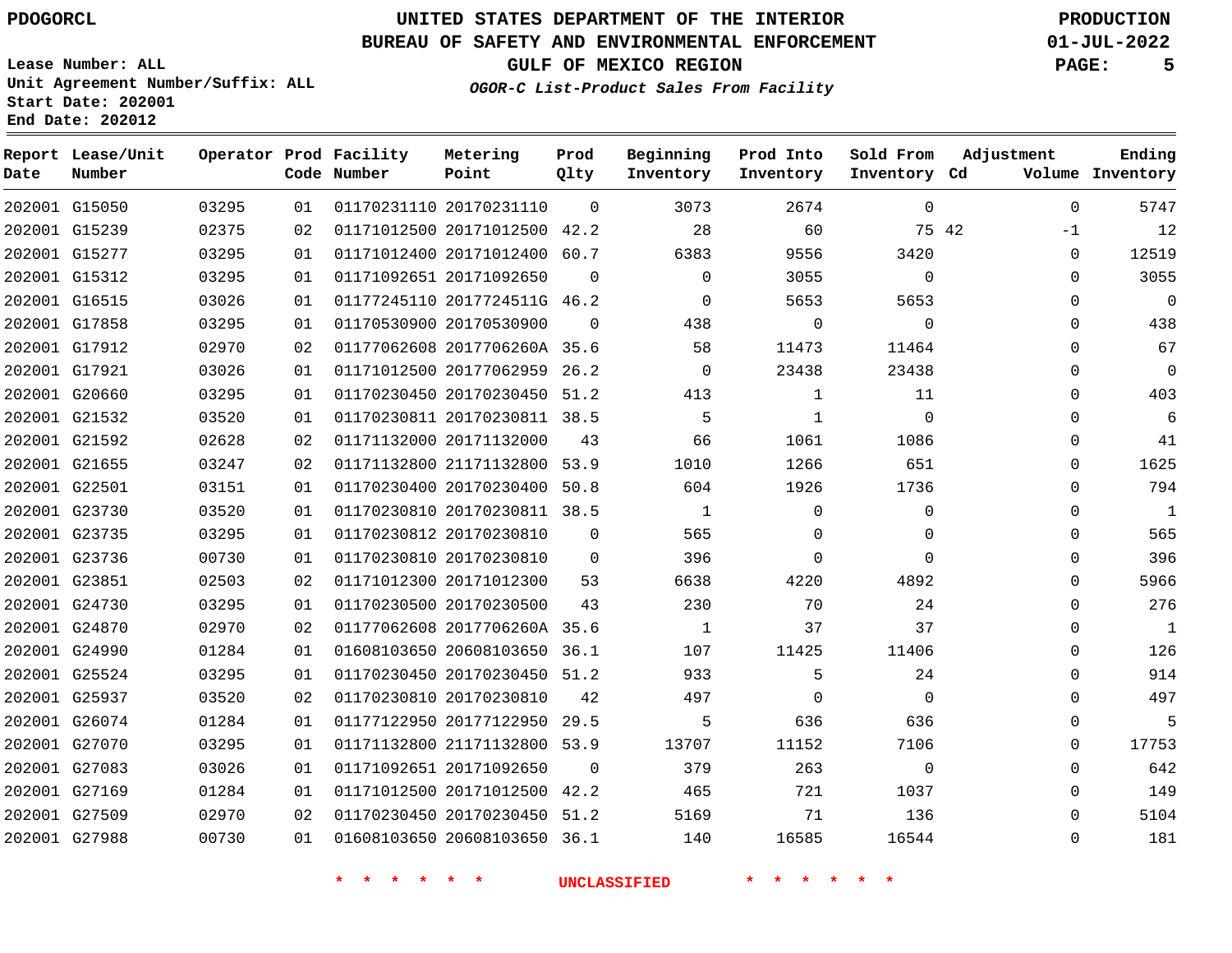PDOGORCL

UNITED STATES DEPARTMENT OF THE INTERIOR
BUREAU OF SAFETY AND ENVIRONMENTAL ENFORCEMENT
GULF OF MEXICO REGION
*OGOR-C List-Product Sales From Facility*

PRODUCTION
01-JUL-2022

Lease Number: ALL
Unit Agreement Number/Suffix: ALL
Start Date: 202001
End Date: 202012

| Report Date | Lease/Unit Number | Operator | Prod Code | Facility Number | Metering Point | Prod Qlty | Beginning Inventory | Prod Into Inventory | Sold From Inventory | Adjustment Cd | Adjustment Volume | Ending Inventory |
|---|---|---|---|---|---|---|---|---|---|---|---|---|
| 202001 | G15050 | 03295 | 01 | 01170231110 | 20170231110 | 0 | 3073 | 2674 | 0 | | 0 | 5747 |
| 202001 | G15239 | 02375 | 02 | 01171012500 | 20171012500 | 42.2 | 28 | 60 | 75 | 42 | -1 | 12 |
| 202001 | G15277 | 03295 | 01 | 01171012400 | 20171012400 | 60.7 | 6383 | 9556 | 3420 | | 0 | 12519 |
| 202001 | G15312 | 03295 | 01 | 01171092651 | 20171092650 | 0 | 0 | 3055 | 0 | | 0 | 3055 |
| 202001 | G16515 | 03026 | 01 | 01177245110 | 2017724511G | 46.2 | 0 | 5653 | 5653 | | 0 | 0 |
| 202001 | G17858 | 03295 | 01 | 01170530900 | 20170530900 | 0 | 438 | 0 | 0 | | 0 | 438 |
| 202001 | G17912 | 02970 | 02 | 01177062608 | 2017706260A | 35.6 | 58 | 11473 | 11464 | | 0 | 67 |
| 202001 | G17921 | 03026 | 01 | 01171012500 | 20177062959 | 26.2 | 0 | 23438 | 23438 | | 0 | 0 |
| 202001 | G20660 | 03295 | 01 | 01170230450 | 20170230450 | 51.2 | 413 | 1 | 11 | | 0 | 403 |
| 202001 | G21532 | 03520 | 01 | 01170230811 | 20170230811 | 38.5 | 5 | 1 | 0 | | 0 | 6 |
| 202001 | G21592 | 02628 | 02 | 01171132000 | 20171132000 | 43 | 66 | 1061 | 1086 | | 0 | 41 |
| 202001 | G21655 | 03247 | 02 | 01171132800 | 21171132800 | 53.9 | 1010 | 1266 | 651 | | 0 | 1625 |
| 202001 | G22501 | 03151 | 01 | 01170230400 | 20170230400 | 50.8 | 604 | 1926 | 1736 | | 0 | 794 |
| 202001 | G23730 | 03520 | 01 | 01170230810 | 20170230811 | 38.5 | 1 | 0 | 0 | | 0 | 1 |
| 202001 | G23735 | 03295 | 01 | 01170230812 | 20170230810 | 0 | 565 | 0 | 0 | | 0 | 565 |
| 202001 | G23736 | 00730 | 01 | 01170230810 | 20170230810 | 0 | 396 | 0 | 0 | | 0 | 396 |
| 202001 | G23851 | 02503 | 02 | 01171012300 | 20171012300 | 53 | 6638 | 4220 | 4892 | | 0 | 5966 |
| 202001 | G24730 | 03295 | 01 | 01170230500 | 20170230500 | 43 | 230 | 70 | 24 | | 0 | 276 |
| 202001 | G24870 | 02970 | 02 | 01177062608 | 2017706260A | 35.6 | 1 | 37 | 37 | | 0 | 1 |
| 202001 | G24990 | 01284 | 01 | 01608103650 | 20608103650 | 36.1 | 107 | 11425 | 11406 | | 0 | 126 |
| 202001 | G25524 | 03295 | 01 | 01170230450 | 20170230450 | 51.2 | 933 | 5 | 24 | | 0 | 914 |
| 202001 | G25937 | 03520 | 02 | 01170230810 | 20170230810 | 42 | 497 | 0 | 0 | | 0 | 497 |
| 202001 | G26074 | 01284 | 01 | 01177122950 | 20177122950 | 29.5 | 5 | 636 | 636 | | 0 | 5 |
| 202001 | G27070 | 03295 | 01 | 01171132800 | 21171132800 | 53.9 | 13707 | 11152 | 7106 | | 0 | 17753 |
| 202001 | G27083 | 03026 | 01 | 01171092651 | 20171092650 | 0 | 379 | 263 | 0 | | 0 | 642 |
| 202001 | G27169 | 01284 | 01 | 01171012500 | 20171012500 | 42.2 | 465 | 721 | 1037 | | 0 | 149 |
| 202001 | G27509 | 02970 | 02 | 01170230450 | 20170230450 | 51.2 | 5169 | 71 | 136 | | 0 | 5104 |
| 202001 | G27988 | 00730 | 01 | 01608103650 | 20608103650 | 36.1 | 140 | 16585 | 16544 | | 0 | 181 |

* * * * * * UNCLASSIFIED * * * * * *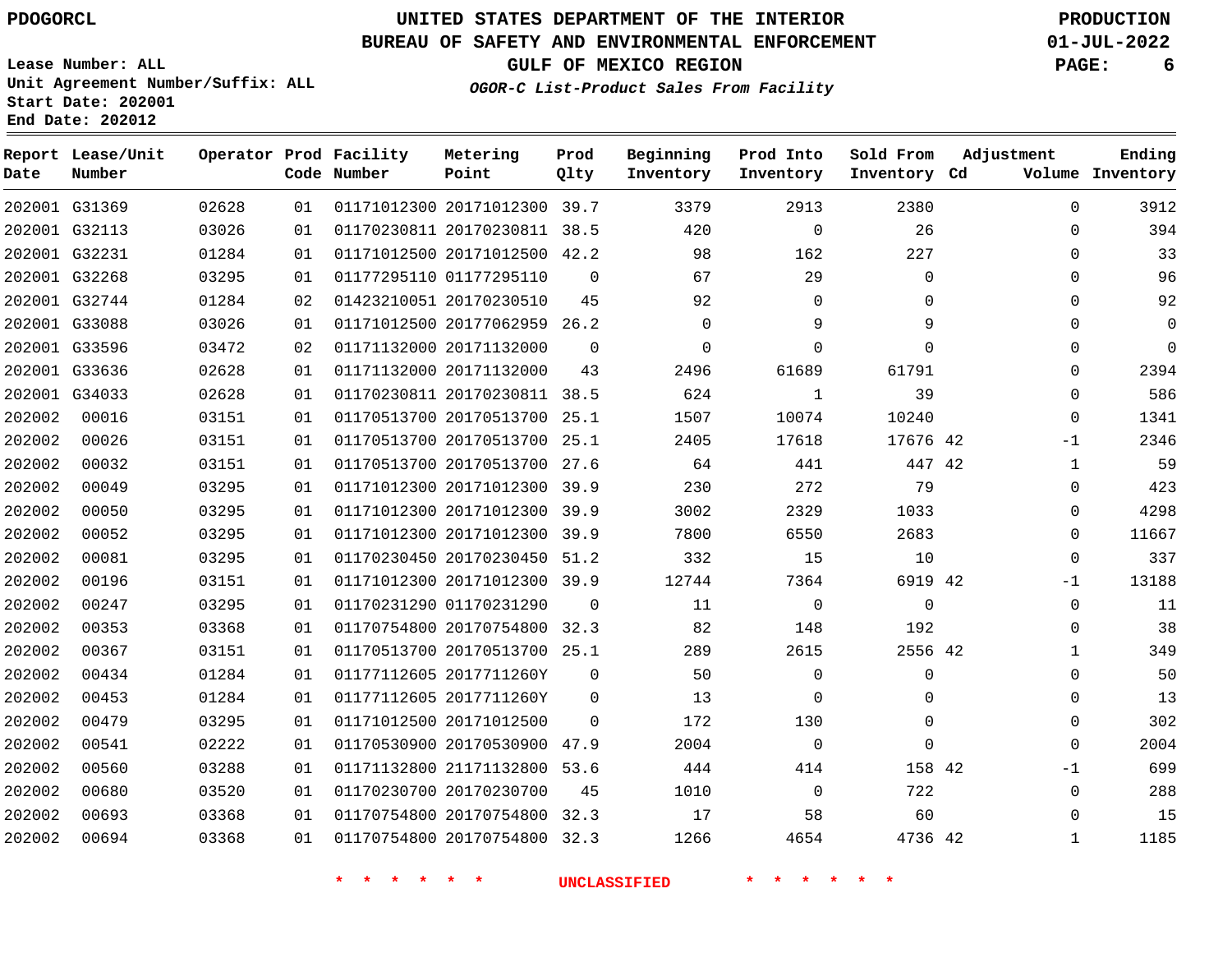PDOGORCL

# UNITED STATES DEPARTMENT OF THE INTERIOR
## BUREAU OF SAFETY AND ENVIRONMENTAL ENFORCEMENT
### GULF OF MEXICO REGION

*OGOR-C List-Product Sales From Facility*

PRODUCTION
01-JUL-2022

Lease Number: ALL
Unit Agreement Number/Suffix: ALL
Start Date: 202001
End Date: 202012

| Report Date | Lease/Unit Number | Operator | Prod Code | Facility Number | Metering Point | Prod Qlty | Beginning Inventory | Prod Into Inventory | Sold From Inventory | Adjustment Cd | Adjustment Volume | Ending Inventory |
|---|---|---|---|---|---|---|---|---|---|---|---|---|
| 202001 | G31369 | 02628 | 01 | 01171012300 | 20171012300 | 39.7 | 3379 | 2913 | 2380 | | 0 | 3912 |
| 202001 | G32113 | 03026 | 01 | 01170230811 | 20170230811 | 38.5 | 420 | 0 | 26 | | 0 | 394 |
| 202001 | G32231 | 01284 | 01 | 01171012500 | 20171012500 | 42.2 | 98 | 162 | 227 | | 0 | 33 |
| 202001 | G32268 | 03295 | 01 | 01177295110 | 01177295110 | 0 | 67 | 29 | 0 | | 0 | 96 |
| 202001 | G32744 | 01284 | 02 | 01423210051 | 20170230510 | 45 | 92 | 0 | 0 | | 0 | 92 |
| 202001 | G33088 | 03026 | 01 | 01171012500 | 20177062959 | 26.2 | 0 | 9 | 9 | | 0 | 0 |
| 202001 | G33596 | 03472 | 02 | 01171132000 | 20171132000 | 0 | 0 | 0 | 0 | | 0 | 0 |
| 202001 | G33636 | 02628 | 01 | 01171132000 | 20171132000 | 43 | 2496 | 61689 | 61791 | | 0 | 2394 |
| 202001 | G34033 | 02628 | 01 | 01170230811 | 20170230811 | 38.5 | 624 | 1 | 39 | | 0 | 586 |
| 202002 | 00016 | 03151 | 01 | 01170513700 | 20170513700 | 25.1 | 1507 | 10074 | 10240 | | 0 | 1341 |
| 202002 | 00026 | 03151 | 01 | 01170513700 | 20170513700 | 25.1 | 2405 | 17618 | 17676 | 42 | -1 | 2346 |
| 202002 | 00032 | 03151 | 01 | 01170513700 | 20170513700 | 27.6 | 64 | 441 | 447 | 42 | 1 | 59 |
| 202002 | 00049 | 03295 | 01 | 01171012300 | 20171012300 | 39.9 | 230 | 272 | 79 | | 0 | 423 |
| 202002 | 00050 | 03295 | 01 | 01171012300 | 20171012300 | 39.9 | 3002 | 2329 | 1033 | | 0 | 4298 |
| 202002 | 00052 | 03295 | 01 | 01171012300 | 20171012300 | 39.9 | 7800 | 6550 | 2683 | | 0 | 11667 |
| 202002 | 00081 | 03295 | 01 | 01170230450 | 20170230450 | 51.2 | 332 | 15 | 10 | | 0 | 337 |
| 202002 | 00196 | 03151 | 01 | 01171012300 | 20171012300 | 39.9 | 12744 | 7364 | 6919 | 42 | -1 | 13188 |
| 202002 | 00247 | 03295 | 01 | 01170231290 | 01170231290 | 0 | 11 | 0 | 0 | | 0 | 11 |
| 202002 | 00353 | 03368 | 01 | 01170754800 | 20170754800 | 32.3 | 82 | 148 | 192 | | 0 | 38 |
| 202002 | 00367 | 03151 | 01 | 01170513700 | 20170513700 | 25.1 | 289 | 2615 | 2556 | 42 | 1 | 349 |
| 202002 | 00434 | 01284 | 01 | 01177112605 | 2017711260Y | 0 | 50 | 0 | 0 | | 0 | 50 |
| 202002 | 00453 | 01284 | 01 | 01177112605 | 2017711260Y | 0 | 13 | 0 | 0 | | 0 | 13 |
| 202002 | 00479 | 03295 | 01 | 01171012500 | 20171012500 | 0 | 172 | 130 | 0 | | 0 | 302 |
| 202002 | 00541 | 02222 | 01 | 01170530900 | 20170530900 | 47.9 | 2004 | 0 | 0 | | 0 | 2004 |
| 202002 | 00560 | 03288 | 01 | 01171132800 | 21171132800 | 53.6 | 444 | 414 | 158 | 42 | -1 | 699 |
| 202002 | 00680 | 03520 | 01 | 01170230700 | 20170230700 | 45 | 1010 | 0 | 722 | | 0 | 288 |
| 202002 | 00693 | 03368 | 01 | 01170754800 | 20170754800 | 32.3 | 17 | 58 | 60 | | 0 | 15 |
| 202002 | 00694 | 03368 | 01 | 01170754800 | 20170754800 | 32.3 | 1266 | 4654 | 4736 | 42 | 1 | 1185 |

* * * * * * UNCLASSIFIED * * * * * *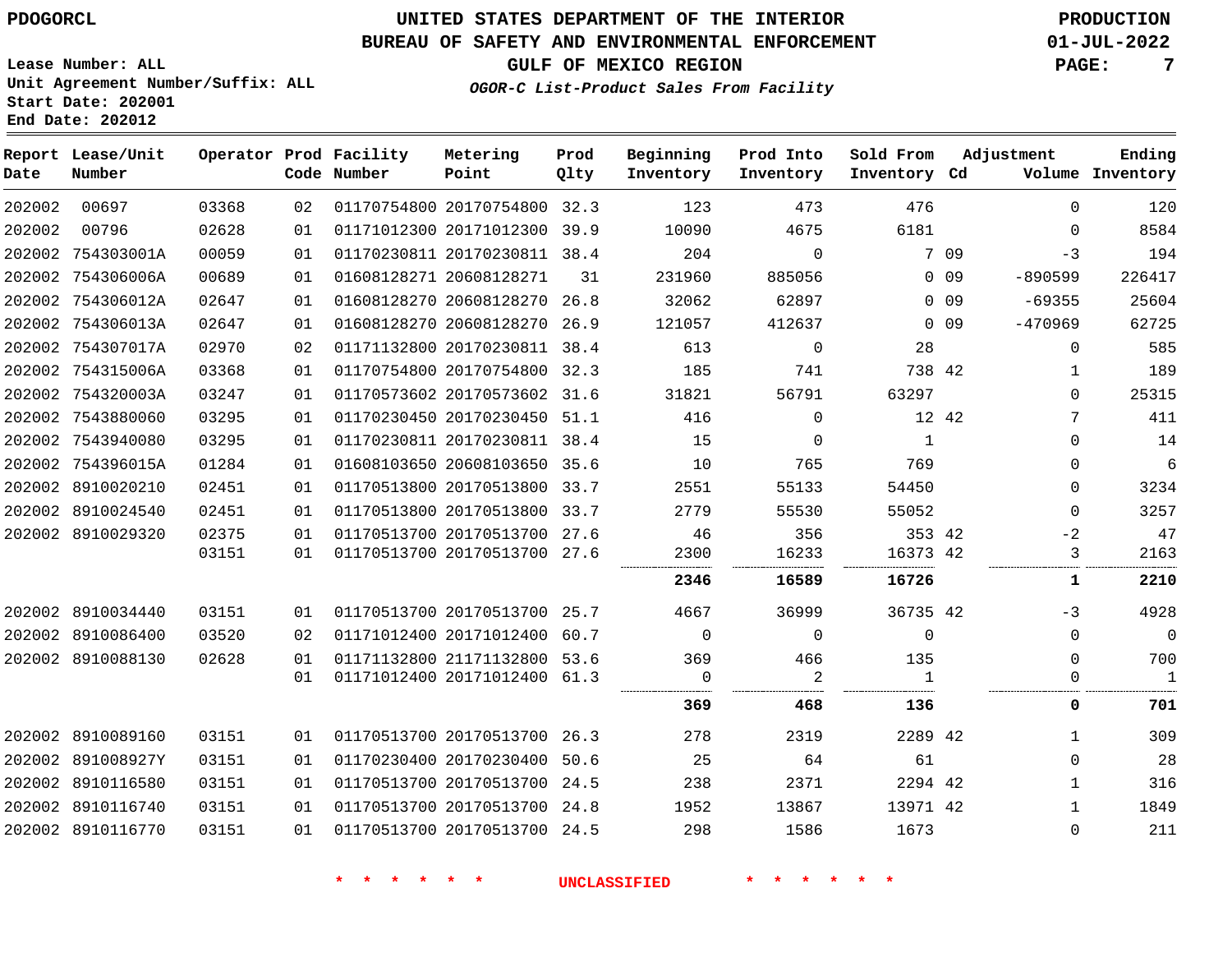# UNITED STATES DEPARTMENT OF THE INTERIOR
## BUREAU OF SAFETY AND ENVIRONMENTAL ENFORCEMENT
### GULF OF MEXICO REGION

*OGOR-C List-Product Sales From Facility*

PDOGORCL

Lease Number: ALL
Unit Agreement Number/Suffix: ALL
Start Date: 202001
End Date: 202012

PRODUCTION
01-JUL-2022

| Report Date | Lease/Unit Number | Operator | Prod Code | Facility Number | Metering Point | Prod Qlty | Beginning Inventory | Prod Into Inventory | Sold From Inventory | Adjustment Cd | Adjustment Volume | Ending Inventory |
|---|---|---|---|---|---|---|---|---|---|---|---|---|
| 202002 | 00697 | 03368 | 02 | 01170754800 | 20170754800 | 32.3 | 123 | 473 | 476 | | 0 | 120 |
| 202002 | 00796 | 02628 | 01 | 01171012300 | 20171012300 | 39.9 | 10090 | 4675 | 6181 | | 0 | 8584 |
| 202002 | 754303001A | 00059 | 01 | 01170230811 | 20170230811 | 38.4 | 204 | 0 | 7 | 09 | -3 | 194 |
| 202002 | 754306006A | 00689 | 01 | 01608128271 | 20608128271 | 31 | 231960 | 885056 | 0 | 09 | -890599 | 226417 |
| 202002 | 754306012A | 02647 | 01 | 01608128270 | 20608128270 | 26.8 | 32062 | 62897 | 0 | 09 | -69355 | 25604 |
| 202002 | 754306013A | 02647 | 01 | 01608128270 | 20608128270 | 26.9 | 121057 | 412637 | 0 | 09 | -470969 | 62725 |
| 202002 | 754307017A | 02970 | 02 | 01171132800 | 20170230811 | 38.4 | 613 | 0 | 28 | | 0 | 585 |
| 202002 | 754315006A | 03368 | 01 | 01170754800 | 20170754800 | 32.3 | 185 | 741 | 738 | 42 | 1 | 189 |
| 202002 | 754320003A | 03247 | 01 | 01170573602 | 20170573602 | 31.6 | 31821 | 56791 | 63297 | | 0 | 25315 |
| 202002 | 7543880060 | 03295 | 01 | 01170230450 | 20170230450 | 51.1 | 416 | 0 | 12 | 42 | 7 | 411 |
| 202002 | 7543940080 | 03295 | 01 | 01170230811 | 20170230811 | 38.4 | 15 | 0 | 1 | | 0 | 14 |
| 202002 | 754396015A | 01284 | 01 | 01608103650 | 20608103650 | 35.6 | 10 | 765 | 769 | | 0 | 6 |
| 202002 | 8910020210 | 02451 | 01 | 01170513800 | 20170513800 | 33.7 | 2551 | 55133 | 54450 | | 0 | 3234 |
| 202002 | 8910024540 | 02451 | 01 | 01170513800 | 20170513800 | 33.7 | 2779 | 55530 | 55052 | | 0 | 3257 |
| 202002 | 8910029320 | 02375 | 01 | 01170513700 | 20170513700 | 27.6 | 46 | 356 | 353 | 42 | -2 | 47 |
| | | 03151 | 01 | 01170513700 | 20170513700 | 27.6 | 2300 | 16233 | 16373 | 42 | 3 | 2163 |
| | | | | | | | **2346** | **16589** | **16726** | | **1** | **2210** |
| 202002 | 8910034440 | 03151 | 01 | 01170513700 | 20170513700 | 25.7 | 4667 | 36999 | 36735 | 42 | -3 | 4928 |
| 202002 | 8910086400 | 03520 | 02 | 01171012400 | 20171012400 | 60.7 | 0 | 0 | 0 | | 0 | 0 |
| 202002 | 8910088130 | 02628 | 01 | 01171132800 | 21171132800 | 53.6 | 369 | 466 | 135 | | 0 | 700 |
| | | | 01 | 01171012400 | 20171012400 | 61.3 | 0 | 2 | 1 | | 0 | 1 |
| | | | | | | | **369** | **468** | **136** | | **0** | **701** |
| 202002 | 8910089160 | 03151 | 01 | 01170513700 | 20170513700 | 26.3 | 278 | 2319 | 2289 | 42 | 1 | 309 |
| 202002 | 891008927Y | 03151 | 01 | 01170230400 | 20170230400 | 50.6 | 25 | 64 | 61 | | 0 | 28 |
| 202002 | 8910116580 | 03151 | 01 | 01170513700 | 20170513700 | 24.5 | 238 | 2371 | 2294 | 42 | 1 | 316 |
| 202002 | 8910116740 | 03151 | 01 | 01170513700 | 20170513700 | 24.8 | 1952 | 13867 | 13971 | 42 | 1 | 1849 |
| 202002 | 8910116770 | 03151 | 01 | 01170513700 | 20170513700 | 24.5 | 298 | 1586 | 1673 | | 0 | 211 |

\* \* \* \* \* \* UNCLASSIFIED \* \* \* \* \* \*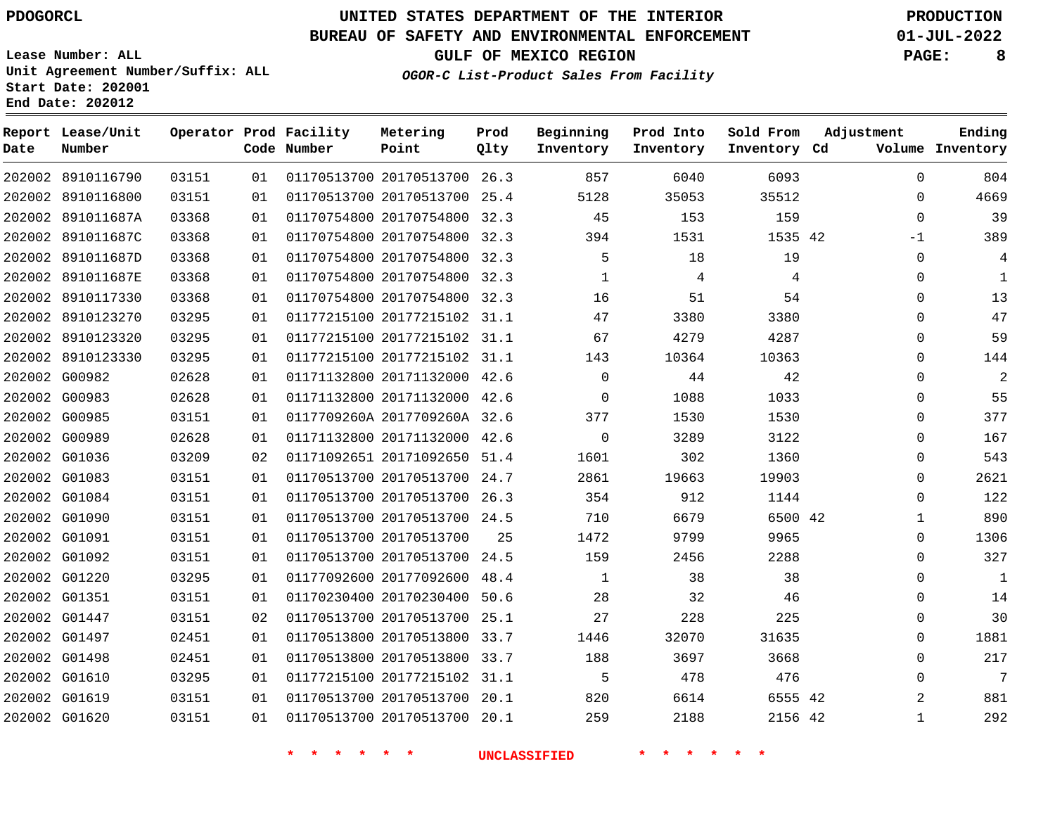PDOGORCL

# UNITED STATES DEPARTMENT OF THE INTERIOR
## BUREAU OF SAFETY AND ENVIRONMENTAL ENFORCEMENT
### GULF OF MEXICO REGION

*OGOR-C List-Product Sales From Facility*

PRODUCTION
01-JUL-2022

Lease Number: ALL
Unit Agreement Number/Suffix: ALL
Start Date: 202001
End Date: 202012

| Report Date | Lease/Unit Number | Operator | Prod Code | Facility Number | Metering Point | Prod Qlty | Beginning Inventory | Prod Into Inventory | Sold From Inventory | Adjustment Cd | Adjustment Volume | Ending Inventory |
|---|---|---|---|---|---|---|---|---|---|---|---|---|
| 202002 | 8910116790 | 03151 | 01 | 01170513700 | 20170513700 | 26.3 | 857 | 6040 | 6093 | | 0 | 804 |
| 202002 | 8910116800 | 03151 | 01 | 01170513700 | 20170513700 | 25.4 | 5128 | 35053 | 35512 | | 0 | 4669 |
| 202002 | 891011687A | 03368 | 01 | 01170754800 | 20170754800 | 32.3 | 45 | 153 | 159 | | 0 | 39 |
| 202002 | 891011687C | 03368 | 01 | 01170754800 | 20170754800 | 32.3 | 394 | 1531 | 1535 | 42 | -1 | 389 |
| 202002 | 891011687D | 03368 | 01 | 01170754800 | 20170754800 | 32.3 | 5 | 18 | 19 | | 0 | 4 |
| 202002 | 891011687E | 03368 | 01 | 01170754800 | 20170754800 | 32.3 | 1 | 4 | 4 | | 0 | 1 |
| 202002 | 8910117330 | 03368 | 01 | 01170754800 | 20170754800 | 32.3 | 16 | 51 | 54 | | 0 | 13 |
| 202002 | 8910123270 | 03295 | 01 | 01177215100 | 20177215102 | 31.1 | 47 | 3380 | 3380 | | 0 | 47 |
| 202002 | 8910123320 | 03295 | 01 | 01177215100 | 20177215102 | 31.1 | 67 | 4279 | 4287 | | 0 | 59 |
| 202002 | 8910123330 | 03295 | 01 | 01177215100 | 20177215102 | 31.1 | 143 | 10364 | 10363 | | 0 | 144 |
| 202002 | G00982 | 02628 | 01 | 01171132800 | 20171132000 | 42.6 | 0 | 44 | 42 | | 0 | 2 |
| 202002 | G00983 | 02628 | 01 | 01171132800 | 20171132000 | 42.6 | 0 | 1088 | 1033 | | 0 | 55 |
| 202002 | G00985 | 03151 | 01 | 0117709260A | 2017709260A | 32.6 | 377 | 1530 | 1530 | | 0 | 377 |
| 202002 | G00989 | 02628 | 01 | 01171132800 | 20171132000 | 42.6 | 0 | 3289 | 3122 | | 0 | 167 |
| 202002 | G01036 | 03209 | 02 | 01171092651 | 20171092650 | 51.4 | 1601 | 302 | 1360 | | 0 | 543 |
| 202002 | G01083 | 03151 | 01 | 01170513700 | 20170513700 | 24.7 | 2861 | 19663 | 19903 | | 0 | 2621 |
| 202002 | G01084 | 03151 | 01 | 01170513700 | 20170513700 | 26.3 | 354 | 912 | 1144 | | 0 | 122 |
| 202002 | G01090 | 03151 | 01 | 01170513700 | 20170513700 | 24.5 | 710 | 6679 | 6500 | 42 | 1 | 890 |
| 202002 | G01091 | 03151 | 01 | 01170513700 | 20170513700 | 25 | 1472 | 9799 | 9965 | | 0 | 1306 |
| 202002 | G01092 | 03151 | 01 | 01170513700 | 20170513700 | 24.5 | 159 | 2456 | 2288 | | 0 | 327 |
| 202002 | G01220 | 03295 | 01 | 01177092600 | 20177092600 | 48.4 | 1 | 38 | 38 | | 0 | 1 |
| 202002 | G01351 | 03151 | 01 | 01170230400 | 20170230400 | 50.6 | 28 | 32 | 46 | | 0 | 14 |
| 202002 | G01447 | 03151 | 02 | 01170513700 | 20170513700 | 25.1 | 27 | 228 | 225 | | 0 | 30 |
| 202002 | G01497 | 02451 | 01 | 01170513800 | 20170513800 | 33.7 | 1446 | 32070 | 31635 | | 0 | 1881 |
| 202002 | G01498 | 02451 | 01 | 01170513800 | 20170513800 | 33.7 | 188 | 3697 | 3668 | | 0 | 217 |
| 202002 | G01610 | 03295 | 01 | 01177215100 | 20177215102 | 31.1 | 5 | 478 | 476 | | 0 | 7 |
| 202002 | G01619 | 03151 | 01 | 01170513700 | 20170513700 | 20.1 | 820 | 6614 | 6555 | 42 | 2 | 881 |
| 202002 | G01620 | 03151 | 01 | 01170513700 | 20170513700 | 20.1 | 259 | 2188 | 2156 | 42 | 1 | 292 |

* * * * * * UNCLASSIFIED * * * * * *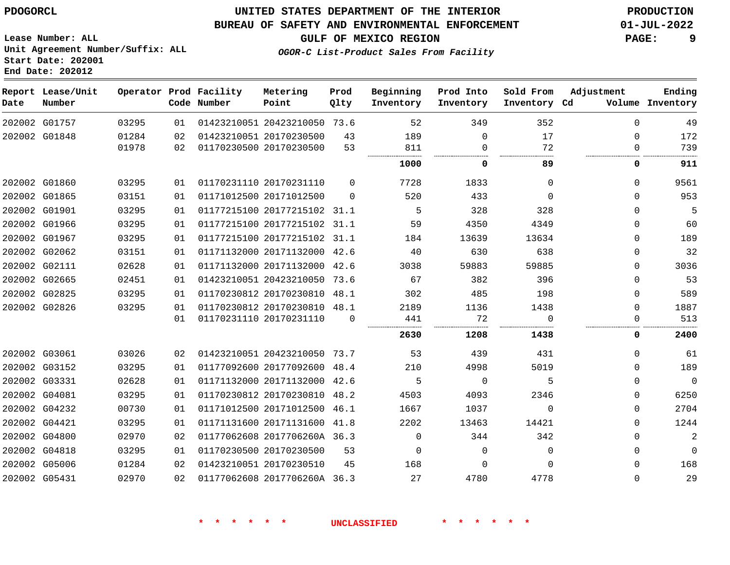PDOGORCL

# UNITED STATES DEPARTMENT OF THE INTERIOR
## BUREAU OF SAFETY AND ENVIRONMENTAL ENFORCEMENT
### GULF OF MEXICO REGION
*OGOR-C List-Product Sales From Facility*

PRODUCTION
01-JUL-2022

Lease Number: ALL
Unit Agreement Number/Suffix: ALL
Start Date: 202001
End Date: 202012

| Report Date | Lease/Unit Number | Operator | Prod Code | Facility Number | Metering Point | Prod Qlty | Beginning Inventory | Prod Into Inventory | Sold From Inventory | Adjustment Cd | Volume | Ending Inventory |
|---|---|---|---|---|---|---|---|---|---|---|---|---|
| 202002 | G01757 | 03295 | 01 | 01423210051 | 20423210050 | 73.6 | 52 | 349 | 352 | | 0 | 49 |
| 202002 | G01848 | 01284 | 02 | 01423210051 | 20170230500 | 43 | 189 | 0 | 17 | | 0 | 172 |
| | | 01978 | 02 | 01170230500 | 20170230500 | 53 | 811 | 0 | 72 | | 0 | 739 |
| | | | | | | | **1000** | **0** | **89** | | **0** | **911** |
| 202002 | G01860 | 03295 | 01 | 01170231110 | 20170231110 | 0 | 7728 | 1833 | 0 | | 0 | 9561 |
| 202002 | G01865 | 03151 | 01 | 01171012500 | 20171012500 | 0 | 520 | 433 | 0 | | 0 | 953 |
| 202002 | G01901 | 03295 | 01 | 01177215100 | 20177215102 | 31.1 | 5 | 328 | 328 | | 0 | 5 |
| 202002 | G01966 | 03295 | 01 | 01177215100 | 20177215102 | 31.1 | 59 | 4350 | 4349 | | 0 | 60 |
| 202002 | G01967 | 03295 | 01 | 01177215100 | 20177215102 | 31.1 | 184 | 13639 | 13634 | | 0 | 189 |
| 202002 | G02062 | 03151 | 01 | 01171132000 | 20171132000 | 42.6 | 40 | 630 | 638 | | 0 | 32 |
| 202002 | G02111 | 02628 | 01 | 01171132000 | 20171132000 | 42.6 | 3038 | 59883 | 59885 | | 0 | 3036 |
| 202002 | G02665 | 02451 | 01 | 01423210051 | 20423210050 | 73.6 | 67 | 382 | 396 | | 0 | 53 |
| 202002 | G02825 | 03295 | 01 | 01170230812 | 20170230810 | 48.1 | 302 | 485 | 198 | | 0 | 589 |
| 202002 | G02826 | 03295 | 01 | 01170230812 | 20170230810 | 48.1 | 2189 | 1136 | 1438 | | 0 | 1887 |
| | | | 01 | 01170231110 | 20170231110 | 0 | 441 | 72 | 0 | | 0 | 513 |
| | | | | | | | **2630** | **1208** | **1438** | | **0** | **2400** |
| 202002 | G03061 | 03026 | 02 | 01423210051 | 20423210050 | 73.7 | 53 | 439 | 431 | | 0 | 61 |
| 202002 | G03152 | 03295 | 01 | 01177092600 | 20177092600 | 48.4 | 210 | 4998 | 5019 | | 0 | 189 |
| 202002 | G03331 | 02628 | 01 | 01171132000 | 20171132000 | 42.6 | 5 | 0 | 5 | | 0 | 0 |
| 202002 | G04081 | 03295 | 01 | 01170230812 | 20170230810 | 48.2 | 4503 | 4093 | 2346 | | 0 | 6250 |
| 202002 | G04232 | 00730 | 01 | 01171012500 | 20171012500 | 46.1 | 1667 | 1037 | 0 | | 0 | 2704 |
| 202002 | G04421 | 03295 | 01 | 01171131600 | 20171131600 | 41.8 | 2202 | 13463 | 14421 | | 0 | 1244 |
| 202002 | G04800 | 02970 | 02 | 01177062608 | 2017706260A | 36.3 | 0 | 344 | 342 | | 0 | 2 |
| 202002 | G04818 | 03295 | 01 | 01170230500 | 20170230500 | 53 | 0 | 0 | 0 | | 0 | 0 |
| 202002 | G05006 | 01284 | 02 | 01423210051 | 20170230510 | 45 | 168 | 0 | 0 | | 0 | 168 |
| 202002 | G05431 | 02970 | 02 | 01177062608 | 2017706260A | 36.3 | 27 | 4780 | 4778 | | 0 | 29 |

\* \* \* \* \* \* UNCLASSIFIED \* \* \* \* \* \*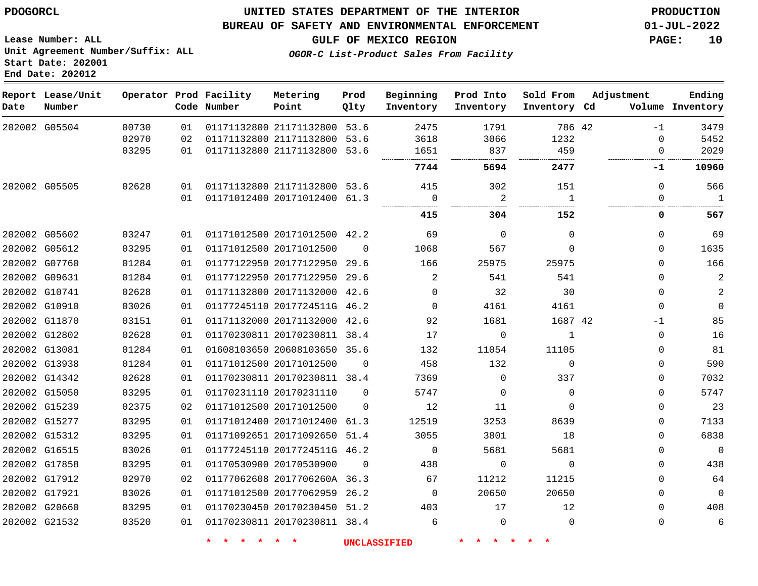PDOGORCL

# UNITED STATES DEPARTMENT OF THE INTERIOR
## BUREAU OF SAFETY AND ENVIRONMENTAL ENFORCEMENT
### GULF OF MEXICO REGION

*OGOR-C List-Product Sales From Facility*

PRODUCTION
01-JUL-2022

Lease Number: ALL
Unit Agreement Number/Suffix: ALL
Start Date: 202001
End Date: 202012

| Report Date | Lease/Unit Number | Operator | Prod Code | Facility Number | Metering Point | Prod Qlty | Beginning Inventory | Prod Into Inventory | Sold From Inventory | Adjustment Cd | Adjustment Volume | Ending Inventory |
|---|---|---|---|---|---|---|---|---|---|---|---|---|
| 202002 | G05504 | 00730 | 01 | 01171132800 | 21171132800 | 53.6 | 2475 | 1791 | 786 | 42 | -1 | 3479 |
| | | 02970 | 02 | 01171132800 | 21171132800 | 53.6 | 3618 | 3066 | 1232 | | 0 | 5452 |
| | | 03295 | 01 | 01171132800 | 21171132800 | 53.6 | 1651 | 837 | 459 | | 0 | 2029 |
| | | | | | | | **7744** | **5694** | **2477** | | **-1** | **10960** |
| 202002 | G05505 | 02628 | 01 | 01171132800 | 21171132800 | 53.6 | 415 | 302 | 151 | | 0 | 566 |
| | | | 01 | 01171012400 | 20171012400 | 61.3 | 0 | 2 | 1 | | 0 | 1 |
| | | | | | | | **415** | **304** | **152** | | **0** | **567** |
| 202002 | G05602 | 03247 | 01 | 01171012500 | 20171012500 | 42.2 | 69 | 0 | 0 | | 0 | 69 |
| 202002 | G05612 | 03295 | 01 | 01171012500 | 20171012500 | 0 | 1068 | 567 | 0 | | 0 | 1635 |
| 202002 | G07760 | 01284 | 01 | 01177122950 | 20177122950 | 29.6 | 166 | 25975 | 25975 | | 0 | 166 |
| 202002 | G09631 | 01284 | 01 | 01177122950 | 20177122950 | 29.6 | 2 | 541 | 541 | | 0 | 2 |
| 202002 | G10741 | 02628 | 01 | 01171132800 | 20171132000 | 42.6 | 0 | 32 | 30 | | 0 | 2 |
| 202002 | G10910 | 03026 | 01 | 01177245110 | 2017724511G | 46.2 | 0 | 4161 | 4161 | | 0 | 0 |
| 202002 | G11870 | 03151 | 01 | 01171132000 | 20171132000 | 42.6 | 92 | 1681 | 1687 | 42 | -1 | 85 |
| 202002 | G12802 | 02628 | 01 | 01170230811 | 20170230811 | 38.4 | 17 | 0 | 1 | | 0 | 16 |
| 202002 | G13081 | 01284 | 01 | 01608103650 | 20608103650 | 35.6 | 132 | 11054 | 11105 | | 0 | 81 |
| 202002 | G13938 | 01284 | 01 | 01171012500 | 20171012500 | 0 | 458 | 132 | 0 | | 0 | 590 |
| 202002 | G14342 | 02628 | 01 | 01170230811 | 20170230811 | 38.4 | 7369 | 0 | 337 | | 0 | 7032 |
| 202002 | G15050 | 03295 | 01 | 01170231110 | 20170231110 | 0 | 5747 | 0 | 0 | | 0 | 5747 |
| 202002 | G15239 | 02375 | 02 | 01171012500 | 20171012500 | 0 | 12 | 11 | 0 | | 0 | 23 |
| 202002 | G15277 | 03295 | 01 | 01171012400 | 20171012400 | 61.3 | 12519 | 3253 | 8639 | | 0 | 7133 |
| 202002 | G15312 | 03295 | 01 | 01171092651 | 20171092650 | 51.4 | 3055 | 3801 | 18 | | 0 | 6838 |
| 202002 | G16515 | 03026 | 01 | 01177245110 | 2017724511G | 46.2 | 0 | 5681 | 5681 | | 0 | 0 |
| 202002 | G17858 | 03295 | 01 | 01170530900 | 20170530900 | 0 | 438 | 0 | 0 | | 0 | 438 |
| 202002 | G17912 | 02970 | 02 | 01177062608 | 2017706260A | 36.3 | 67 | 11212 | 11215 | | 0 | 64 |
| 202002 | G17921 | 03026 | 01 | 01171012500 | 20177062959 | 26.2 | 0 | 20650 | 20650 | | 0 | 0 |
| 202002 | G20660 | 03295 | 01 | 01170230450 | 20170230450 | 51.2 | 403 | 17 | 12 | | 0 | 408 |
| 202002 | G21532 | 03520 | 01 | 01170230811 | 20170230811 | 38.4 | 6 | 0 | 0 | | 0 | 6 |

* * * * * * UNCLASSIFIED * * * * * *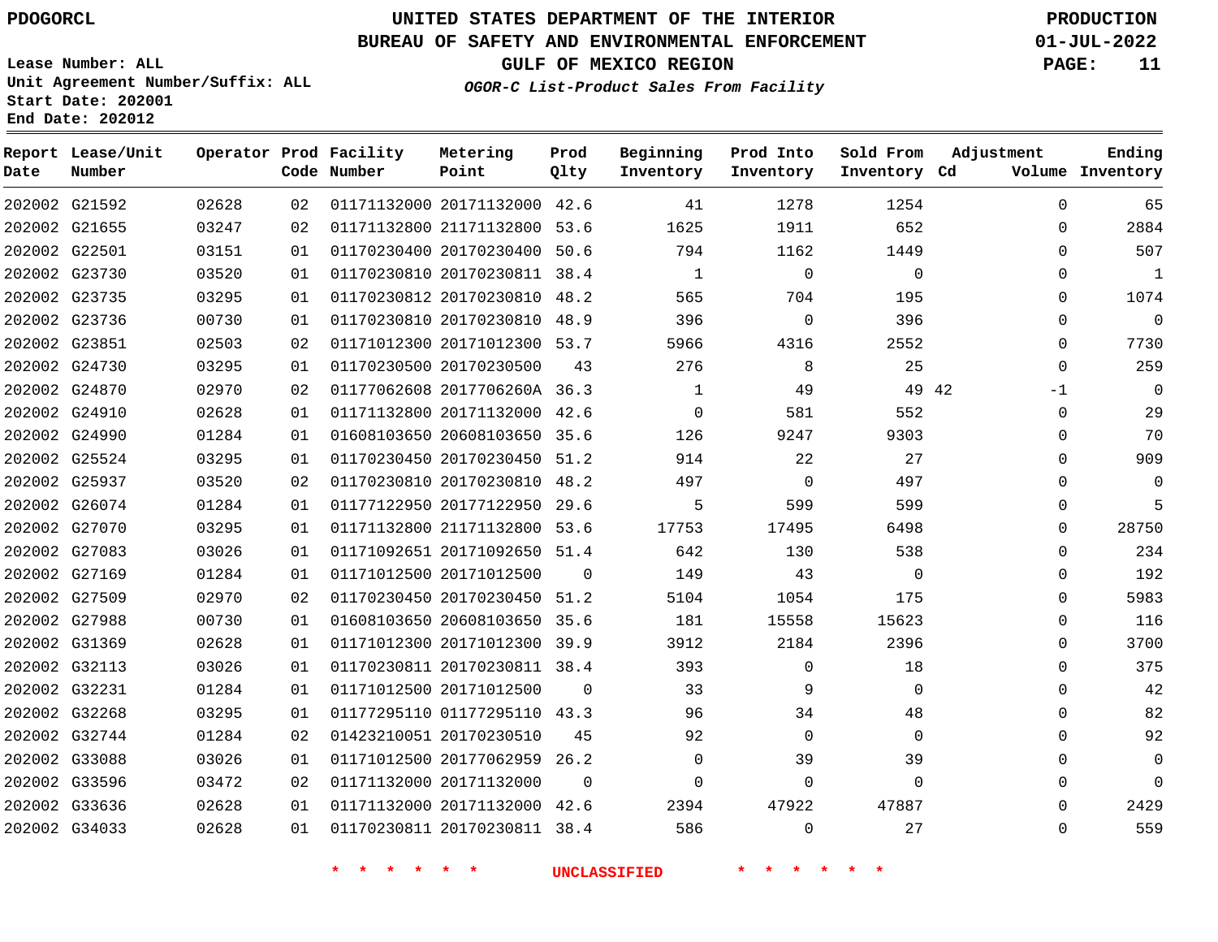PDOGORCL

**UNITED STATES DEPARTMENT OF THE INTERIOR**
**BUREAU OF SAFETY AND ENVIRONMENTAL ENFORCEMENT**
**GULF OF MEXICO REGION**
*OGOR-C List-Product Sales From Facility*

PRODUCTION
01-JUL-2022

Lease Number: ALL
Unit Agreement Number/Suffix: ALL
Start Date: 202001
End Date: 202012

| Report Date | Lease/Unit Number | Operator | Prod Code | Facility Number | Metering Point | Prod Qlty | Beginning Inventory | Prod Into Inventory | Sold From Inventory | Adjustment Cd | Adjustment Volume | Ending Inventory |
|---|---|---|---|---|---|---|---|---|---|---|---|---|
| 202002 | G21592 | 02628 | 02 | 01171132000 | 20171132000 | 42.6 | 41 | 1278 | 1254 | | 0 | 65 |
| 202002 | G21655 | 03247 | 02 | 01171132800 | 21171132800 | 53.6 | 1625 | 1911 | 652 | | 0 | 2884 |
| 202002 | G22501 | 03151 | 01 | 01170230400 | 20170230400 | 50.6 | 794 | 1162 | 1449 | | 0 | 507 |
| 202002 | G23730 | 03520 | 01 | 01170230810 | 20170230811 | 38.4 | 1 | 0 | 0 | | 0 | 1 |
| 202002 | G23735 | 03295 | 01 | 01170230812 | 20170230810 | 48.2 | 565 | 704 | 195 | | 0 | 1074 |
| 202002 | G23736 | 00730 | 01 | 01170230810 | 20170230810 | 48.9 | 396 | 0 | 396 | | 0 | 0 |
| 202002 | G23851 | 02503 | 02 | 01171012300 | 20171012300 | 53.7 | 5966 | 4316 | 2552 | | 0 | 7730 |
| 202002 | G24730 | 03295 | 01 | 01170230500 | 20170230500 | 43 | 276 | 8 | 25 | | 0 | 259 |
| 202002 | G24870 | 02970 | 02 | 01177062608 | 2017706260A | 36.3 | 1 | 49 | 49 | 42 | -1 | 0 |
| 202002 | G24910 | 02628 | 01 | 01171132800 | 20171132000 | 42.6 | 0 | 581 | 552 | | 0 | 29 |
| 202002 | G24990 | 01284 | 01 | 01608103650 | 20608103650 | 35.6 | 126 | 9247 | 9303 | | 0 | 70 |
| 202002 | G25524 | 03295 | 01 | 01170230450 | 20170230450 | 51.2 | 914 | 22 | 27 | | 0 | 909 |
| 202002 | G25937 | 03520 | 02 | 01170230810 | 20170230810 | 48.2 | 497 | 0 | 497 | | 0 | 0 |
| 202002 | G26074 | 01284 | 01 | 01177122950 | 20177122950 | 29.6 | 5 | 599 | 599 | | 0 | 5 |
| 202002 | G27070 | 03295 | 01 | 01171132800 | 21171132800 | 53.6 | 17753 | 17495 | 6498 | | 0 | 28750 |
| 202002 | G27083 | 03026 | 01 | 01171092651 | 20171092650 | 51.4 | 642 | 130 | 538 | | 0 | 234 |
| 202002 | G27169 | 01284 | 01 | 01171012500 | 20171012500 | 0 | 149 | 43 | 0 | | 0 | 192 |
| 202002 | G27509 | 02970 | 02 | 01170230450 | 20170230450 | 51.2 | 5104 | 1054 | 175 | | 0 | 5983 |
| 202002 | G27988 | 00730 | 01 | 01608103650 | 20608103650 | 35.6 | 181 | 15558 | 15623 | | 0 | 116 |
| 202002 | G31369 | 02628 | 01 | 01171012300 | 20171012300 | 39.9 | 3912 | 2184 | 2396 | | 0 | 3700 |
| 202002 | G32113 | 03026 | 01 | 01170230811 | 20170230811 | 38.4 | 393 | 0 | 18 | | 0 | 375 |
| 202002 | G32231 | 01284 | 01 | 01171012500 | 20171012500 | 0 | 33 | 9 | 0 | | 0 | 42 |
| 202002 | G32268 | 03295 | 01 | 01177295110 | 01177295110 | 43.3 | 96 | 34 | 48 | | 0 | 82 |
| 202002 | G32744 | 01284 | 02 | 01423210051 | 20170230510 | 45 | 92 | 0 | 0 | | 0 | 92 |
| 202002 | G33088 | 03026 | 01 | 01171012500 | 20177062959 | 26.2 | 0 | 39 | 39 | | 0 | 0 |
| 202002 | G33596 | 03472 | 02 | 01171132000 | 20171132000 | 0 | 0 | 0 | 0 | | 0 | 0 |
| 202002 | G33636 | 02628 | 01 | 01171132000 | 20171132000 | 42.6 | 2394 | 47922 | 47887 | | 0 | 2429 |
| 202002 | G34033 | 02628 | 01 | 01170230811 | 20170230811 | 38.4 | 586 | 0 | 27 | | 0 | 559 |

* * * * * * UNCLASSIFIED * * * * * *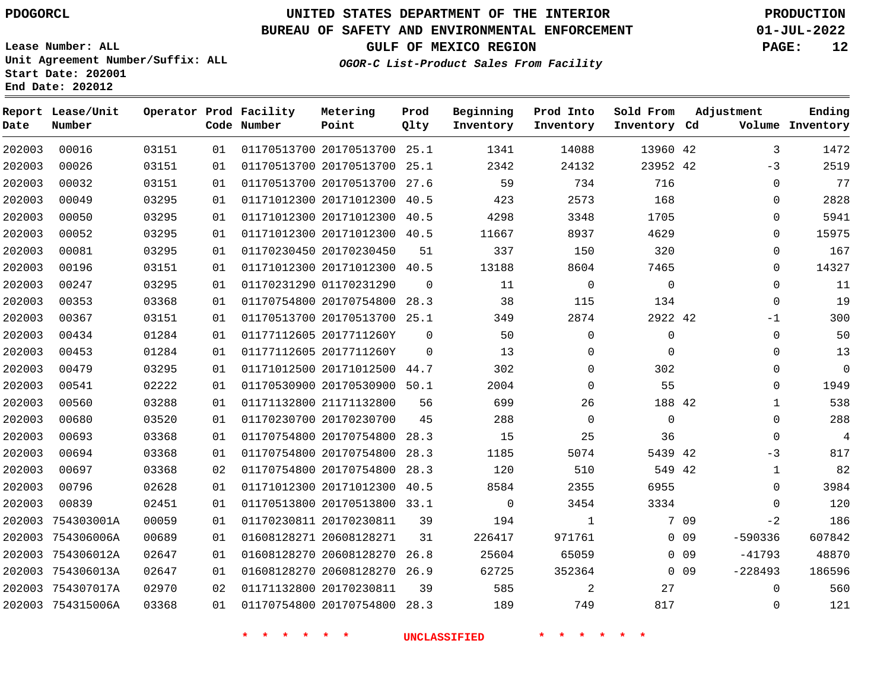PDOGORCL

Lease Number: ALL
Unit Agreement Number/Suffix: ALL
Start Date: 202001
End Date: 202012

# UNITED STATES DEPARTMENT OF THE INTERIOR
## BUREAU OF SAFETY AND ENVIRONMENTAL ENFORCEMENT
## GULF OF MEXICO REGION
### *OGOR-C List-Product Sales From Facility*

PRODUCTION
01-JUL-2022

| Report Date | Lease/Unit Number | Operator | Prod Code | Facility Number | Metering Point | Prod Qlty | Beginning Inventory | Prod Into Inventory | Sold From Inventory | Adjustment Cd | Adjustment Volume | Ending Inventory |
|---|---|---|---|---|---|---|---|---|---|---|---|---|
| 202003 | 00016 | 03151 | 01 | 01170513700 | 20170513700 | 25.1 | 1341 | 14088 | 13960 | 42 | 3 | 1472 |
| 202003 | 00026 | 03151 | 01 | 01170513700 | 20170513700 | 25.1 | 2342 | 24132 | 23952 | 42 | -3 | 2519 |
| 202003 | 00032 | 03151 | 01 | 01170513700 | 20170513700 | 27.6 | 59 | 734 | 716 | | 0 | 77 |
| 202003 | 00049 | 03295 | 01 | 01171012300 | 20171012300 | 40.5 | 423 | 2573 | 168 | | 0 | 2828 |
| 202003 | 00050 | 03295 | 01 | 01171012300 | 20171012300 | 40.5 | 4298 | 3348 | 1705 | | 0 | 5941 |
| 202003 | 00052 | 03295 | 01 | 01171012300 | 20171012300 | 40.5 | 11667 | 8937 | 4629 | | 0 | 15975 |
| 202003 | 00081 | 03295 | 01 | 01170230450 | 20170230450 | 51 | 337 | 150 | 320 | | 0 | 167 |
| 202003 | 00196 | 03151 | 01 | 01171012300 | 20171012300 | 40.5 | 13188 | 8604 | 7465 | | 0 | 14327 |
| 202003 | 00247 | 03295 | 01 | 01170231290 | 01170231290 | 0 | 11 | 0 | 0 | | 0 | 11 |
| 202003 | 00353 | 03368 | 01 | 01170754800 | 20170754800 | 28.3 | 38 | 115 | 134 | | 0 | 19 |
| 202003 | 00367 | 03151 | 01 | 01170513700 | 20170513700 | 25.1 | 349 | 2874 | 2922 | 42 | -1 | 300 |
| 202003 | 00434 | 01284 | 01 | 01177112605 | 2017711260Y | 0 | 50 | 0 | 0 | | 0 | 50 |
| 202003 | 00453 | 01284 | 01 | 01177112605 | 2017711260Y | 0 | 13 | 0 | 0 | | 0 | 13 |
| 202003 | 00479 | 03295 | 01 | 01171012500 | 20171012500 | 44.7 | 302 | 0 | 302 | | 0 | 0 |
| 202003 | 00541 | 02222 | 01 | 01170530900 | 20170530900 | 50.1 | 2004 | 0 | 55 | | 0 | 1949 |
| 202003 | 00560 | 03288 | 01 | 01171132800 | 21171132800 | 56 | 699 | 26 | 188 | 42 | 1 | 538 |
| 202003 | 00680 | 03520 | 01 | 01170230700 | 20170230700 | 45 | 288 | 0 | 0 | | 0 | 288 |
| 202003 | 00693 | 03368 | 01 | 01170754800 | 20170754800 | 28.3 | 15 | 25 | 36 | | 0 | 4 |
| 202003 | 00694 | 03368 | 01 | 01170754800 | 20170754800 | 28.3 | 1185 | 5074 | 5439 | 42 | -3 | 817 |
| 202003 | 00697 | 03368 | 02 | 01170754800 | 20170754800 | 28.3 | 120 | 510 | 549 | 42 | 1 | 82 |
| 202003 | 00796 | 02628 | 01 | 01171012300 | 20171012300 | 40.5 | 8584 | 2355 | 6955 | | 0 | 3984 |
| 202003 | 00839 | 02451 | 01 | 01170513800 | 20170513800 | 33.1 | 0 | 3454 | 3334 | | 0 | 120 |
| 202003 | 754303001A | 00059 | 01 | 01170230811 | 20170230811 | 39 | 194 | 1 | 7 | 09 | -2 | 186 |
| 202003 | 754306006A | 00689 | 01 | 01608128271 | 20608128271 | 31 | 226417 | 971761 | 0 | 09 | -590336 | 607842 |
| 202003 | 754306012A | 02647 | 01 | 01608128270 | 20608128270 | 26.8 | 25604 | 65059 | 0 | 09 | -41793 | 48870 |
| 202003 | 754306013A | 02647 | 01 | 01608128270 | 20608128270 | 26.9 | 62725 | 352364 | 0 | 09 | -228493 | 186596 |
| 202003 | 754307017A | 02970 | 02 | 01171132800 | 20170230811 | 39 | 585 | 2 | 27 | | 0 | 560 |
| 202003 | 754315006A | 03368 | 01 | 01170754800 | 20170754800 | 28.3 | 189 | 749 | 817 | | 0 | 121 |

* * * * * * UNCLASSIFIED * * * * * *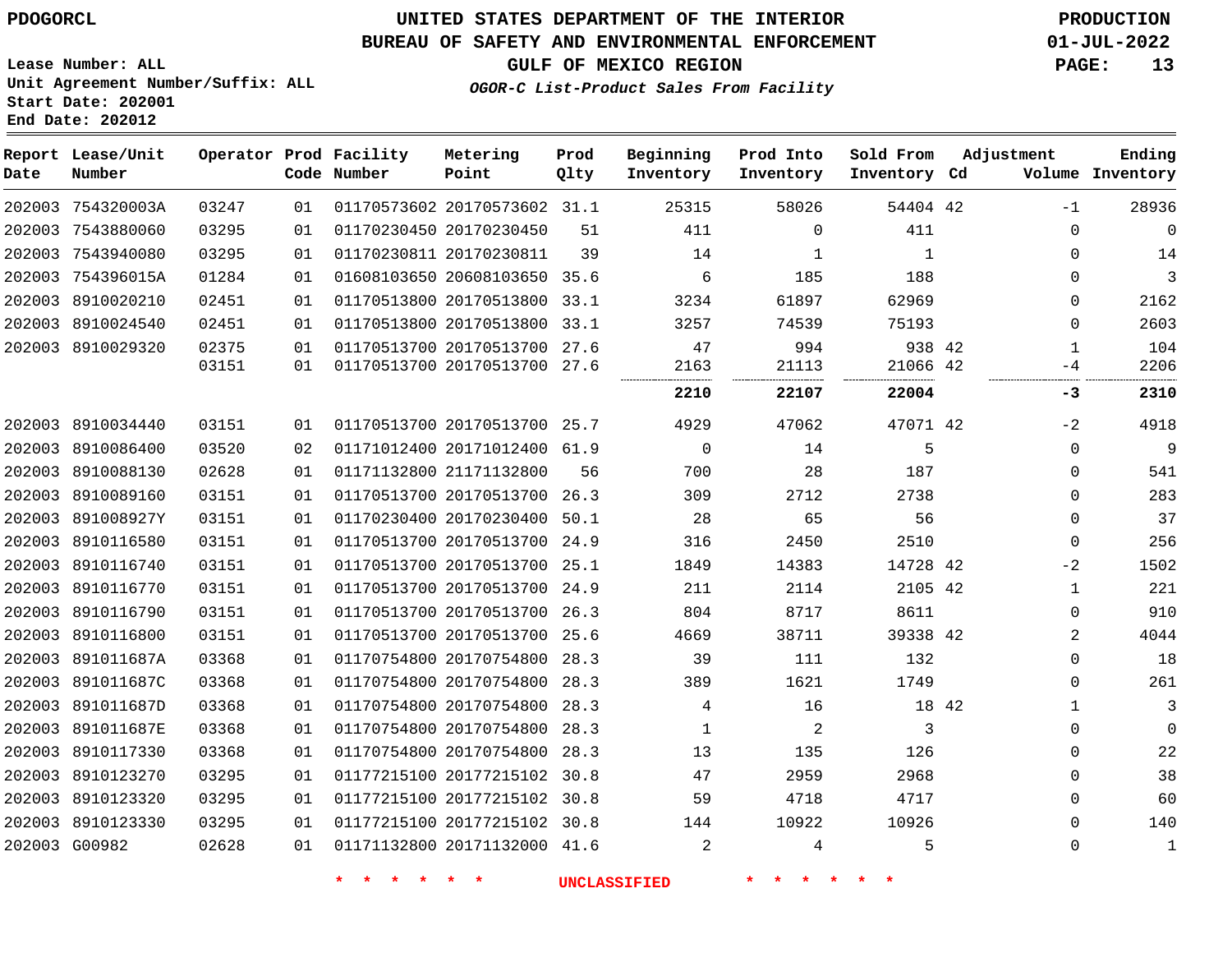PDOGORCL

# UNITED STATES DEPARTMENT OF THE INTERIOR
## BUREAU OF SAFETY AND ENVIRONMENTAL ENFORCEMENT
### GULF OF MEXICO REGION

*OGOR-C List-Product Sales From Facility*

PRODUCTION
01-JUL-2022

Lease Number: ALL
Unit Agreement Number/Suffix: ALL
Start Date: 202001
End Date: 202012

| Report Date | Lease/Unit Number | Operator | Prod Code | Facility Number | Metering Point | Prod Qlty | Beginning Inventory | Prod Into Inventory | Sold From Inventory | Adjustment Cd | Adjustment Volume | Ending Inventory |
|---|---|---|---|---|---|---|---|---|---|---|---|---|
| 202003 | 754320003A | 03247 | 01 | 01170573602 | 20170573602 | 31.1 | 25315 | 58026 | 54404 | 42 | -1 | 28936 |
| 202003 | 7543880060 | 03295 | 01 | 01170230450 | 20170230450 | 51 | 411 | 0 | 411 | | 0 | 0 |
| 202003 | 7543940080 | 03295 | 01 | 01170230811 | 20170230811 | 39 | 14 | 1 | 1 | | 0 | 14 |
| 202003 | 754396015A | 01284 | 01 | 01608103650 | 20608103650 | 35.6 | 6 | 185 | 188 | | 0 | 3 |
| 202003 | 8910020210 | 02451 | 01 | 01170513800 | 20170513800 | 33.1 | 3234 | 61897 | 62969 | | 0 | 2162 |
| 202003 | 8910024540 | 02451 | 01 | 01170513800 | 20170513800 | 33.1 | 3257 | 74539 | 75193 | | 0 | 2603 |
| 202003 | 8910029320 | 02375 | 01 | 01170513700 | 20170513700 | 27.6 | 47 | 994 | 938 | 42 | 1 | 104 |
| | | 03151 | 01 | 01170513700 | 20170513700 | 27.6 | 2163 | 21113 | 21066 | 42 | -4 | 2206 |
| | | | | | | | **2210** | **22107** | **22004** | | **-3** | **2310** |
| 202003 | 8910034440 | 03151 | 01 | 01170513700 | 20170513700 | 25.7 | 4929 | 47062 | 47071 | 42 | -2 | 4918 |
| 202003 | 8910086400 | 03520 | 02 | 01171012400 | 20171012400 | 61.9 | 0 | 14 | 5 | | 0 | 9 |
| 202003 | 8910088130 | 02628 | 01 | 01171132800 | 21171132800 | 56 | 700 | 28 | 187 | | 0 | 541 |
| 202003 | 8910089160 | 03151 | 01 | 01170513700 | 20170513700 | 26.3 | 309 | 2712 | 2738 | | 0 | 283 |
| 202003 | 891008927Y | 03151 | 01 | 01170230400 | 20170230400 | 50.1 | 28 | 65 | 56 | | 0 | 37 |
| 202003 | 8910116580 | 03151 | 01 | 01170513700 | 20170513700 | 24.9 | 316 | 2450 | 2510 | | 0 | 256 |
| 202003 | 8910116740 | 03151 | 01 | 01170513700 | 20170513700 | 25.1 | 1849 | 14383 | 14728 | 42 | -2 | 1502 |
| 202003 | 8910116770 | 03151 | 01 | 01170513700 | 20170513700 | 24.9 | 211 | 2114 | 2105 | 42 | 1 | 221 |
| 202003 | 8910116790 | 03151 | 01 | 01170513700 | 20170513700 | 26.3 | 804 | 8717 | 8611 | | 0 | 910 |
| 202003 | 8910116800 | 03151 | 01 | 01170513700 | 20170513700 | 25.6 | 4669 | 38711 | 39338 | 42 | 2 | 4044 |
| 202003 | 891011687A | 03368 | 01 | 01170754800 | 20170754800 | 28.3 | 39 | 111 | 132 | | 0 | 18 |
| 202003 | 891011687C | 03368 | 01 | 01170754800 | 20170754800 | 28.3 | 389 | 1621 | 1749 | | 0 | 261 |
| 202003 | 891011687D | 03368 | 01 | 01170754800 | 20170754800 | 28.3 | 4 | 16 | 18 | 42 | 1 | 3 |
| 202003 | 891011687E | 03368 | 01 | 01170754800 | 20170754800 | 28.3 | 1 | 2 | 3 | | 0 | 0 |
| 202003 | 8910117330 | 03368 | 01 | 01170754800 | 20170754800 | 28.3 | 13 | 135 | 126 | | 0 | 22 |
| 202003 | 8910123270 | 03295 | 01 | 01177215100 | 20177215102 | 30.8 | 47 | 2959 | 2968 | | 0 | 38 |
| 202003 | 8910123320 | 03295 | 01 | 01177215100 | 20177215102 | 30.8 | 59 | 4718 | 4717 | | 0 | 60 |
| 202003 | 8910123330 | 03295 | 01 | 01177215100 | 20177215102 | 30.8 | 144 | 10922 | 10926 | | 0 | 140 |
| 202003 | G00982 | 02628 | 01 | 01171132800 | 20171132000 | 41.6 | 2 | 4 | 5 | | 0 | 1 |

* * * * * * UNCLASSIFIED * * * * * *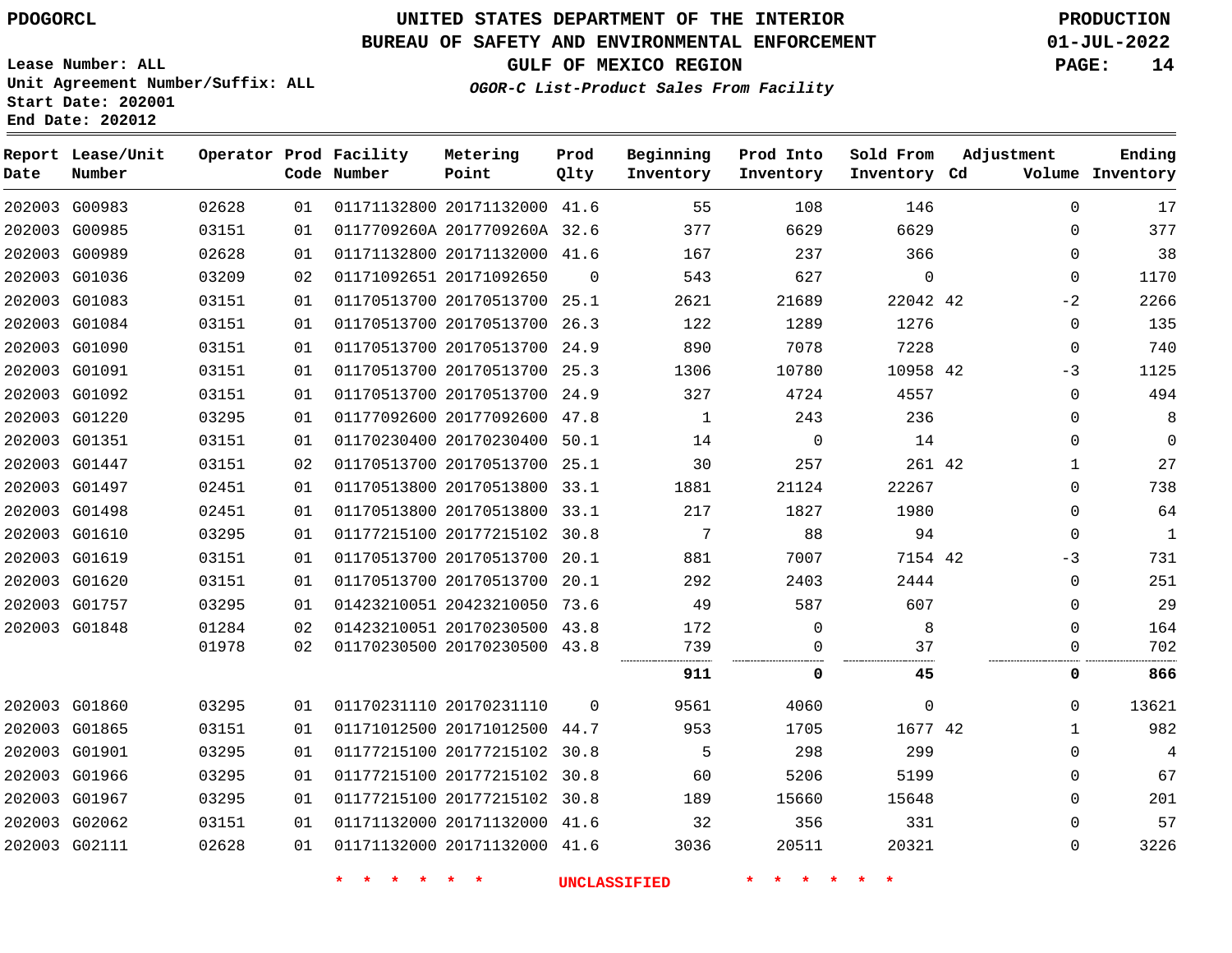PDOGORCL

# UNITED STATES DEPARTMENT OF THE INTERIOR
## BUREAU OF SAFETY AND ENVIRONMENTAL ENFORCEMENT
### GULF OF MEXICO REGION
*OGOR-C List-Product Sales From Facility*

PRODUCTION
01-JUL-2022

Lease Number: ALL
Unit Agreement Number/Suffix: ALL
Start Date: 202001
End Date: 202012

| Report Date | Lease/Unit Number | Operator | Prod Code | Facility Number | Metering Point | Prod Qlty | Beginning Inventory | Prod Into Inventory | Sold From Inventory | Adjustment Cd | Volume | Ending Inventory |
|---|---|---|---|---|---|---|---|---|---|---|---|---|
| 202003 | G00983 | 02628 | 01 | 01171132800 | 20171132000 | 41.6 | 55 | 108 | 146 | | 0 | 17 |
| 202003 | G00985 | 03151 | 01 | 0117709260A | 2017709260A | 32.6 | 377 | 6629 | 6629 | | 0 | 377 |
| 202003 | G00989 | 02628 | 01 | 01171132800 | 20171132000 | 41.6 | 167 | 237 | 366 | | 0 | 38 |
| 202003 | G01036 | 03209 | 02 | 01171092651 | 20171092650 | 0 | 543 | 627 | 0 | | 0 | 1170 |
| 202003 | G01083 | 03151 | 01 | 01170513700 | 20170513700 | 25.1 | 2621 | 21689 | 22042 | 42 | -2 | 2266 |
| 202003 | G01084 | 03151 | 01 | 01170513700 | 20170513700 | 26.3 | 122 | 1289 | 1276 | | 0 | 135 |
| 202003 | G01090 | 03151 | 01 | 01170513700 | 20170513700 | 24.9 | 890 | 7078 | 7228 | | 0 | 740 |
| 202003 | G01091 | 03151 | 01 | 01170513700 | 20170513700 | 25.3 | 1306 | 10780 | 10958 | 42 | -3 | 1125 |
| 202003 | G01092 | 03151 | 01 | 01170513700 | 20170513700 | 24.9 | 327 | 4724 | 4557 | | 0 | 494 |
| 202003 | G01220 | 03295 | 01 | 01177092600 | 20177092600 | 47.8 | 1 | 243 | 236 | | 0 | 8 |
| 202003 | G01351 | 03151 | 01 | 01170230400 | 20170230400 | 50.1 | 14 | 0 | 14 | | 0 | 0 |
| 202003 | G01447 | 03151 | 02 | 01170513700 | 20170513700 | 25.1 | 30 | 257 | 261 | 42 | 1 | 27 |
| 202003 | G01497 | 02451 | 01 | 01170513800 | 20170513800 | 33.1 | 1881 | 21124 | 22267 | | 0 | 738 |
| 202003 | G01498 | 02451 | 01 | 01170513800 | 20170513800 | 33.1 | 217 | 1827 | 1980 | | 0 | 64 |
| 202003 | G01610 | 03295 | 01 | 01177215100 | 20177215102 | 30.8 | 7 | 88 | 94 | | 0 | 1 |
| 202003 | G01619 | 03151 | 01 | 01170513700 | 20170513700 | 20.1 | 881 | 7007 | 7154 | 42 | -3 | 731 |
| 202003 | G01620 | 03151 | 01 | 01170513700 | 20170513700 | 20.1 | 292 | 2403 | 2444 | | 0 | 251 |
| 202003 | G01757 | 03295 | 01 | 01423210051 | 20423210050 | 73.6 | 49 | 587 | 607 | | 0 | 29 |
| 202003 | G01848 | 01284 | 02 | 01423210051 | 20170230500 | 43.8 | 172 | 0 | 8 | | 0 | 164 |
| | | 01978 | 02 | 01170230500 | 20170230500 | 43.8 | 739 | 0 | 37 | | 0 | 702 |
| | | | | | | | **911** | **0** | **45** | | **0** | **866** |
| 202003 | G01860 | 03295 | 01 | 01170231110 | 20170231110 | 0 | 9561 | 4060 | 0 | | 0 | 13621 |
| 202003 | G01865 | 03151 | 01 | 01171012500 | 20171012500 | 44.7 | 953 | 1705 | 1677 | 42 | 1 | 982 |
| 202003 | G01901 | 03295 | 01 | 01177215100 | 20177215102 | 30.8 | 5 | 298 | 299 | | 0 | 4 |
| 202003 | G01966 | 03295 | 01 | 01177215100 | 20177215102 | 30.8 | 60 | 5206 | 5199 | | 0 | 67 |
| 202003 | G01967 | 03295 | 01 | 01177215100 | 20177215102 | 30.8 | 189 | 15660 | 15648 | | 0 | 201 |
| 202003 | G02062 | 03151 | 01 | 01171132000 | 20171132000 | 41.6 | 32 | 356 | 331 | | 0 | 57 |
| 202003 | G02111 | 02628 | 01 | 01171132000 | 20171132000 | 41.6 | 3036 | 20511 | 20321 | | 0 | 3226 |

* * * * * * UNCLASSIFIED * * * * * *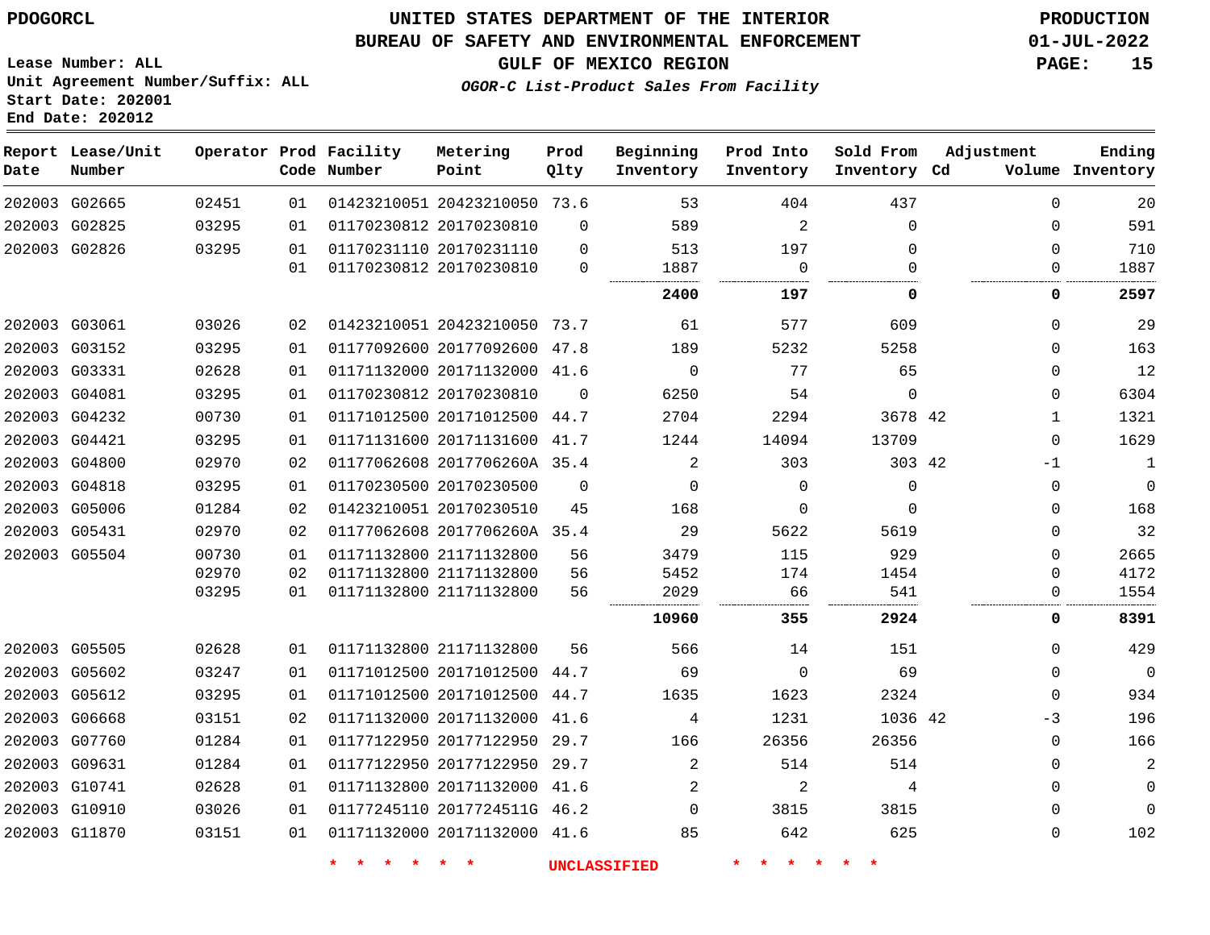PDOGORCL

# UNITED STATES DEPARTMENT OF THE INTERIOR
## BUREAU OF SAFETY AND ENVIRONMENTAL ENFORCEMENT
### GULF OF MEXICO REGION

*OGOR-C List-Product Sales From Facility*

PRODUCTION
01-JUL-2022

Lease Number: ALL
Unit Agreement Number/Suffix: ALL
Start Date: 202001
End Date: 202012

| Report Date | Lease/Unit Number | Operator | Prod Code | Facility Number | Metering Point | Prod Qlty | Beginning Inventory | Prod Into Inventory | Sold From Inventory | Adjustment Cd | Adjustment Volume | Ending Inventory |
|---|---|---|---|---|---|---|---|---|---|---|---|---|
| 202003 | G02665 | 02451 | 01 | 01423210051 | 20423210050 | 73.6 | 53 | 404 | 437 | | 0 | 20 |
| 202003 | G02825 | 03295 | 01 | 01170230812 | 20170230810 | 0 | 589 | 2 | 0 | | 0 | 591 |
| 202003 | G02826 | 03295 | 01 | 01170231110 | 20170231110 | 0 | 513 | 197 | 0 | | 0 | 710 |
| | | | 01 | 01170230812 | 20170230810 | 0 | 1887 | 0 | 0 | | 0 | 1887 |
| | | | | | | | **2400** | **197** | **0** | | **0** | **2597** |
| 202003 | G03061 | 03026 | 02 | 01423210051 | 20423210050 | 73.7 | 61 | 577 | 609 | | 0 | 29 |
| 202003 | G03152 | 03295 | 01 | 01177092600 | 20177092600 | 47.8 | 189 | 5232 | 5258 | | 0 | 163 |
| 202003 | G03331 | 02628 | 01 | 01171132000 | 20171132000 | 41.6 | 0 | 77 | 65 | | 0 | 12 |
| 202003 | G04081 | 03295 | 01 | 01170230812 | 20170230810 | 0 | 6250 | 54 | 0 | | 0 | 6304 |
| 202003 | G04232 | 00730 | 01 | 01171012500 | 20171012500 | 44.7 | 2704 | 2294 | 3678 | 42 | 1 | 1321 |
| 202003 | G04421 | 03295 | 01 | 01171131600 | 20171131600 | 41.7 | 1244 | 14094 | 13709 | | 0 | 1629 |
| 202003 | G04800 | 02970 | 02 | 01177062608 | 2017706260A | 35.4 | 2 | 303 | 303 | 42 | -1 | 1 |
| 202003 | G04818 | 03295 | 01 | 01170230500 | 20170230500 | 0 | 0 | 0 | 0 | | 0 | 0 |
| 202003 | G05006 | 01284 | 02 | 01423210051 | 20170230510 | 45 | 168 | 0 | 0 | | 0 | 168 |
| 202003 | G05431 | 02970 | 02 | 01177062608 | 2017706260A | 35.4 | 29 | 5622 | 5619 | | 0 | 32 |
| 202003 | G05504 | 00730 | 01 | 01171132800 | 21171132800 | 56 | 3479 | 115 | 929 | | 0 | 2665 |
| | | 02970 | 02 | 01171132800 | 21171132800 | 56 | 5452 | 174 | 1454 | | 0 | 4172 |
| | | 03295 | 01 | 01171132800 | 21171132800 | 56 | 2029 | 66 | 541 | | 0 | 1554 |
| | | | | | | | **10960** | **355** | **2924** | | **0** | **8391** |
| 202003 | G05505 | 02628 | 01 | 01171132800 | 21171132800 | 56 | 566 | 14 | 151 | | 0 | 429 |
| 202003 | G05602 | 03247 | 01 | 01171012500 | 20171012500 | 44.7 | 69 | 0 | 69 | | 0 | 0 |
| 202003 | G05612 | 03295 | 01 | 01171012500 | 20171012500 | 44.7 | 1635 | 1623 | 2324 | | 0 | 934 |
| 202003 | G06668 | 03151 | 02 | 01171132000 | 20171132000 | 41.6 | 4 | 1231 | 1036 | 42 | -3 | 196 |
| 202003 | G07760 | 01284 | 01 | 01177122950 | 20177122950 | 29.7 | 166 | 26356 | 26356 | | 0 | 166 |
| 202003 | G09631 | 01284 | 01 | 01177122950 | 20177122950 | 29.7 | 2 | 514 | 514 | | 0 | 2 |
| 202003 | G10741 | 02628 | 01 | 01171132800 | 20171132000 | 41.6 | 2 | 2 | 4 | | 0 | 0 |
| 202003 | G10910 | 03026 | 01 | 01177245110 | 2017724511G | 46.2 | 0 | 3815 | 3815 | | 0 | 0 |
| 202003 | G11870 | 03151 | 01 | 01171132000 | 20171132000 | 41.6 | 85 | 642 | 625 | | 0 | 102 |

* * * * * * UNCLASSIFIED * * * * * *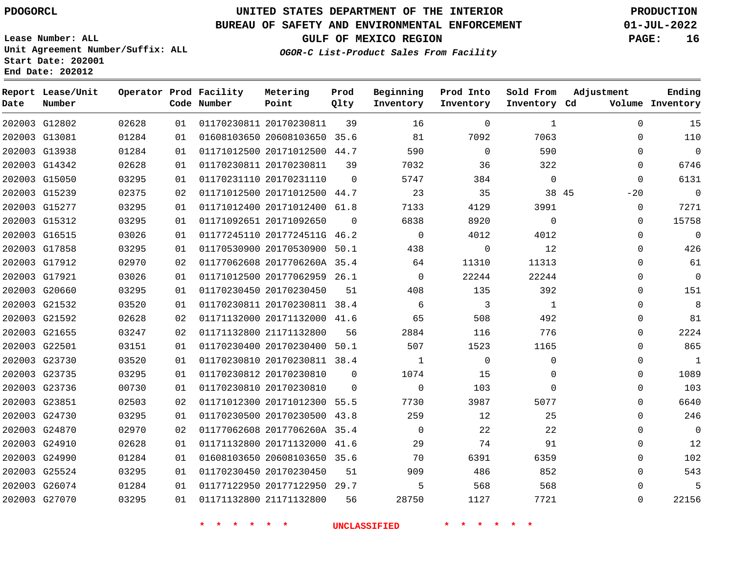# UNITED STATES DEPARTMENT OF THE INTERIOR
## BUREAU OF SAFETY AND ENVIRONMENTAL ENFORCEMENT
### GULF OF MEXICO REGION

PDOGORCL

PRODUCTION 01-JUL-2022

Lease Number: ALL
Unit Agreement Number/Suffix: ALL
Start Date: 202001
End Date: 202012

*OGOR-C List-Product Sales From Facility*

| Report Date | Lease/Unit Number | Operator | Prod Code | Facility Number | Metering Point | Prod Qlty | Beginning Inventory | Prod Into Inventory | Sold From Inventory | Adjustment Cd | Adjustment Volume | Ending Inventory |
|---|---|---|---|---|---|---|---|---|---|---|---|---|
| 202003 | G12802 | 02628 | 01 | 01170230811 | 20170230811 | 39 | 16 | 0 | 1 | | 0 | 15 |
| 202003 | G13081 | 01284 | 01 | 01608103650 | 20608103650 | 35.6 | 81 | 7092 | 7063 | | 0 | 110 |
| 202003 | G13938 | 01284 | 01 | 01171012500 | 20171012500 | 44.7 | 590 | 0 | 590 | | 0 | 0 |
| 202003 | G14342 | 02628 | 01 | 01170230811 | 20170230811 | 39 | 7032 | 36 | 322 | | 0 | 6746 |
| 202003 | G15050 | 03295 | 01 | 01170231110 | 20170231110 | 0 | 5747 | 384 | 0 | | 0 | 6131 |
| 202003 | G15239 | 02375 | 02 | 01171012500 | 20171012500 | 44.7 | 23 | 35 | 38 | 45 | -20 | 0 |
| 202003 | G15277 | 03295 | 01 | 01171012400 | 20171012400 | 61.8 | 7133 | 4129 | 3991 | | 0 | 7271 |
| 202003 | G15312 | 03295 | 01 | 01171092651 | 20171092650 | 0 | 6838 | 8920 | 0 | | 0 | 15758 |
| 202003 | G16515 | 03026 | 01 | 01177245110 | 2017724511G | 46.2 | 0 | 4012 | 4012 | | 0 | 0 |
| 202003 | G17858 | 03295 | 01 | 01170530900 | 20170530900 | 50.1 | 438 | 0 | 12 | | 0 | 426 |
| 202003 | G17912 | 02970 | 02 | 01177062608 | 2017706260A | 35.4 | 64 | 11310 | 11313 | | 0 | 61 |
| 202003 | G17921 | 03026 | 01 | 01171012500 | 20177062959 | 26.1 | 0 | 22244 | 22244 | | 0 | 0 |
| 202003 | G20660 | 03295 | 01 | 01170230450 | 20170230450 | 51 | 408 | 135 | 392 | | 0 | 151 |
| 202003 | G21532 | 03520 | 01 | 01170230811 | 20170230811 | 38.4 | 6 | 3 | 1 | | 0 | 8 |
| 202003 | G21592 | 02628 | 02 | 01171132000 | 20171132000 | 41.6 | 65 | 508 | 492 | | 0 | 81 |
| 202003 | G21655 | 03247 | 02 | 01171132800 | 21171132800 | 56 | 2884 | 116 | 776 | | 0 | 2224 |
| 202003 | G22501 | 03151 | 01 | 01170230400 | 20170230400 | 50.1 | 507 | 1523 | 1165 | | 0 | 865 |
| 202003 | G23730 | 03520 | 01 | 01170230810 | 20170230811 | 38.4 | 1 | 0 | 0 | | 0 | 1 |
| 202003 | G23735 | 03295 | 01 | 01170230812 | 20170230810 | 0 | 1074 | 15 | 0 | | 0 | 1089 |
| 202003 | G23736 | 00730 | 01 | 01170230810 | 20170230810 | 0 | 0 | 103 | 0 | | 0 | 103 |
| 202003 | G23851 | 02503 | 02 | 01171012300 | 20171012300 | 55.5 | 7730 | 3987 | 5077 | | 0 | 6640 |
| 202003 | G24730 | 03295 | 01 | 01170230500 | 20170230500 | 43.8 | 259 | 12 | 25 | | 0 | 246 |
| 202003 | G24870 | 02970 | 02 | 01177062608 | 2017706260A | 35.4 | 0 | 22 | 22 | | 0 | 0 |
| 202003 | G24910 | 02628 | 01 | 01171132800 | 20171132000 | 41.6 | 29 | 74 | 91 | | 0 | 12 |
| 202003 | G24990 | 01284 | 01 | 01608103650 | 20608103650 | 35.6 | 70 | 6391 | 6359 | | 0 | 102 |
| 202003 | G25524 | 03295 | 01 | 01170230450 | 20170230450 | 51 | 909 | 486 | 852 | | 0 | 543 |
| 202003 | G26074 | 01284 | 01 | 01177122950 | 20177122950 | 29.7 | 5 | 568 | 568 | | 0 | 5 |
| 202003 | G27070 | 03295 | 01 | 01171132800 | 21171132800 | 56 | 28750 | 1127 | 7721 | | 0 | 22156 |

* * * * * * UNCLASSIFIED * * * * * *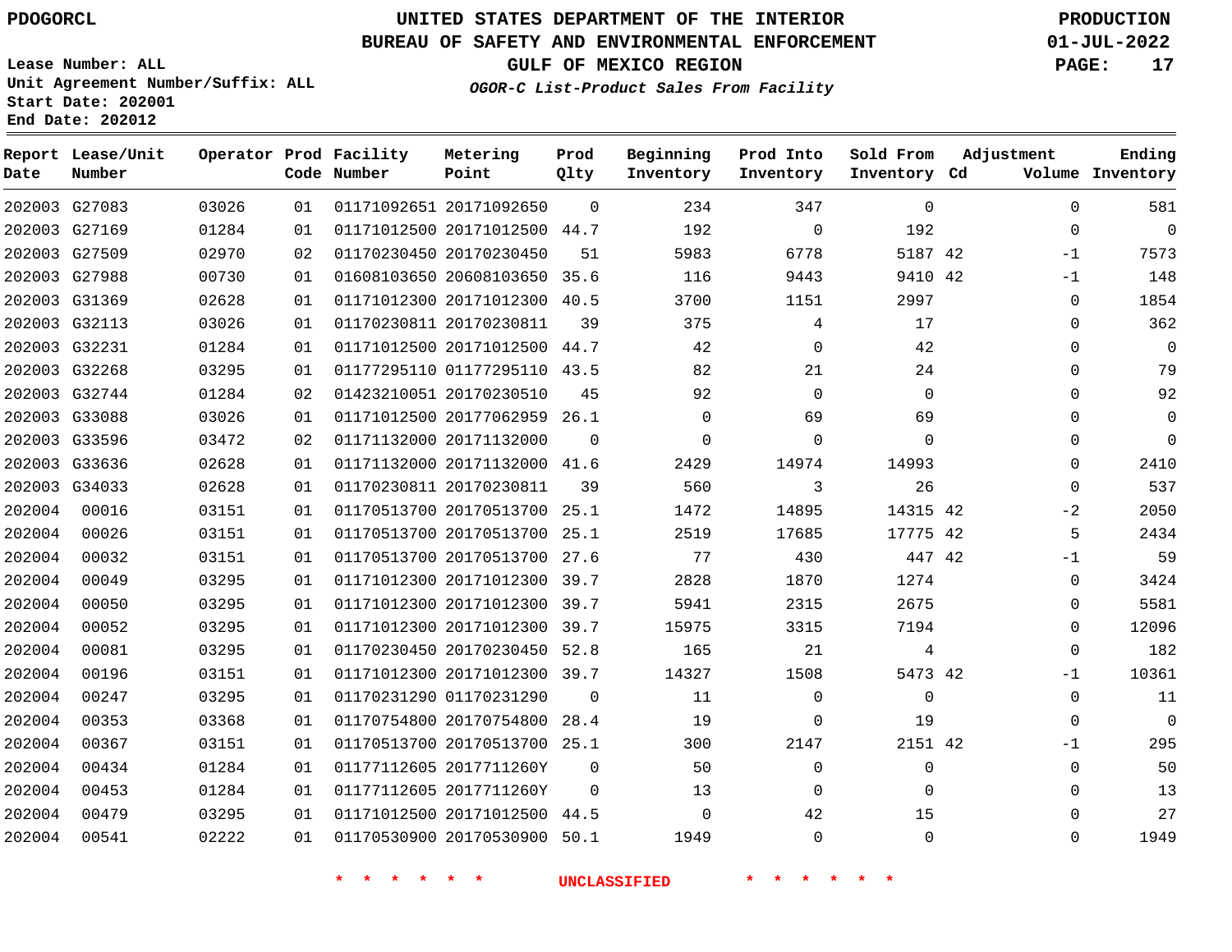PDOGORCL

**UNITED STATES DEPARTMENT OF THE INTERIOR**
**BUREAU OF SAFETY AND ENVIRONMENTAL ENFORCEMENT**
**GULF OF MEXICO REGION**
*OGOR-C List-Product Sales From Facility*

PRODUCTION
01-JUL-2022

Lease Number: ALL
Unit Agreement Number/Suffix: ALL
Start Date: 202001
End Date: 202012

| Report Date | Lease/Unit Number | Operator | Prod Code | Facility Number | Metering Point | Prod Qlty | Beginning Inventory | Prod Into Inventory | Sold From Inventory | Adjustment Cd | Volume | Ending Inventory |
|---|---|---|---|---|---|---|---|---|---|---|---|---|
| 202003 | G27083 | 03026 | 01 | 01171092651 | 20171092650 | 0 | 234 | 347 | 0 | | 0 | 581 |
| 202003 | G27169 | 01284 | 01 | 01171012500 | 20171012500 | 44.7 | 192 | 0 | 192 | | 0 | 0 |
| 202003 | G27509 | 02970 | 02 | 01170230450 | 20170230450 | 51 | 5983 | 6778 | 5187 | 42 | -1 | 7573 |
| 202003 | G27988 | 00730 | 01 | 01608103650 | 20608103650 | 35.6 | 116 | 9443 | 9410 | 42 | -1 | 148 |
| 202003 | G31369 | 02628 | 01 | 01171012300 | 20171012300 | 40.5 | 3700 | 1151 | 2997 | | 0 | 1854 |
| 202003 | G32113 | 03026 | 01 | 01170230811 | 20170230811 | 39 | 375 | 4 | 17 | | 0 | 362 |
| 202003 | G32231 | 01284 | 01 | 01171012500 | 20171012500 | 44.7 | 42 | 0 | 42 | | 0 | 0 |
| 202003 | G32268 | 03295 | 01 | 01177295110 | 01177295110 | 43.5 | 82 | 21 | 24 | | 0 | 79 |
| 202003 | G32744 | 01284 | 02 | 01423210051 | 20170230510 | 45 | 92 | 0 | 0 | | 0 | 92 |
| 202003 | G33088 | 03026 | 01 | 01171012500 | 20177062959 | 26.1 | 0 | 69 | 69 | | 0 | 0 |
| 202003 | G33596 | 03472 | 02 | 01171132000 | 20171132000 | 0 | 0 | 0 | 0 | | 0 | 0 |
| 202003 | G33636 | 02628 | 01 | 01171132000 | 20171132000 | 41.6 | 2429 | 14974 | 14993 | | 0 | 2410 |
| 202003 | G34033 | 02628 | 01 | 01170230811 | 20170230811 | 39 | 560 | 3 | 26 | | 0 | 537 |
| 202004 | 00016 | 03151 | 01 | 01170513700 | 20170513700 | 25.1 | 1472 | 14895 | 14315 | 42 | -2 | 2050 |
| 202004 | 00026 | 03151 | 01 | 01170513700 | 20170513700 | 25.1 | 2519 | 17685 | 17775 | 42 | 5 | 2434 |
| 202004 | 00032 | 03151 | 01 | 01170513700 | 20170513700 | 27.6 | 77 | 430 | 447 | 42 | -1 | 59 |
| 202004 | 00049 | 03295 | 01 | 01171012300 | 20171012300 | 39.7 | 2828 | 1870 | 1274 | | 0 | 3424 |
| 202004 | 00050 | 03295 | 01 | 01171012300 | 20171012300 | 39.7 | 5941 | 2315 | 2675 | | 0 | 5581 |
| 202004 | 00052 | 03295 | 01 | 01171012300 | 20171012300 | 39.7 | 15975 | 3315 | 7194 | | 0 | 12096 |
| 202004 | 00081 | 03295 | 01 | 01170230450 | 20170230450 | 52.8 | 165 | 21 | 4 | | 0 | 182 |
| 202004 | 00196 | 03151 | 01 | 01171012300 | 20171012300 | 39.7 | 14327 | 1508 | 5473 | 42 | -1 | 10361 |
| 202004 | 00247 | 03295 | 01 | 01170231290 | 01170231290 | 0 | 11 | 0 | 0 | | 0 | 11 |
| 202004 | 00353 | 03368 | 01 | 01170754800 | 20170754800 | 28.4 | 19 | 0 | 19 | | 0 | 0 |
| 202004 | 00367 | 03151 | 01 | 01170513700 | 20170513700 | 25.1 | 300 | 2147 | 2151 | 42 | -1 | 295 |
| 202004 | 00434 | 01284 | 01 | 01177112605 | 2017711260Y | 0 | 50 | 0 | 0 | | 0 | 50 |
| 202004 | 00453 | 01284 | 01 | 01177112605 | 2017711260Y | 0 | 13 | 0 | 0 | | 0 | 13 |
| 202004 | 00479 | 03295 | 01 | 01171012500 | 20171012500 | 44.5 | 0 | 42 | 15 | | 0 | 27 |
| 202004 | 00541 | 02222 | 01 | 01170530900 | 20170530900 | 50.1 | 1949 | 0 | 0 | | 0 | 1949 |

\* \* \* \* \* \* UNCLASSIFIED \* \* \* \* \* \*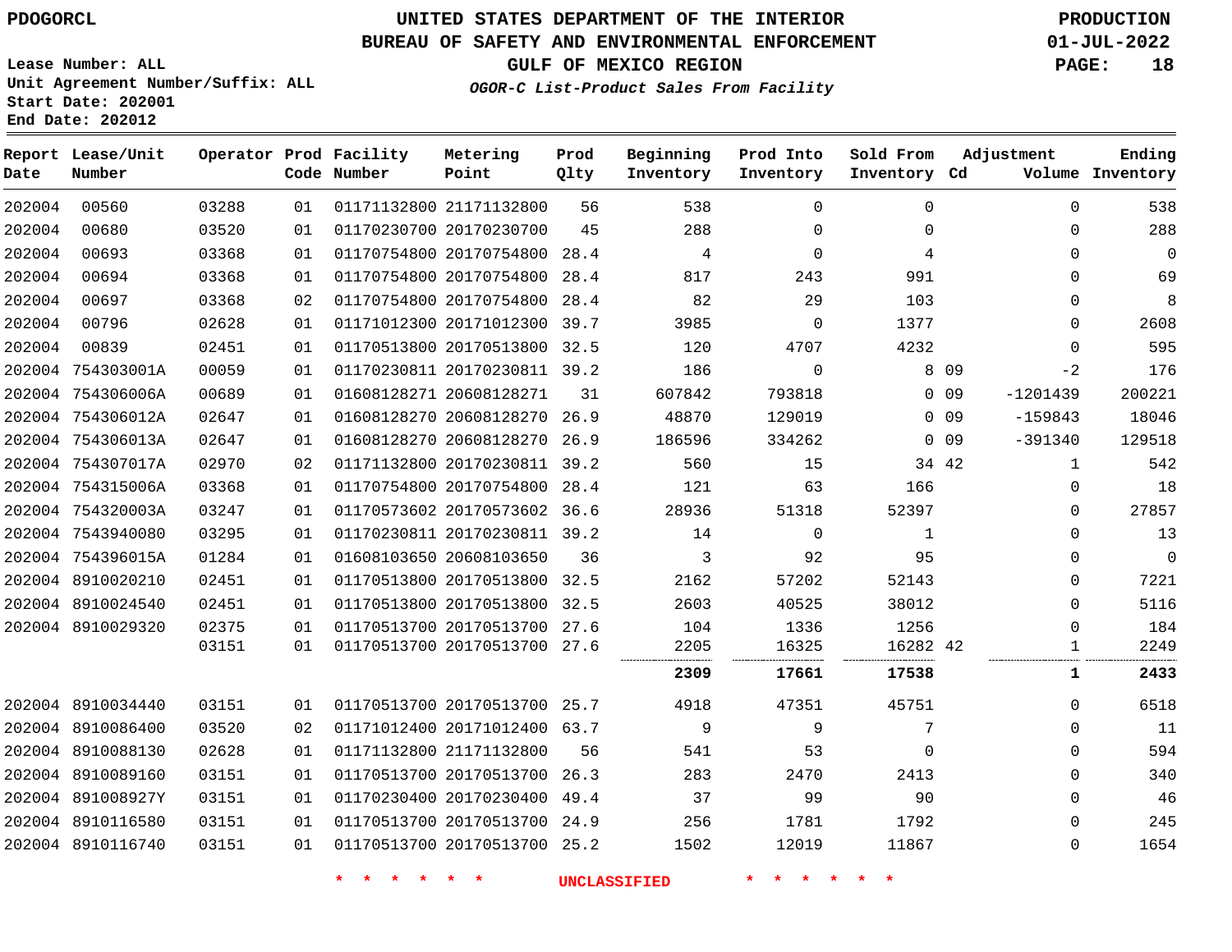PDOGORCL

# UNITED STATES DEPARTMENT OF THE INTERIOR
## BUREAU OF SAFETY AND ENVIRONMENTAL ENFORCEMENT
### GULF OF MEXICO REGION
*OGOR-C List-Product Sales From Facility*

PRODUCTION
01-JUL-2022

Lease Number: ALL
Unit Agreement Number/Suffix: ALL
Start Date: 202001
End Date: 202012

| Report Date | Lease/Unit Number | Operator | Prod Code | Facility Number | Metering Point | Prod Qlty | Beginning Inventory | Prod Into Inventory | Sold From Inventory | Adjustment Cd | Adjustment Volume | Ending Inventory |
|---|---|---|---|---|---|---|---|---|---|---|---|---|
| 202004 | 00560 | 03288 | 01 | 01171132800 | 21171132800 | 56 | 538 | 0 | 0 | | 0 | 538 |
| 202004 | 00680 | 03520 | 01 | 01170230700 | 20170230700 | 45 | 288 | 0 | 0 | | 0 | 288 |
| 202004 | 00693 | 03368 | 01 | 01170754800 | 20170754800 | 28.4 | 4 | 0 | 4 | | 0 | 0 |
| 202004 | 00694 | 03368 | 01 | 01170754800 | 20170754800 | 28.4 | 817 | 243 | 991 | | 0 | 69 |
| 202004 | 00697 | 03368 | 02 | 01170754800 | 20170754800 | 28.4 | 82 | 29 | 103 | | 0 | 8 |
| 202004 | 00796 | 02628 | 01 | 01171012300 | 20171012300 | 39.7 | 3985 | 0 | 1377 | | 0 | 2608 |
| 202004 | 00839 | 02451 | 01 | 01170513800 | 20170513800 | 32.5 | 120 | 4707 | 4232 | | 0 | 595 |
| 202004 | 754303001A | 00059 | 01 | 01170230811 | 20170230811 | 39.2 | 186 | 0 | 8 | 09 | -2 | 176 |
| 202004 | 754306006A | 00689 | 01 | 01608128271 | 20608128271 | 31 | 607842 | 793818 | 0 | 09 | -1201439 | 200221 |
| 202004 | 754306012A | 02647 | 01 | 01608128270 | 20608128270 | 26.9 | 48870 | 129019 | 0 | 09 | -159843 | 18046 |
| 202004 | 754306013A | 02647 | 01 | 01608128270 | 20608128270 | 26.9 | 186596 | 334262 | 0 | 09 | -391340 | 129518 |
| 202004 | 754307017A | 02970 | 02 | 01171132800 | 20170230811 | 39.2 | 560 | 15 | 34 | 42 | 1 | 542 |
| 202004 | 754315006A | 03368 | 01 | 01170754800 | 20170754800 | 28.4 | 121 | 63 | 166 | | 0 | 18 |
| 202004 | 754320003A | 03247 | 01 | 01170573602 | 20170573602 | 36.6 | 28936 | 51318 | 52397 | | 0 | 27857 |
| 202004 | 7543940080 | 03295 | 01 | 01170230811 | 20170230811 | 39.2 | 14 | 0 | 1 | | 0 | 13 |
| 202004 | 754396015A | 01284 | 01 | 01608103650 | 20608103650 | 36 | 3 | 92 | 95 | | 0 | 0 |
| 202004 | 8910020210 | 02451 | 01 | 01170513800 | 20170513800 | 32.5 | 2162 | 57202 | 52143 | | 0 | 7221 |
| 202004 | 8910024540 | 02451 | 01 | 01170513800 | 20170513800 | 32.5 | 2603 | 40525 | 38012 | | 0 | 5116 |
| 202004 | 8910029320 | 02375 | 01 | 01170513700 | 20170513700 | 27.6 | 104 | 1336 | 1256 | | 0 | 184 |
| | | 03151 | 01 | 01170513700 | 20170513700 | 27.6 | 2205 | 16325 | 16282 | 42 | 1 | 2249 |
| | | | | | | | **2309** | **17661** | **17538** | | **1** | **2433** |
| 202004 | 8910034440 | 03151 | 01 | 01170513700 | 20170513700 | 25.7 | 4918 | 47351 | 45751 | | 0 | 6518 |
| 202004 | 8910086400 | 03520 | 02 | 01171012400 | 20171012400 | 63.7 | 9 | 9 | 7 | | 0 | 11 |
| 202004 | 8910088130 | 02628 | 01 | 01171132800 | 21171132800 | 56 | 541 | 53 | 0 | | 0 | 594 |
| 202004 | 8910089160 | 03151 | 01 | 01170513700 | 20170513700 | 26.3 | 283 | 2470 | 2413 | | 0 | 340 |
| 202004 | 891008927Y | 03151 | 01 | 01170230400 | 20170230400 | 49.4 | 37 | 99 | 90 | | 0 | 46 |
| 202004 | 8910116580 | 03151 | 01 | 01170513700 | 20170513700 | 24.9 | 256 | 1781 | 1792 | | 0 | 245 |
| 202004 | 8910116740 | 03151 | 01 | 01170513700 | 20170513700 | 25.2 | 1502 | 12019 | 11867 | | 0 | 1654 |

\* \* \* \* \* \* UNCLASSIFIED \* \* \* \* \* \*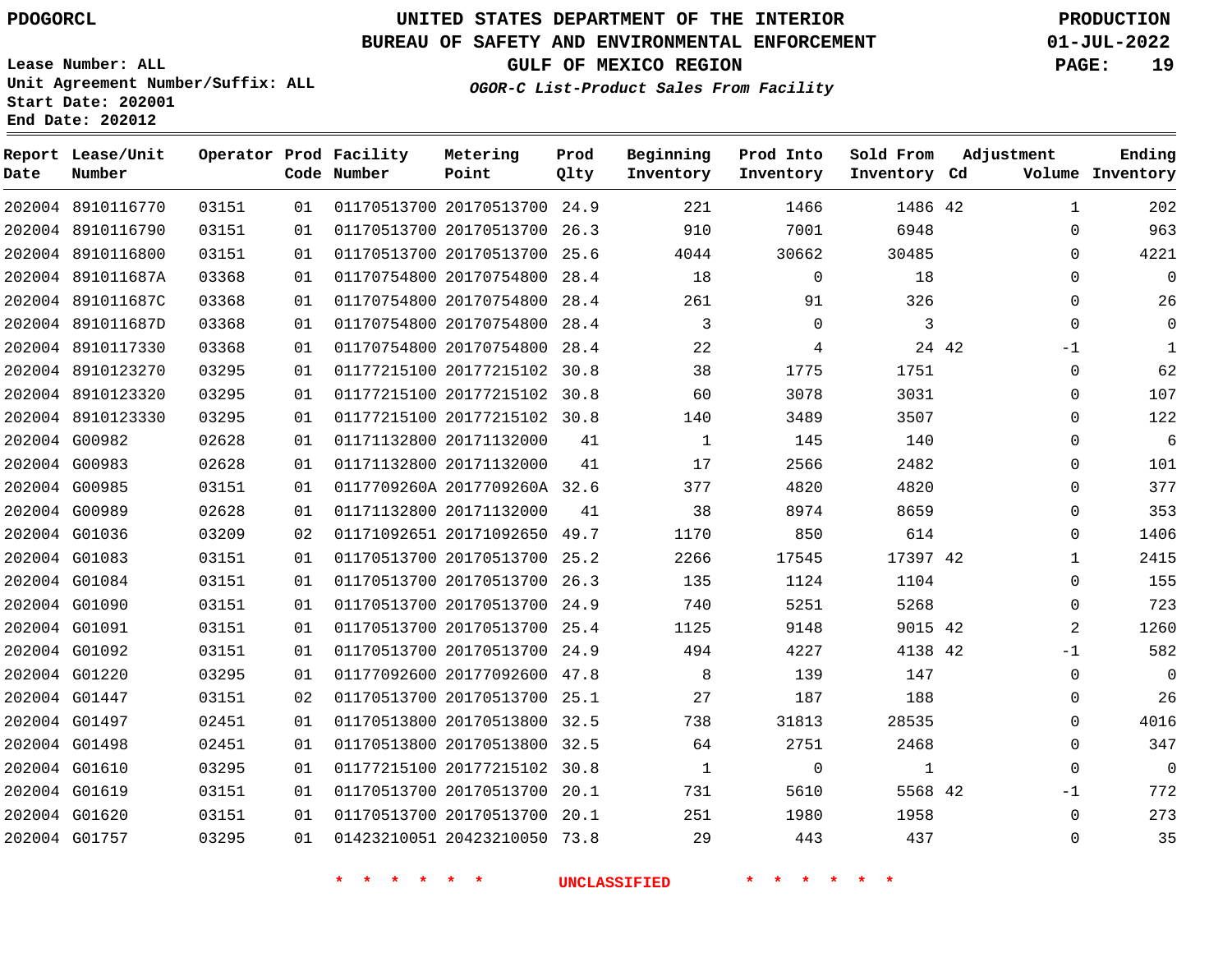PDOGORCL

# UNITED STATES DEPARTMENT OF THE INTERIOR
## BUREAU OF SAFETY AND ENVIRONMENTAL ENFORCEMENT
### GULF OF MEXICO REGION
*OGOR-C List-Product Sales From Facility*

PRODUCTION
01-JUL-2022

Lease Number: ALL
Unit Agreement Number/Suffix: ALL
Start Date: 202001
End Date: 202012

| Report Date | Lease/Unit Number | Operator | Prod Code | Facility Number | Metering Point | Prod Qlty | Beginning Inventory | Prod Into Inventory | Sold From Inventory | Adjustment Cd | Adjustment Volume | Ending Inventory |
|---|---|---|---|---|---|---|---|---|---|---|---|---|
| 202004 | 8910116770 | 03151 | 01 | 01170513700 | 20170513700 | 24.9 | 221 | 1466 | 1486 | 42 | 1 | 202 |
| 202004 | 8910116790 | 03151 | 01 | 01170513700 | 20170513700 | 26.3 | 910 | 7001 | 6948 | | 0 | 963 |
| 202004 | 8910116800 | 03151 | 01 | 01170513700 | 20170513700 | 25.6 | 4044 | 30662 | 30485 | | 0 | 4221 |
| 202004 | 891011687A | 03368 | 01 | 01170754800 | 20170754800 | 28.4 | 18 | 0 | 18 | | 0 | 0 |
| 202004 | 891011687C | 03368 | 01 | 01170754800 | 20170754800 | 28.4 | 261 | 91 | 326 | | 0 | 26 |
| 202004 | 891011687D | 03368 | 01 | 01170754800 | 20170754800 | 28.4 | 3 | 0 | 3 | | 0 | 0 |
| 202004 | 8910117330 | 03368 | 01 | 01170754800 | 20170754800 | 28.4 | 22 | 4 | 24 | 42 | -1 | 1 |
| 202004 | 8910123270 | 03295 | 01 | 01177215100 | 20177215102 | 30.8 | 38 | 1775 | 1751 | | 0 | 62 |
| 202004 | 8910123320 | 03295 | 01 | 01177215100 | 20177215102 | 30.8 | 60 | 3078 | 3031 | | 0 | 107 |
| 202004 | 8910123330 | 03295 | 01 | 01177215100 | 20177215102 | 30.8 | 140 | 3489 | 3507 | | 0 | 122 |
| 202004 | G00982 | 02628 | 01 | 01171132800 | 20171132000 | 41 | 1 | 145 | 140 | | 0 | 6 |
| 202004 | G00983 | 02628 | 01 | 01171132800 | 20171132000 | 41 | 17 | 2566 | 2482 | | 0 | 101 |
| 202004 | G00985 | 03151 | 01 | 0117709260A | 2017709260A | 32.6 | 377 | 4820 | 4820 | | 0 | 377 |
| 202004 | G00989 | 02628 | 01 | 01171132800 | 20171132000 | 41 | 38 | 8974 | 8659 | | 0 | 353 |
| 202004 | G01036 | 03209 | 02 | 01171092651 | 20171092650 | 49.7 | 1170 | 850 | 614 | | 0 | 1406 |
| 202004 | G01083 | 03151 | 01 | 01170513700 | 20170513700 | 25.2 | 2266 | 17545 | 17397 | 42 | 1 | 2415 |
| 202004 | G01084 | 03151 | 01 | 01170513700 | 20170513700 | 26.3 | 135 | 1124 | 1104 | | 0 | 155 |
| 202004 | G01090 | 03151 | 01 | 01170513700 | 20170513700 | 24.9 | 740 | 5251 | 5268 | | 0 | 723 |
| 202004 | G01091 | 03151 | 01 | 01170513700 | 20170513700 | 25.4 | 1125 | 9148 | 9015 | 42 | 2 | 1260 |
| 202004 | G01092 | 03151 | 01 | 01170513700 | 20170513700 | 24.9 | 494 | 4227 | 4138 | 42 | -1 | 582 |
| 202004 | G01220 | 03295 | 01 | 01177092600 | 20177092600 | 47.8 | 8 | 139 | 147 | | 0 | 0 |
| 202004 | G01447 | 03151 | 02 | 01170513700 | 20170513700 | 25.1 | 27 | 187 | 188 | | 0 | 26 |
| 202004 | G01497 | 02451 | 01 | 01170513800 | 20170513800 | 32.5 | 738 | 31813 | 28535 | | 0 | 4016 |
| 202004 | G01498 | 02451 | 01 | 01170513800 | 20170513800 | 32.5 | 64 | 2751 | 2468 | | 0 | 347 |
| 202004 | G01610 | 03295 | 01 | 01177215100 | 20177215102 | 30.8 | 1 | 0 | 1 | | 0 | 0 |
| 202004 | G01619 | 03151 | 01 | 01170513700 | 20170513700 | 20.1 | 731 | 5610 | 5568 | 42 | -1 | 772 |
| 202004 | G01620 | 03151 | 01 | 01170513700 | 20170513700 | 20.1 | 251 | 1980 | 1958 | | 0 | 273 |
| 202004 | G01757 | 03295 | 01 | 01423210051 | 20423210050 | 73.8 | 29 | 443 | 437 | | 0 | 35 |

* * * * * * UNCLASSIFIED * * * * * *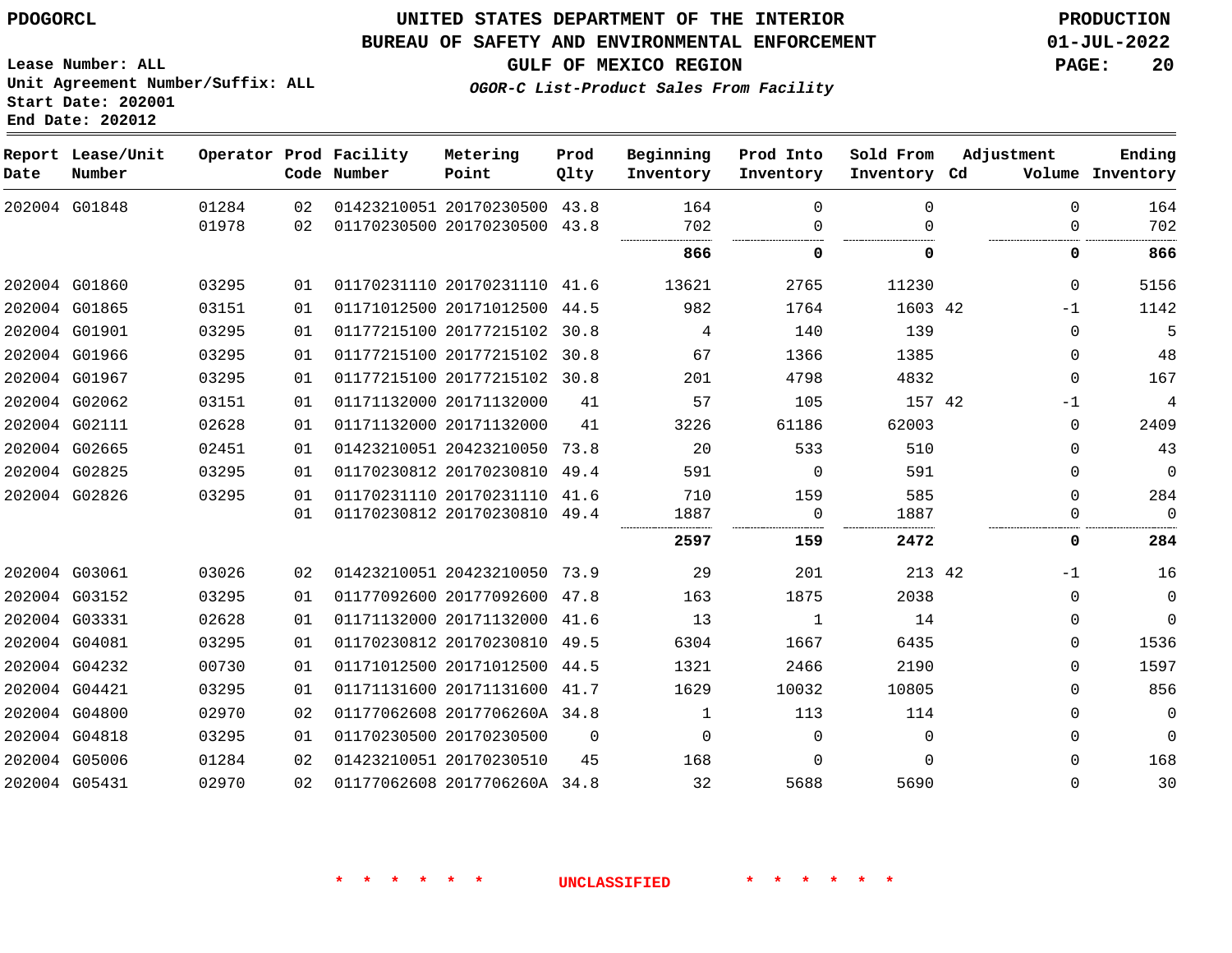PDOGORCL

# UNITED STATES DEPARTMENT OF THE INTERIOR
## BUREAU OF SAFETY AND ENVIRONMENTAL ENFORCEMENT
### GULF OF MEXICO REGION
*OGOR-C List-Product Sales From Facility*

PRODUCTION
01-JUL-2022

Lease Number: ALL
Unit Agreement Number/Suffix: ALL
Start Date: 202001
End Date: 202012

| Report Date | Lease/Unit Number | Operator | Prod Code | Facility Number | Metering Point | Prod Qlty | Beginning Inventory | Prod Into Inventory | Sold From Inventory | Adjustment Cd | Adjustment Volume | Ending Inventory |
|---|---|---|---|---|---|---|---|---|---|---|---|---|
| 202004 | G01848 | 01284 | 02 | 01423210051 | 20170230500 | 43.8 | 164 | 0 | 0 | | 0 | 164 |
| | | 01978 | 02 | 01170230500 | 20170230500 | 43.8 | 702 | 0 | 0 | | 0 | 702 |
| | | | | | | | **866** | **0** | **0** | | **0** | **866** |
| 202004 | G01860 | 03295 | 01 | 01170231110 | 20170231110 | 41.6 | 13621 | 2765 | 11230 | | 0 | 5156 |
| 202004 | G01865 | 03151 | 01 | 01171012500 | 20171012500 | 44.5 | 982 | 1764 | 1603 | 42 | -1 | 1142 |
| 202004 | G01901 | 03295 | 01 | 01177215100 | 20177215102 | 30.8 | 4 | 140 | 139 | | 0 | 5 |
| 202004 | G01966 | 03295 | 01 | 01177215100 | 20177215102 | 30.8 | 67 | 1366 | 1385 | | 0 | 48 |
| 202004 | G01967 | 03295 | 01 | 01177215100 | 20177215102 | 30.8 | 201 | 4798 | 4832 | | 0 | 167 |
| 202004 | G02062 | 03151 | 01 | 01171132000 | 20171132000 | 41 | 57 | 105 | 157 | 42 | -1 | 4 |
| 202004 | G02111 | 02628 | 01 | 01171132000 | 20171132000 | 41 | 3226 | 61186 | 62003 | | 0 | 2409 |
| 202004 | G02665 | 02451 | 01 | 01423210051 | 20423210050 | 73.8 | 20 | 533 | 510 | | 0 | 43 |
| 202004 | G02825 | 03295 | 01 | 01170230812 | 20170230810 | 49.4 | 591 | 0 | 591 | | 0 | 0 |
| 202004 | G02826 | 03295 | 01 | 01170231110 | 20170231110 | 41.6 | 710 | 159 | 585 | | 0 | 284 |
| | | | 01 | 01170230812 | 20170230810 | 49.4 | 1887 | 0 | 1887 | | 0 | 0 |
| | | | | | | | **2597** | **159** | **2472** | | **0** | **284** |
| 202004 | G03061 | 03026 | 02 | 01423210051 | 20423210050 | 73.9 | 29 | 201 | 213 | 42 | -1 | 16 |
| 202004 | G03152 | 03295 | 01 | 01177092600 | 20177092600 | 47.8 | 163 | 1875 | 2038 | | 0 | 0 |
| 202004 | G03331 | 02628 | 01 | 01171132000 | 20171132000 | 41.6 | 13 | 1 | 14 | | 0 | 0 |
| 202004 | G04081 | 03295 | 01 | 01170230812 | 20170230810 | 49.5 | 6304 | 1667 | 6435 | | 0 | 1536 |
| 202004 | G04232 | 00730 | 01 | 01171012500 | 20171012500 | 44.5 | 1321 | 2466 | 2190 | | 0 | 1597 |
| 202004 | G04421 | 03295 | 01 | 01171131600 | 20171131600 | 41.7 | 1629 | 10032 | 10805 | | 0 | 856 |
| 202004 | G04800 | 02970 | 02 | 01177062608 | 2017706260A | 34.8 | 1 | 113 | 114 | | 0 | 0 |
| 202004 | G04818 | 03295 | 01 | 01170230500 | 20170230500 | 0 | 0 | 0 | 0 | | 0 | 0 |
| 202004 | G05006 | 01284 | 02 | 01423210051 | 20170230510 | 45 | 168 | 0 | 0 | | 0 | 168 |
| 202004 | G05431 | 02970 | 02 | 01177062608 | 2017706260A | 34.8 | 32 | 5688 | 5690 | | 0 | 30 |

* * * * * * UNCLASSIFIED * * * * * *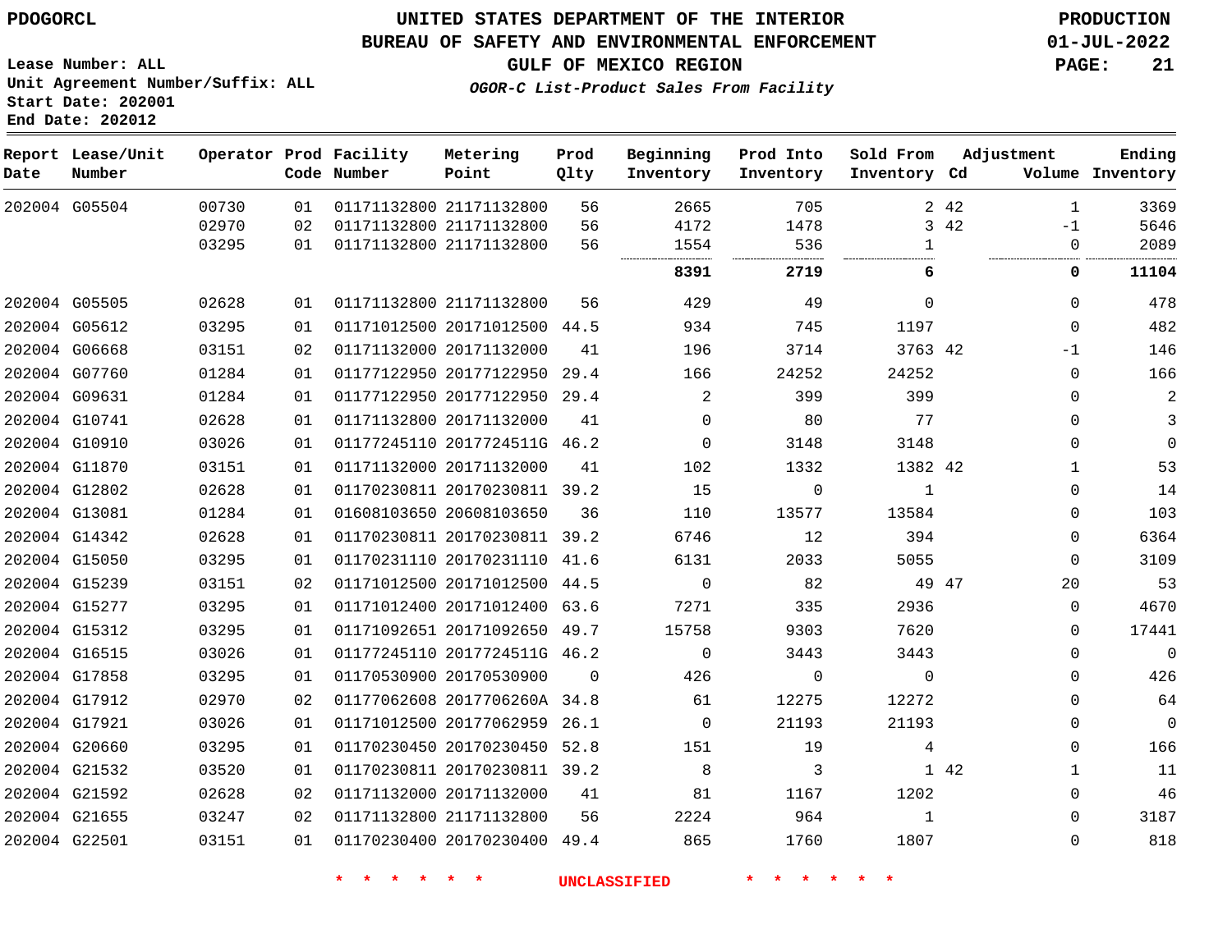PDOGORCL

# UNITED STATES DEPARTMENT OF THE INTERIOR
## BUREAU OF SAFETY AND ENVIRONMENTAL ENFORCEMENT
### GULF OF MEXICO REGION
*OGOR-C List-Product Sales From Facility*

PRODUCTION
01-JUL-2022

Lease Number: ALL
Unit Agreement Number/Suffix: ALL
Start Date: 202001
End Date: 202012

| Report Date | Lease/Unit Number | Operator | Prod Code | Facility Number | Metering Point | Prod Qlty | Beginning Inventory | Prod Into Inventory | Sold From Inventory | Adjustment Cd | Adjustment Volume | Ending Inventory |
|---|---|---|---|---|---|---|---|---|---|---|---|---|
| 202004 | G05504 | 00730 | 01 | 01171132800 | 21171132800 | 56 | 2665 | 705 | 2 | 42 | 1 | 3369 |
| | | 02970 | 02 | 01171132800 | 21171132800 | 56 | 4172 | 1478 | 3 | 42 | -1 | 5646 |
| | | 03295 | 01 | 01171132800 | 21171132800 | 56 | 1554 | 536 | 1 | | 0 | 2089 |
| | | | | | | | **8391** | **2719** | **6** | | **0** | **11104** |
| 202004 | G05505 | 02628 | 01 | 01171132800 | 21171132800 | 56 | 429 | 49 | 0 | | 0 | 478 |
| 202004 | G05612 | 03295 | 01 | 01171012500 | 20171012500 | 44.5 | 934 | 745 | 1197 | | 0 | 482 |
| 202004 | G06668 | 03151 | 02 | 01171132000 | 20171132000 | 41 | 196 | 3714 | 3763 | 42 | -1 | 146 |
| 202004 | G07760 | 01284 | 01 | 01177122950 | 20177122950 | 29.4 | 166 | 24252 | 24252 | | 0 | 166 |
| 202004 | G09631 | 01284 | 01 | 01177122950 | 20177122950 | 29.4 | 2 | 399 | 399 | | 0 | 2 |
| 202004 | G10741 | 02628 | 01 | 01171132800 | 20171132000 | 41 | 0 | 80 | 77 | | 0 | 3 |
| 202004 | G10910 | 03026 | 01 | 01177245110 | 2017724511G | 46.2 | 0 | 3148 | 3148 | | 0 | 0 |
| 202004 | G11870 | 03151 | 01 | 01171132000 | 20171132000 | 41 | 102 | 1332 | 1382 | 42 | 1 | 53 |
| 202004 | G12802 | 02628 | 01 | 01170230811 | 20170230811 | 39.2 | 15 | 0 | 1 | | 0 | 14 |
| 202004 | G13081 | 01284 | 01 | 01608103650 | 20608103650 | 36 | 110 | 13577 | 13584 | | 0 | 103 |
| 202004 | G14342 | 02628 | 01 | 01170230811 | 20170230811 | 39.2 | 6746 | 12 | 394 | | 0 | 6364 |
| 202004 | G15050 | 03295 | 01 | 01170231110 | 20170231110 | 41.6 | 6131 | 2033 | 5055 | | 0 | 3109 |
| 202004 | G15239 | 03151 | 02 | 01171012500 | 20171012500 | 44.5 | 0 | 82 | 49 | 47 | 20 | 53 |
| 202004 | G15277 | 03295 | 01 | 01171012400 | 20171012400 | 63.6 | 7271 | 335 | 2936 | | 0 | 4670 |
| 202004 | G15312 | 03295 | 01 | 01171092651 | 20171092650 | 49.7 | 15758 | 9303 | 7620 | | 0 | 17441 |
| 202004 | G16515 | 03026 | 01 | 01177245110 | 2017724511G | 46.2 | 0 | 3443 | 3443 | | 0 | 0 |
| 202004 | G17858 | 03295 | 01 | 01170530900 | 20170530900 | 0 | 426 | 0 | 0 | | 0 | 426 |
| 202004 | G17912 | 02970 | 02 | 01177062608 | 2017706260A | 34.8 | 61 | 12275 | 12272 | | 0 | 64 |
| 202004 | G17921 | 03026 | 01 | 01171012500 | 20177062959 | 26.1 | 0 | 21193 | 21193 | | 0 | 0 |
| 202004 | G20660 | 03295 | 01 | 01170230450 | 20170230450 | 52.8 | 151 | 19 | 4 | | 0 | 166 |
| 202004 | G21532 | 03520 | 01 | 01170230811 | 20170230811 | 39.2 | 8 | 3 | 1 | 42 | 1 | 11 |
| 202004 | G21592 | 02628 | 02 | 01171132000 | 20171132000 | 41 | 81 | 1167 | 1202 | | 0 | 46 |
| 202004 | G21655 | 03247 | 02 | 01171132800 | 21171132800 | 56 | 2224 | 964 | 1 | | 0 | 3187 |
| 202004 | G22501 | 03151 | 01 | 01170230400 | 20170230400 | 49.4 | 865 | 1760 | 1807 | | 0 | 818 |

* * * * * * UNCLASSIFIED * * * * * *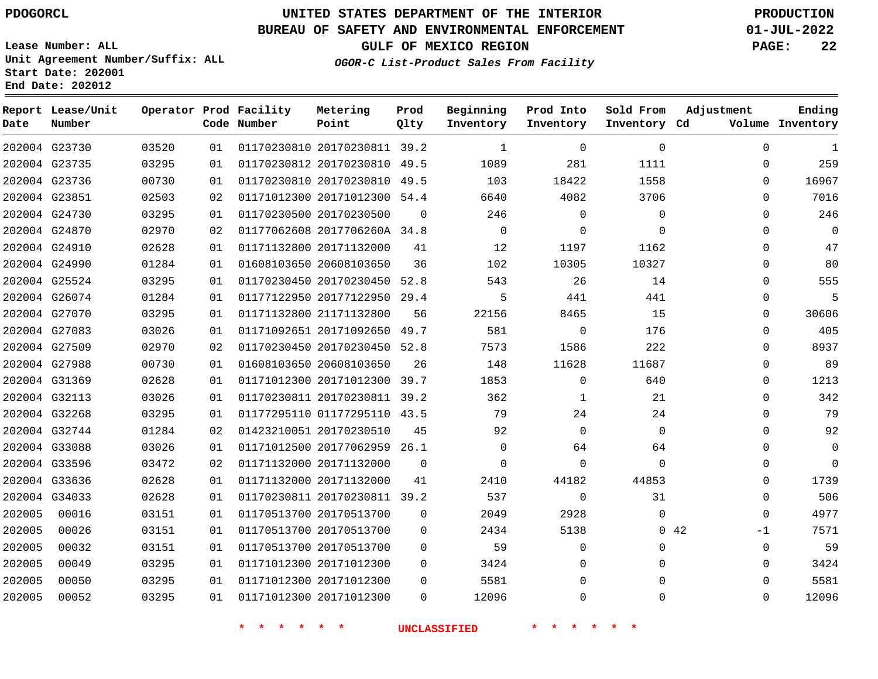PDOGORCL

# UNITED STATES DEPARTMENT OF THE INTERIOR
## BUREAU OF SAFETY AND ENVIRONMENTAL ENFORCEMENT
### GULF OF MEXICO REGION

*OGOR-C List-Product Sales From Facility*

PRODUCTION
01-JUL-2022

Lease Number: ALL
Unit Agreement Number/Suffix: ALL
Start Date: 202001
End Date: 202012

| Report Date | Lease/Unit Number | Operator | Prod Code | Facility Number | Metering Point | Prod Qlty | Beginning Inventory | Prod Into Inventory | Sold From Inventory | Adjustment Cd | Adjustment Volume | Ending Inventory |
|---|---|---|---|---|---|---|---|---|---|---|---|---|
| 202004 | G23730 | 03520 | 01 | 01170230810 | 20170230811 | 39.2 | 1 | 0 | 0 | | 0 | 1 |
| 202004 | G23735 | 03295 | 01 | 01170230812 | 20170230810 | 49.5 | 1089 | 281 | 1111 | | 0 | 259 |
| 202004 | G23736 | 00730 | 01 | 01170230810 | 20170230810 | 49.5 | 103 | 18422 | 1558 | | 0 | 16967 |
| 202004 | G23851 | 02503 | 02 | 01171012300 | 20171012300 | 54.4 | 6640 | 4082 | 3706 | | 0 | 7016 |
| 202004 | G24730 | 03295 | 01 | 01170230500 | 20170230500 | 0 | 246 | 0 | 0 | | 0 | 246 |
| 202004 | G24870 | 02970 | 02 | 01177062608 | 2017706260A | 34.8 | 0 | 0 | 0 | | 0 | 0 |
| 202004 | G24910 | 02628 | 01 | 01171132800 | 20171132000 | 41 | 12 | 1197 | 1162 | | 0 | 47 |
| 202004 | G24990 | 01284 | 01 | 01608103650 | 20608103650 | 36 | 102 | 10305 | 10327 | | 0 | 80 |
| 202004 | G25524 | 03295 | 01 | 01170230450 | 20170230450 | 52.8 | 543 | 26 | 14 | | 0 | 555 |
| 202004 | G26074 | 01284 | 01 | 01177122950 | 20177122950 | 29.4 | 5 | 441 | 441 | | 0 | 5 |
| 202004 | G27070 | 03295 | 01 | 01171132800 | 21171132800 | 56 | 22156 | 8465 | 15 | | 0 | 30606 |
| 202004 | G27083 | 03026 | 01 | 01171092651 | 20171092650 | 49.7 | 581 | 0 | 176 | | 0 | 405 |
| 202004 | G27509 | 02970 | 02 | 01170230450 | 20170230450 | 52.8 | 7573 | 1586 | 222 | | 0 | 8937 |
| 202004 | G27988 | 00730 | 01 | 01608103650 | 20608103650 | 26 | 148 | 11628 | 11687 | | 0 | 89 |
| 202004 | G31369 | 02628 | 01 | 01171012300 | 20171012300 | 39.7 | 1853 | 0 | 640 | | 0 | 1213 |
| 202004 | G32113 | 03026 | 01 | 01170230811 | 20170230811 | 39.2 | 362 | 1 | 21 | | 0 | 342 |
| 202004 | G32268 | 03295 | 01 | 01177295110 | 01177295110 | 43.5 | 79 | 24 | 24 | | 0 | 79 |
| 202004 | G32744 | 01284 | 02 | 01423210051 | 20170230510 | 45 | 92 | 0 | 0 | | 0 | 92 |
| 202004 | G33088 | 03026 | 01 | 01171012500 | 20177062959 | 26.1 | 0 | 64 | 64 | | 0 | 0 |
| 202004 | G33596 | 03472 | 02 | 01171132000 | 20171132000 | 0 | 0 | 0 | 0 | | 0 | 0 |
| 202004 | G33636 | 02628 | 01 | 01171132000 | 20171132000 | 41 | 2410 | 44182 | 44853 | | 0 | 1739 |
| 202004 | G34033 | 02628 | 01 | 01170230811 | 20170230811 | 39.2 | 537 | 0 | 31 | | 0 | 506 |
| 202005 | 00016 | 03151 | 01 | 01170513700 | 20170513700 | 0 | 2049 | 2928 | 0 | | 0 | 4977 |
| 202005 | 00026 | 03151 | 01 | 01170513700 | 20170513700 | 0 | 2434 | 5138 | 0 | 42 | -1 | 7571 |
| 202005 | 00032 | 03151 | 01 | 01170513700 | 20170513700 | 0 | 59 | 0 | 0 | | 0 | 59 |
| 202005 | 00049 | 03295 | 01 | 01171012300 | 20171012300 | 0 | 3424 | 0 | 0 | | 0 | 3424 |
| 202005 | 00050 | 03295 | 01 | 01171012300 | 20171012300 | 0 | 5581 | 0 | 0 | | 0 | 5581 |
| 202005 | 00052 | 03295 | 01 | 01171012300 | 20171012300 | 0 | 12096 | 0 | 0 | | 0 | 12096 |

* * * * * * UNCLASSIFIED * * * * * *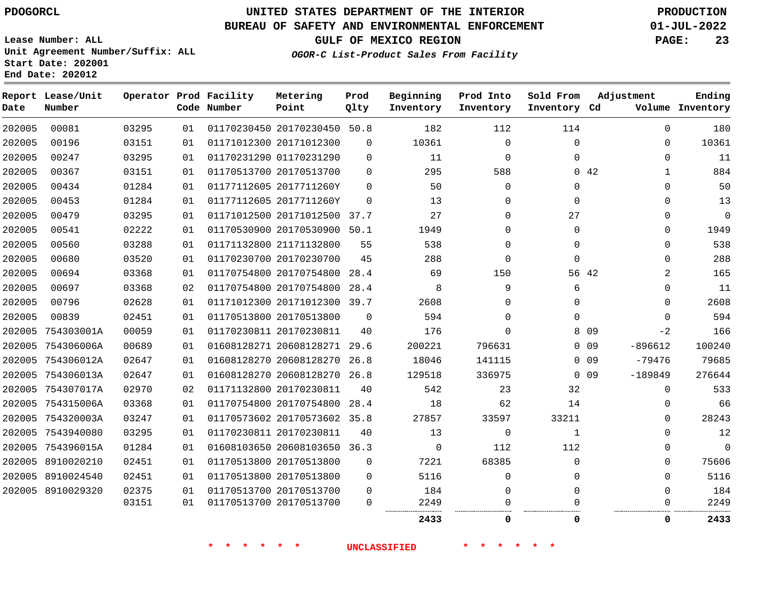PDOGORCL

# UNITED STATES DEPARTMENT OF THE INTERIOR
## BUREAU OF SAFETY AND ENVIRONMENTAL ENFORCEMENT
### GULF OF MEXICO REGION

*OGOR-C List-Product Sales From Facility*

PRODUCTION
01-JUL-2022

Lease Number: ALL
Unit Agreement Number/Suffix: ALL
Start Date: 202001
End Date: 202012

| Report Date | Lease/Unit Number | Operator | Prod Code | Facility Number | Metering Point | Prod Qlty | Beginning Inventory | Prod Into Inventory | Sold From Inventory | Adjustment Cd | Adjustment Volume | Ending Inventory |
|---|---|---|---|---|---|---|---|---|---|---|---|---|
| 202005 | 00081 | 03295 | 01 | 01170230450 | 20170230450 | 50.8 | 182 | 112 | 114 | | 0 | 180 |
| 202005 | 00196 | 03151 | 01 | 01171012300 | 20171012300 | 0 | 10361 | 0 | 0 | | 0 | 10361 |
| 202005 | 00247 | 03295 | 01 | 01170231290 | 01170231290 | 0 | 11 | 0 | 0 | | 0 | 11 |
| 202005 | 00367 | 03151 | 01 | 01170513700 | 20170513700 | 0 | 295 | 588 | 0 | 42 | 1 | 884 |
| 202005 | 00434 | 01284 | 01 | 01177112605 | 2017711260Y | 0 | 50 | 0 | 0 | | 0 | 50 |
| 202005 | 00453 | 01284 | 01 | 01177112605 | 2017711260Y | 0 | 13 | 0 | 0 | | 0 | 13 |
| 202005 | 00479 | 03295 | 01 | 01171012500 | 20171012500 | 37.7 | 27 | 0 | 27 | | 0 | 0 |
| 202005 | 00541 | 02222 | 01 | 01170530900 | 20170530900 | 50.1 | 1949 | 0 | 0 | | 0 | 1949 |
| 202005 | 00560 | 03288 | 01 | 01171132800 | 21171132800 | 55 | 538 | 0 | 0 | | 0 | 538 |
| 202005 | 00680 | 03520 | 01 | 01170230700 | 20170230700 | 45 | 288 | 0 | 0 | | 0 | 288 |
| 202005 | 00694 | 03368 | 01 | 01170754800 | 20170754800 | 28.4 | 69 | 150 | 56 | 42 | 2 | 165 |
| 202005 | 00697 | 03368 | 02 | 01170754800 | 20170754800 | 28.4 | 8 | 9 | 6 | | 0 | 11 |
| 202005 | 00796 | 02628 | 01 | 01171012300 | 20171012300 | 39.7 | 2608 | 0 | 0 | | 0 | 2608 |
| 202005 | 00839 | 02451 | 01 | 01170513800 | 20170513800 | 0 | 594 | 0 | 0 | | 0 | 594 |
| 202005 | 754303001A | 00059 | 01 | 01170230811 | 20170230811 | 40 | 176 | 0 | 8 | 09 | -2 | 166 |
| 202005 | 754306006A | 00689 | 01 | 01608128271 | 20608128271 | 29.6 | 200221 | 796631 | 0 | 09 | -896612 | 100240 |
| 202005 | 754306012A | 02647 | 01 | 01608128270 | 20608128270 | 26.8 | 18046 | 141115 | 0 | 09 | -79476 | 79685 |
| 202005 | 754306013A | 02647 | 01 | 01608128270 | 20608128270 | 26.8 | 129518 | 336975 | 0 | 09 | -189849 | 276644 |
| 202005 | 754307017A | 02970 | 02 | 01171132800 | 20170230811 | 40 | 542 | 23 | 32 | | 0 | 533 |
| 202005 | 754315006A | 03368 | 01 | 01170754800 | 20170754800 | 28.4 | 18 | 62 | 14 | | 0 | 66 |
| 202005 | 754320003A | 03247 | 01 | 01170573602 | 20170573602 | 35.8 | 27857 | 33597 | 33211 | | 0 | 28243 |
| 202005 | 7543940080 | 03295 | 01 | 01170230811 | 20170230811 | 40 | 13 | 0 | 1 | | 0 | 12 |
| 202005 | 754396015A | 01284 | 01 | 01608103650 | 20608103650 | 36.3 | 0 | 112 | 112 | | 0 | 0 |
| 202005 | 8910020210 | 02451 | 01 | 01170513800 | 20170513800 | 0 | 7221 | 68385 | 0 | | 0 | 75606 |
| 202005 | 8910024540 | 02451 | 01 | 01170513800 | 20170513800 | 0 | 5116 | 0 | 0 | | 0 | 5116 |
| 202005 | 8910029320 | 02375 | 01 | 01170513700 | 20170513700 | 0 | 184 | 0 | 0 | | 0 | 184 |
| | | 03151 | 01 | 01170513700 | 20170513700 | 0 | 2249 | 0 | 0 | | 0 | 2249 |
| | | | | | | | **2433** | **0** | **0** | | **0** | **2433** |

\* \* \* \* \* \* UNCLASSIFIED \* \* \* \* \* \*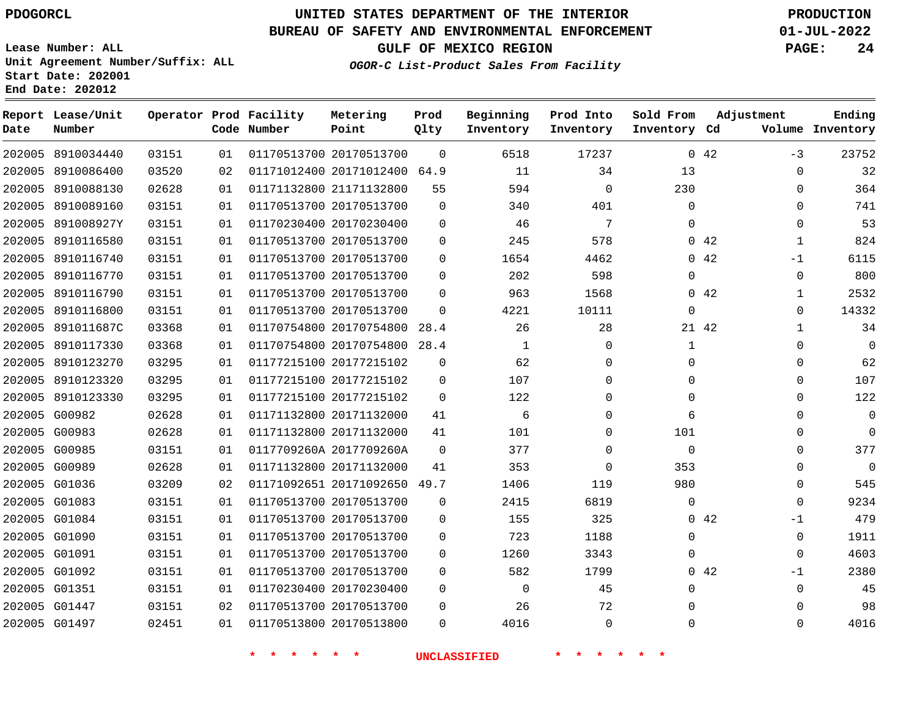PDOGORCL

Lease Number: ALL
Unit Agreement Number/Suffix: ALL
Start Date: 202001
End Date: 202012

# UNITED STATES DEPARTMENT OF THE INTERIOR
## BUREAU OF SAFETY AND ENVIRONMENTAL ENFORCEMENT
## GULF OF MEXICO REGION
### *OGOR-C List-Product Sales From Facility*

PRODUCTION
01-JUL-2022

| Report Date | Lease/Unit Number | Operator | Prod Code | Facility Number | Metering Point | Prod Qlty | Beginning Inventory | Prod Into Inventory | Sold From Inventory | Adjustment Cd | Adjustment Volume | Ending Inventory |
|---|---|---|---|---|---|---|---|---|---|---|---|---|
| 202005 | 8910034440 | 03151 | 01 | 01170513700 | 20170513700 | 0 | 6518 | 17237 | 0 | 42 | -3 | 23752 |
| 202005 | 8910086400 | 03520 | 02 | 01171012400 | 20171012400 | 64.9 | 11 | 34 | 13 | | 0 | 32 |
| 202005 | 8910088130 | 02628 | 01 | 01171132800 | 21171132800 | 55 | 594 | 0 | 230 | | 0 | 364 |
| 202005 | 8910089160 | 03151 | 01 | 01170513700 | 20170513700 | 0 | 340 | 401 | 0 | | 0 | 741 |
| 202005 | 891008927Y | 03151 | 01 | 01170230400 | 20170230400 | 0 | 46 | 7 | 0 | | 0 | 53 |
| 202005 | 8910116580 | 03151 | 01 | 01170513700 | 20170513700 | 0 | 245 | 578 | 0 | 42 | 1 | 824 |
| 202005 | 8910116740 | 03151 | 01 | 01170513700 | 20170513700 | 0 | 1654 | 4462 | 0 | 42 | -1 | 6115 |
| 202005 | 8910116770 | 03151 | 01 | 01170513700 | 20170513700 | 0 | 202 | 598 | 0 | | 0 | 800 |
| 202005 | 8910116790 | 03151 | 01 | 01170513700 | 20170513700 | 0 | 963 | 1568 | 0 | 42 | 1 | 2532 |
| 202005 | 8910116800 | 03151 | 01 | 01170513700 | 20170513700 | 0 | 4221 | 10111 | 0 | | 0 | 14332 |
| 202005 | 891011687C | 03368 | 01 | 01170754800 | 20170754800 | 28.4 | 26 | 28 | 21 | 42 | 1 | 34 |
| 202005 | 8910117330 | 03368 | 01 | 01170754800 | 20170754800 | 28.4 | 1 | 0 | 1 | | 0 | 0 |
| 202005 | 8910123270 | 03295 | 01 | 01177215100 | 20177215102 | 0 | 62 | 0 | 0 | | 0 | 62 |
| 202005 | 8910123320 | 03295 | 01 | 01177215100 | 20177215102 | 0 | 107 | 0 | 0 | | 0 | 107 |
| 202005 | 8910123330 | 03295 | 01 | 01177215100 | 20177215102 | 0 | 122 | 0 | 0 | | 0 | 122 |
| 202005 | G00982 | 02628 | 01 | 01171132800 | 20171132000 | 41 | 6 | 0 | 6 | | 0 | 0 |
| 202005 | G00983 | 02628 | 01 | 01171132800 | 20171132000 | 41 | 101 | 0 | 101 | | 0 | 0 |
| 202005 | G00985 | 03151 | 01 | 0117709260A | 2017709260A | 0 | 377 | 0 | 0 | | 0 | 377 |
| 202005 | G00989 | 02628 | 01 | 01171132800 | 20171132000 | 41 | 353 | 0 | 353 | | 0 | 0 |
| 202005 | G01036 | 03209 | 02 | 01171092651 | 20171092650 | 49.7 | 1406 | 119 | 980 | | 0 | 545 |
| 202005 | G01083 | 03151 | 01 | 01170513700 | 20170513700 | 0 | 2415 | 6819 | 0 | | 0 | 9234 |
| 202005 | G01084 | 03151 | 01 | 01170513700 | 20170513700 | 0 | 155 | 325 | 0 | 42 | -1 | 479 |
| 202005 | G01090 | 03151 | 01 | 01170513700 | 20170513700 | 0 | 723 | 1188 | 0 | | 0 | 1911 |
| 202005 | G01091 | 03151 | 01 | 01170513700 | 20170513700 | 0 | 1260 | 3343 | 0 | | 0 | 4603 |
| 202005 | G01092 | 03151 | 01 | 01170513700 | 20170513700 | 0 | 582 | 1799 | 0 | 42 | -1 | 2380 |
| 202005 | G01351 | 03151 | 01 | 01170230400 | 20170230400 | 0 | 0 | 45 | 0 | | 0 | 45 |
| 202005 | G01447 | 03151 | 02 | 01170513700 | 20170513700 | 0 | 26 | 72 | 0 | | 0 | 98 |
| 202005 | G01497 | 02451 | 01 | 01170513800 | 20170513800 | 0 | 4016 | 0 | 0 | | 0 | 4016 |

* * * * * * UNCLASSIFIED * * * * * *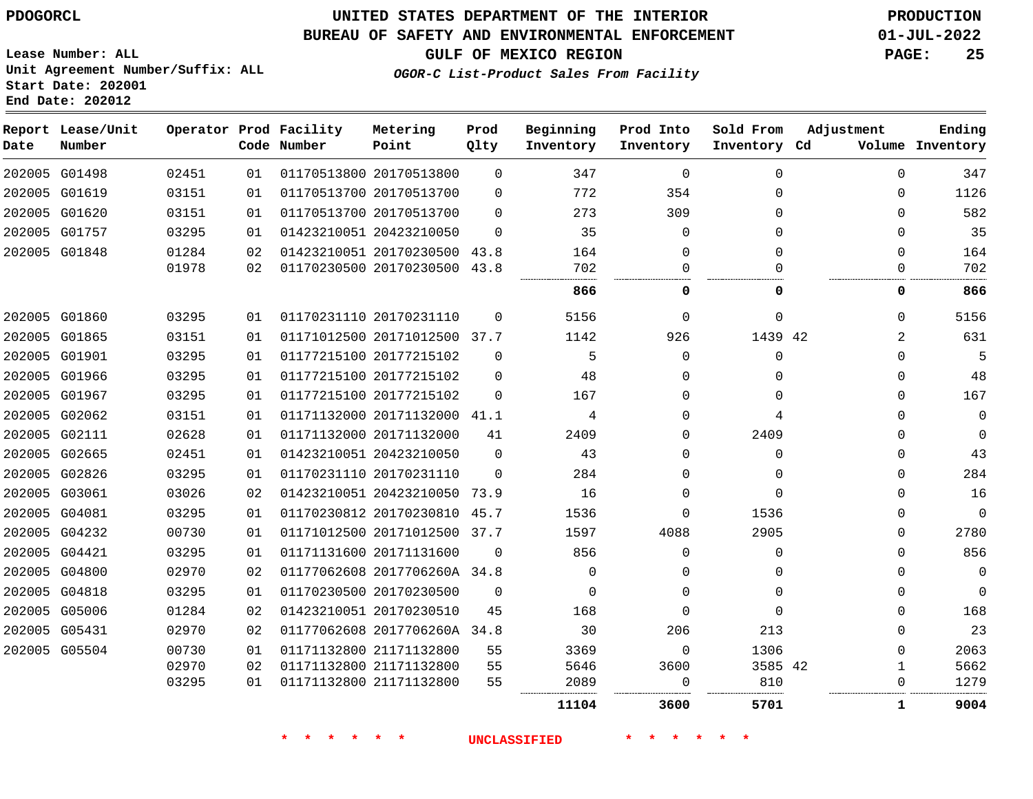PDOGORCL

# UNITED STATES DEPARTMENT OF THE INTERIOR
## BUREAU OF SAFETY AND ENVIRONMENTAL ENFORCEMENT
### GULF OF MEXICO REGION

*OGOR-C List-Product Sales From Facility*

PRODUCTION
01-JUL-2022

Lease Number: ALL
Unit Agreement Number/Suffix: ALL
Start Date: 202001
End Date: 202012

| Report Date | Lease/Unit Number | Operator | Prod Code | Facility Number | Metering Point | Prod Qlty | Beginning Inventory | Prod Into Inventory | Sold From Inventory | Adjustment Cd | Adjustment Volume | Ending Inventory |
|---|---|---|---|---|---|---|---|---|---|---|---|---|
| 202005 | G01498 | 02451 | 01 | 01170513800 | 20170513800 | 0 | 347 | 0 | 0 | | 0 | 347 |
| 202005 | G01619 | 03151 | 01 | 01170513700 | 20170513700 | 0 | 772 | 354 | 0 | | 0 | 1126 |
| 202005 | G01620 | 03151 | 01 | 01170513700 | 20170513700 | 0 | 273 | 309 | 0 | | 0 | 582 |
| 202005 | G01757 | 03295 | 01 | 01423210051 | 20423210050 | 0 | 35 | 0 | 0 | | 0 | 35 |
| 202005 | G01848 | 01284 | 02 | 01423210051 | 20170230500 | 43.8 | 164 | 0 | 0 | | 0 | 164 |
| | | 01978 | 02 | 01170230500 | 20170230500 | 43.8 | 702 | 0 | 0 | | 0 | 702 |
| | | | | | | | **866** | **0** | **0** | | **0** | **866** |
| 202005 | G01860 | 03295 | 01 | 01170231110 | 20170231110 | 0 | 5156 | 0 | 0 | | 0 | 5156 |
| 202005 | G01865 | 03151 | 01 | 01171012500 | 20171012500 | 37.7 | 1142 | 926 | 1439 | 42 | 2 | 631 |
| 202005 | G01901 | 03295 | 01 | 01177215100 | 20177215102 | 0 | 5 | 0 | 0 | | 0 | 5 |
| 202005 | G01966 | 03295 | 01 | 01177215100 | 20177215102 | 0 | 48 | 0 | 0 | | 0 | 48 |
| 202005 | G01967 | 03295 | 01 | 01177215100 | 20177215102 | 0 | 167 | 0 | 0 | | 0 | 167 |
| 202005 | G02062 | 03151 | 01 | 01171132000 | 20171132000 | 41.1 | 4 | 0 | 4 | | 0 | 0 |
| 202005 | G02111 | 02628 | 01 | 01171132000 | 20171132000 | 41 | 2409 | 0 | 2409 | | 0 | 0 |
| 202005 | G02665 | 02451 | 01 | 01423210051 | 20423210050 | 0 | 43 | 0 | 0 | | 0 | 43 |
| 202005 | G02826 | 03295 | 01 | 01170231110 | 20170231110 | 0 | 284 | 0 | 0 | | 0 | 284 |
| 202005 | G03061 | 03026 | 02 | 01423210051 | 20423210050 | 73.9 | 16 | 0 | 0 | | 0 | 16 |
| 202005 | G04081 | 03295 | 01 | 01170230812 | 20170230810 | 45.7 | 1536 | 0 | 1536 | | 0 | 0 |
| 202005 | G04232 | 00730 | 01 | 01171012500 | 20171012500 | 37.7 | 1597 | 4088 | 2905 | | 0 | 2780 |
| 202005 | G04421 | 03295 | 01 | 01171131600 | 20171131600 | 0 | 856 | 0 | 0 | | 0 | 856 |
| 202005 | G04800 | 02970 | 02 | 01177062608 | 2017706260A | 34.8 | 0 | 0 | 0 | | 0 | 0 |
| 202005 | G04818 | 03295 | 01 | 01170230500 | 20170230500 | 0 | 0 | 0 | 0 | | 0 | 0 |
| 202005 | G05006 | 01284 | 02 | 01423210051 | 20170230510 | 45 | 168 | 0 | 0 | | 0 | 168 |
| 202005 | G05431 | 02970 | 02 | 01177062608 | 2017706260A | 34.8 | 30 | 206 | 213 | | 0 | 23 |
| 202005 | G05504 | 00730 | 01 | 01171132800 | 21171132800 | 55 | 3369 | 0 | 1306 | | 0 | 2063 |
| | | 02970 | 02 | 01171132800 | 21171132800 | 55 | 5646 | 3600 | 3585 | 42 | 1 | 5662 |
| | | 03295 | 01 | 01171132800 | 21171132800 | 55 | 2089 | 0 | 810 | | 0 | 1279 |
| | | | | | | | **11104** | **3600** | **5701** | | **1** | **9004** |

\* \* \* \* \* \* UNCLASSIFIED \* \* \* \* \* \*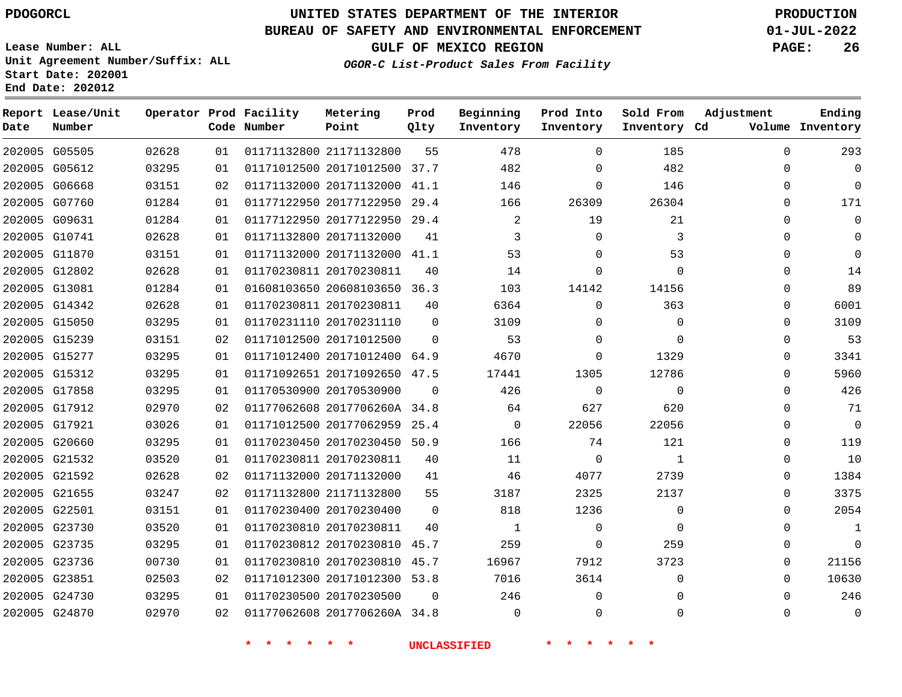PDOGORCL

# UNITED STATES DEPARTMENT OF THE INTERIOR
## BUREAU OF SAFETY AND ENVIRONMENTAL ENFORCEMENT
### GULF OF MEXICO REGION
*OGOR-C List-Product Sales From Facility*

PRODUCTION
01-JUL-2022

Lease Number: ALL
Unit Agreement Number/Suffix: ALL
Start Date: 202001
End Date: 202012

| Report Date | Lease/Unit Number | Operator | Prod Code | Facility Number | Metering Point | Prod Qlty | Beginning Inventory | Prod Into Inventory | Sold From Inventory | Adjustment Cd | Adjustment Volume | Ending Inventory |
|---|---|---|---|---|---|---|---|---|---|---|---|---|
| 202005 | G05505 | 02628 | 01 | 01171132800 | 21171132800 | 55 | 478 | 0 | 185 | | 0 | 293 |
| 202005 | G05612 | 03295 | 01 | 01171012500 | 20171012500 | 37.7 | 482 | 0 | 482 | | 0 | 0 |
| 202005 | G06668 | 03151 | 02 | 01171132000 | 20171132000 | 41.1 | 146 | 0 | 146 | | 0 | 0 |
| 202005 | G07760 | 01284 | 01 | 01177122950 | 20177122950 | 29.4 | 166 | 26309 | 26304 | | 0 | 171 |
| 202005 | G09631 | 01284 | 01 | 01177122950 | 20177122950 | 29.4 | 2 | 19 | 21 | | 0 | 0 |
| 202005 | G10741 | 02628 | 01 | 01171132800 | 20171132000 | 41 | 3 | 0 | 3 | | 0 | 0 |
| 202005 | G11870 | 03151 | 01 | 01171132000 | 20171132000 | 41.1 | 53 | 0 | 53 | | 0 | 0 |
| 202005 | G12802 | 02628 | 01 | 01170230811 | 20170230811 | 40 | 14 | 0 | 0 | | 0 | 14 |
| 202005 | G13081 | 01284 | 01 | 01608103650 | 20608103650 | 36.3 | 103 | 14142 | 14156 | | 0 | 89 |
| 202005 | G14342 | 02628 | 01 | 01170230811 | 20170230811 | 40 | 6364 | 0 | 363 | | 0 | 6001 |
| 202005 | G15050 | 03295 | 01 | 01170231110 | 20170231110 | 0 | 3109 | 0 | 0 | | 0 | 3109 |
| 202005 | G15239 | 03151 | 02 | 01171012500 | 20171012500 | 0 | 53 | 0 | 0 | | 0 | 53 |
| 202005 | G15277 | 03295 | 01 | 01171012400 | 20171012400 | 64.9 | 4670 | 0 | 1329 | | 0 | 3341 |
| 202005 | G15312 | 03295 | 01 | 01171092651 | 20171092650 | 47.5 | 17441 | 1305 | 12786 | | 0 | 5960 |
| 202005 | G17858 | 03295 | 01 | 01170530900 | 20170530900 | 0 | 426 | 0 | 0 | | 0 | 426 |
| 202005 | G17912 | 02970 | 02 | 01177062608 | 2017706260A | 34.8 | 64 | 627 | 620 | | 0 | 71 |
| 202005 | G17921 | 03026 | 01 | 01171012500 | 20177062959 | 25.4 | 0 | 22056 | 22056 | | 0 | 0 |
| 202005 | G20660 | 03295 | 01 | 01170230450 | 20170230450 | 50.9 | 166 | 74 | 121 | | 0 | 119 |
| 202005 | G21532 | 03520 | 01 | 01170230811 | 20170230811 | 40 | 11 | 0 | 1 | | 0 | 10 |
| 202005 | G21592 | 02628 | 02 | 01171132000 | 20171132000 | 41 | 46 | 4077 | 2739 | | 0 | 1384 |
| 202005 | G21655 | 03247 | 02 | 01171132800 | 21171132800 | 55 | 3187 | 2325 | 2137 | | 0 | 3375 |
| 202005 | G22501 | 03151 | 01 | 01170230400 | 20170230400 | 0 | 818 | 1236 | 0 | | 0 | 2054 |
| 202005 | G23730 | 03520 | 01 | 01170230810 | 20170230811 | 40 | 1 | 0 | 0 | | 0 | 1 |
| 202005 | G23735 | 03295 | 01 | 01170230812 | 20170230810 | 45.7 | 259 | 0 | 259 | | 0 | 0 |
| 202005 | G23736 | 00730 | 01 | 01170230810 | 20170230810 | 45.7 | 16967 | 7912 | 3723 | | 0 | 21156 |
| 202005 | G23851 | 02503 | 02 | 01171012300 | 20171012300 | 53.8 | 7016 | 3614 | 0 | | 0 | 10630 |
| 202005 | G24730 | 03295 | 01 | 01170230500 | 20170230500 | 0 | 246 | 0 | 0 | | 0 | 246 |
| 202005 | G24870 | 02970 | 02 | 01177062608 | 2017706260A | 34.8 | 0 | 0 | 0 | | 0 | 0 |

* * * * * * UNCLASSIFIED * * * * * *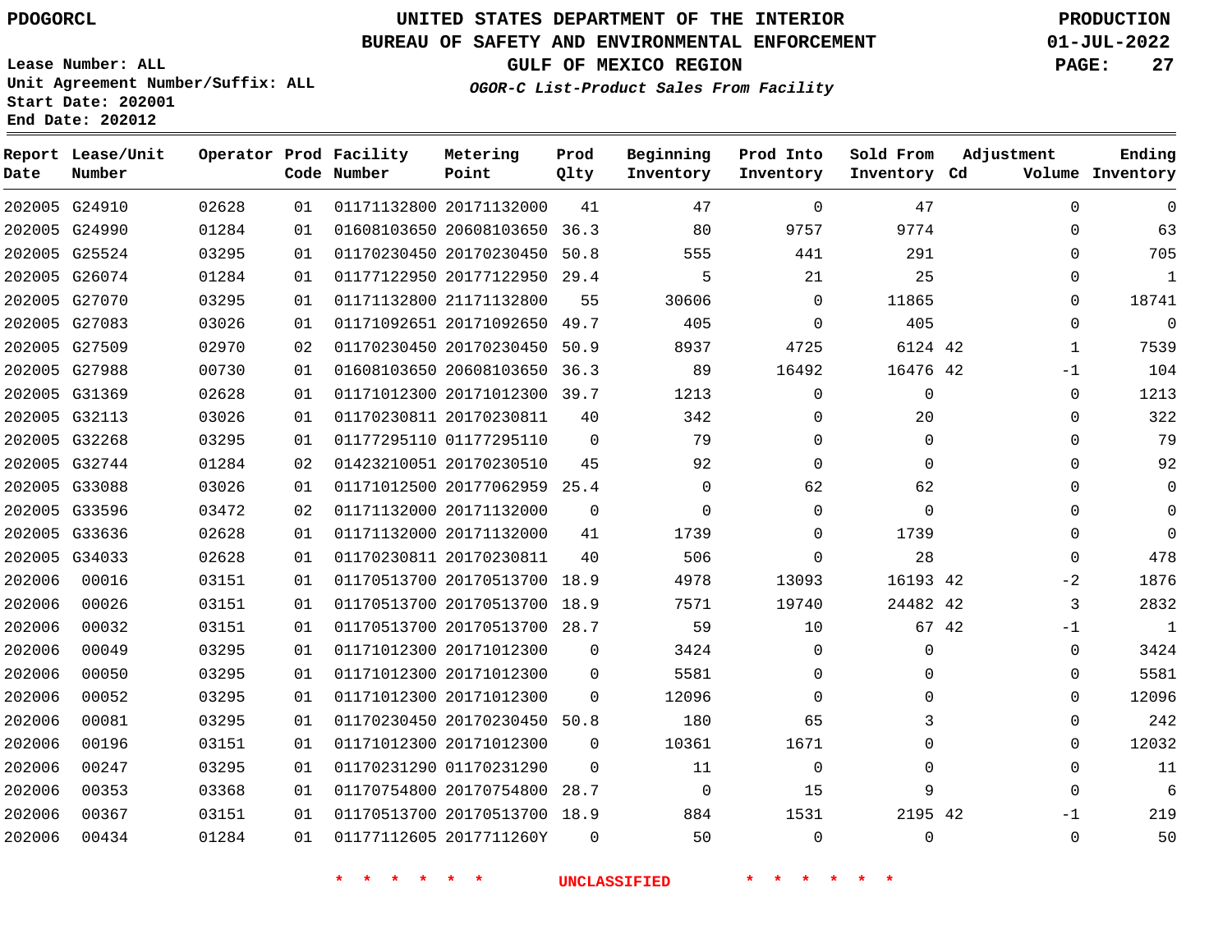PDOGORCL

# UNITED STATES DEPARTMENT OF THE INTERIOR
## BUREAU OF SAFETY AND ENVIRONMENTAL ENFORCEMENT
### GULF OF MEXICO REGION
*OGOR-C List-Product Sales From Facility*

PRODUCTION
01-JUL-2022

Lease Number: ALL
Unit Agreement Number/Suffix: ALL
Start Date: 202001
End Date: 202012

| Report Date | Lease/Unit Number | Operator | Prod Code | Facility Number | Metering Point | Prod Qlty | Beginning Inventory | Prod Into Inventory | Sold From Inventory | Adjustment Cd | Adjustment Volume | Ending Inventory |
|---|---|---|---|---|---|---|---|---|---|---|---|---|
| 202005 | G24910 | 02628 | 01 | 01171132800 | 20171132000 | 41 | 47 | 0 | 47 | | 0 | 0 |
| 202005 | G24990 | 01284 | 01 | 01608103650 | 20608103650 | 36.3 | 80 | 9757 | 9774 | | 0 | 63 |
| 202005 | G25524 | 03295 | 01 | 01170230450 | 20170230450 | 50.8 | 555 | 441 | 291 | | 0 | 705 |
| 202005 | G26074 | 01284 | 01 | 01177122950 | 20177122950 | 29.4 | 5 | 21 | 25 | | 0 | 1 |
| 202005 | G27070 | 03295 | 01 | 01171132800 | 21171132800 | 55 | 30606 | 0 | 11865 | | 0 | 18741 |
| 202005 | G27083 | 03026 | 01 | 01171092651 | 20171092650 | 49.7 | 405 | 0 | 405 | | 0 | 0 |
| 202005 | G27509 | 02970 | 02 | 01170230450 | 20170230450 | 50.9 | 8937 | 4725 | 6124 | 42 | 1 | 7539 |
| 202005 | G27988 | 00730 | 01 | 01608103650 | 20608103650 | 36.3 | 89 | 16492 | 16476 | 42 | -1 | 104 |
| 202005 | G31369 | 02628 | 01 | 01171012300 | 20171012300 | 39.7 | 1213 | 0 | 0 | | 0 | 1213 |
| 202005 | G32113 | 03026 | 01 | 01170230811 | 20170230811 | 40 | 342 | 0 | 20 | | 0 | 322 |
| 202005 | G32268 | 03295 | 01 | 01177295110 | 01177295110 | 0 | 79 | 0 | 0 | | 0 | 79 |
| 202005 | G32744 | 01284 | 02 | 01423210051 | 20170230510 | 45 | 92 | 0 | 0 | | 0 | 92 |
| 202005 | G33088 | 03026 | 01 | 01171012500 | 20177062959 | 25.4 | 0 | 62 | 62 | | 0 | 0 |
| 202005 | G33596 | 03472 | 02 | 01171132000 | 20171132000 | 0 | 0 | 0 | 0 | | 0 | 0 |
| 202005 | G33636 | 02628 | 01 | 01171132000 | 20171132000 | 41 | 1739 | 0 | 1739 | | 0 | 0 |
| 202005 | G34033 | 02628 | 01 | 01170230811 | 20170230811 | 40 | 506 | 0 | 28 | | 0 | 478 |
| 202006 | 00016 | 03151 | 01 | 01170513700 | 20170513700 | 18.9 | 4978 | 13093 | 16193 | 42 | -2 | 1876 |
| 202006 | 00026 | 03151 | 01 | 01170513700 | 20170513700 | 18.9 | 7571 | 19740 | 24482 | 42 | 3 | 2832 |
| 202006 | 00032 | 03151 | 01 | 01170513700 | 20170513700 | 28.7 | 59 | 10 | 67 | 42 | -1 | 1 |
| 202006 | 00049 | 03295 | 01 | 01171012300 | 20171012300 | 0 | 3424 | 0 | 0 | | 0 | 3424 |
| 202006 | 00050 | 03295 | 01 | 01171012300 | 20171012300 | 0 | 5581 | 0 | 0 | | 0 | 5581 |
| 202006 | 00052 | 03295 | 01 | 01171012300 | 20171012300 | 0 | 12096 | 0 | 0 | | 0 | 12096 |
| 202006 | 00081 | 03295 | 01 | 01170230450 | 20170230450 | 50.8 | 180 | 65 | 3 | | 0 | 242 |
| 202006 | 00196 | 03151 | 01 | 01171012300 | 20171012300 | 0 | 10361 | 1671 | 0 | | 0 | 12032 |
| 202006 | 00247 | 03295 | 01 | 01170231290 | 01170231290 | 0 | 11 | 0 | 0 | | 0 | 11 |
| 202006 | 00353 | 03368 | 01 | 01170754800 | 20170754800 | 28.7 | 0 | 15 | 9 | | 0 | 6 |
| 202006 | 00367 | 03151 | 01 | 01170513700 | 20170513700 | 18.9 | 884 | 1531 | 2195 | 42 | -1 | 219 |
| 202006 | 00434 | 01284 | 01 | 01177112605 | 2017711260Y | 0 | 50 | 0 | 0 | | 0 | 50 |

* * * * * * UNCLASSIFIED * * * * * *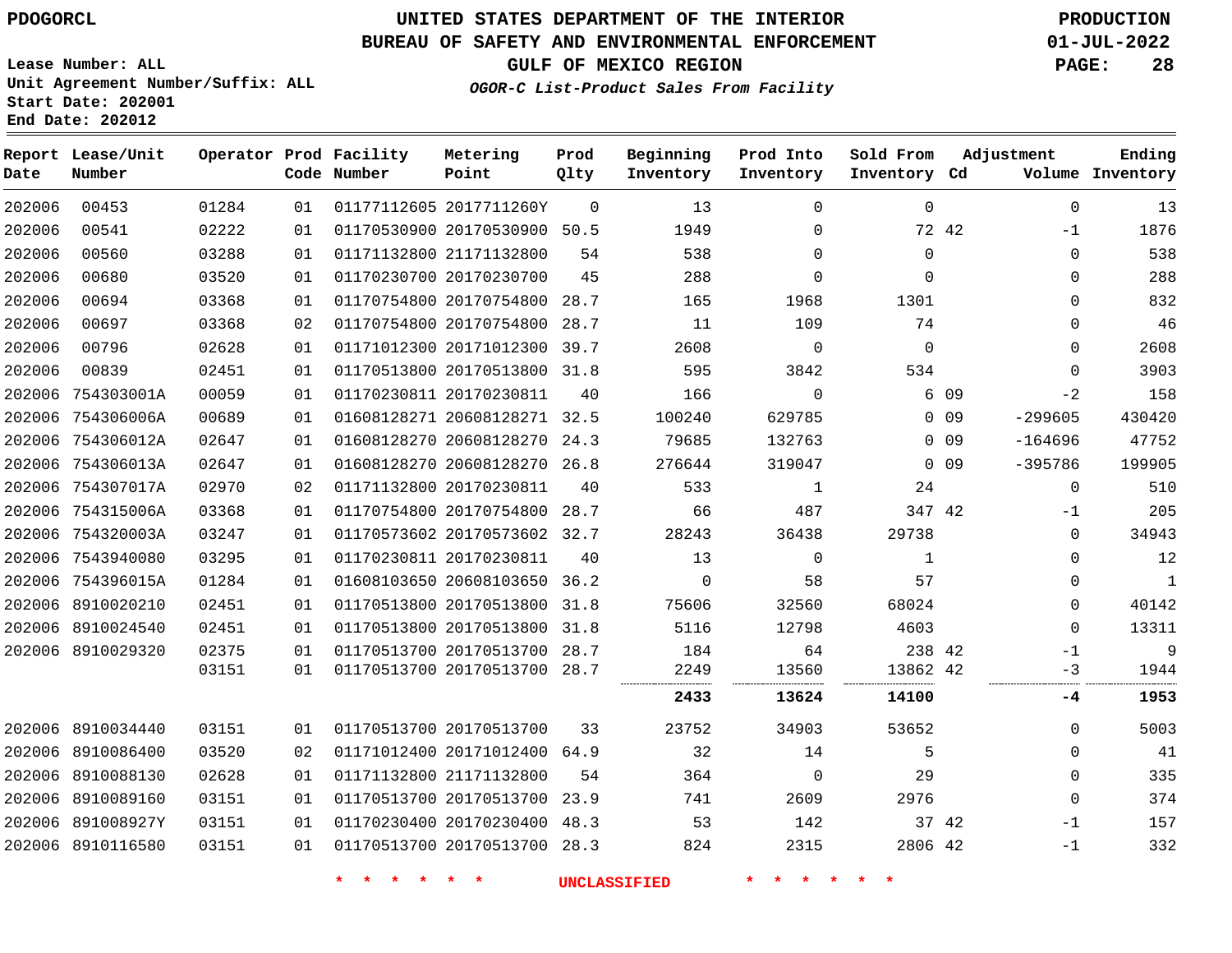PDOGORCL

Lease Number: ALL
Unit Agreement Number/Suffix: ALL
Start Date: 202001
End Date: 202012

# UNITED STATES DEPARTMENT OF THE INTERIOR
## BUREAU OF SAFETY AND ENVIRONMENTAL ENFORCEMENT
## GULF OF MEXICO REGION
### *OGOR-C List-Product Sales From Facility*

PRODUCTION
01-JUL-2022

| Report Date | Lease/Unit Number | Operator | Prod Code | Facility Number | Metering Point | Prod Qlty | Beginning Inventory | Prod Into Inventory | Sold From Inventory | Adjustment Cd | Adjustment Volume | Ending Inventory |
|---|---|---|---|---|---|---|---|---|---|---|---|---|
| 202006 | 00453 | 01284 | 01 | 01177112605 | 2017711260Y | 0 | 13 | 0 | 0 | | 0 | 13 |
| 202006 | 00541 | 02222 | 01 | 01170530900 | 20170530900 | 50.5 | 1949 | 0 | 72 | 42 | -1 | 1876 |
| 202006 | 00560 | 03288 | 01 | 01171132800 | 21171132800 | 54 | 538 | 0 | 0 | | 0 | 538 |
| 202006 | 00680 | 03520 | 01 | 01170230700 | 20170230700 | 45 | 288 | 0 | 0 | | 0 | 288 |
| 202006 | 00694 | 03368 | 01 | 01170754800 | 20170754800 | 28.7 | 165 | 1968 | 1301 | | 0 | 832 |
| 202006 | 00697 | 03368 | 02 | 01170754800 | 20170754800 | 28.7 | 11 | 109 | 74 | | 0 | 46 |
| 202006 | 00796 | 02628 | 01 | 01171012300 | 20171012300 | 39.7 | 2608 | 0 | 0 | | 0 | 2608 |
| 202006 | 00839 | 02451 | 01 | 01170513800 | 20170513800 | 31.8 | 595 | 3842 | 534 | | 0 | 3903 |
| 202006 | 754303001A | 00059 | 01 | 01170230811 | 20170230811 | 40 | 166 | 0 | 6 | 09 | -2 | 158 |
| 202006 | 754306006A | 00689 | 01 | 01608128271 | 20608128271 | 32.5 | 100240 | 629785 | 0 | 09 | -299605 | 430420 |
| 202006 | 754306012A | 02647 | 01 | 01608128270 | 20608128270 | 24.3 | 79685 | 132763 | 0 | 09 | -164696 | 47752 |
| 202006 | 754306013A | 02647 | 01 | 01608128270 | 20608128270 | 26.8 | 276644 | 319047 | 0 | 09 | -395786 | 199905 |
| 202006 | 754307017A | 02970 | 02 | 01171132800 | 20170230811 | 40 | 533 | 1 | 24 | | 0 | 510 |
| 202006 | 754315006A | 03368 | 01 | 01170754800 | 20170754800 | 28.7 | 66 | 487 | 347 | 42 | -1 | 205 |
| 202006 | 754320003A | 03247 | 01 | 01170573602 | 20170573602 | 32.7 | 28243 | 36438 | 29738 | | 0 | 34943 |
| 202006 | 7543940080 | 03295 | 01 | 01170230811 | 20170230811 | 40 | 13 | 0 | 1 | | 0 | 12 |
| 202006 | 754396015A | 01284 | 01 | 01608103650 | 20608103650 | 36.2 | 0 | 58 | 57 | | 0 | 1 |
| 202006 | 8910020210 | 02451 | 01 | 01170513800 | 20170513800 | 31.8 | 75606 | 32560 | 68024 | | 0 | 40142 |
| 202006 | 8910024540 | 02451 | 01 | 01170513800 | 20170513800 | 31.8 | 5116 | 12798 | 4603 | | 0 | 13311 |
| 202006 | 8910029320 | 02375 | 01 | 01170513700 | 20170513700 | 28.7 | 184 | 64 | 238 | 42 | -1 | 9 |
| | | 03151 | 01 | 01170513700 | 20170513700 | 28.7 | 2249 | 13560 | 13862 | 42 | -3 | 1944 |
| | | | | | | | **2433** | **13624** | **14100** | | **-4** | **1953** |
| 202006 | 8910034440 | 03151 | 01 | 01170513700 | 20170513700 | 33 | 23752 | 34903 | 53652 | | 0 | 5003 |
| 202006 | 8910086400 | 03520 | 02 | 01171012400 | 20171012400 | 64.9 | 32 | 14 | 5 | | 0 | 41 |
| 202006 | 8910088130 | 02628 | 01 | 01171132800 | 21171132800 | 54 | 364 | 0 | 29 | | 0 | 335 |
| 202006 | 8910089160 | 03151 | 01 | 01170513700 | 20170513700 | 23.9 | 741 | 2609 | 2976 | | 0 | 374 |
| 202006 | 891008927Y | 03151 | 01 | 01170230400 | 20170230400 | 48.3 | 53 | 142 | 37 | 42 | -1 | 157 |
| 202006 | 8910116580 | 03151 | 01 | 01170513700 | 20170513700 | 28.3 | 824 | 2315 | 2806 | 42 | -1 | 332 |

* * * * * * UNCLASSIFIED * * * * * *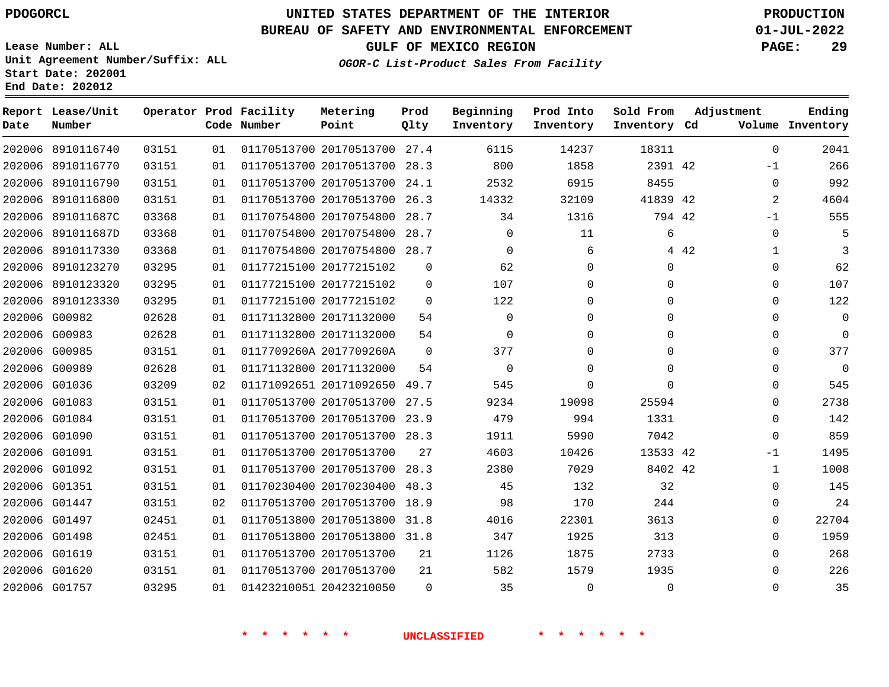PDOGORCL

# UNITED STATES DEPARTMENT OF THE INTERIOR
## BUREAU OF SAFETY AND ENVIRONMENTAL ENFORCEMENT
### GULF OF MEXICO REGION
*OGOR-C List-Product Sales From Facility*

PRODUCTION
01-JUL-2022

Lease Number: ALL
Unit Agreement Number/Suffix: ALL
Start Date: 202001
End Date: 202012

| Report Date | Lease/Unit Number | Operator | Prod Code | Facility Number | Metering Point | Prod Qlty | Beginning Inventory | Prod Into Inventory | Sold From Inventory | Adjustment Cd | Adjustment Volume | Ending Inventory |
|---|---|---|---|---|---|---|---|---|---|---|---|---|
| 202006 | 8910116740 | 03151 | 01 | 01170513700 | 20170513700 | 27.4 | 6115 | 14237 | 18311 | | 0 | 2041 |
| 202006 | 8910116770 | 03151 | 01 | 01170513700 | 20170513700 | 28.3 | 800 | 1858 | 2391 | 42 | -1 | 266 |
| 202006 | 8910116790 | 03151 | 01 | 01170513700 | 20170513700 | 24.1 | 2532 | 6915 | 8455 | | 0 | 992 |
| 202006 | 8910116800 | 03151 | 01 | 01170513700 | 20170513700 | 26.3 | 14332 | 32109 | 41839 | 42 | 2 | 4604 |
| 202006 | 891011687C | 03368 | 01 | 01170754800 | 20170754800 | 28.7 | 34 | 1316 | 794 | 42 | -1 | 555 |
| 202006 | 891011687D | 03368 | 01 | 01170754800 | 20170754800 | 28.7 | 0 | 11 | 6 | | 0 | 5 |
| 202006 | 8910117330 | 03368 | 01 | 01170754800 | 20170754800 | 28.7 | 0 | 6 | 4 | 42 | 1 | 3 |
| 202006 | 8910123270 | 03295 | 01 | 01177215100 | 20177215102 | 0 | 62 | 0 | 0 | | 0 | 62 |
| 202006 | 8910123320 | 03295 | 01 | 01177215100 | 20177215102 | 0 | 107 | 0 | 0 | | 0 | 107 |
| 202006 | 8910123330 | 03295 | 01 | 01177215100 | 20177215102 | 0 | 122 | 0 | 0 | | 0 | 122 |
| 202006 | G00982 | 02628 | 01 | 01171132800 | 20171132000 | 54 | 0 | 0 | 0 | | 0 | 0 |
| 202006 | G00983 | 02628 | 01 | 01171132800 | 20171132000 | 54 | 0 | 0 | 0 | | 0 | 0 |
| 202006 | G00985 | 03151 | 01 | 0117709260A | 2017709260A | 0 | 377 | 0 | 0 | | 0 | 377 |
| 202006 | G00989 | 02628 | 01 | 01171132800 | 20171132000 | 54 | 0 | 0 | 0 | | 0 | 0 |
| 202006 | G01036 | 03209 | 02 | 01171092651 | 20171092650 | 49.7 | 545 | 0 | 0 | | 0 | 545 |
| 202006 | G01083 | 03151 | 01 | 01170513700 | 20170513700 | 27.5 | 9234 | 19098 | 25594 | | 0 | 2738 |
| 202006 | G01084 | 03151 | 01 | 01170513700 | 20170513700 | 23.9 | 479 | 994 | 1331 | | 0 | 142 |
| 202006 | G01090 | 03151 | 01 | 01170513700 | 20170513700 | 28.3 | 1911 | 5990 | 7042 | | 0 | 859 |
| 202006 | G01091 | 03151 | 01 | 01170513700 | 20170513700 | 27 | 4603 | 10426 | 13533 | 42 | -1 | 1495 |
| 202006 | G01092 | 03151 | 01 | 01170513700 | 20170513700 | 28.3 | 2380 | 7029 | 8402 | 42 | 1 | 1008 |
| 202006 | G01351 | 03151 | 01 | 01170230400 | 20170230400 | 48.3 | 45 | 132 | 32 | | 0 | 145 |
| 202006 | G01447 | 03151 | 02 | 01170513700 | 20170513700 | 18.9 | 98 | 170 | 244 | | 0 | 24 |
| 202006 | G01497 | 02451 | 01 | 01170513800 | 20170513800 | 31.8 | 4016 | 22301 | 3613 | | 0 | 22704 |
| 202006 | G01498 | 02451 | 01 | 01170513800 | 20170513800 | 31.8 | 347 | 1925 | 313 | | 0 | 1959 |
| 202006 | G01619 | 03151 | 01 | 01170513700 | 20170513700 | 21 | 1126 | 1875 | 2733 | | 0 | 268 |
| 202006 | G01620 | 03151 | 01 | 01170513700 | 20170513700 | 21 | 582 | 1579 | 1935 | | 0 | 226 |
| 202006 | G01757 | 03295 | 01 | 01423210051 | 20423210050 | 0 | 35 | 0 | 0 | | 0 | 35 |

* * * * * * UNCLASSIFIED * * * * * *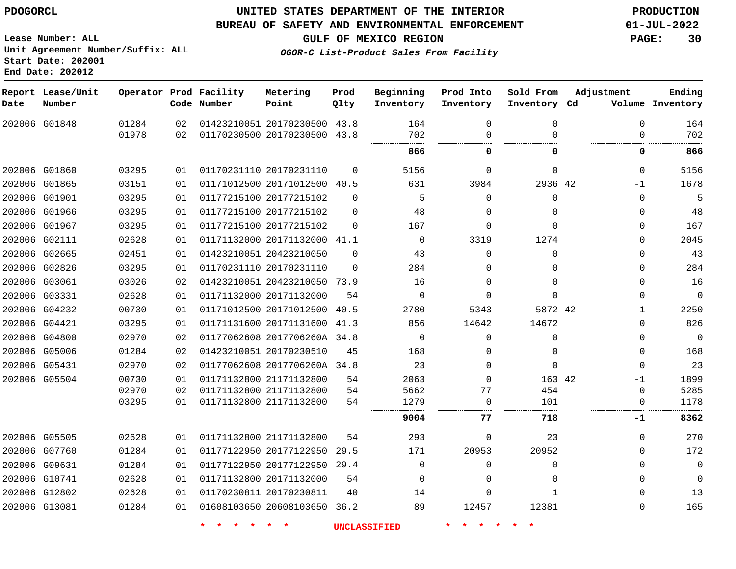PDOGORCL

# UNITED STATES DEPARTMENT OF THE INTERIOR
## BUREAU OF SAFETY AND ENVIRONMENTAL ENFORCEMENT
### GULF OF MEXICO REGION

*OGOR-C List-Product Sales From Facility*

PRODUCTION
01-JUL-2022

Lease Number: ALL
Unit Agreement Number/Suffix: ALL
Start Date: 202001
End Date: 202012

| Report Date | Lease/Unit Number | Operator | Prod Code | Facility Number | Metering Point | Prod Qlty | Beginning Inventory | Prod Into Inventory | Sold From Inventory | Adjustment Cd | Volume | Ending Inventory |
|---|---|---|---|---|---|---|---|---|---|---|---|---|
| 202006 | G01848 | 01284 | 02 | 01423210051 | 20170230500 | 43.8 | 164 | 0 | 0 | | 0 | 164 |
| | | 01978 | 02 | 01170230500 | 20170230500 | 43.8 | 702 | 0 | 0 | | 0 | 702 |
| | | | | | | | **866** | **0** | **0** | | **0** | **866** |
| 202006 | G01860 | 03295 | 01 | 01170231110 | 20170231110 | 0 | 5156 | 0 | 0 | | 0 | 5156 |
| 202006 | G01865 | 03151 | 01 | 01171012500 | 20171012500 | 40.5 | 631 | 3984 | 2936 | 42 | -1 | 1678 |
| 202006 | G01901 | 03295 | 01 | 01177215100 | 20177215102 | 0 | 5 | 0 | 0 | | 0 | 5 |
| 202006 | G01966 | 03295 | 01 | 01177215100 | 20177215102 | 0 | 48 | 0 | 0 | | 0 | 48 |
| 202006 | G01967 | 03295 | 01 | 01177215100 | 20177215102 | 0 | 167 | 0 | 0 | | 0 | 167 |
| 202006 | G02111 | 02628 | 01 | 01171132000 | 20171132000 | 41.1 | 0 | 3319 | 1274 | | 0 | 2045 |
| 202006 | G02665 | 02451 | 01 | 01423210051 | 20423210050 | 0 | 43 | 0 | 0 | | 0 | 43 |
| 202006 | G02826 | 03295 | 01 | 01170231110 | 20170231110 | 0 | 284 | 0 | 0 | | 0 | 284 |
| 202006 | G03061 | 03026 | 02 | 01423210051 | 20423210050 | 73.9 | 16 | 0 | 0 | | 0 | 16 |
| 202006 | G03331 | 02628 | 01 | 01171132000 | 20171132000 | 54 | 0 | 0 | 0 | | 0 | 0 |
| 202006 | G04232 | 00730 | 01 | 01171012500 | 20171012500 | 40.5 | 2780 | 5343 | 5872 | 42 | -1 | 2250 |
| 202006 | G04421 | 03295 | 01 | 01171131600 | 20171131600 | 41.3 | 856 | 14642 | 14672 | | 0 | 826 |
| 202006 | G04800 | 02970 | 02 | 01177062608 | 2017706260A | 34.8 | 0 | 0 | 0 | | 0 | 0 |
| 202006 | G05006 | 01284 | 02 | 01423210051 | 20170230510 | 45 | 168 | 0 | 0 | | 0 | 168 |
| 202006 | G05431 | 02970 | 02 | 01177062608 | 2017706260A | 34.8 | 23 | 0 | 0 | | 0 | 23 |
| 202006 | G05504 | 00730 | 01 | 01171132800 | 21171132800 | 54 | 2063 | 0 | 163 | 42 | -1 | 1899 |
| | | 02970 | 02 | 01171132800 | 21171132800 | 54 | 5662 | 77 | 454 | | 0 | 5285 |
| | | 03295 | 01 | 01171132800 | 21171132800 | 54 | 1279 | 0 | 101 | | 0 | 1178 |
| | | | | | | | **9004** | **77** | **718** | | **-1** | **8362** |
| 202006 | G05505 | 02628 | 01 | 01171132800 | 21171132800 | 54 | 293 | 0 | 23 | | 0 | 270 |
| 202006 | G07760 | 01284 | 01 | 01177122950 | 20177122950 | 29.5 | 171 | 20953 | 20952 | | 0 | 172 |
| 202006 | G09631 | 01284 | 01 | 01177122950 | 20177122950 | 29.4 | 0 | 0 | 0 | | 0 | 0 |
| 202006 | G10741 | 02628 | 01 | 01171132800 | 20171132000 | 54 | 0 | 0 | 0 | | 0 | 0 |
| 202006 | G12802 | 02628 | 01 | 01170230811 | 20170230811 | 40 | 14 | 0 | 1 | | 0 | 13 |
| 202006 | G13081 | 01284 | 01 | 01608103650 | 20608103650 | 36.2 | 89 | 12457 | 12381 | | 0 | 165 |

* * * * * * UNCLASSIFIED * * * * * *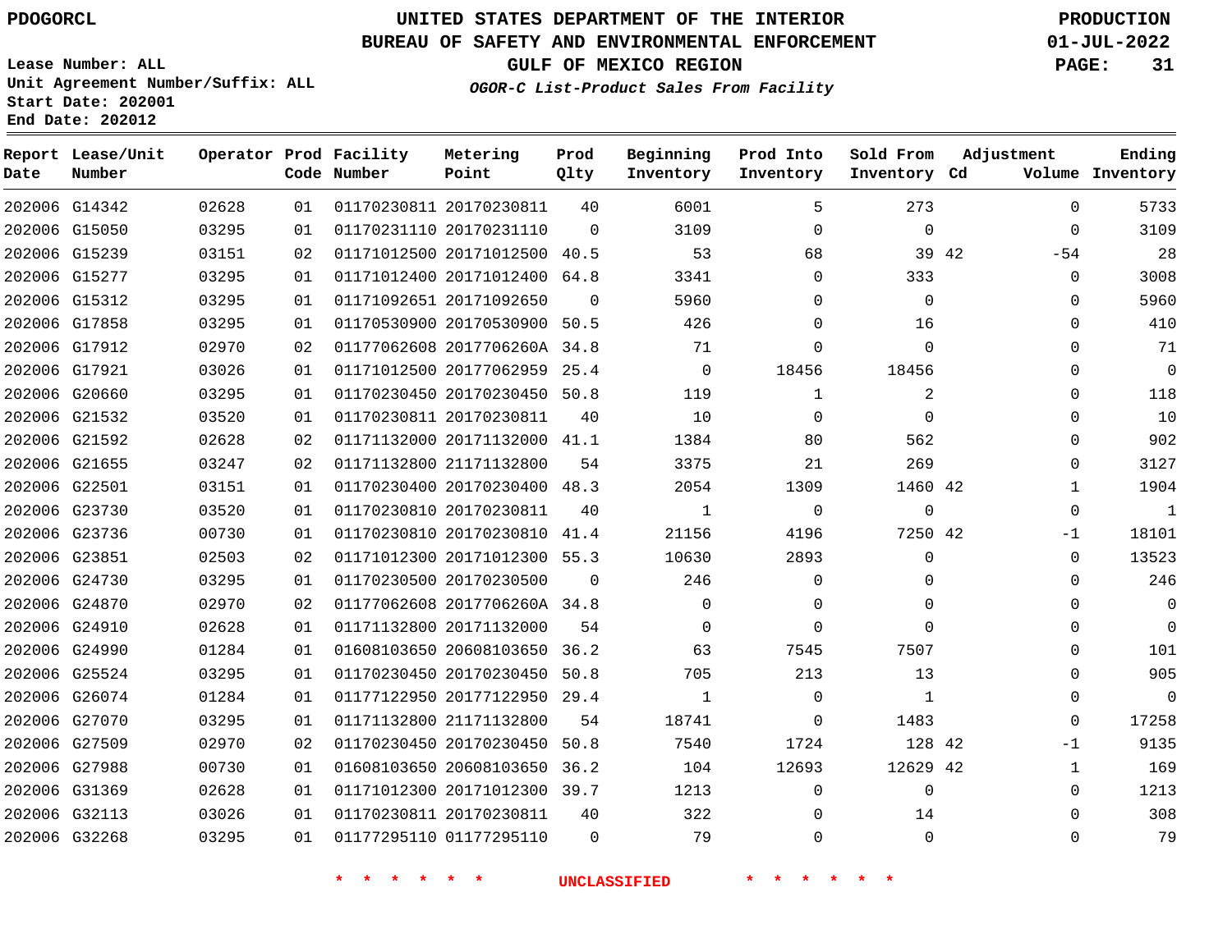PDOGORCL

# UNITED STATES DEPARTMENT OF THE INTERIOR
## BUREAU OF SAFETY AND ENVIRONMENTAL ENFORCEMENT
### GULF OF MEXICO REGION

*OGOR-C List-Product Sales From Facility*

PRODUCTION
01-JUL-2022

Lease Number: ALL
Unit Agreement Number/Suffix: ALL
Start Date: 202001
End Date: 202012

| Report Date | Lease/Unit Number | Operator | Prod Code | Facility Number | Metering Point | Prod Qlty | Beginning Inventory | Prod Into Inventory | Sold From Inventory | Adjustment Cd | Adjustment Volume | Ending Inventory |
|---|---|---|---|---|---|---|---|---|---|---|---|---|
| 202006 | G14342 | 02628 | 01 | 01170230811 | 20170230811 | 40 | 6001 | 5 | 273 | | 0 | 5733 |
| 202006 | G15050 | 03295 | 01 | 01170231110 | 20170231110 | 0 | 3109 | 0 | 0 | | 0 | 3109 |
| 202006 | G15239 | 03151 | 02 | 01171012500 | 20171012500 | 40.5 | 53 | 68 | 39 | 42 | -54 | 28 |
| 202006 | G15277 | 03295 | 01 | 01171012400 | 20171012400 | 64.8 | 3341 | 0 | 333 | | 0 | 3008 |
| 202006 | G15312 | 03295 | 01 | 01171092651 | 20171092650 | 0 | 5960 | 0 | 0 | | 0 | 5960 |
| 202006 | G17858 | 03295 | 01 | 01170530900 | 20170530900 | 50.5 | 426 | 0 | 16 | | 0 | 410 |
| 202006 | G17912 | 02970 | 02 | 01177062608 | 2017706260A | 34.8 | 71 | 0 | 0 | | 0 | 71 |
| 202006 | G17921 | 03026 | 01 | 01171012500 | 20177062959 | 25.4 | 0 | 18456 | 18456 | | 0 | 0 |
| 202006 | G20660 | 03295 | 01 | 01170230450 | 20170230450 | 50.8 | 119 | 1 | 2 | | 0 | 118 |
| 202006 | G21532 | 03520 | 01 | 01170230811 | 20170230811 | 40 | 10 | 0 | 0 | | 0 | 10 |
| 202006 | G21592 | 02628 | 02 | 01171132000 | 20171132000 | 41.1 | 1384 | 80 | 562 | | 0 | 902 |
| 202006 | G21655 | 03247 | 02 | 01171132800 | 21171132800 | 54 | 3375 | 21 | 269 | | 0 | 3127 |
| 202006 | G22501 | 03151 | 01 | 01170230400 | 20170230400 | 48.3 | 2054 | 1309 | 1460 | 42 | 1 | 1904 |
| 202006 | G23730 | 03520 | 01 | 01170230810 | 20170230811 | 40 | 1 | 0 | 0 | | 0 | 1 |
| 202006 | G23736 | 00730 | 01 | 01170230810 | 20170230810 | 41.4 | 21156 | 4196 | 7250 | 42 | -1 | 18101 |
| 202006 | G23851 | 02503 | 02 | 01171012300 | 20171012300 | 55.3 | 10630 | 2893 | 0 | | 0 | 13523 |
| 202006 | G24730 | 03295 | 01 | 01170230500 | 20170230500 | 0 | 246 | 0 | 0 | | 0 | 246 |
| 202006 | G24870 | 02970 | 02 | 01177062608 | 2017706260A | 34.8 | 0 | 0 | 0 | | 0 | 0 |
| 202006 | G24910 | 02628 | 01 | 01171132800 | 20171132000 | 54 | 0 | 0 | 0 | | 0 | 0 |
| 202006 | G24990 | 01284 | 01 | 01608103650 | 20608103650 | 36.2 | 63 | 7545 | 7507 | | 0 | 101 |
| 202006 | G25524 | 03295 | 01 | 01170230450 | 20170230450 | 50.8 | 705 | 213 | 13 | | 0 | 905 |
| 202006 | G26074 | 01284 | 01 | 01177122950 | 20177122950 | 29.4 | 1 | 0 | 1 | | 0 | 0 |
| 202006 | G27070 | 03295 | 01 | 01171132800 | 21171132800 | 54 | 18741 | 0 | 1483 | | 0 | 17258 |
| 202006 | G27509 | 02970 | 02 | 01170230450 | 20170230450 | 50.8 | 7540 | 1724 | 128 | 42 | -1 | 9135 |
| 202006 | G27988 | 00730 | 01 | 01608103650 | 20608103650 | 36.2 | 104 | 12693 | 12629 | 42 | 1 | 169 |
| 202006 | G31369 | 02628 | 01 | 01171012300 | 20171012300 | 39.7 | 1213 | 0 | 0 | | 0 | 1213 |
| 202006 | G32113 | 03026 | 01 | 01170230811 | 20170230811 | 40 | 322 | 0 | 14 | | 0 | 308 |
| 202006 | G32268 | 03295 | 01 | 01177295110 | 01177295110 | 0 | 79 | 0 | 0 | | 0 | 79 |

\* \* \* \* \* \* UNCLASSIFIED \* \* \* \* \* \*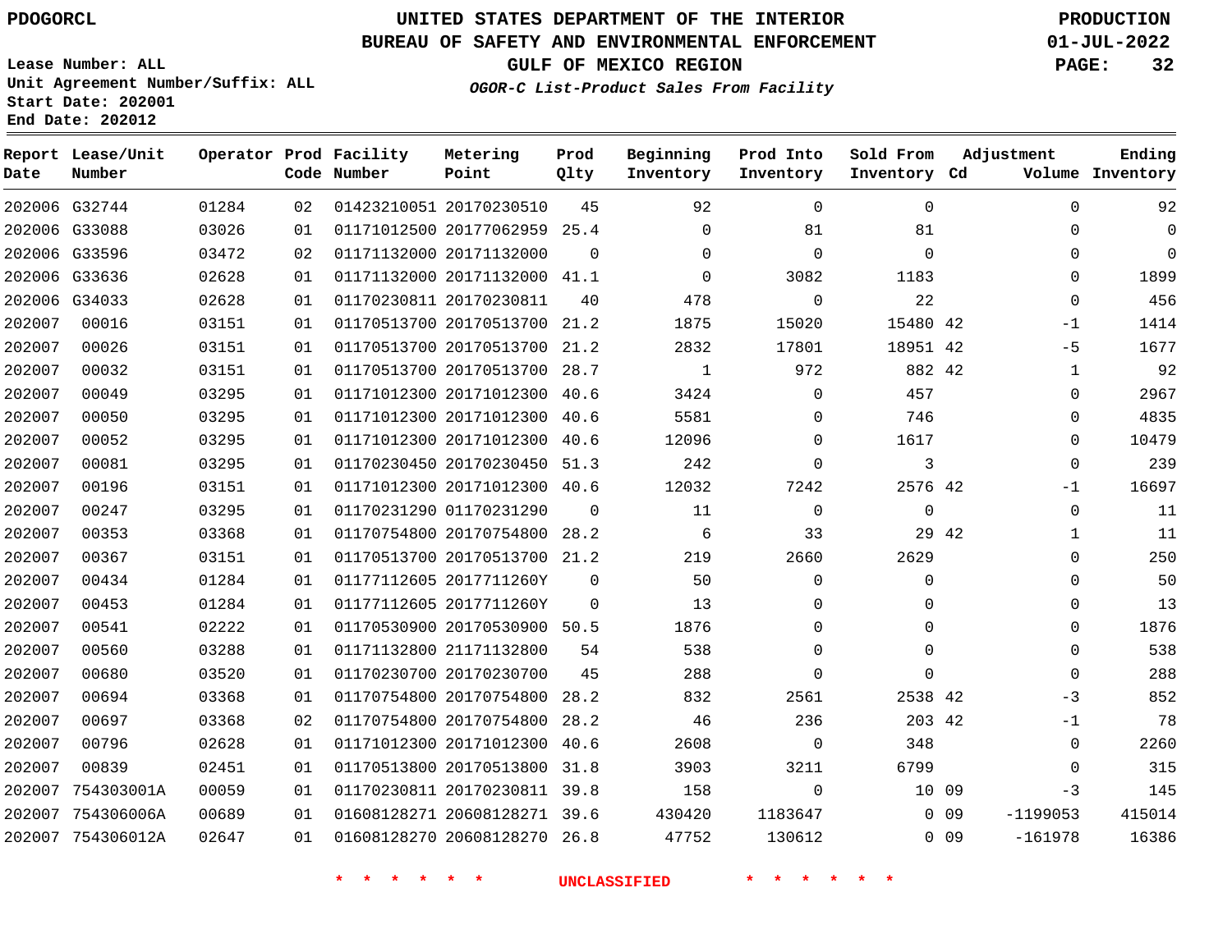PDOGORCL

# UNITED STATES DEPARTMENT OF THE INTERIOR
## BUREAU OF SAFETY AND ENVIRONMENTAL ENFORCEMENT
### GULF OF MEXICO REGION

*OGOR-C List-Product Sales From Facility*

PRODUCTION 01-JUL-2022

Lease Number: ALL
Unit Agreement Number/Suffix: ALL
Start Date: 202001
End Date: 202012

| Report Date | Lease/Unit Number | Operator | Prod Code | Facility Number | Metering Point | Prod Qlty | Beginning Inventory | Prod Into Inventory | Sold From Inventory | Adjustment Cd | Adjustment Volume | Ending Inventory |
|---|---|---|---|---|---|---|---|---|---|---|---|---|
| 202006 | G32744 | 01284 | 02 | 01423210051 | 20170230510 | 45 | 92 | 0 | 0 | | 0 | 92 |
| 202006 | G33088 | 03026 | 01 | 01171012500 | 20177062959 | 25.4 | 0 | 81 | 81 | | 0 | 0 |
| 202006 | G33596 | 03472 | 02 | 01171132000 | 20171132000 | 0 | 0 | 0 | 0 | | 0 | 0 |
| 202006 | G33636 | 02628 | 01 | 01171132000 | 20171132000 | 41.1 | 0 | 3082 | 1183 | | 0 | 1899 |
| 202006 | G34033 | 02628 | 01 | 01170230811 | 20170230811 | 40 | 478 | 0 | 22 | | 0 | 456 |
| 202007 | 00016 | 03151 | 01 | 01170513700 | 20170513700 | 21.2 | 1875 | 15020 | 15480 | 42 | -1 | 1414 |
| 202007 | 00026 | 03151 | 01 | 01170513700 | 20170513700 | 21.2 | 2832 | 17801 | 18951 | 42 | -5 | 1677 |
| 202007 | 00032 | 03151 | 01 | 01170513700 | 20170513700 | 28.7 | 1 | 972 | 882 | 42 | 1 | 92 |
| 202007 | 00049 | 03295 | 01 | 01171012300 | 20171012300 | 40.6 | 3424 | 0 | 457 | | 0 | 2967 |
| 202007 | 00050 | 03295 | 01 | 01171012300 | 20171012300 | 40.6 | 5581 | 0 | 746 | | 0 | 4835 |
| 202007 | 00052 | 03295 | 01 | 01171012300 | 20171012300 | 40.6 | 12096 | 0 | 1617 | | 0 | 10479 |
| 202007 | 00081 | 03295 | 01 | 01170230450 | 20170230450 | 51.3 | 242 | 0 | 3 | | 0 | 239 |
| 202007 | 00196 | 03151 | 01 | 01171012300 | 20171012300 | 40.6 | 12032 | 7242 | 2576 | 42 | -1 | 16697 |
| 202007 | 00247 | 03295 | 01 | 01170231290 | 01170231290 | 0 | 11 | 0 | 0 | | 0 | 11 |
| 202007 | 00353 | 03368 | 01 | 01170754800 | 20170754800 | 28.2 | 6 | 33 | 29 | 42 | 1 | 11 |
| 202007 | 00367 | 03151 | 01 | 01170513700 | 20170513700 | 21.2 | 219 | 2660 | 2629 | | 0 | 250 |
| 202007 | 00434 | 01284 | 01 | 01177112605 | 2017711260Y | 0 | 50 | 0 | 0 | | 0 | 50 |
| 202007 | 00453 | 01284 | 01 | 01177112605 | 2017711260Y | 0 | 13 | 0 | 0 | | 0 | 13 |
| 202007 | 00541 | 02222 | 01 | 01170530900 | 20170530900 | 50.5 | 1876 | 0 | 0 | | 0 | 1876 |
| 202007 | 00560 | 03288 | 01 | 01171132800 | 21171132800 | 54 | 538 | 0 | 0 | | 0 | 538 |
| 202007 | 00680 | 03520 | 01 | 01170230700 | 20170230700 | 45 | 288 | 0 | 0 | | 0 | 288 |
| 202007 | 00694 | 03368 | 01 | 01170754800 | 20170754800 | 28.2 | 832 | 2561 | 2538 | 42 | -3 | 852 |
| 202007 | 00697 | 03368 | 02 | 01170754800 | 20170754800 | 28.2 | 46 | 236 | 203 | 42 | -1 | 78 |
| 202007 | 00796 | 02628 | 01 | 01171012300 | 20171012300 | 40.6 | 2608 | 0 | 348 | | 0 | 2260 |
| 202007 | 00839 | 02451 | 01 | 01170513800 | 20170513800 | 31.8 | 3903 | 3211 | 6799 | | 0 | 315 |
| 202007 | 754303001A | 00059 | 01 | 01170230811 | 20170230811 | 39.8 | 158 | 0 | 10 | 09 | -3 | 145 |
| 202007 | 754306006A | 00689 | 01 | 01608128271 | 20608128271 | 39.6 | 430420 | 1183647 | 0 | 09 | -1199053 | 415014 |
| 202007 | 754306012A | 02647 | 01 | 01608128270 | 20608128270 | 26.8 | 47752 | 130612 | 0 | 09 | -161978 | 16386 |

* * * * * * UNCLASSIFIED * * * * * *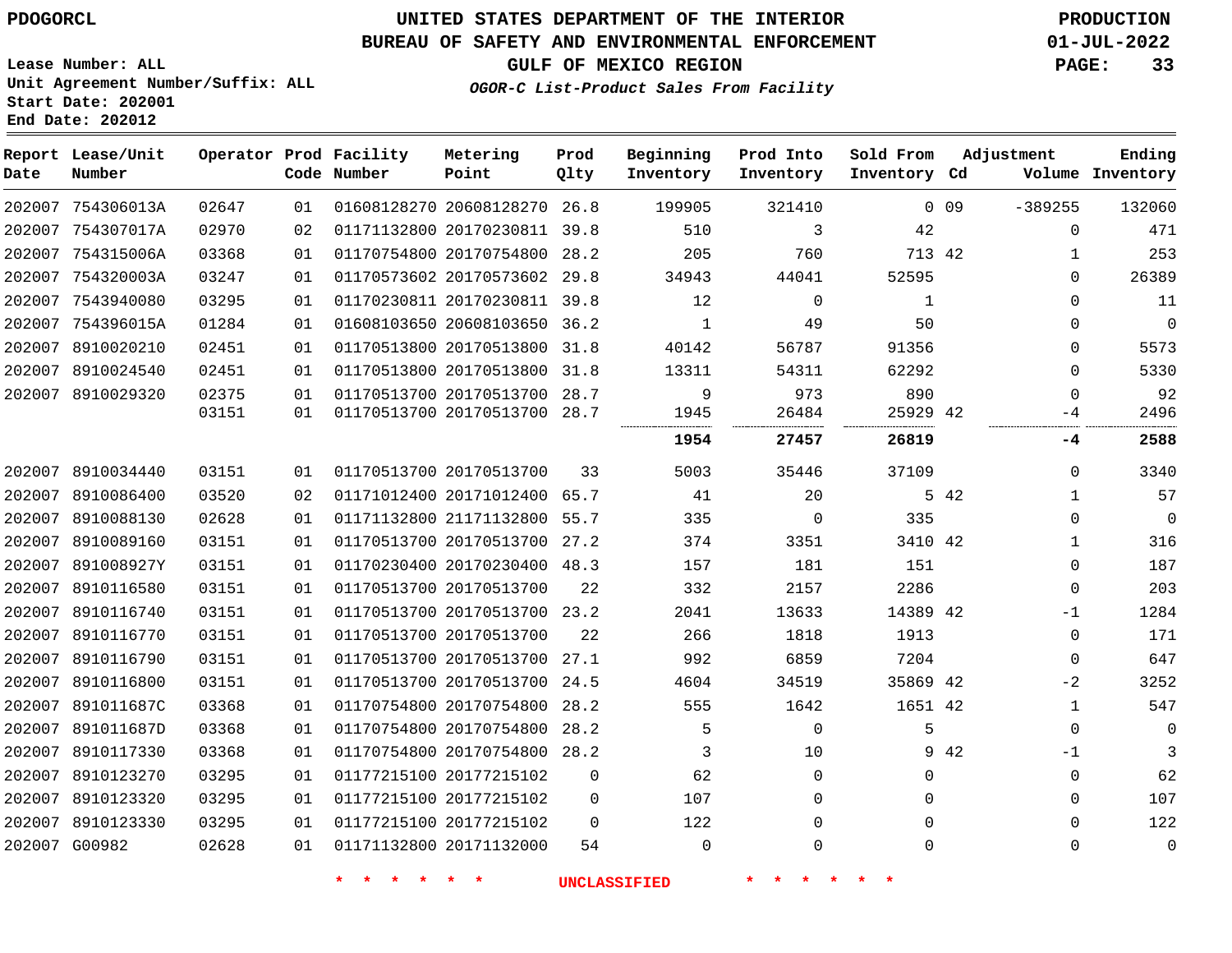PDOGORCL

# UNITED STATES DEPARTMENT OF THE INTERIOR
## BUREAU OF SAFETY AND ENVIRONMENTAL ENFORCEMENT
### GULF OF MEXICO REGION

*OGOR-C List-Product Sales From Facility*

PRODUCTION
01-JUL-2022

Lease Number: ALL
Unit Agreement Number/Suffix: ALL
Start Date: 202001
End Date: 202012

| Report Date | Lease/Unit Number | Operator | Prod Code | Facility Number | Metering Point | Prod Qlty | Beginning Inventory | Prod Into Inventory | Sold From Inventory | Adjustment Cd | Adjustment Volume | Ending Inventory |
|---|---|---|---|---|---|---|---|---|---|---|---|---|
| 202007 | 754306013A | 02647 | 01 | 01608128270 | 20608128270 | 26.8 | 199905 | 321410 | 0 | 09 | -389255 | 132060 |
| 202007 | 754307017A | 02970 | 02 | 01171132800 | 20170230811 | 39.8 | 510 | 3 | 42 | | 0 | 471 |
| 202007 | 754315006A | 03368 | 01 | 01170754800 | 20170754800 | 28.2 | 205 | 760 | 713 | 42 | 1 | 253 |
| 202007 | 754320003A | 03247 | 01 | 01170573602 | 20170573602 | 29.8 | 34943 | 44041 | 52595 | | 0 | 26389 |
| 202007 | 7543940080 | 03295 | 01 | 01170230811 | 20170230811 | 39.8 | 12 | 0 | 1 | | 0 | 11 |
| 202007 | 754396015A | 01284 | 01 | 01608103650 | 20608103650 | 36.2 | 1 | 49 | 50 | | 0 | 0 |
| 202007 | 8910020210 | 02451 | 01 | 01170513800 | 20170513800 | 31.8 | 40142 | 56787 | 91356 | | 0 | 5573 |
| 202007 | 8910024540 | 02451 | 01 | 01170513800 | 20170513800 | 31.8 | 13311 | 54311 | 62292 | | 0 | 5330 |
| 202007 | 8910029320 | 02375 | 01 | 01170513700 | 20170513700 | 28.7 | 9 | 973 | 890 | | 0 | 92 |
| | | 03151 | 01 | 01170513700 | 20170513700 | 28.7 | 1945 | 26484 | 25929 | 42 | -4 | 2496 |
| | | | | | | | **1954** | **27457** | **26819** | | **-4** | **2588** |
| 202007 | 8910034440 | 03151 | 01 | 01170513700 | 20170513700 | 33 | 5003 | 35446 | 37109 | | 0 | 3340 |
| 202007 | 8910086400 | 03520 | 02 | 01171012400 | 20171012400 | 65.7 | 41 | 20 | 5 | 42 | 1 | 57 |
| 202007 | 8910088130 | 02628 | 01 | 01171132800 | 21171132800 | 55.7 | 335 | 0 | 335 | | 0 | 0 |
| 202007 | 8910089160 | 03151 | 01 | 01170513700 | 20170513700 | 27.2 | 374 | 3351 | 3410 | 42 | 1 | 316 |
| 202007 | 891008927Y | 03151 | 01 | 01170230400 | 20170230400 | 48.3 | 157 | 181 | 151 | | 0 | 187 |
| 202007 | 8910116580 | 03151 | 01 | 01170513700 | 20170513700 | 22 | 332 | 2157 | 2286 | | 0 | 203 |
| 202007 | 8910116740 | 03151 | 01 | 01170513700 | 20170513700 | 23.2 | 2041 | 13633 | 14389 | 42 | -1 | 1284 |
| 202007 | 8910116770 | 03151 | 01 | 01170513700 | 20170513700 | 22 | 266 | 1818 | 1913 | | 0 | 171 |
| 202007 | 8910116790 | 03151 | 01 | 01170513700 | 20170513700 | 27.1 | 992 | 6859 | 7204 | | 0 | 647 |
| 202007 | 8910116800 | 03151 | 01 | 01170513700 | 20170513700 | 24.5 | 4604 | 34519 | 35869 | 42 | -2 | 3252 |
| 202007 | 891011687C | 03368 | 01 | 01170754800 | 20170754800 | 28.2 | 555 | 1642 | 1651 | 42 | 1 | 547 |
| 202007 | 891011687D | 03368 | 01 | 01170754800 | 20170754800 | 28.2 | 5 | 0 | 5 | | 0 | 0 |
| 202007 | 8910117330 | 03368 | 01 | 01170754800 | 20170754800 | 28.2 | 3 | 10 | 9 | 42 | -1 | 3 |
| 202007 | 8910123270 | 03295 | 01 | 01177215100 | 20177215102 | 0 | 62 | 0 | 0 | | 0 | 62 |
| 202007 | 8910123320 | 03295 | 01 | 01177215100 | 20177215102 | 0 | 107 | 0 | 0 | | 0 | 107 |
| 202007 | 8910123330 | 03295 | 01 | 01177215100 | 20177215102 | 0 | 122 | 0 | 0 | | 0 | 122 |
| 202007 | G00982 | 02628 | 01 | 01171132800 | 20171132000 | 54 | 0 | 0 | 0 | | 0 | 0 |

* * * * * * UNCLASSIFIED * * * * * *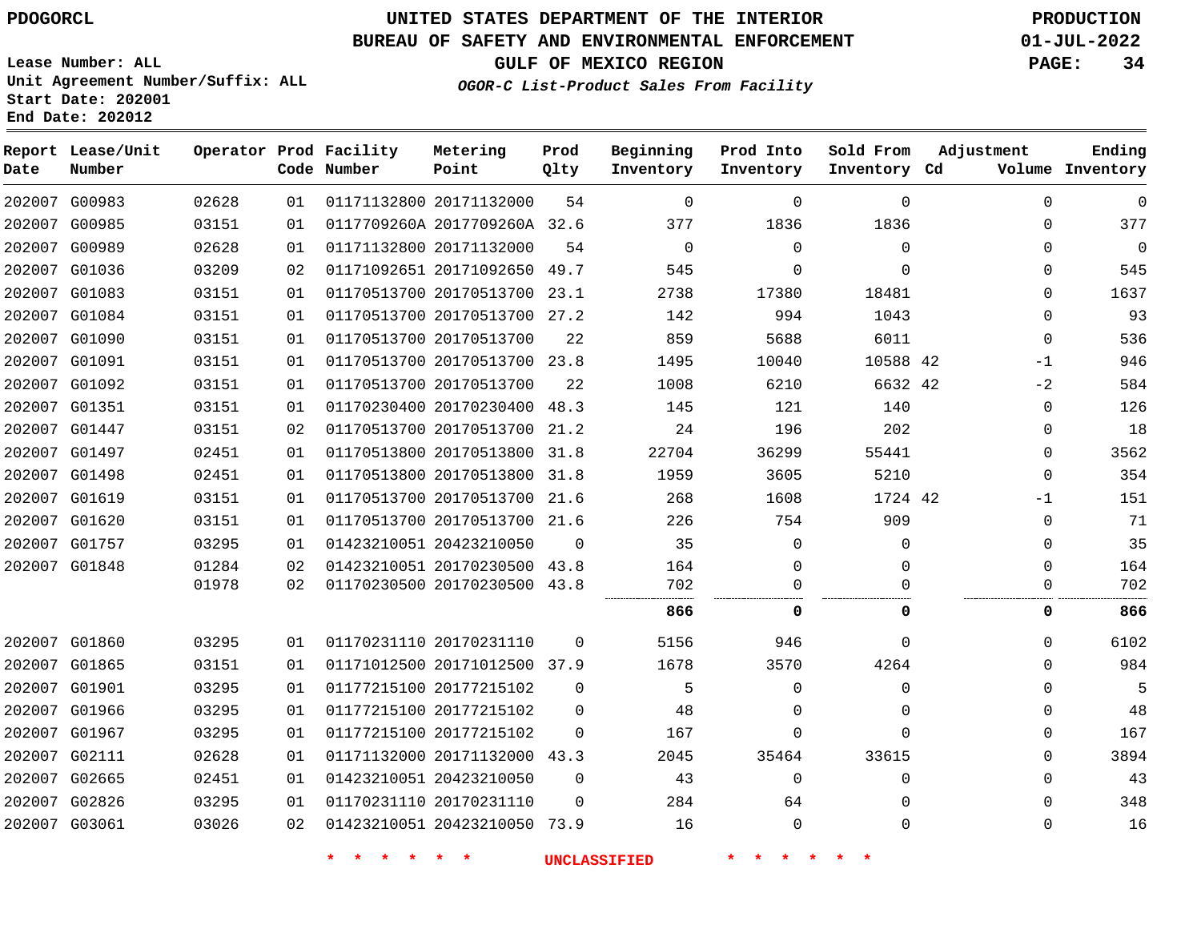# UNITED STATES DEPARTMENT OF THE INTERIOR
## BUREAU OF SAFETY AND ENVIRONMENTAL ENFORCEMENT
### GULF OF MEXICO REGION
*OGOR-C List-Product Sales From Facility*

PDOGORCL

Lease Number: ALL
Unit Agreement Number/Suffix: ALL
Start Date: 202001
End Date: 202012

PRODUCTION
01-JUL-2022

| Report Date | Lease/Unit Number | Operator | Prod Code | Facility Number | Metering Point | Prod Qlty | Beginning Inventory | Prod Into Inventory | Sold From Inventory | Adjustment Cd | Adjustment Volume | Ending Inventory |
|---|---|---|---|---|---|---|---|---|---|---|---|---|
| 202007 | G00983 | 02628 | 01 | 01171132800 | 20171132000 | 54 | 0 | 0 | 0 | | 0 | 0 |
| 202007 | G00985 | 03151 | 01 | 0117709260A | 2017709260A | 32.6 | 377 | 1836 | 1836 | | 0 | 377 |
| 202007 | G00989 | 02628 | 01 | 01171132800 | 20171132000 | 54 | 0 | 0 | 0 | | 0 | 0 |
| 202007 | G01036 | 03209 | 02 | 01171092651 | 20171092650 | 49.7 | 545 | 0 | 0 | | 0 | 545 |
| 202007 | G01083 | 03151 | 01 | 01170513700 | 20170513700 | 23.1 | 2738 | 17380 | 18481 | | 0 | 1637 |
| 202007 | G01084 | 03151 | 01 | 01170513700 | 20170513700 | 27.2 | 142 | 994 | 1043 | | 0 | 93 |
| 202007 | G01090 | 03151 | 01 | 01170513700 | 20170513700 | 22 | 859 | 5688 | 6011 | | 0 | 536 |
| 202007 | G01091 | 03151 | 01 | 01170513700 | 20170513700 | 23.8 | 1495 | 10040 | 10588 | 42 | -1 | 946 |
| 202007 | G01092 | 03151 | 01 | 01170513700 | 20170513700 | 22 | 1008 | 6210 | 6632 | 42 | -2 | 584 |
| 202007 | G01351 | 03151 | 01 | 01170230400 | 20170230400 | 48.3 | 145 | 121 | 140 | | 0 | 126 |
| 202007 | G01447 | 03151 | 02 | 01170513700 | 20170513700 | 21.2 | 24 | 196 | 202 | | 0 | 18 |
| 202007 | G01497 | 02451 | 01 | 01170513800 | 20170513800 | 31.8 | 22704 | 36299 | 55441 | | 0 | 3562 |
| 202007 | G01498 | 02451 | 01 | 01170513800 | 20170513800 | 31.8 | 1959 | 3605 | 5210 | | 0 | 354 |
| 202007 | G01619 | 03151 | 01 | 01170513700 | 20170513700 | 21.6 | 268 | 1608 | 1724 | 42 | -1 | 151 |
| 202007 | G01620 | 03151 | 01 | 01170513700 | 20170513700 | 21.6 | 226 | 754 | 909 | | 0 | 71 |
| 202007 | G01757 | 03295 | 01 | 01423210051 | 20423210050 | 0 | 35 | 0 | 0 | | 0 | 35 |
| 202007 | G01848 | 01284 | 02 | 01423210051 | 20170230500 | 43.8 | 164 | 0 | 0 | | 0 | 164 |
| | | 01978 | 02 | 01170230500 | 20170230500 | 43.8 | 702 | 0 | 0 | | 0 | 702 |
| | | | | | | | **866** | **0** | **0** | | **0** | **866** |
| 202007 | G01860 | 03295 | 01 | 01170231110 | 20170231110 | 0 | 5156 | 946 | 0 | | 0 | 6102 |
| 202007 | G01865 | 03151 | 01 | 01171012500 | 20171012500 | 37.9 | 1678 | 3570 | 4264 | | 0 | 984 |
| 202007 | G01901 | 03295 | 01 | 01177215100 | 20177215102 | 0 | 5 | 0 | 0 | | 0 | 5 |
| 202007 | G01966 | 03295 | 01 | 01177215100 | 20177215102 | 0 | 48 | 0 | 0 | | 0 | 48 |
| 202007 | G01967 | 03295 | 01 | 01177215100 | 20177215102 | 0 | 167 | 0 | 0 | | 0 | 167 |
| 202007 | G02111 | 02628 | 01 | 01171132000 | 20171132000 | 43.3 | 2045 | 35464 | 33615 | | 0 | 3894 |
| 202007 | G02665 | 02451 | 01 | 01423210051 | 20423210050 | 0 | 43 | 0 | 0 | | 0 | 43 |
| 202007 | G02826 | 03295 | 01 | 01170231110 | 20170231110 | 0 | 284 | 64 | 0 | | 0 | 348 |
| 202007 | G03061 | 03026 | 02 | 01423210051 | 20423210050 | 73.9 | 16 | 0 | 0 | | 0 | 16 |

* * * * * * UNCLASSIFIED * * * * * *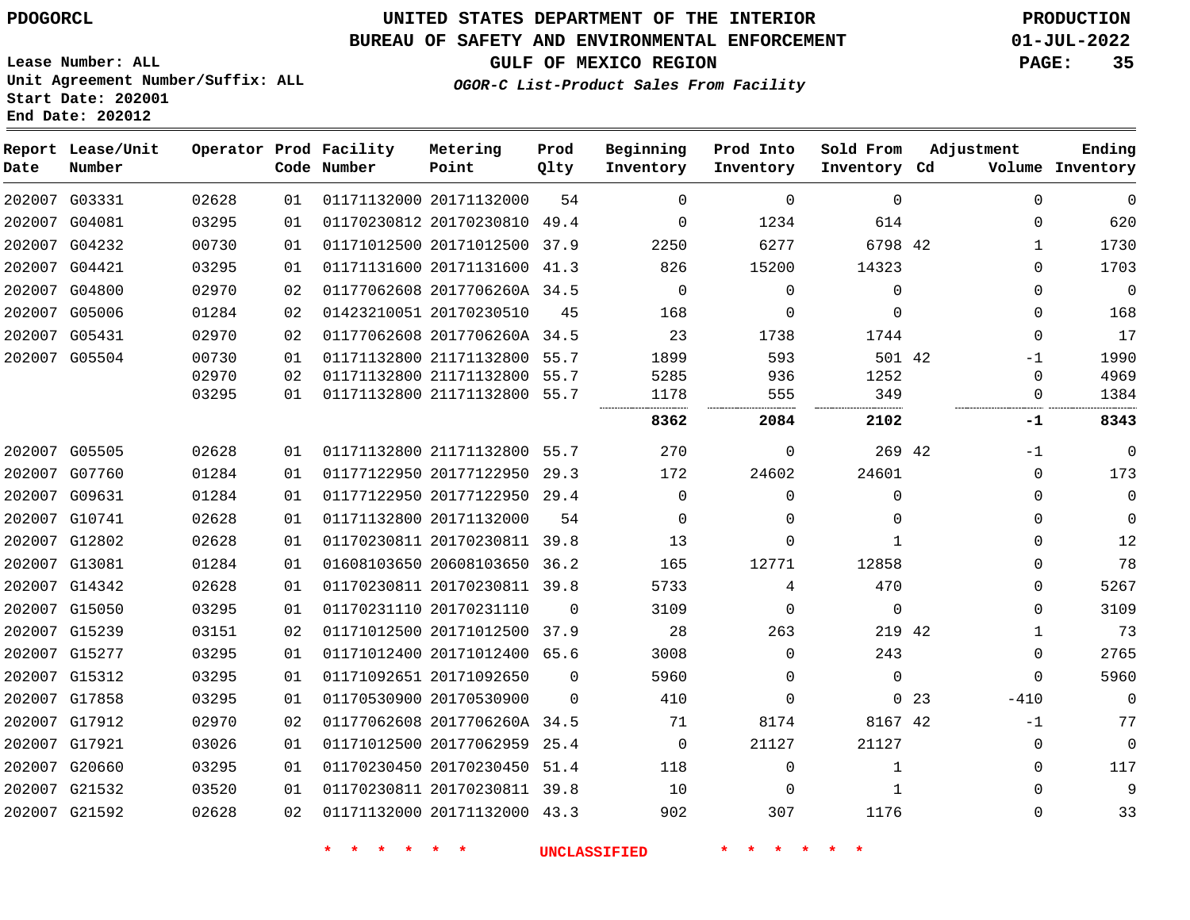PDOGORCL

# UNITED STATES DEPARTMENT OF THE INTERIOR
## BUREAU OF SAFETY AND ENVIRONMENTAL ENFORCEMENT
### GULF OF MEXICO REGION

*OGOR-C List-Product Sales From Facility*

PRODUCTION
01-JUL-2022

Lease Number: ALL
Unit Agreement Number/Suffix: ALL
Start Date: 202001
End Date: 202012

| Report Date | Lease/Unit Number | Operator | Prod Code | Facility Number | Metering Point | Prod Qlty | Beginning Inventory | Prod Into Inventory | Sold From Inventory | Adjustment Cd | Adjustment Volume | Ending Inventory |
|---|---|---|---|---|---|---|---|---|---|---|---|---|
| 202007 | G03331 | 02628 | 01 | 01171132000 | 20171132000 | 54 | 0 | 0 | 0 | | 0 | 0 |
| 202007 | G04081 | 03295 | 01 | 01170230812 | 20170230810 | 49.4 | 0 | 1234 | 614 | | 0 | 620 |
| 202007 | G04232 | 00730 | 01 | 01171012500 | 20171012500 | 37.9 | 2250 | 6277 | 6798 | 42 | 1 | 1730 |
| 202007 | G04421 | 03295 | 01 | 01171131600 | 20171131600 | 41.3 | 826 | 15200 | 14323 | | 0 | 1703 |
| 202007 | G04800 | 02970 | 02 | 01177062608 | 2017706260A | 34.5 | 0 | 0 | 0 | | 0 | 0 |
| 202007 | G05006 | 01284 | 02 | 01423210051 | 20170230510 | 45 | 168 | 0 | 0 | | 0 | 168 |
| 202007 | G05431 | 02970 | 02 | 01177062608 | 2017706260A | 34.5 | 23 | 1738 | 1744 | | 0 | 17 |
| 202007 | G05504 | 00730 | 01 | 01171132800 | 21171132800 | 55.7 | 1899 | 593 | 501 | 42 | -1 | 1990 |
| | | 02970 | 02 | 01171132800 | 21171132800 | 55.7 | 5285 | 936 | 1252 | | 0 | 4969 |
| | | 03295 | 01 | 01171132800 | 21171132800 | 55.7 | 1178 | 555 | 349 | | 0 | 1384 |
| | | | | | | | **8362** | **2084** | **2102** | | **-1** | **8343** |
| 202007 | G05505 | 02628 | 01 | 01171132800 | 21171132800 | 55.7 | 270 | 0 | 269 | 42 | -1 | 0 |
| 202007 | G07760 | 01284 | 01 | 01177122950 | 20177122950 | 29.3 | 172 | 24602 | 24601 | | 0 | 173 |
| 202007 | G09631 | 01284 | 01 | 01177122950 | 20177122950 | 29.4 | 0 | 0 | 0 | | 0 | 0 |
| 202007 | G10741 | 02628 | 01 | 01171132800 | 20171132000 | 54 | 0 | 0 | 0 | | 0 | 0 |
| 202007 | G12802 | 02628 | 01 | 01170230811 | 20170230811 | 39.8 | 13 | 0 | 1 | | 0 | 12 |
| 202007 | G13081 | 01284 | 01 | 01608103650 | 20608103650 | 36.2 | 165 | 12771 | 12858 | | 0 | 78 |
| 202007 | G14342 | 02628 | 01 | 01170230811 | 20170230811 | 39.8 | 5733 | 4 | 470 | | 0 | 5267 |
| 202007 | G15050 | 03295 | 01 | 01170231110 | 20170231110 | 0 | 3109 | 0 | 0 | | 0 | 3109 |
| 202007 | G15239 | 03151 | 02 | 01171012500 | 20171012500 | 37.9 | 28 | 263 | 219 | 42 | 1 | 73 |
| 202007 | G15277 | 03295 | 01 | 01171012400 | 20171012400 | 65.6 | 3008 | 0 | 243 | | 0 | 2765 |
| 202007 | G15312 | 03295 | 01 | 01171092651 | 20171092650 | 0 | 5960 | 0 | 0 | | 0 | 5960 |
| 202007 | G17858 | 03295 | 01 | 01170530900 | 20170530900 | 0 | 410 | 0 | 0 | 23 | -410 | 0 |
| 202007 | G17912 | 02970 | 02 | 01177062608 | 2017706260A | 34.5 | 71 | 8174 | 8167 | 42 | -1 | 77 |
| 202007 | G17921 | 03026 | 01 | 01171012500 | 20177062959 | 25.4 | 0 | 21127 | 21127 | | 0 | 0 |
| 202007 | G20660 | 03295 | 01 | 01170230450 | 20170230450 | 51.4 | 118 | 0 | 1 | | 0 | 117 |
| 202007 | G21532 | 03520 | 01 | 01170230811 | 20170230811 | 39.8 | 10 | 0 | 1 | | 0 | 9 |
| 202007 | G21592 | 02628 | 02 | 01171132000 | 20171132000 | 43.3 | 902 | 307 | 1176 | | 0 | 33 |

* * * * * * UNCLASSIFIED * * * * * *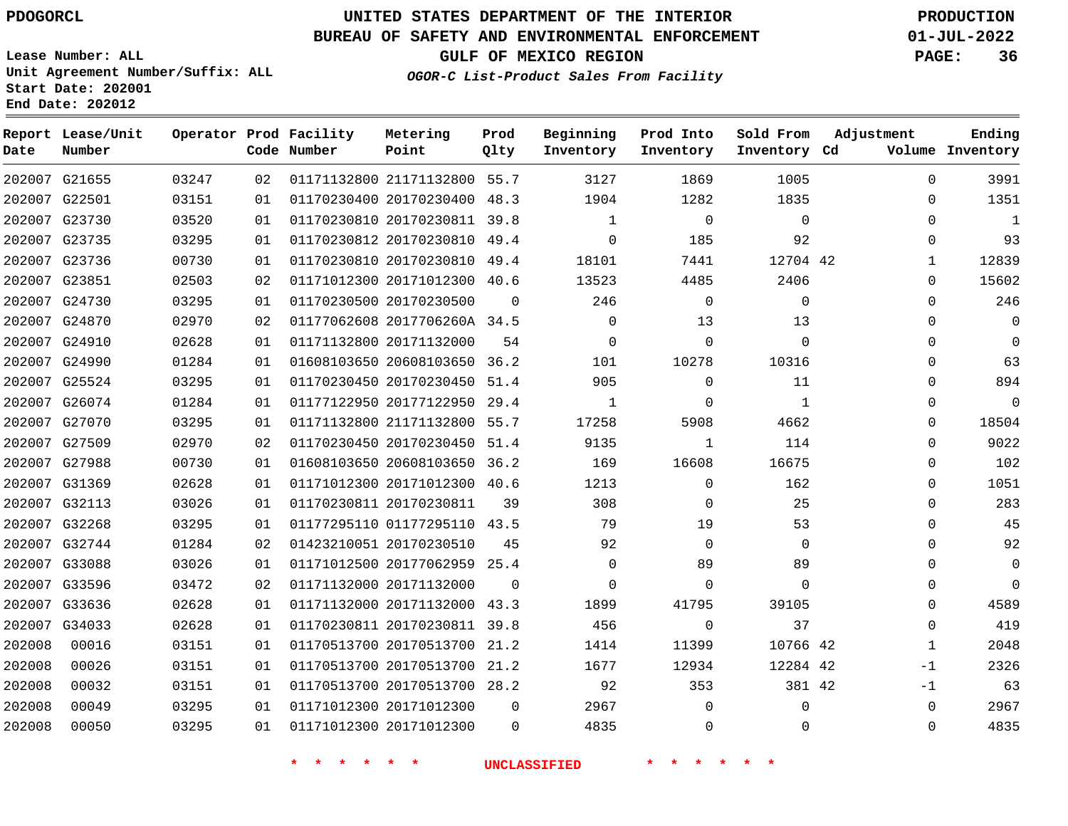PDOGORCL

# UNITED STATES DEPARTMENT OF THE INTERIOR
## BUREAU OF SAFETY AND ENVIRONMENTAL ENFORCEMENT
### GULF OF MEXICO REGION
*OGOR-C List-Product Sales From Facility*

PRODUCTION
01-JUL-2022

Lease Number: ALL
Unit Agreement Number/Suffix: ALL
Start Date: 202001
End Date: 202012

| Report Date | Lease/Unit Number | Operator | Prod Code | Facility Number | Metering Point | Prod Qlty | Beginning Inventory | Prod Into Inventory | Sold From Inventory | Adjustment Cd | Adjustment Volume | Ending Inventory |
|---|---|---|---|---|---|---|---|---|---|---|---|---|
| 202007 | G21655 | 03247 | 02 | 01171132800 | 21171132800 | 55.7 | 3127 | 1869 | 1005 | | 0 | 3991 |
| 202007 | G22501 | 03151 | 01 | 01170230400 | 20170230400 | 48.3 | 1904 | 1282 | 1835 | | 0 | 1351 |
| 202007 | G23730 | 03520 | 01 | 01170230810 | 20170230811 | 39.8 | 1 | 0 | 0 | | 0 | 1 |
| 202007 | G23735 | 03295 | 01 | 01170230812 | 20170230810 | 49.4 | 0 | 185 | 92 | | 0 | 93 |
| 202007 | G23736 | 00730 | 01 | 01170230810 | 20170230810 | 49.4 | 18101 | 7441 | 12704 | 42 | 1 | 12839 |
| 202007 | G23851 | 02503 | 02 | 01171012300 | 20171012300 | 40.6 | 13523 | 4485 | 2406 | | 0 | 15602 |
| 202007 | G24730 | 03295 | 01 | 01170230500 | 20170230500 | 0 | 246 | 0 | 0 | | 0 | 246 |
| 202007 | G24870 | 02970 | 02 | 01177062608 | 2017706260A | 34.5 | 0 | 13 | 13 | | 0 | 0 |
| 202007 | G24910 | 02628 | 01 | 01171132800 | 20171132000 | 54 | 0 | 0 | 0 | | 0 | 0 |
| 202007 | G24990 | 01284 | 01 | 01608103650 | 20608103650 | 36.2 | 101 | 10278 | 10316 | | 0 | 63 |
| 202007 | G25524 | 03295 | 01 | 01170230450 | 20170230450 | 51.4 | 905 | 0 | 11 | | 0 | 894 |
| 202007 | G26074 | 01284 | 01 | 01177122950 | 20177122950 | 29.4 | 1 | 0 | 1 | | 0 | 0 |
| 202007 | G27070 | 03295 | 01 | 01171132800 | 21171132800 | 55.7 | 17258 | 5908 | 4662 | | 0 | 18504 |
| 202007 | G27509 | 02970 | 02 | 01170230450 | 20170230450 | 51.4 | 9135 | 1 | 114 | | 0 | 9022 |
| 202007 | G27988 | 00730 | 01 | 01608103650 | 20608103650 | 36.2 | 169 | 16608 | 16675 | | 0 | 102 |
| 202007 | G31369 | 02628 | 01 | 01171012300 | 20171012300 | 40.6 | 1213 | 0 | 162 | | 0 | 1051 |
| 202007 | G32113 | 03026 | 01 | 01170230811 | 20170230811 | 39 | 308 | 0 | 25 | | 0 | 283 |
| 202007 | G32268 | 03295 | 01 | 01177295110 | 01177295110 | 43.5 | 79 | 19 | 53 | | 0 | 45 |
| 202007 | G32744 | 01284 | 02 | 01423210051 | 20170230510 | 45 | 92 | 0 | 0 | | 0 | 92 |
| 202007 | G33088 | 03026 | 01 | 01171012500 | 20177062959 | 25.4 | 0 | 89 | 89 | | 0 | 0 |
| 202007 | G33596 | 03472 | 02 | 01171132000 | 20171132000 | 0 | 0 | 0 | 0 | | 0 | 0 |
| 202007 | G33636 | 02628 | 01 | 01171132000 | 20171132000 | 43.3 | 1899 | 41795 | 39105 | | 0 | 4589 |
| 202007 | G34033 | 02628 | 01 | 01170230811 | 20170230811 | 39.8 | 456 | 0 | 37 | | 0 | 419 |
| 202008 | 00016 | 03151 | 01 | 01170513700 | 20170513700 | 21.2 | 1414 | 11399 | 10766 | 42 | 1 | 2048 |
| 202008 | 00026 | 03151 | 01 | 01170513700 | 20170513700 | 21.2 | 1677 | 12934 | 12284 | 42 | -1 | 2326 |
| 202008 | 00032 | 03151 | 01 | 01170513700 | 20170513700 | 28.2 | 92 | 353 | 381 | 42 | -1 | 63 |
| 202008 | 00049 | 03295 | 01 | 01171012300 | 20171012300 | 0 | 2967 | 0 | 0 | | 0 | 2967 |
| 202008 | 00050 | 03295 | 01 | 01171012300 | 20171012300 | 0 | 4835 | 0 | 0 | | 0 | 4835 |

* * * * * * UNCLASSIFIED * * * * * *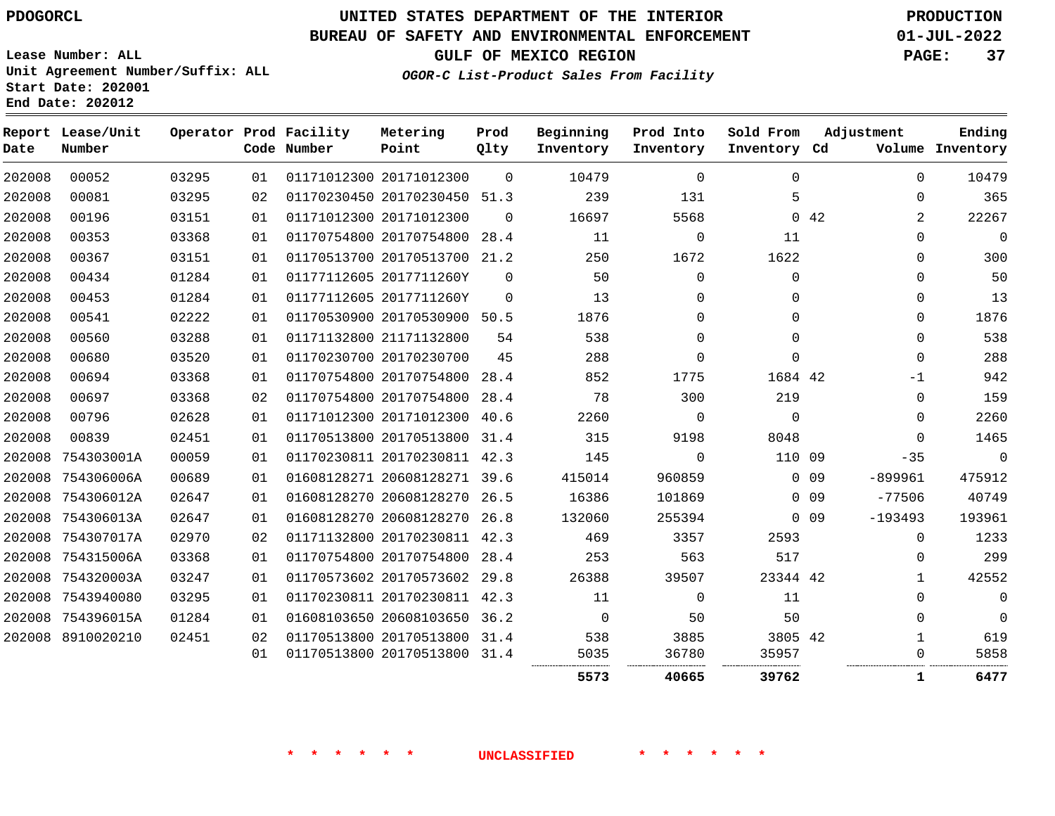PDOGORCL

# UNITED STATES DEPARTMENT OF THE INTERIOR
## BUREAU OF SAFETY AND ENVIRONMENTAL ENFORCEMENT
### GULF OF MEXICO REGION
*OGOR-C List-Product Sales From Facility*

PRODUCTION
01-JUL-2022

Lease Number: ALL
Unit Agreement Number/Suffix: ALL
Start Date: 202001
End Date: 202012

| Report Date | Lease/Unit Number | Operator | Prod Code | Facility Number | Metering Point | Prod Qlty | Beginning Inventory | Prod Into Inventory | Sold From Inventory | Adjustment Cd | Adjustment Volume | Ending Inventory |
|---|---|---|---|---|---|---|---|---|---|---|---|---|
| 202008 | 00052 | 03295 | 01 | 01171012300 | 20171012300 | 0 | 10479 | 0 | 0 | | 0 | 10479 |
| 202008 | 00081 | 03295 | 02 | 01170230450 | 20170230450 | 51.3 | 239 | 131 | 5 | | 0 | 365 |
| 202008 | 00196 | 03151 | 01 | 01171012300 | 20171012300 | 0 | 16697 | 5568 | 0 | 42 | 2 | 22267 |
| 202008 | 00353 | 03368 | 01 | 01170754800 | 20170754800 | 28.4 | 11 | 0 | 11 | | 0 | 0 |
| 202008 | 00367 | 03151 | 01 | 01170513700 | 20170513700 | 21.2 | 250 | 1672 | 1622 | | 0 | 300 |
| 202008 | 00434 | 01284 | 01 | 01177112605 | 2017711260Y | 0 | 50 | 0 | 0 | | 0 | 50 |
| 202008 | 00453 | 01284 | 01 | 01177112605 | 2017711260Y | 0 | 13 | 0 | 0 | | 0 | 13 |
| 202008 | 00541 | 02222 | 01 | 01170530900 | 20170530900 | 50.5 | 1876 | 0 | 0 | | 0 | 1876 |
| 202008 | 00560 | 03288 | 01 | 01171132800 | 21171132800 | 54 | 538 | 0 | 0 | | 0 | 538 |
| 202008 | 00680 | 03520 | 01 | 01170230700 | 20170230700 | 45 | 288 | 0 | 0 | | 0 | 288 |
| 202008 | 00694 | 03368 | 01 | 01170754800 | 20170754800 | 28.4 | 852 | 1775 | 1684 | 42 | -1 | 942 |
| 202008 | 00697 | 03368 | 02 | 01170754800 | 20170754800 | 28.4 | 78 | 300 | 219 | | 0 | 159 |
| 202008 | 00796 | 02628 | 01 | 01171012300 | 20171012300 | 40.6 | 2260 | 0 | 0 | | 0 | 2260 |
| 202008 | 00839 | 02451 | 01 | 01170513800 | 20170513800 | 31.4 | 315 | 9198 | 8048 | | 0 | 1465 |
| 202008 | 754303001A | 00059 | 01 | 01170230811 | 20170230811 | 42.3 | 145 | 0 | 110 | 09 | -35 | 0 |
| 202008 | 754306006A | 00689 | 01 | 01608128271 | 20608128271 | 39.6 | 415014 | 960859 | 0 | 09 | -899961 | 475912 |
| 202008 | 754306012A | 02647 | 01 | 01608128270 | 20608128270 | 26.5 | 16386 | 101869 | 0 | 09 | -77506 | 40749 |
| 202008 | 754306013A | 02647 | 01 | 01608128270 | 20608128270 | 26.8 | 132060 | 255394 | 0 | 09 | -193493 | 193961 |
| 202008 | 754307017A | 02970 | 02 | 01171132800 | 20170230811 | 42.3 | 469 | 3357 | 2593 | | 0 | 1233 |
| 202008 | 754315006A | 03368 | 01 | 01170754800 | 20170754800 | 28.4 | 253 | 563 | 517 | | 0 | 299 |
| 202008 | 754320003A | 03247 | 01 | 01170573602 | 20170573602 | 29.8 | 26388 | 39507 | 23344 | 42 | 1 | 42552 |
| 202008 | 7543940080 | 03295 | 01 | 01170230811 | 20170230811 | 42.3 | 11 | 0 | 11 | | 0 | 0 |
| 202008 | 754396015A | 01284 | 01 | 01608103650 | 20608103650 | 36.2 | 0 | 50 | 50 | | 0 | 0 |
| 202008 | 8910020210 | 02451 | 02 | 01170513800 | 20170513800 | 31.4 | 538 | 3885 | 3805 | 42 | 1 | 619 |
| | | | 01 | 01170513800 | 20170513800 | 31.4 | 5035 | 36780 | 35957 | | 0 | 5858 |
| | | | | | | | **5573** | **40665** | **39762** | | **1** | **6477** |

\* \* \* \* \* \* UNCLASSIFIED \* \* \* \* \* \*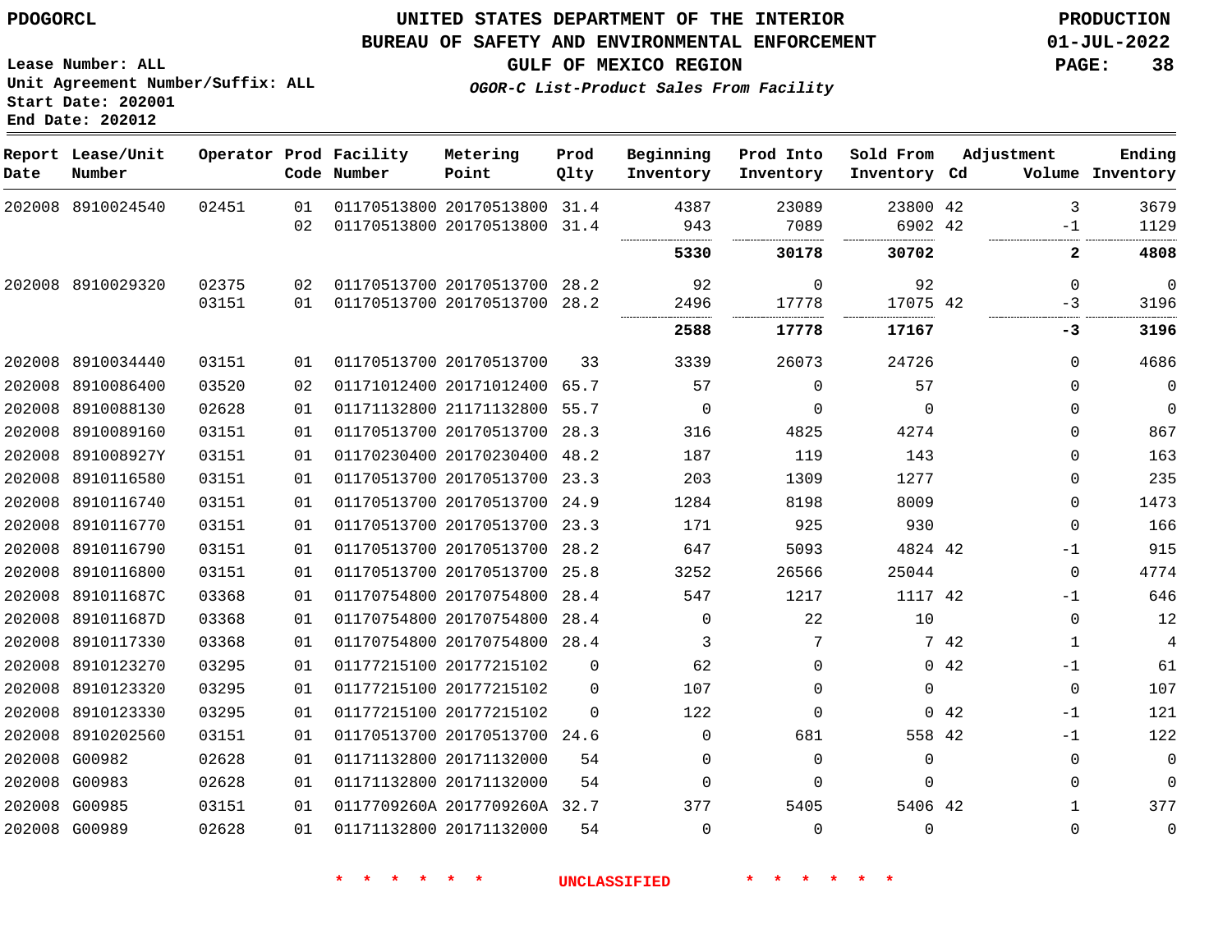PDOGORCL

**UNITED STATES DEPARTMENT OF THE INTERIOR**
**BUREAU OF SAFETY AND ENVIRONMENTAL ENFORCEMENT**
**GULF OF MEXICO REGION**
***OGOR-C List-Product Sales From Facility***

**PRODUCTION**
**01-JUL-2022**

Lease Number: ALL
Unit Agreement Number/Suffix: ALL
Start Date: 202001
End Date: 202012

| Report Date | Lease/Unit Number | Operator | Prod Code | Facility Number | Metering Point | Prod Qlty | Beginning Inventory | Prod Into Inventory | Sold From Inventory | Adjustment Cd | Volume | Ending Inventory |
|---|---|---|---|---|---|---|---|---|---|---|---|---|
| 202008 | 8910024540 | 02451 | 01 | 01170513800 | 20170513800 | 31.4 | 4387 | 23089 | 23800 | 42 | 3 | 3679 |
| | | | 02 | 01170513800 | 20170513800 | 31.4 | 943 | 7089 | 6902 | 42 | -1 | 1129 |
| | | | | | | | **5330** | **30178** | **30702** | | **2** | **4808** |
| 202008 | 8910029320 | 02375 | 02 | 01170513700 | 20170513700 | 28.2 | 92 | 0 | 92 | | 0 | 0 |
| | | 03151 | 01 | 01170513700 | 20170513700 | 28.2 | 2496 | 17778 | 17075 | 42 | -3 | 3196 |
| | | | | | | | **2588** | **17778** | **17167** | | **-3** | **3196** |
| 202008 | 8910034440 | 03151 | 01 | 01170513700 | 20170513700 | 33 | 3339 | 26073 | 24726 | | 0 | 4686 |
| 202008 | 8910086400 | 03520 | 02 | 01171012400 | 20171012400 | 65.7 | 57 | 0 | 57 | | 0 | 0 |
| 202008 | 8910088130 | 02628 | 01 | 01171132800 | 21171132800 | 55.7 | 0 | 0 | 0 | | 0 | 0 |
| 202008 | 8910089160 | 03151 | 01 | 01170513700 | 20170513700 | 28.3 | 316 | 4825 | 4274 | | 0 | 867 |
| 202008 | 891008927Y | 03151 | 01 | 01170230400 | 20170230400 | 48.2 | 187 | 119 | 143 | | 0 | 163 |
| 202008 | 8910116580 | 03151 | 01 | 01170513700 | 20170513700 | 23.3 | 203 | 1309 | 1277 | | 0 | 235 |
| 202008 | 8910116740 | 03151 | 01 | 01170513700 | 20170513700 | 24.9 | 1284 | 8198 | 8009 | | 0 | 1473 |
| 202008 | 8910116770 | 03151 | 01 | 01170513700 | 20170513700 | 23.3 | 171 | 925 | 930 | | 0 | 166 |
| 202008 | 8910116790 | 03151 | 01 | 01170513700 | 20170513700 | 28.2 | 647 | 5093 | 4824 | 42 | -1 | 915 |
| 202008 | 8910116800 | 03151 | 01 | 01170513700 | 20170513700 | 25.8 | 3252 | 26566 | 25044 | | 0 | 4774 |
| 202008 | 891011687C | 03368 | 01 | 01170754800 | 20170754800 | 28.4 | 547 | 1217 | 1117 | 42 | -1 | 646 |
| 202008 | 891011687D | 03368 | 01 | 01170754800 | 20170754800 | 28.4 | 0 | 22 | 10 | | 0 | 12 |
| 202008 | 8910117330 | 03368 | 01 | 01170754800 | 20170754800 | 28.4 | 3 | 7 | 7 | 42 | 1 | 4 |
| 202008 | 8910123270 | 03295 | 01 | 01177215100 | 20177215102 | 0 | 62 | 0 | 0 | 42 | -1 | 61 |
| 202008 | 8910123320 | 03295 | 01 | 01177215100 | 20177215102 | 0 | 107 | 0 | 0 | | 0 | 107 |
| 202008 | 8910123330 | 03295 | 01 | 01177215100 | 20177215102 | 0 | 122 | 0 | 0 | 42 | -1 | 121 |
| 202008 | 8910202560 | 03151 | 01 | 01170513700 | 20170513700 | 24.6 | 0 | 681 | 558 | 42 | -1 | 122 |
| 202008 | G00982 | 02628 | 01 | 01171132800 | 20171132000 | 54 | 0 | 0 | 0 | | 0 | 0 |
| 202008 | G00983 | 02628 | 01 | 01171132800 | 20171132000 | 54 | 0 | 0 | 0 | | 0 | 0 |
| 202008 | G00985 | 03151 | 01 | 0117709260A | 2017709260A | 32.7 | 377 | 5405 | 5406 | 42 | 1 | 377 |
| 202008 | G00989 | 02628 | 01 | 01171132800 | 20171132000 | 54 | 0 | 0 | 0 | | 0 | 0 |

\* \* \* \* \* \* UNCLASSIFIED \* \* \* \* \* \*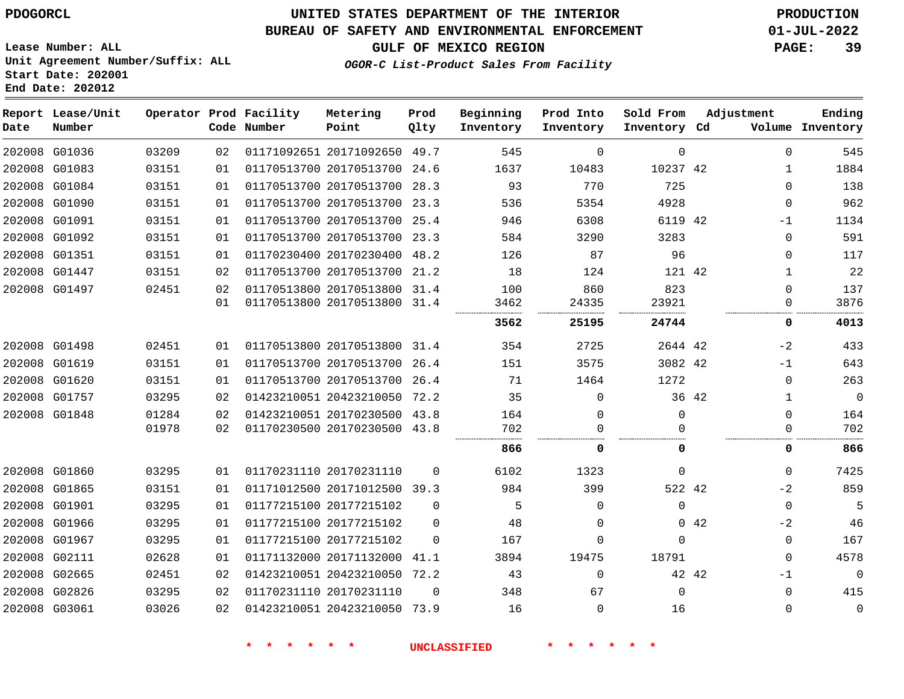PDOGORCL

# UNITED STATES DEPARTMENT OF THE INTERIOR
## BUREAU OF SAFETY AND ENVIRONMENTAL ENFORCEMENT
### GULF OF MEXICO REGION
*OGOR-C List-Product Sales From Facility*

PRODUCTION
01-JUL-2022

Lease Number: ALL
Unit Agreement Number/Suffix: ALL
Start Date: 202001
End Date: 202012

| Report Date | Lease/Unit Number | Operator | Prod Code | Facility Number | Metering Point | Prod Qlty | Beginning Inventory | Prod Into Inventory | Sold From Inventory | Adjustment Cd | Adjustment Volume | Ending Inventory |
|---|---|---|---|---|---|---|---|---|---|---|---|---|
| 202008 | G01036 | 03209 | 02 | 01171092651 | 20171092650 | 49.7 | 545 | 0 | 0 | | 0 | 545 |
| 202008 | G01083 | 03151 | 01 | 01170513700 | 20170513700 | 24.6 | 1637 | 10483 | 10237 | 42 | 1 | 1884 |
| 202008 | G01084 | 03151 | 01 | 01170513700 | 20170513700 | 28.3 | 93 | 770 | 725 | | 0 | 138 |
| 202008 | G01090 | 03151 | 01 | 01170513700 | 20170513700 | 23.3 | 536 | 5354 | 4928 | | 0 | 962 |
| 202008 | G01091 | 03151 | 01 | 01170513700 | 20170513700 | 25.4 | 946 | 6308 | 6119 | 42 | -1 | 1134 |
| 202008 | G01092 | 03151 | 01 | 01170513700 | 20170513700 | 23.3 | 584 | 3290 | 3283 | | 0 | 591 |
| 202008 | G01351 | 03151 | 01 | 01170230400 | 20170230400 | 48.2 | 126 | 87 | 96 | | 0 | 117 |
| 202008 | G01447 | 03151 | 02 | 01170513700 | 20170513700 | 21.2 | 18 | 124 | 121 | 42 | 1 | 22 |
| 202008 | G01497 | 02451 | 02 | 01170513800 | 20170513800 | 31.4 | 100 | 860 | 823 | | 0 | 137 |
| | | | 01 | 01170513800 | 20170513800 | 31.4 | 3462 | 24335 | 23921 | | 0 | 3876 |
| | | | | | | | **3562** | **25195** | **24744** | | **0** | **4013** |
| 202008 | G01498 | 02451 | 01 | 01170513800 | 20170513800 | 31.4 | 354 | 2725 | 2644 | 42 | -2 | 433 |
| 202008 | G01619 | 03151 | 01 | 01170513700 | 20170513700 | 26.4 | 151 | 3575 | 3082 | 42 | -1 | 643 |
| 202008 | G01620 | 03151 | 01 | 01170513700 | 20170513700 | 26.4 | 71 | 1464 | 1272 | | 0 | 263 |
| 202008 | G01757 | 03295 | 02 | 01423210051 | 20423210050 | 72.2 | 35 | 0 | 36 | 42 | 1 | 0 |
| 202008 | G01848 | 01284 | 02 | 01423210051 | 20170230500 | 43.8 | 164 | 0 | 0 | | 0 | 164 |
| | | 01978 | 02 | 01170230500 | 20170230500 | 43.8 | 702 | 0 | 0 | | 0 | 702 |
| | | | | | | | **866** | **0** | **0** | | **0** | **866** |
| 202008 | G01860 | 03295 | 01 | 01170231110 | 20170231110 | 0 | 6102 | 1323 | 0 | | 0 | 7425 |
| 202008 | G01865 | 03151 | 01 | 01171012500 | 20171012500 | 39.3 | 984 | 399 | 522 | 42 | -2 | 859 |
| 202008 | G01901 | 03295 | 01 | 01177215100 | 20177215102 | 0 | 5 | 0 | 0 | | 0 | 5 |
| 202008 | G01966 | 03295 | 01 | 01177215100 | 20177215102 | 0 | 48 | 0 | 0 | 42 | -2 | 46 |
| 202008 | G01967 | 03295 | 01 | 01177215100 | 20177215102 | 0 | 167 | 0 | 0 | | 0 | 167 |
| 202008 | G02111 | 02628 | 01 | 01171132000 | 20171132000 | 41.1 | 3894 | 19475 | 18791 | | 0 | 4578 |
| 202008 | G02665 | 02451 | 02 | 01423210051 | 20423210050 | 72.2 | 43 | 0 | 42 | 42 | -1 | 0 |
| 202008 | G02826 | 03295 | 02 | 01170231110 | 20170231110 | 0 | 348 | 67 | 0 | | 0 | 415 |
| 202008 | G03061 | 03026 | 02 | 01423210051 | 20423210050 | 73.9 | 16 | 0 | 16 | | 0 | 0 |

\* \* \* \* \* \* UNCLASSIFIED \* \* \* \* \* \*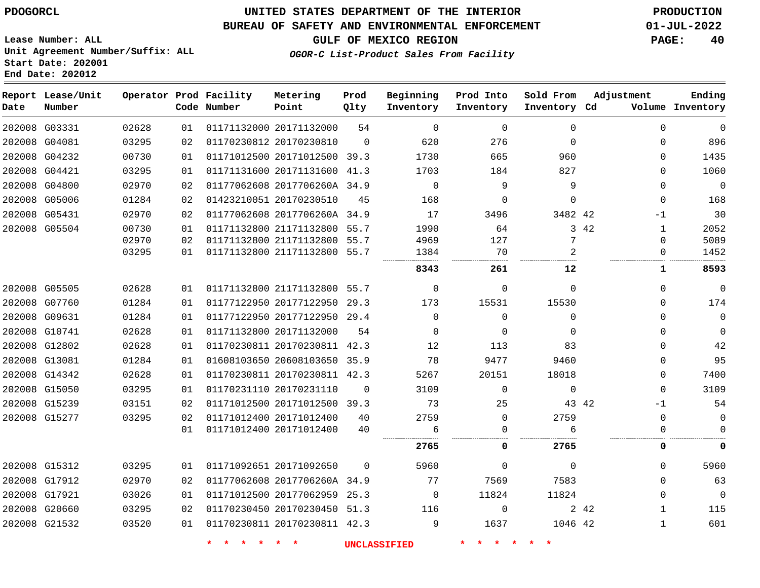PDOGORCL

# UNITED STATES DEPARTMENT OF THE INTERIOR
## BUREAU OF SAFETY AND ENVIRONMENTAL ENFORCEMENT
### GULF OF MEXICO REGION

*OGOR-C List-Product Sales From Facility*

PRODUCTION
01-JUL-2022

Lease Number: ALL
Unit Agreement Number/Suffix: ALL
Start Date: 202001
End Date: 202012

| Report Date | Lease/Unit Number | Operator | Prod Code | Facility Number | Metering Point | Prod Qlty | Beginning Inventory | Prod Into Inventory | Sold From Inventory | Adjustment Cd | Volume | Ending Inventory |
|---|---|---|---|---|---|---|---|---|---|---|---|---|
| 202008 | G03331 | 02628 | 01 | 01171132000 | 20171132000 | 54 | 0 | 0 | 0 | | 0 | 0 |
| 202008 | G04081 | 03295 | 02 | 01170230812 | 20170230810 | 0 | 620 | 276 | 0 | | 0 | 896 |
| 202008 | G04232 | 00730 | 01 | 01171012500 | 20171012500 | 39.3 | 1730 | 665 | 960 | | 0 | 1435 |
| 202008 | G04421 | 03295 | 01 | 01171131600 | 20171131600 | 41.3 | 1703 | 184 | 827 | | 0 | 1060 |
| 202008 | G04800 | 02970 | 02 | 01177062608 | 2017706260A | 34.9 | 0 | 9 | 9 | | 0 | 0 |
| 202008 | G05006 | 01284 | 02 | 01423210051 | 20170230510 | 45 | 168 | 0 | 0 | | 0 | 168 |
| 202008 | G05431 | 02970 | 02 | 01177062608 | 2017706260A | 34.9 | 17 | 3496 | 3482 | 42 | -1 | 30 |
| 202008 | G05504 | 00730 | 01 | 01171132800 | 21171132800 | 55.7 | 1990 | 64 | 3 | 42 | 1 | 2052 |
| | | 02970 | 02 | 01171132800 | 21171132800 | 55.7 | 4969 | 127 | 7 | | 0 | 5089 |
| | | 03295 | 01 | 01171132800 | 21171132800 | 55.7 | 1384 | 70 | 2 | | 0 | 1452 |
| | | | | | | | **8343** | **261** | **12** | | **1** | **8593** |
| 202008 | G05505 | 02628 | 01 | 01171132800 | 21171132800 | 55.7 | 0 | 0 | 0 | | 0 | 0 |
| 202008 | G07760 | 01284 | 01 | 01177122950 | 20177122950 | 29.3 | 173 | 15531 | 15530 | | 0 | 174 |
| 202008 | G09631 | 01284 | 01 | 01177122950 | 20177122950 | 29.4 | 0 | 0 | 0 | | 0 | 0 |
| 202008 | G10741 | 02628 | 01 | 01171132800 | 20171132000 | 54 | 0 | 0 | 0 | | 0 | 0 |
| 202008 | G12802 | 02628 | 01 | 01170230811 | 20170230811 | 42.3 | 12 | 113 | 83 | | 0 | 42 |
| 202008 | G13081 | 01284 | 01 | 01608103650 | 20608103650 | 35.9 | 78 | 9477 | 9460 | | 0 | 95 |
| 202008 | G14342 | 02628 | 01 | 01170230811 | 20170230811 | 42.3 | 5267 | 20151 | 18018 | | 0 | 7400 |
| 202008 | G15050 | 03295 | 01 | 01170231110 | 20170231110 | 0 | 3109 | 0 | 0 | | 0 | 3109 |
| 202008 | G15239 | 03151 | 02 | 01171012500 | 20171012500 | 39.3 | 73 | 25 | 43 | 42 | -1 | 54 |
| 202008 | G15277 | 03295 | 02 | 01171012400 | 20171012400 | 40 | 2759 | 0 | 2759 | | 0 | 0 |
| | | | 01 | 01171012400 | 20171012400 | 40 | 6 | 0 | 6 | | 0 | 0 |
| | | | | | | | **2765** | **0** | **2765** | | **0** | **0** |
| 202008 | G15312 | 03295 | 01 | 01171092651 | 20171092650 | 0 | 5960 | 0 | 0 | | 0 | 5960 |
| 202008 | G17912 | 02970 | 02 | 01177062608 | 2017706260A | 34.9 | 77 | 7569 | 7583 | | 0 | 63 |
| 202008 | G17921 | 03026 | 01 | 01171012500 | 20177062959 | 25.3 | 0 | 11824 | 11824 | | 0 | 0 |
| 202008 | G20660 | 03295 | 02 | 01170230450 | 20170230450 | 51.3 | 116 | 0 | 2 | 42 | 1 | 115 |
| 202008 | G21532 | 03520 | 01 | 01170230811 | 20170230811 | 42.3 | 9 | 1637 | 1046 | 42 | 1 | 601 |

\* \* \* \* \* \* UNCLASSIFIED \* \* \* \* \* \*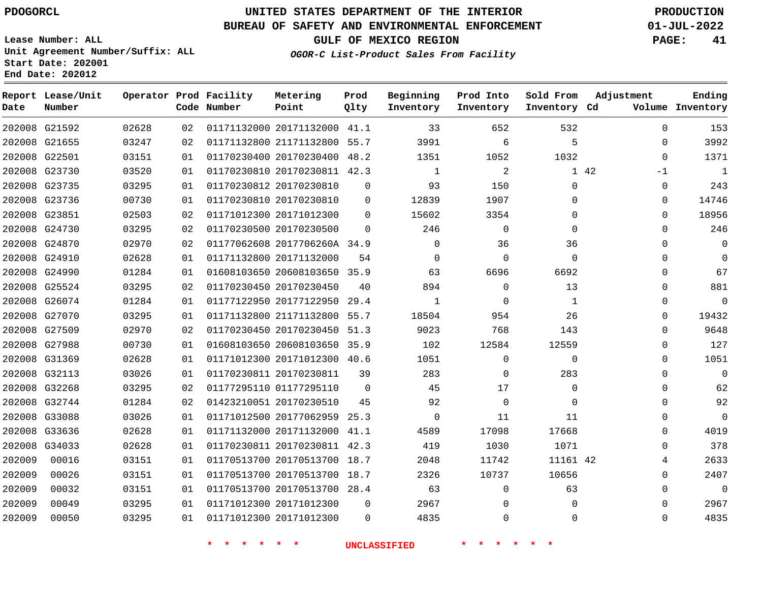PDOGORCL

# UNITED STATES DEPARTMENT OF THE INTERIOR
## BUREAU OF SAFETY AND ENVIRONMENTAL ENFORCEMENT
### GULF OF MEXICO REGION
*OGOR-C List-Product Sales From Facility*

PRODUCTION
01-JUL-2022

Lease Number: ALL
Unit Agreement Number/Suffix: ALL
Start Date: 202001
End Date: 202012

| Report Date | Lease/Unit Number | Operator | Prod Code | Facility Number | Metering Point | Prod Qlty | Beginning Inventory | Prod Into Inventory | Sold From Inventory | Adjustment Cd | Adjustment Volume | Ending Inventory |
|---|---|---|---|---|---|---|---|---|---|---|---|---|
| 202008 | G21592 | 02628 | 02 | 01171132000 | 20171132000 | 41.1 | 33 | 652 | 532 | | 0 | 153 |
| 202008 | G21655 | 03247 | 02 | 01171132800 | 21171132800 | 55.7 | 3991 | 6 | 5 | | 0 | 3992 |
| 202008 | G22501 | 03151 | 01 | 01170230400 | 20170230400 | 48.2 | 1351 | 1052 | 1032 | | 0 | 1371 |
| 202008 | G23730 | 03520 | 01 | 01170230810 | 20170230811 | 42.3 | 1 | 2 | 1 | 42 | -1 | 1 |
| 202008 | G23735 | 03295 | 01 | 01170230812 | 20170230810 | 0 | 93 | 150 | 0 | | 0 | 243 |
| 202008 | G23736 | 00730 | 01 | 01170230810 | 20170230810 | 0 | 12839 | 1907 | 0 | | 0 | 14746 |
| 202008 | G23851 | 02503 | 02 | 01171012300 | 20171012300 | 0 | 15602 | 3354 | 0 | | 0 | 18956 |
| 202008 | G24730 | 03295 | 02 | 01170230500 | 20170230500 | 0 | 246 | 0 | 0 | | 0 | 246 |
| 202008 | G24870 | 02970 | 02 | 01177062608 | 2017706260A | 34.9 | 0 | 36 | 36 | | 0 | 0 |
| 202008 | G24910 | 02628 | 01 | 01171132800 | 20171132000 | 54 | 0 | 0 | 0 | | 0 | 0 |
| 202008 | G24990 | 01284 | 01 | 01608103650 | 20608103650 | 35.9 | 63 | 6696 | 6692 | | 0 | 67 |
| 202008 | G25524 | 03295 | 02 | 01170230450 | 20170230450 | 40 | 894 | 0 | 13 | | 0 | 881 |
| 202008 | G26074 | 01284 | 01 | 01177122950 | 20177122950 | 29.4 | 1 | 0 | 1 | | 0 | 0 |
| 202008 | G27070 | 03295 | 01 | 01171132800 | 21171132800 | 55.7 | 18504 | 954 | 26 | | 0 | 19432 |
| 202008 | G27509 | 02970 | 02 | 01170230450 | 20170230450 | 51.3 | 9023 | 768 | 143 | | 0 | 9648 |
| 202008 | G27988 | 00730 | 01 | 01608103650 | 20608103650 | 35.9 | 102 | 12584 | 12559 | | 0 | 127 |
| 202008 | G31369 | 02628 | 01 | 01171012300 | 20171012300 | 40.6 | 1051 | 0 | 0 | | 0 | 1051 |
| 202008 | G32113 | 03026 | 01 | 01170230811 | 20170230811 | 39 | 283 | 0 | 283 | | 0 | 0 |
| 202008 | G32268 | 03295 | 02 | 01177295110 | 01177295110 | 0 | 45 | 17 | 0 | | 0 | 62 |
| 202008 | G32744 | 01284 | 02 | 01423210051 | 20170230510 | 45 | 92 | 0 | 0 | | 0 | 92 |
| 202008 | G33088 | 03026 | 01 | 01171012500 | 20177062959 | 25.3 | 0 | 11 | 11 | | 0 | 0 |
| 202008 | G33636 | 02628 | 01 | 01171132000 | 20171132000 | 41.1 | 4589 | 17098 | 17668 | | 0 | 4019 |
| 202008 | G34033 | 02628 | 01 | 01170230811 | 20170230811 | 42.3 | 419 | 1030 | 1071 | | 0 | 378 |
| 202009 | 00016 | 03151 | 01 | 01170513700 | 20170513700 | 18.7 | 2048 | 11742 | 11161 | 42 | 4 | 2633 |
| 202009 | 00026 | 03151 | 01 | 01170513700 | 20170513700 | 18.7 | 2326 | 10737 | 10656 | | 0 | 2407 |
| 202009 | 00032 | 03151 | 01 | 01170513700 | 20170513700 | 28.4 | 63 | 0 | 63 | | 0 | 0 |
| 202009 | 00049 | 03295 | 01 | 01171012300 | 20171012300 | 0 | 2967 | 0 | 0 | | 0 | 2967 |
| 202009 | 00050 | 03295 | 01 | 01171012300 | 20171012300 | 0 | 4835 | 0 | 0 | | 0 | 4835 |

* * * * * * UNCLASSIFIED * * * * * *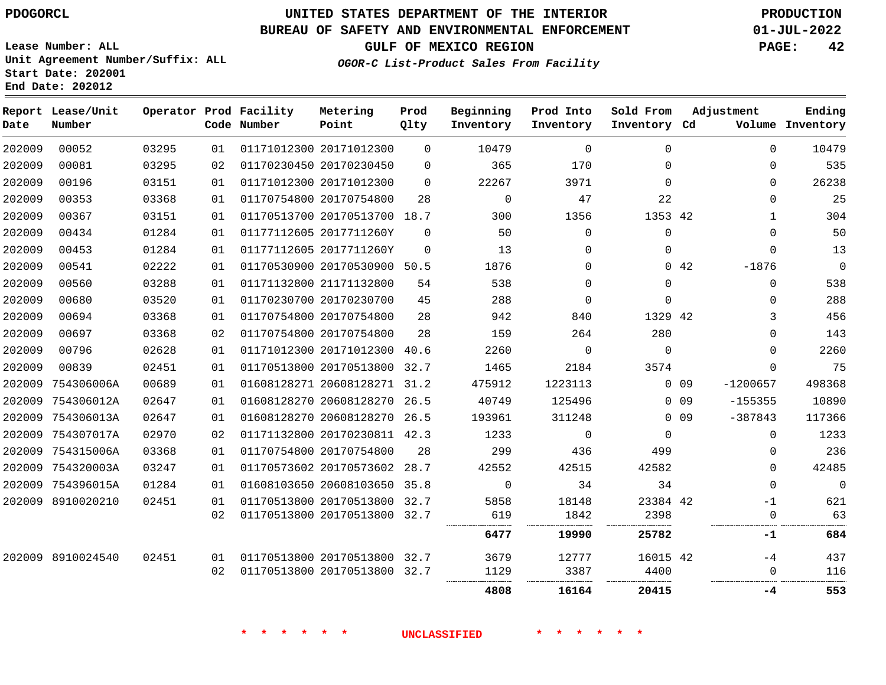PDOGORCL

# UNITED STATES DEPARTMENT OF THE INTERIOR
## BUREAU OF SAFETY AND ENVIRONMENTAL ENFORCEMENT
### GULF OF MEXICO REGION
*OGOR-C List-Product Sales From Facility*

PRODUCTION
01-JUL-2022

Lease Number: ALL
Unit Agreement Number/Suffix: ALL
Start Date: 202001
End Date: 202012

| Report Date | Lease/Unit Number | Operator | Prod Code | Facility Number | Metering Point | Prod Qlty | Beginning Inventory | Prod Into Inventory | Sold From Inventory | Adjustment Cd | Volume | Ending Inventory |
|---|---|---|---|---|---|---|---|---|---|---|---|---|
| 202009 | 00052 | 03295 | 01 | 01171012300 | 20171012300 | 0 | 10479 | 0 | 0 | | 0 | 10479 |
| 202009 | 00081 | 03295 | 02 | 01170230450 | 20170230450 | 0 | 365 | 170 | 0 | | 0 | 535 |
| 202009 | 00196 | 03151 | 01 | 01171012300 | 20171012300 | 0 | 22267 | 3971 | 0 | | 0 | 26238 |
| 202009 | 00353 | 03368 | 01 | 01170754800 | 20170754800 | 28 | 0 | 47 | 22 | | 0 | 25 |
| 202009 | 00367 | 03151 | 01 | 01170513700 | 20170513700 | 18.7 | 300 | 1356 | 1353 | 42 | 1 | 304 |
| 202009 | 00434 | 01284 | 01 | 01177112605 | 2017711260Y | 0 | 50 | 0 | 0 | | 0 | 50 |
| 202009 | 00453 | 01284 | 01 | 01177112605 | 2017711260Y | 0 | 13 | 0 | 0 | | 0 | 13 |
| 202009 | 00541 | 02222 | 01 | 01170530900 | 20170530900 | 50.5 | 1876 | 0 | 0 | 42 | -1876 | 0 |
| 202009 | 00560 | 03288 | 01 | 01171132800 | 21171132800 | 54 | 538 | 0 | 0 | | 0 | 538 |
| 202009 | 00680 | 03520 | 01 | 01170230700 | 20170230700 | 45 | 288 | 0 | 0 | | 0 | 288 |
| 202009 | 00694 | 03368 | 01 | 01170754800 | 20170754800 | 28 | 942 | 840 | 1329 | 42 | 3 | 456 |
| 202009 | 00697 | 03368 | 02 | 01170754800 | 20170754800 | 28 | 159 | 264 | 280 | | 0 | 143 |
| 202009 | 00796 | 02628 | 01 | 01171012300 | 20171012300 | 40.6 | 2260 | 0 | 0 | | 0 | 2260 |
| 202009 | 00839 | 02451 | 01 | 01170513800 | 20170513800 | 32.7 | 1465 | 2184 | 3574 | | 0 | 75 |
| 202009 | 754306006A | 00689 | 01 | 01608128271 | 20608128271 | 31.2 | 475912 | 1223113 | 0 | 09 | -1200657 | 498368 |
| 202009 | 754306012A | 02647 | 01 | 01608128270 | 20608128270 | 26.5 | 40749 | 125496 | 0 | 09 | -155355 | 10890 |
| 202009 | 754306013A | 02647 | 01 | 01608128270 | 20608128270 | 26.5 | 193961 | 311248 | 0 | 09 | -387843 | 117366 |
| 202009 | 754307017A | 02970 | 02 | 01171132800 | 20170230811 | 42.3 | 1233 | 0 | 0 | | 0 | 1233 |
| 202009 | 754315006A | 03368 | 01 | 01170754800 | 20170754800 | 28 | 299 | 436 | 499 | | 0 | 236 |
| 202009 | 754320003A | 03247 | 01 | 01170573602 | 20170573602 | 28.7 | 42552 | 42515 | 42582 | | 0 | 42485 |
| 202009 | 754396015A | 01284 | 01 | 01608103650 | 20608103650 | 35.8 | 0 | 34 | 34 | | 0 | 0 |
| 202009 | 8910020210 | 02451 | 01 | 01170513800 | 20170513800 | 32.7 | 5858 | 18148 | 23384 | 42 | -1 | 621 |
| | | | 02 | 01170513800 | 20170513800 | 32.7 | 619 | 1842 | 2398 | | 0 | 63 |
| | | | | | | | **6477** | **19990** | **25782** | | **-1** | **684** |
| 202009 | 8910024540 | 02451 | 01 | 01170513800 | 20170513800 | 32.7 | 3679 | 12777 | 16015 | 42 | -4 | 437 |
| | | | 02 | 01170513800 | 20170513800 | 32.7 | 1129 | 3387 | 4400 | | 0 | 116 |
| | | | | | | | **4808** | **16164** | **20415** | | **-4** | **553** |

* * * * * * UNCLASSIFIED * * * * * *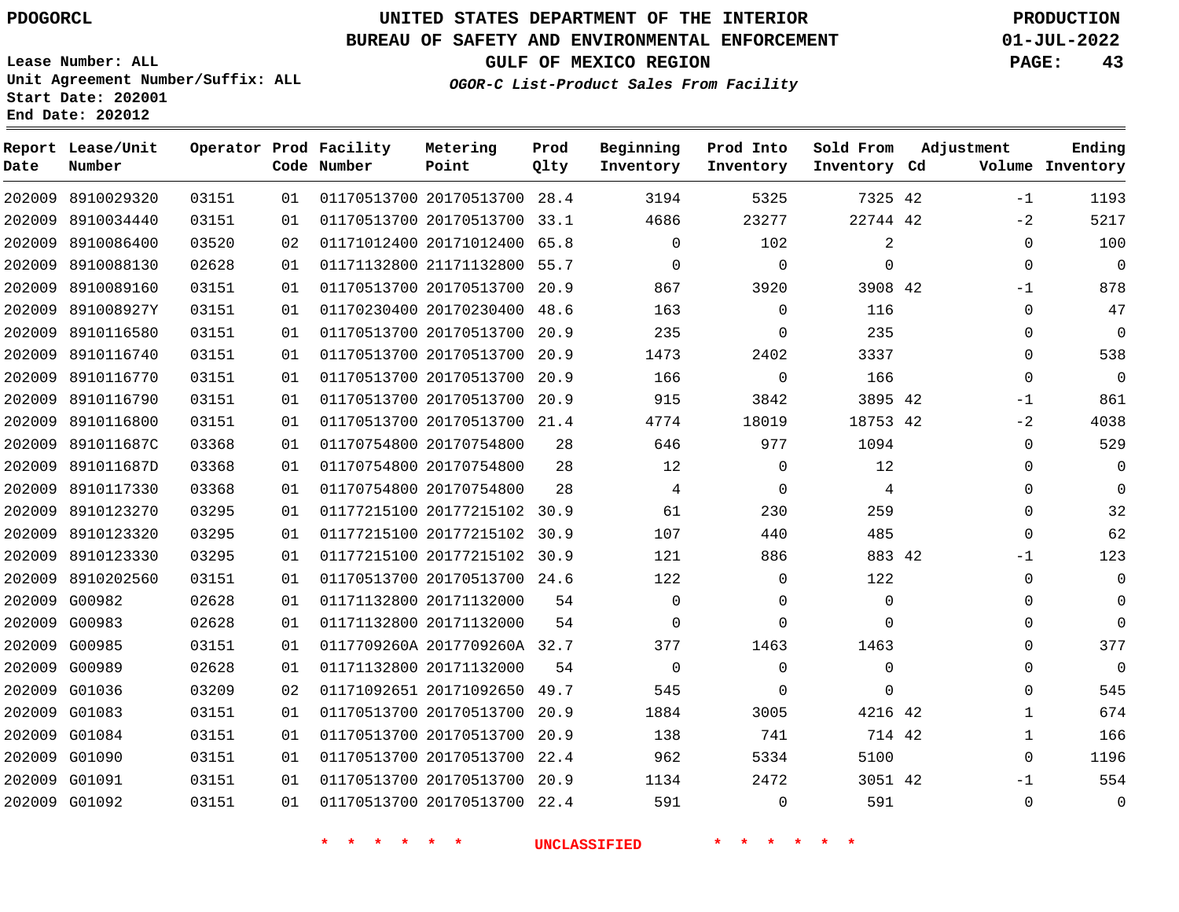PDOGORCL

# UNITED STATES DEPARTMENT OF THE INTERIOR
## BUREAU OF SAFETY AND ENVIRONMENTAL ENFORCEMENT
### GULF OF MEXICO REGION
*OGOR-C List-Product Sales From Facility*

PRODUCTION
01-JUL-2022

Lease Number: ALL
Unit Agreement Number/Suffix: ALL
Start Date: 202001
End Date: 202012

| Report Date | Lease/Unit Number | Operator | Prod Code | Facility Number | Metering Point | Prod Qlty | Beginning Inventory | Prod Into Inventory | Sold From Inventory | Adjustment Cd | Adjustment Volume | Ending Inventory |
|---|---|---|---|---|---|---|---|---|---|---|---|---|
| 202009 | 8910029320 | 03151 | 01 | 01170513700 | 20170513700 | 28.4 | 3194 | 5325 | 7325 | 42 | -1 | 1193 |
| 202009 | 8910034440 | 03151 | 01 | 01170513700 | 20170513700 | 33.1 | 4686 | 23277 | 22744 | 42 | -2 | 5217 |
| 202009 | 8910086400 | 03520 | 02 | 01171012400 | 20171012400 | 65.8 | 0 | 102 | 2 | | 0 | 100 |
| 202009 | 8910088130 | 02628 | 01 | 01171132800 | 21171132800 | 55.7 | 0 | 0 | 0 | | 0 | 0 |
| 202009 | 8910089160 | 03151 | 01 | 01170513700 | 20170513700 | 20.9 | 867 | 3920 | 3908 | 42 | -1 | 878 |
| 202009 | 891008927Y | 03151 | 01 | 01170230400 | 20170230400 | 48.6 | 163 | 0 | 116 | | 0 | 47 |
| 202009 | 8910116580 | 03151 | 01 | 01170513700 | 20170513700 | 20.9 | 235 | 0 | 235 | | 0 | 0 |
| 202009 | 8910116740 | 03151 | 01 | 01170513700 | 20170513700 | 20.9 | 1473 | 2402 | 3337 | | 0 | 538 |
| 202009 | 8910116770 | 03151 | 01 | 01170513700 | 20170513700 | 20.9 | 166 | 0 | 166 | | 0 | 0 |
| 202009 | 8910116790 | 03151 | 01 | 01170513700 | 20170513700 | 20.9 | 915 | 3842 | 3895 | 42 | -1 | 861 |
| 202009 | 8910116800 | 03151 | 01 | 01170513700 | 20170513700 | 21.4 | 4774 | 18019 | 18753 | 42 | -2 | 4038 |
| 202009 | 891011687C | 03368 | 01 | 01170754800 | 20170754800 | 28 | 646 | 977 | 1094 | | 0 | 529 |
| 202009 | 891011687D | 03368 | 01 | 01170754800 | 20170754800 | 28 | 12 | 0 | 12 | | 0 | 0 |
| 202009 | 8910117330 | 03368 | 01 | 01170754800 | 20170754800 | 28 | 4 | 0 | 4 | | 0 | 0 |
| 202009 | 8910123270 | 03295 | 01 | 01177215100 | 20177215102 | 30.9 | 61 | 230 | 259 | | 0 | 32 |
| 202009 | 8910123320 | 03295 | 01 | 01177215100 | 20177215102 | 30.9 | 107 | 440 | 485 | | 0 | 62 |
| 202009 | 8910123330 | 03295 | 01 | 01177215100 | 20177215102 | 30.9 | 121 | 886 | 883 | 42 | -1 | 123 |
| 202009 | 8910202560 | 03151 | 01 | 01170513700 | 20170513700 | 24.6 | 122 | 0 | 122 | | 0 | 0 |
| 202009 | G00982 | 02628 | 01 | 01171132800 | 20171132000 | 54 | 0 | 0 | 0 | | 0 | 0 |
| 202009 | G00983 | 02628 | 01 | 01171132800 | 20171132000 | 54 | 0 | 0 | 0 | | 0 | 0 |
| 202009 | G00985 | 03151 | 01 | 0117709260A | 2017709260A | 32.7 | 377 | 1463 | 1463 | | 0 | 377 |
| 202009 | G00989 | 02628 | 01 | 01171132800 | 20171132000 | 54 | 0 | 0 | 0 | | 0 | 0 |
| 202009 | G01036 | 03209 | 02 | 01171092651 | 20171092650 | 49.7 | 545 | 0 | 0 | | 0 | 545 |
| 202009 | G01083 | 03151 | 01 | 01170513700 | 20170513700 | 20.9 | 1884 | 3005 | 4216 | 42 | 1 | 674 |
| 202009 | G01084 | 03151 | 01 | 01170513700 | 20170513700 | 20.9 | 138 | 741 | 714 | 42 | 1 | 166 |
| 202009 | G01090 | 03151 | 01 | 01170513700 | 20170513700 | 22.4 | 962 | 5334 | 5100 | | 0 | 1196 |
| 202009 | G01091 | 03151 | 01 | 01170513700 | 20170513700 | 20.9 | 1134 | 2472 | 3051 | 42 | -1 | 554 |
| 202009 | G01092 | 03151 | 01 | 01170513700 | 20170513700 | 22.4 | 591 | 0 | 591 | | 0 | 0 |

\* \* \* \* \* \* UNCLASSIFIED \* \* \* \* \* \*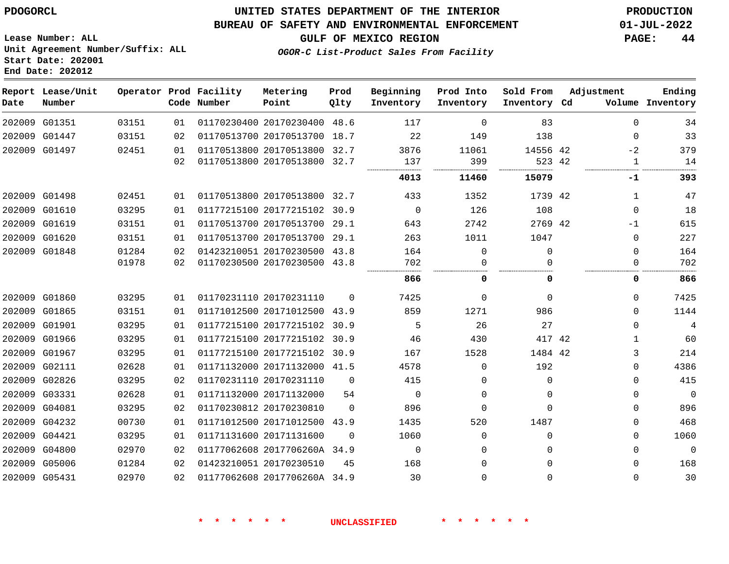PDOGORCL

# UNITED STATES DEPARTMENT OF THE INTERIOR
## BUREAU OF SAFETY AND ENVIRONMENTAL ENFORCEMENT
### GULF OF MEXICO REGION

*OGOR-C List-Product Sales From Facility*

PRODUCTION
01-JUL-2022

Lease Number: ALL
Unit Agreement Number/Suffix: ALL
Start Date: 202001
End Date: 202012

| Report Date | Lease/Unit Number | Operator | Prod Code | Facility Number | Metering Point | Prod Qlty | Beginning Inventory | Prod Into Inventory | Sold From Inventory | Adjustment Cd | Adjustment Volume | Ending Inventory |
|---|---|---|---|---|---|---|---|---|---|---|---|---|
| 202009 | G01351 | 03151 | 01 | 01170230400 | 20170230400 | 48.6 | 117 | 0 | 83 | | 0 | 34 |
| 202009 | G01447 | 03151 | 02 | 01170513700 | 20170513700 | 18.7 | 22 | 149 | 138 | | 0 | 33 |
| 202009 | G01497 | 02451 | 01 | 01170513800 | 20170513800 | 32.7 | 3876 | 11061 | 14556 | 42 | -2 | 379 |
| | | | 02 | 01170513800 | 20170513800 | 32.7 | 137 | 399 | 523 | 42 | 1 | 14 |
| | | | | | | | **4013** | **11460** | **15079** | | **-1** | **393** |
| 202009 | G01498 | 02451 | 01 | 01170513800 | 20170513800 | 32.7 | 433 | 1352 | 1739 | 42 | 1 | 47 |
| 202009 | G01610 | 03295 | 01 | 01177215100 | 20177215102 | 30.9 | 0 | 126 | 108 | | 0 | 18 |
| 202009 | G01619 | 03151 | 01 | 01170513700 | 20170513700 | 29.1 | 643 | 2742 | 2769 | 42 | -1 | 615 |
| 202009 | G01620 | 03151 | 01 | 01170513700 | 20170513700 | 29.1 | 263 | 1011 | 1047 | | 0 | 227 |
| 202009 | G01848 | 01284 | 02 | 01423210051 | 20170230500 | 43.8 | 164 | 0 | 0 | | 0 | 164 |
| | | 01978 | 02 | 01170230500 | 20170230500 | 43.8 | 702 | 0 | 0 | | 0 | 702 |
| | | | | | | | **866** | **0** | **0** | | **0** | **866** |
| 202009 | G01860 | 03295 | 01 | 01170231110 | 20170231110 | 0 | 7425 | 0 | 0 | | 0 | 7425 |
| 202009 | G01865 | 03151 | 01 | 01171012500 | 20171012500 | 43.9 | 859 | 1271 | 986 | | 0 | 1144 |
| 202009 | G01901 | 03295 | 01 | 01177215100 | 20177215102 | 30.9 | 5 | 26 | 27 | | 0 | 4 |
| 202009 | G01966 | 03295 | 01 | 01177215100 | 20177215102 | 30.9 | 46 | 430 | 417 | 42 | 1 | 60 |
| 202009 | G01967 | 03295 | 01 | 01177215100 | 20177215102 | 30.9 | 167 | 1528 | 1484 | 42 | 3 | 214 |
| 202009 | G02111 | 02628 | 01 | 01171132000 | 20171132000 | 41.5 | 4578 | 0 | 192 | | 0 | 4386 |
| 202009 | G02826 | 03295 | 02 | 01170231110 | 20170231110 | 0 | 415 | 0 | 0 | | 0 | 415 |
| 202009 | G03331 | 02628 | 01 | 01171132000 | 20171132000 | 54 | 0 | 0 | 0 | | 0 | 0 |
| 202009 | G04081 | 03295 | 02 | 01170230812 | 20170230810 | 0 | 896 | 0 | 0 | | 0 | 896 |
| 202009 | G04232 | 00730 | 01 | 01171012500 | 20171012500 | 43.9 | 1435 | 520 | 1487 | | 0 | 468 |
| 202009 | G04421 | 03295 | 01 | 01171131600 | 20171131600 | 0 | 1060 | 0 | 0 | | 0 | 1060 |
| 202009 | G04800 | 02970 | 02 | 01177062608 | 2017706260A | 34.9 | 0 | 0 | 0 | | 0 | 0 |
| 202009 | G05006 | 01284 | 02 | 01423210051 | 20170230510 | 45 | 168 | 0 | 0 | | 0 | 168 |
| 202009 | G05431 | 02970 | 02 | 01177062608 | 2017706260A | 34.9 | 30 | 0 | 0 | | 0 | 30 |

* * * * * * UNCLASSIFIED * * * * * *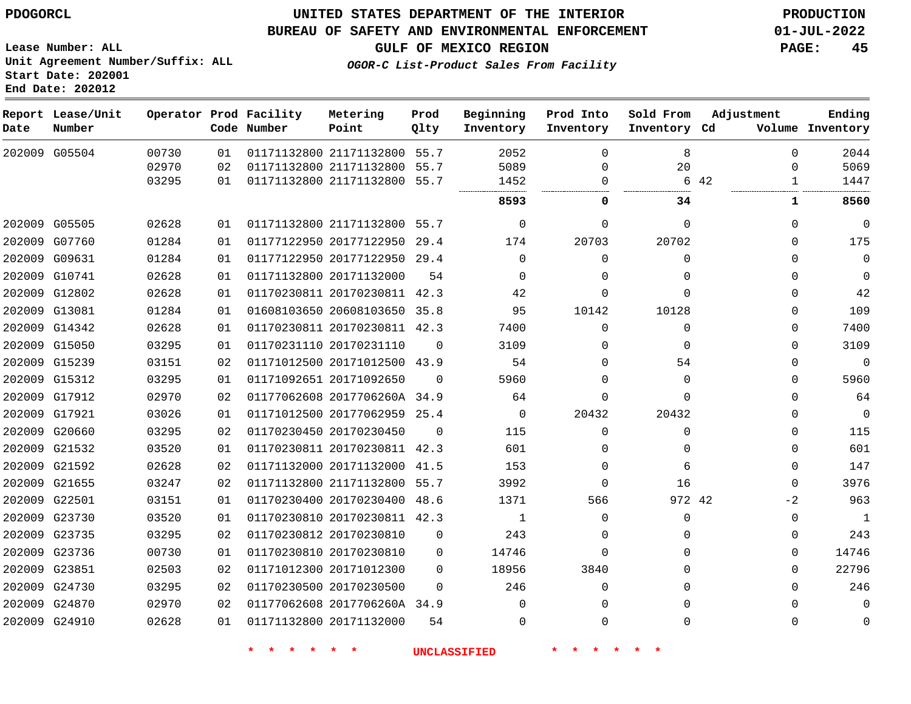PDOGORCL

# UNITED STATES DEPARTMENT OF THE INTERIOR
## BUREAU OF SAFETY AND ENVIRONMENTAL ENFORCEMENT
### GULF OF MEXICO REGION
*OGOR-C List-Product Sales From Facility*

PRODUCTION
01-JUL-2022

Lease Number: ALL
Unit Agreement Number/Suffix: ALL
Start Date: 202001
End Date: 202012

| Report Date | Lease/Unit Number | Operator | Prod Code | Facility Number | Metering Point | Prod Qlty | Beginning Inventory | Prod Into Inventory | Sold From Inventory | Adjustment Cd | Adjustment Volume | Ending Inventory |
|---|---|---|---|---|---|---|---|---|---|---|---|---|
| 202009 | G05504 | 00730 | 01 | 01171132800 | 21171132800 | 55.7 | 2052 | 0 | 8 | | 0 | 2044 |
| | | 02970 | 02 | 01171132800 | 21171132800 | 55.7 | 5089 | 0 | 20 | | 0 | 5069 |
| | | 03295 | 01 | 01171132800 | 21171132800 | 55.7 | 1452 | 0 | 6 | 42 | 1 | 1447 |
| | | | | | | | **8593** | **0** | **34** | | **1** | **8560** |
| 202009 | G05505 | 02628 | 01 | 01171132800 | 21171132800 | 55.7 | 0 | 0 | 0 | | 0 | 0 |
| 202009 | G07760 | 01284 | 01 | 01177122950 | 20177122950 | 29.4 | 174 | 20703 | 20702 | | 0 | 175 |
| 202009 | G09631 | 01284 | 01 | 01177122950 | 20177122950 | 29.4 | 0 | 0 | 0 | | 0 | 0 |
| 202009 | G10741 | 02628 | 01 | 01171132800 | 20171132000 | 54 | 0 | 0 | 0 | | 0 | 0 |
| 202009 | G12802 | 02628 | 01 | 01170230811 | 20170230811 | 42.3 | 42 | 0 | 0 | | 0 | 42 |
| 202009 | G13081 | 01284 | 01 | 01608103650 | 20608103650 | 35.8 | 95 | 10142 | 10128 | | 0 | 109 |
| 202009 | G14342 | 02628 | 01 | 01170230811 | 20170230811 | 42.3 | 7400 | 0 | 0 | | 0 | 7400 |
| 202009 | G15050 | 03295 | 01 | 01170231110 | 20170231110 | 0 | 3109 | 0 | 0 | | 0 | 3109 |
| 202009 | G15239 | 03151 | 02 | 01171012500 | 20171012500 | 43.9 | 54 | 0 | 54 | | 0 | 0 |
| 202009 | G15312 | 03295 | 01 | 01171092651 | 20171092650 | 0 | 5960 | 0 | 0 | | 0 | 5960 |
| 202009 | G17912 | 02970 | 02 | 01177062608 | 2017706260A | 34.9 | 64 | 0 | 0 | | 0 | 64 |
| 202009 | G17921 | 03026 | 01 | 01171012500 | 20177062959 | 25.4 | 0 | 20432 | 20432 | | 0 | 0 |
| 202009 | G20660 | 03295 | 02 | 01170230450 | 20170230450 | 0 | 115 | 0 | 0 | | 0 | 115 |
| 202009 | G21532 | 03520 | 01 | 01170230811 | 20170230811 | 42.3 | 601 | 0 | 0 | | 0 | 601 |
| 202009 | G21592 | 02628 | 02 | 01171132000 | 20171132000 | 41.5 | 153 | 0 | 6 | | 0 | 147 |
| 202009 | G21655 | 03247 | 02 | 01171132800 | 21171132800 | 55.7 | 3992 | 0 | 16 | | 0 | 3976 |
| 202009 | G22501 | 03151 | 01 | 01170230400 | 20170230400 | 48.6 | 1371 | 566 | 972 | 42 | -2 | 963 |
| 202009 | G23730 | 03520 | 01 | 01170230810 | 20170230811 | 42.3 | 1 | 0 | 0 | | 0 | 1 |
| 202009 | G23735 | 03295 | 02 | 01170230812 | 20170230810 | 0 | 243 | 0 | 0 | | 0 | 243 |
| 202009 | G23736 | 00730 | 01 | 01170230810 | 20170230810 | 0 | 14746 | 0 | 0 | | 0 | 14746 |
| 202009 | G23851 | 02503 | 02 | 01171012300 | 20171012300 | 0 | 18956 | 3840 | 0 | | 0 | 22796 |
| 202009 | G24730 | 03295 | 02 | 01170230500 | 20170230500 | 0 | 246 | 0 | 0 | | 0 | 246 |
| 202009 | G24870 | 02970 | 02 | 01177062608 | 2017706260A | 34.9 | 0 | 0 | 0 | | 0 | 0 |
| 202009 | G24910 | 02628 | 01 | 01171132800 | 20171132000 | 54 | 0 | 0 | 0 | | 0 | 0 |

* * * * * * UNCLASSIFIED * * * * * *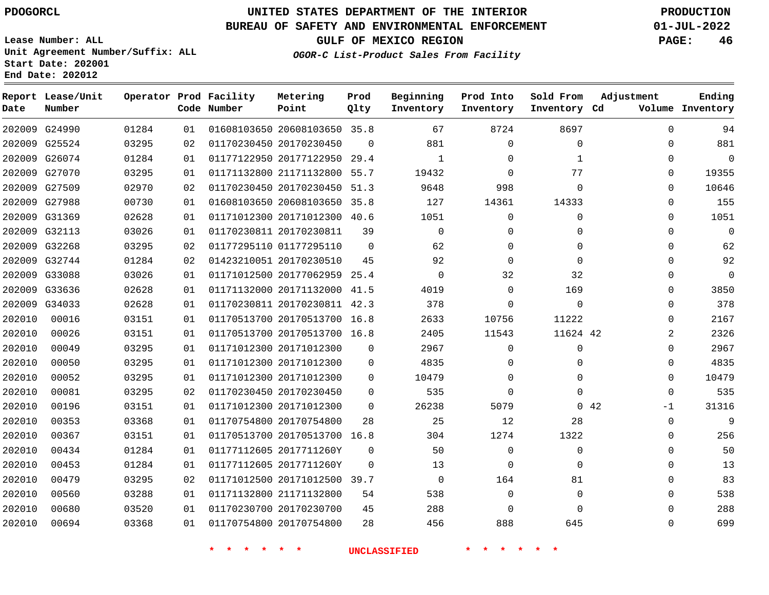PDOGORCL

Lease Number: ALL
Unit Agreement Number/Suffix: ALL
Start Date: 202001
End Date: 202012

# UNITED STATES DEPARTMENT OF THE INTERIOR
## BUREAU OF SAFETY AND ENVIRONMENTAL ENFORCEMENT
## GULF OF MEXICO REGION
### *OGOR-C List-Product Sales From Facility*

PRODUCTION
01-JUL-2022

| Report Date | Lease/Unit Number | Operator | Prod Code | Facility Number | Metering Point | Prod Qlty | Beginning Inventory | Prod Into Inventory | Sold From Inventory | Adjustment Cd | Adjustment Volume | Ending Inventory |
|---|---|---|---|---|---|---|---|---|---|---|---|---|
| 202009 | G24990 | 01284 | 01 | 01608103650 | 20608103650 | 35.8 | 67 | 8724 | 8697 | | 0 | 94 |
| 202009 | G25524 | 03295 | 02 | 01170230450 | 20170230450 | 0 | 881 | 0 | 0 | | 0 | 881 |
| 202009 | G26074 | 01284 | 01 | 01177122950 | 20177122950 | 29.4 | 1 | 0 | 1 | | 0 | 0 |
| 202009 | G27070 | 03295 | 01 | 01171132800 | 21171132800 | 55.7 | 19432 | 0 | 77 | | 0 | 19355 |
| 202009 | G27509 | 02970 | 02 | 01170230450 | 20170230450 | 51.3 | 9648 | 998 | 0 | | 0 | 10646 |
| 202009 | G27988 | 00730 | 01 | 01608103650 | 20608103650 | 35.8 | 127 | 14361 | 14333 | | 0 | 155 |
| 202009 | G31369 | 02628 | 01 | 01171012300 | 20171012300 | 40.6 | 1051 | 0 | 0 | | 0 | 1051 |
| 202009 | G32113 | 03026 | 01 | 01170230811 | 20170230811 | 39 | 0 | 0 | 0 | | 0 | 0 |
| 202009 | G32268 | 03295 | 02 | 01177295110 | 01177295110 | 0 | 62 | 0 | 0 | | 0 | 62 |
| 202009 | G32744 | 01284 | 02 | 01423210051 | 20170230510 | 45 | 92 | 0 | 0 | | 0 | 92 |
| 202009 | G33088 | 03026 | 01 | 01171012500 | 20177062959 | 25.4 | 0 | 32 | 32 | | 0 | 0 |
| 202009 | G33636 | 02628 | 01 | 01171132000 | 20171132000 | 41.5 | 4019 | 0 | 169 | | 0 | 3850 |
| 202009 | G34033 | 02628 | 01 | 01170230811 | 20170230811 | 42.3 | 378 | 0 | 0 | | 0 | 378 |
| 202010 | 00016 | 03151 | 01 | 01170513700 | 20170513700 | 16.8 | 2633 | 10756 | 11222 | | 0 | 2167 |
| 202010 | 00026 | 03151 | 01 | 01170513700 | 20170513700 | 16.8 | 2405 | 11543 | 11624 | 42 | 2 | 2326 |
| 202010 | 00049 | 03295 | 01 | 01171012300 | 20171012300 | 0 | 2967 | 0 | 0 | | 0 | 2967 |
| 202010 | 00050 | 03295 | 01 | 01171012300 | 20171012300 | 0 | 4835 | 0 | 0 | | 0 | 4835 |
| 202010 | 00052 | 03295 | 01 | 01171012300 | 20171012300 | 0 | 10479 | 0 | 0 | | 0 | 10479 |
| 202010 | 00081 | 03295 | 02 | 01170230450 | 20170230450 | 0 | 535 | 0 | 0 | | 0 | 535 |
| 202010 | 00196 | 03151 | 01 | 01171012300 | 20171012300 | 0 | 26238 | 5079 | 0 | 42 | -1 | 31316 |
| 202010 | 00353 | 03368 | 01 | 01170754800 | 20170754800 | 28 | 25 | 12 | 28 | | 0 | 9 |
| 202010 | 00367 | 03151 | 01 | 01170513700 | 20170513700 | 16.8 | 304 | 1274 | 1322 | | 0 | 256 |
| 202010 | 00434 | 01284 | 01 | 01177112605 | 2017711260Y | 0 | 50 | 0 | 0 | | 0 | 50 |
| 202010 | 00453 | 01284 | 01 | 01177112605 | 2017711260Y | 0 | 13 | 0 | 0 | | 0 | 13 |
| 202010 | 00479 | 03295 | 02 | 01171012500 | 20171012500 | 39.7 | 0 | 164 | 81 | | 0 | 83 |
| 202010 | 00560 | 03288 | 01 | 01171132800 | 21171132800 | 54 | 538 | 0 | 0 | | 0 | 538 |
| 202010 | 00680 | 03520 | 01 | 01170230700 | 20170230700 | 45 | 288 | 0 | 0 | | 0 | 288 |
| 202010 | 00694 | 03368 | 01 | 01170754800 | 20170754800 | 28 | 456 | 888 | 645 | | 0 | 699 |

* * * * * * UNCLASSIFIED * * * * * *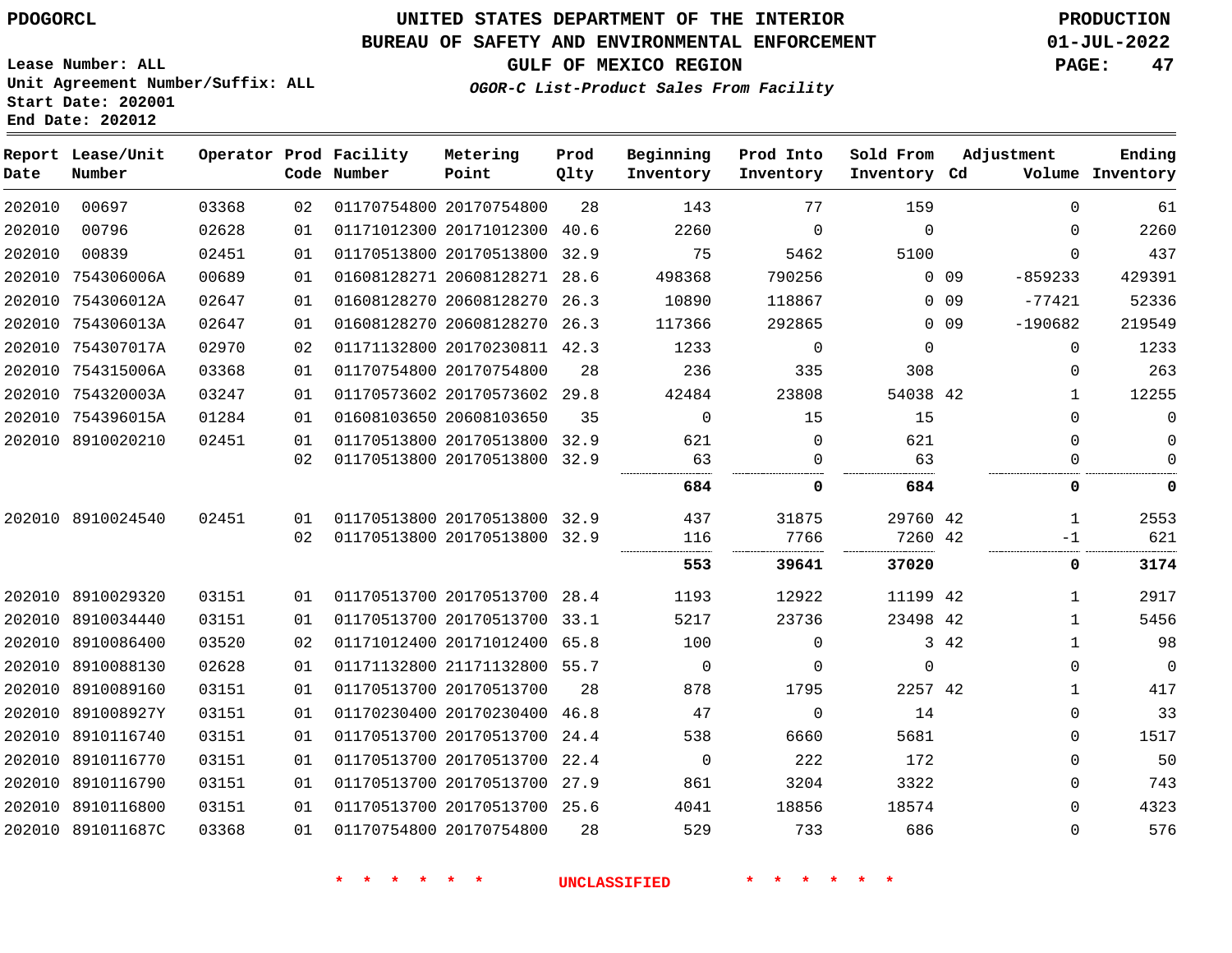PDOGORCL

# UNITED STATES DEPARTMENT OF THE INTERIOR
## BUREAU OF SAFETY AND ENVIRONMENTAL ENFORCEMENT
### GULF OF MEXICO REGION
*OGOR-C List-Product Sales From Facility*

PRODUCTION
01-JUL-2022

Lease Number: ALL
Unit Agreement Number/Suffix: ALL
Start Date: 202001
End Date: 202012

| Report Date | Lease/Unit Number | Operator | Prod Code | Facility Number | Metering Point | Prod Qlty | Beginning Inventory | Prod Into Inventory | Sold From Inventory | Adjustment Cd | Volume | Ending Inventory |
|---|---|---|---|---|---|---|---|---|---|---|---|---|
| 202010 | 00697 | 03368 | 02 | 01170754800 | 20170754800 | 28 | 143 | 77 | 159 | | 0 | 61 |
| 202010 | 00796 | 02628 | 01 | 01171012300 | 20171012300 | 40.6 | 2260 | 0 | 0 | | 0 | 2260 |
| 202010 | 00839 | 02451 | 01 | 01170513800 | 20170513800 | 32.9 | 75 | 5462 | 5100 | | 0 | 437 |
| 202010 | 754306006A | 00689 | 01 | 01608128271 | 20608128271 | 28.6 | 498368 | 790256 | 0 | 09 | -859233 | 429391 |
| 202010 | 754306012A | 02647 | 01 | 01608128270 | 20608128270 | 26.3 | 10890 | 118867 | 0 | 09 | -77421 | 52336 |
| 202010 | 754306013A | 02647 | 01 | 01608128270 | 20608128270 | 26.3 | 117366 | 292865 | 0 | 09 | -190682 | 219549 |
| 202010 | 754307017A | 02970 | 02 | 01171132800 | 20170230811 | 42.3 | 1233 | 0 | 0 | | 0 | 1233 |
| 202010 | 754315006A | 03368 | 01 | 01170754800 | 20170754800 | 28 | 236 | 335 | 308 | | 0 | 263 |
| 202010 | 754320003A | 03247 | 01 | 01170573602 | 20170573602 | 29.8 | 42484 | 23808 | 54038 | 42 | 1 | 12255 |
| 202010 | 754396015A | 01284 | 01 | 01608103650 | 20608103650 | 35 | 0 | 15 | 15 | | 0 | 0 |
| 202010 | 8910020210 | 02451 | 01 | 01170513800 | 20170513800 | 32.9 | 621 | 0 | 621 | | 0 | 0 |
| | | | 02 | 01170513800 | 20170513800 | 32.9 | 63 | 0 | 63 | | 0 | 0 |
| | | | | | | | **684** | **0** | **684** | | **0** | **0** |
| 202010 | 8910024540 | 02451 | 01 | 01170513800 | 20170513800 | 32.9 | 437 | 31875 | 29760 | 42 | 1 | 2553 |
| | | | 02 | 01170513800 | 20170513800 | 32.9 | 116 | 7766 | 7260 | 42 | -1 | 621 |
| | | | | | | | **553** | **39641** | **37020** | | **0** | **3174** |
| 202010 | 8910029320 | 03151 | 01 | 01170513700 | 20170513700 | 28.4 | 1193 | 12922 | 11199 | 42 | 1 | 2917 |
| 202010 | 8910034440 | 03151 | 01 | 01170513700 | 20170513700 | 33.1 | 5217 | 23736 | 23498 | 42 | 1 | 5456 |
| 202010 | 8910086400 | 03520 | 02 | 01171012400 | 20171012400 | 65.8 | 100 | 0 | 3 | 42 | 1 | 98 |
| 202010 | 8910088130 | 02628 | 01 | 01171132800 | 21171132800 | 55.7 | 0 | 0 | 0 | | 0 | 0 |
| 202010 | 8910089160 | 03151 | 01 | 01170513700 | 20170513700 | 28 | 878 | 1795 | 2257 | 42 | 1 | 417 |
| 202010 | 891008927Y | 03151 | 01 | 01170230400 | 20170230400 | 46.8 | 47 | 0 | 14 | | 0 | 33 |
| 202010 | 8910116740 | 03151 | 01 | 01170513700 | 20170513700 | 24.4 | 538 | 6660 | 5681 | | 0 | 1517 |
| 202010 | 8910116770 | 03151 | 01 | 01170513700 | 20170513700 | 22.4 | 0 | 222 | 172 | | 0 | 50 |
| 202010 | 8910116790 | 03151 | 01 | 01170513700 | 20170513700 | 27.9 | 861 | 3204 | 3322 | | 0 | 743 |
| 202010 | 8910116800 | 03151 | 01 | 01170513700 | 20170513700 | 25.6 | 4041 | 18856 | 18574 | | 0 | 4323 |
| 202010 | 891011687C | 03368 | 01 | 01170754800 | 20170754800 | 28 | 529 | 733 | 686 | | 0 | 576 |

\* \* \* \* \* \* UNCLASSIFIED \* \* \* \* \* \*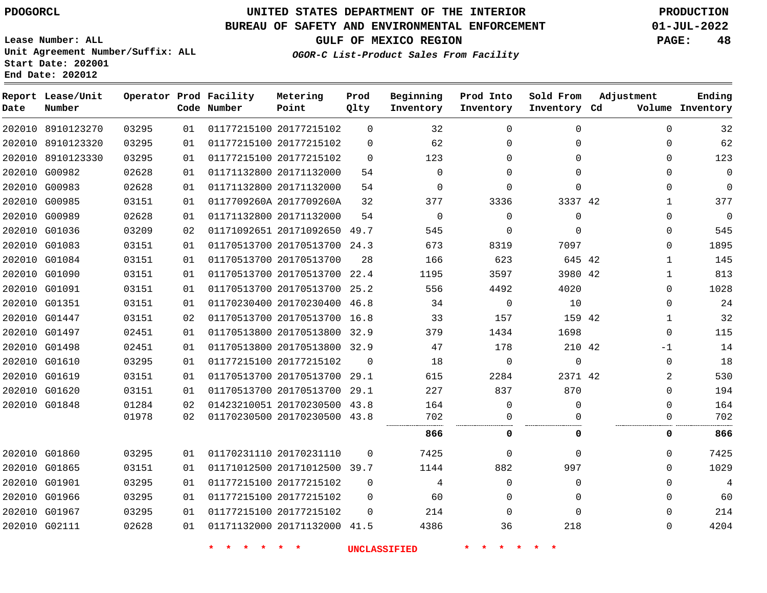**Lease Number: ALL**
**Unit Agreement Number/Suffix: ALL**
**Start Date: 202001**
**End Date: 202012**

# UNITED STATES DEPARTMENT OF THE INTERIOR
## BUREAU OF SAFETY AND ENVIRONMENTAL ENFORCEMENT
### GULF OF MEXICO REGION
*OGOR-C List-Product Sales From Facility*

PRODUCTION
01-JUL-2022

| Report Date | Lease/Unit Number | Operator | Prod Code | Facility Number | Metering Point | Prod Qlty | Beginning Inventory | Prod Into Inventory | Sold From Inventory | Adjustment Cd | Adjustment Volume | Ending Inventory |
|---|---|---|---|---|---|---|---|---|---|---|---|---|
| 202010 | 8910123270 | 03295 | 01 | 01177215100 | 20177215102 | 0 | 32 | 0 | 0 | | 0 | 32 |
| 202010 | 8910123320 | 03295 | 01 | 01177215100 | 20177215102 | 0 | 62 | 0 | 0 | | 0 | 62 |
| 202010 | 8910123330 | 03295 | 01 | 01177215100 | 20177215102 | 0 | 123 | 0 | 0 | | 0 | 123 |
| 202010 | G00982 | 02628 | 01 | 01171132800 | 20171132000 | 54 | 0 | 0 | 0 | | 0 | 0 |
| 202010 | G00983 | 02628 | 01 | 01171132800 | 20171132000 | 54 | 0 | 0 | 0 | | 0 | 0 |
| 202010 | G00985 | 03151 | 01 | 0117709260A | 2017709260A | 32 | 377 | 3336 | 3337 | 42 | 1 | 377 |
| 202010 | G00989 | 02628 | 01 | 01171132800 | 20171132000 | 54 | 0 | 0 | 0 | | 0 | 0 |
| 202010 | G01036 | 03209 | 02 | 01171092651 | 20171092650 | 49.7 | 545 | 0 | 0 | | 0 | 545 |
| 202010 | G01083 | 03151 | 01 | 01170513700 | 20170513700 | 24.3 | 673 | 8319 | 7097 | | 0 | 1895 |
| 202010 | G01084 | 03151 | 01 | 01170513700 | 20170513700 | 28 | 166 | 623 | 645 | 42 | 1 | 145 |
| 202010 | G01090 | 03151 | 01 | 01170513700 | 20170513700 | 22.4 | 1195 | 3597 | 3980 | 42 | 1 | 813 |
| 202010 | G01091 | 03151 | 01 | 01170513700 | 20170513700 | 25.2 | 556 | 4492 | 4020 | | 0 | 1028 |
| 202010 | G01351 | 03151 | 01 | 01170230400 | 20170230400 | 46.8 | 34 | 0 | 10 | | 0 | 24 |
| 202010 | G01447 | 03151 | 02 | 01170513700 | 20170513700 | 16.8 | 33 | 157 | 159 | 42 | 1 | 32 |
| 202010 | G01497 | 02451 | 01 | 01170513800 | 20170513800 | 32.9 | 379 | 1434 | 1698 | | 0 | 115 |
| 202010 | G01498 | 02451 | 01 | 01170513800 | 20170513800 | 32.9 | 47 | 178 | 210 | 42 | -1 | 14 |
| 202010 | G01610 | 03295 | 01 | 01177215100 | 20177215102 | 0 | 18 | 0 | 0 | | 0 | 18 |
| 202010 | G01619 | 03151 | 01 | 01170513700 | 20170513700 | 29.1 | 615 | 2284 | 2371 | 42 | 2 | 530 |
| 202010 | G01620 | 03151 | 01 | 01170513700 | 20170513700 | 29.1 | 227 | 837 | 870 | | 0 | 194 |
| 202010 | G01848 | 01284 | 02 | 01423210051 | 20170230500 | 43.8 | 164 | 0 | 0 | | 0 | 164 |
| | | 01978 | 02 | 01170230500 | 20170230500 | 43.8 | 702 | 0 | 0 | | 0 | 702 |
| | | | | | | | **866** | **0** | **0** | | **0** | **866** |
| 202010 | G01860 | 03295 | 01 | 01170231110 | 20170231110 | 0 | 7425 | 0 | 0 | | 0 | 7425 |
| 202010 | G01865 | 03151 | 01 | 01171012500 | 20171012500 | 39.7 | 1144 | 882 | 997 | | 0 | 1029 |
| 202010 | G01901 | 03295 | 01 | 01177215100 | 20177215102 | 0 | 4 | 0 | 0 | | 0 | 4 |
| 202010 | G01966 | 03295 | 01 | 01177215100 | 20177215102 | 0 | 60 | 0 | 0 | | 0 | 60 |
| 202010 | G01967 | 03295 | 01 | 01177215100 | 20177215102 | 0 | 214 | 0 | 0 | | 0 | 214 |
| 202010 | G02111 | 02628 | 01 | 01171132000 | 20171132000 | 41.5 | 4386 | 36 | 218 | | 0 | 4204 |

\* \* \* \* \* \* UNCLASSIFIED \* \* \* \* \* \*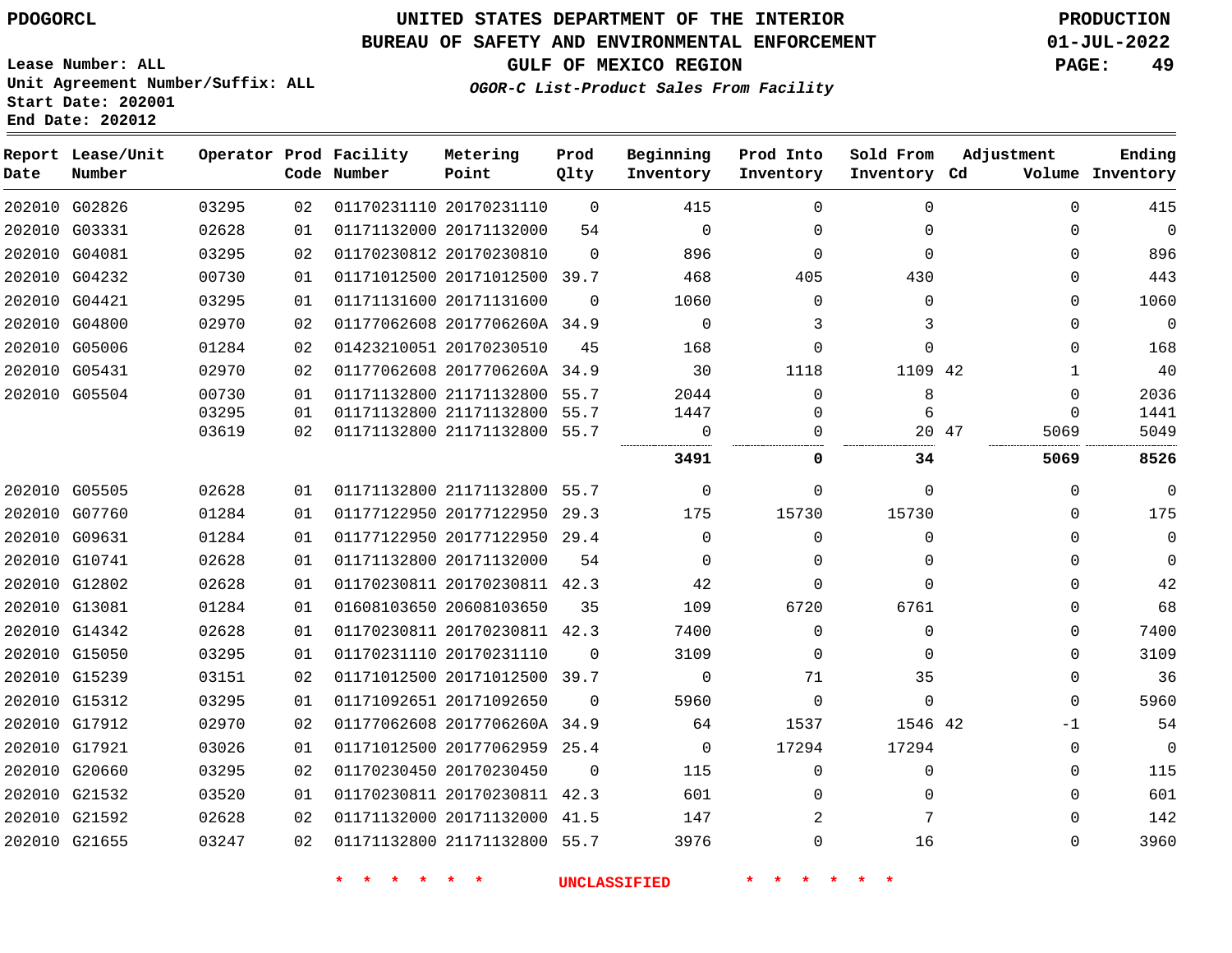PDOGORCL

# UNITED STATES DEPARTMENT OF THE INTERIOR
## BUREAU OF SAFETY AND ENVIRONMENTAL ENFORCEMENT
### GULF OF MEXICO REGION
*OGOR-C List-Product Sales From Facility*

PRODUCTION
01-JUL-2022

Lease Number: ALL
Unit Agreement Number/Suffix: ALL
Start Date: 202001
End Date: 202012

| Report Date | Lease/Unit Number | Operator | Prod Code | Facility Number | Metering Point | Prod Qlty | Beginning Inventory | Prod Into Inventory | Sold From Inventory | Adjustment Cd | Adjustment Volume | Ending Inventory |
|---|---|---|---|---|---|---|---|---|---|---|---|---|
| 202010 | G02826 | 03295 | 02 | 01170231110 | 20170231110 | 0 | 415 | 0 | 0 | | 0 | 415 |
| 202010 | G03331 | 02628 | 01 | 01171132000 | 20171132000 | 54 | 0 | 0 | 0 | | 0 | 0 |
| 202010 | G04081 | 03295 | 02 | 01170230812 | 20170230810 | 0 | 896 | 0 | 0 | | 0 | 896 |
| 202010 | G04232 | 00730 | 01 | 01171012500 | 20171012500 | 39.7 | 468 | 405 | 430 | | 0 | 443 |
| 202010 | G04421 | 03295 | 01 | 01171131600 | 20171131600 | 0 | 1060 | 0 | 0 | | 0 | 1060 |
| 202010 | G04800 | 02970 | 02 | 01177062608 | 2017706260A | 34.9 | 0 | 3 | 3 | | 0 | 0 |
| 202010 | G05006 | 01284 | 02 | 01423210051 | 20170230510 | 45 | 168 | 0 | 0 | | 0 | 168 |
| 202010 | G05431 | 02970 | 02 | 01177062608 | 2017706260A | 34.9 | 30 | 1118 | 1109 | 42 | 1 | 40 |
| 202010 | G05504 | 00730 | 01 | 01171132800 | 21171132800 | 55.7 | 2044 | 0 | 8 | | 0 | 2036 |
| | | 03295 | 01 | 01171132800 | 21171132800 | 55.7 | 1447 | 0 | 6 | | 0 | 1441 |
| | | 03619 | 02 | 01171132800 | 21171132800 | 55.7 | 0 | 0 | 20 | 47 | 5069 | 5049 |
| | | | | | | | **3491** | **0** | **34** | | **5069** | **8526** |
| 202010 | G05505 | 02628 | 01 | 01171132800 | 21171132800 | 55.7 | 0 | 0 | 0 | | 0 | 0 |
| 202010 | G07760 | 01284 | 01 | 01177122950 | 20177122950 | 29.3 | 175 | 15730 | 15730 | | 0 | 175 |
| 202010 | G09631 | 01284 | 01 | 01177122950 | 20177122950 | 29.4 | 0 | 0 | 0 | | 0 | 0 |
| 202010 | G10741 | 02628 | 01 | 01171132800 | 20171132000 | 54 | 0 | 0 | 0 | | 0 | 0 |
| 202010 | G12802 | 02628 | 01 | 01170230811 | 20170230811 | 42.3 | 42 | 0 | 0 | | 0 | 42 |
| 202010 | G13081 | 01284 | 01 | 01608103650 | 20608103650 | 35 | 109 | 6720 | 6761 | | 0 | 68 |
| 202010 | G14342 | 02628 | 01 | 01170230811 | 20170230811 | 42.3 | 7400 | 0 | 0 | | 0 | 7400 |
| 202010 | G15050 | 03295 | 01 | 01170231110 | 20170231110 | 0 | 3109 | 0 | 0 | | 0 | 3109 |
| 202010 | G15239 | 03151 | 02 | 01171012500 | 20171012500 | 39.7 | 0 | 71 | 35 | | 0 | 36 |
| 202010 | G15312 | 03295 | 01 | 01171092651 | 20171092650 | 0 | 5960 | 0 | 0 | | 0 | 5960 |
| 202010 | G17912 | 02970 | 02 | 01177062608 | 2017706260A | 34.9 | 64 | 1537 | 1546 | 42 | -1 | 54 |
| 202010 | G17921 | 03026 | 01 | 01171012500 | 20177062959 | 25.4 | 0 | 17294 | 17294 | | 0 | 0 |
| 202010 | G20660 | 03295 | 02 | 01170230450 | 20170230450 | 0 | 115 | 0 | 0 | | 0 | 115 |
| 202010 | G21532 | 03520 | 01 | 01170230811 | 20170230811 | 42.3 | 601 | 0 | 0 | | 0 | 601 |
| 202010 | G21592 | 02628 | 02 | 01171132000 | 20171132000 | 41.5 | 147 | 2 | 7 | | 0 | 142 |
| 202010 | G21655 | 03247 | 02 | 01171132800 | 21171132800 | 55.7 | 3976 | 0 | 16 | | 0 | 3960 |

* * * * * * UNCLASSIFIED * * * * * *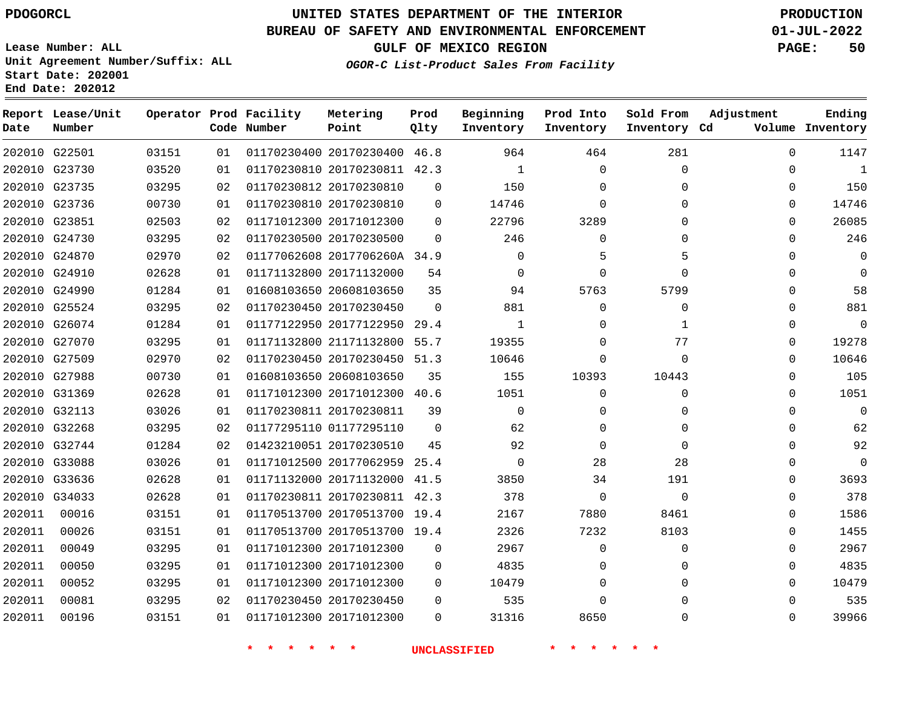PDOGORCL

# UNITED STATES DEPARTMENT OF THE INTERIOR
## BUREAU OF SAFETY AND ENVIRONMENTAL ENFORCEMENT
### GULF OF MEXICO REGION
*OGOR-C List-Product Sales From Facility*

PRODUCTION
01-JUL-2022

Lease Number: ALL
Unit Agreement Number/Suffix: ALL
Start Date: 202001
End Date: 202012

| Report Date | Lease/Unit Number | Operator | Prod Code | Facility Number | Metering Point | Prod Qlty | Beginning Inventory | Prod Into Inventory | Sold From Inventory | Adjustment Cd | Adjustment Volume | Ending Inventory |
|---|---|---|---|---|---|---|---|---|---|---|---|---|
| 202010 | G22501 | 03151 | 01 | 01170230400 | 20170230400 | 46.8 | 964 | 464 | 281 | | 0 | 1147 |
| 202010 | G23730 | 03520 | 01 | 01170230810 | 20170230811 | 42.3 | 1 | 0 | 0 | | 0 | 1 |
| 202010 | G23735 | 03295 | 02 | 01170230812 | 20170230810 | 0 | 150 | 0 | 0 | | 0 | 150 |
| 202010 | G23736 | 00730 | 01 | 01170230810 | 20170230810 | 0 | 14746 | 0 | 0 | | 0 | 14746 |
| 202010 | G23851 | 02503 | 02 | 01171012300 | 20171012300 | 0 | 22796 | 3289 | 0 | | 0 | 26085 |
| 202010 | G24730 | 03295 | 02 | 01170230500 | 20170230500 | 0 | 246 | 0 | 0 | | 0 | 246 |
| 202010 | G24870 | 02970 | 02 | 01177062608 | 2017706260A | 34.9 | 0 | 5 | 5 | | 0 | 0 |
| 202010 | G24910 | 02628 | 01 | 01171132800 | 20171132000 | 54 | 0 | 0 | 0 | | 0 | 0 |
| 202010 | G24990 | 01284 | 01 | 01608103650 | 20608103650 | 35 | 94 | 5763 | 5799 | | 0 | 58 |
| 202010 | G25524 | 03295 | 02 | 01170230450 | 20170230450 | 0 | 881 | 0 | 0 | | 0 | 881 |
| 202010 | G26074 | 01284 | 01 | 01177122950 | 20177122950 | 29.4 | 1 | 0 | 1 | | 0 | 0 |
| 202010 | G27070 | 03295 | 01 | 01171132800 | 21171132800 | 55.7 | 19355 | 0 | 77 | | 0 | 19278 |
| 202010 | G27509 | 02970 | 02 | 01170230450 | 20170230450 | 51.3 | 10646 | 0 | 0 | | 0 | 10646 |
| 202010 | G27988 | 00730 | 01 | 01608103650 | 20608103650 | 35 | 155 | 10393 | 10443 | | 0 | 105 |
| 202010 | G31369 | 02628 | 01 | 01171012300 | 20171012300 | 40.6 | 1051 | 0 | 0 | | 0 | 1051 |
| 202010 | G32113 | 03026 | 01 | 01170230811 | 20170230811 | 39 | 0 | 0 | 0 | | 0 | 0 |
| 202010 | G32268 | 03295 | 02 | 01177295110 | 01177295110 | 0 | 62 | 0 | 0 | | 0 | 62 |
| 202010 | G32744 | 01284 | 02 | 01423210051 | 20170230510 | 45 | 92 | 0 | 0 | | 0 | 92 |
| 202010 | G33088 | 03026 | 01 | 01171012500 | 20177062959 | 25.4 | 0 | 28 | 28 | | 0 | 0 |
| 202010 | G33636 | 02628 | 01 | 01171132000 | 20171132000 | 41.5 | 3850 | 34 | 191 | | 0 | 3693 |
| 202010 | G34033 | 02628 | 01 | 01170230811 | 20170230811 | 42.3 | 378 | 0 | 0 | | 0 | 378 |
| 202011 | 00016 | 03151 | 01 | 01170513700 | 20170513700 | 19.4 | 2167 | 7880 | 8461 | | 0 | 1586 |
| 202011 | 00026 | 03151 | 01 | 01170513700 | 20170513700 | 19.4 | 2326 | 7232 | 8103 | | 0 | 1455 |
| 202011 | 00049 | 03295 | 01 | 01171012300 | 20171012300 | 0 | 2967 | 0 | 0 | | 0 | 2967 |
| 202011 | 00050 | 03295 | 01 | 01171012300 | 20171012300 | 0 | 4835 | 0 | 0 | | 0 | 4835 |
| 202011 | 00052 | 03295 | 01 | 01171012300 | 20171012300 | 0 | 10479 | 0 | 0 | | 0 | 10479 |
| 202011 | 00081 | 03295 | 02 | 01170230450 | 20170230450 | 0 | 535 | 0 | 0 | | 0 | 535 |
| 202011 | 00196 | 03151 | 01 | 01171012300 | 20171012300 | 0 | 31316 | 8650 | 0 | | 0 | 39966 |

* * * * * * UNCLASSIFIED * * * * * *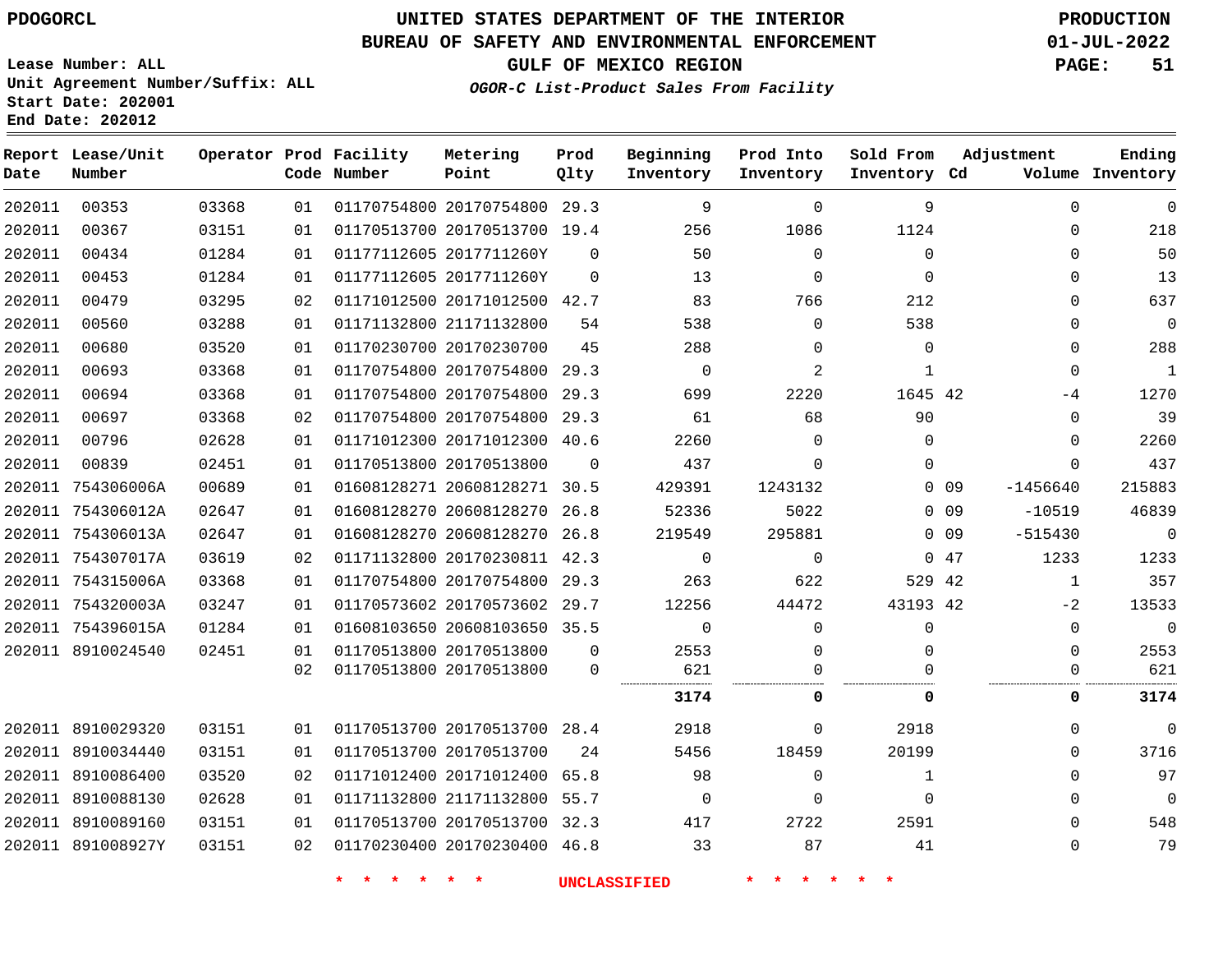PDOGORCL

# UNITED STATES DEPARTMENT OF THE INTERIOR
## BUREAU OF SAFETY AND ENVIRONMENTAL ENFORCEMENT
### GULF OF MEXICO REGION
*OGOR-C List-Product Sales From Facility*

PRODUCTION
01-JUL-2022

Lease Number: ALL
Unit Agreement Number/Suffix: ALL
Start Date: 202001
End Date: 202012

| Report Date | Lease/Unit Number | Operator | Prod Code | Facility Number | Metering Point | Prod Qlty | Beginning Inventory | Prod Into Inventory | Sold From Inventory | Adjustment Cd | Adjustment Volume | Ending Inventory |
|---|---|---|---|---|---|---|---|---|---|---|---|---|
| 202011 | 00353 | 03368 | 01 | 01170754800 | 20170754800 | 29.3 | 9 | 0 | 9 | | 0 | 0 |
| 202011 | 00367 | 03151 | 01 | 01170513700 | 20170513700 | 19.4 | 256 | 1086 | 1124 | | 0 | 218 |
| 202011 | 00434 | 01284 | 01 | 01177112605 | 2017711260Y | 0 | 50 | 0 | 0 | | 0 | 50 |
| 202011 | 00453 | 01284 | 01 | 01177112605 | 2017711260Y | 0 | 13 | 0 | 0 | | 0 | 13 |
| 202011 | 00479 | 03295 | 02 | 01171012500 | 20171012500 | 42.7 | 83 | 766 | 212 | | 0 | 637 |
| 202011 | 00560 | 03288 | 01 | 01171132800 | 21171132800 | 54 | 538 | 0 | 538 | | 0 | 0 |
| 202011 | 00680 | 03520 | 01 | 01170230700 | 20170230700 | 45 | 288 | 0 | 0 | | 0 | 288 |
| 202011 | 00693 | 03368 | 01 | 01170754800 | 20170754800 | 29.3 | 0 | 2 | 1 | | 0 | 1 |
| 202011 | 00694 | 03368 | 01 | 01170754800 | 20170754800 | 29.3 | 699 | 2220 | 1645 | 42 | -4 | 1270 |
| 202011 | 00697 | 03368 | 02 | 01170754800 | 20170754800 | 29.3 | 61 | 68 | 90 | | 0 | 39 |
| 202011 | 00796 | 02628 | 01 | 01171012300 | 20171012300 | 40.6 | 2260 | 0 | 0 | | 0 | 2260 |
| 202011 | 00839 | 02451 | 01 | 01170513800 | 20170513800 | 0 | 437 | 0 | 0 | | 0 | 437 |
| 202011 | 754306006A | 00689 | 01 | 01608128271 | 20608128271 | 30.5 | 429391 | 1243132 | 0 | 09 | -1456640 | 215883 |
| 202011 | 754306012A | 02647 | 01 | 01608128270 | 20608128270 | 26.8 | 52336 | 5022 | 0 | 09 | -10519 | 46839 |
| 202011 | 754306013A | 02647 | 01 | 01608128270 | 20608128270 | 26.8 | 219549 | 295881 | 0 | 09 | -515430 | 0 |
| 202011 | 754307017A | 03619 | 02 | 01171132800 | 20170230811 | 42.3 | 0 | 0 | 0 | 47 | 1233 | 1233 |
| 202011 | 754315006A | 03368 | 01 | 01170754800 | 20170754800 | 29.3 | 263 | 622 | 529 | 42 | 1 | 357 |
| 202011 | 754320003A | 03247 | 01 | 01170573602 | 20170573602 | 29.7 | 12256 | 44472 | 43193 | 42 | -2 | 13533 |
| 202011 | 754396015A | 01284 | 01 | 01608103650 | 20608103650 | 35.5 | 0 | 0 | 0 | | 0 | 0 |
| 202011 | 8910024540 | 02451 | 01 | 01170513800 | 20170513800 | 0 | 2553 | 0 | 0 | | 0 | 2553 |
| | | | 02 | 01170513800 | 20170513800 | 0 | 621 | 0 | 0 | | 0 | 621 |
| | | | | | | | **3174** | **0** | **0** | | **0** | **3174** |
| 202011 | 8910029320 | 03151 | 01 | 01170513700 | 20170513700 | 28.4 | 2918 | 0 | 2918 | | 0 | 0 |
| 202011 | 8910034440 | 03151 | 01 | 01170513700 | 20170513700 | 24 | 5456 | 18459 | 20199 | | 0 | 3716 |
| 202011 | 8910086400 | 03520 | 02 | 01171012400 | 20171012400 | 65.8 | 98 | 0 | 1 | | 0 | 97 |
| 202011 | 8910088130 | 02628 | 01 | 01171132800 | 21171132800 | 55.7 | 0 | 0 | 0 | | 0 | 0 |
| 202011 | 8910089160 | 03151 | 01 | 01170513700 | 20170513700 | 32.3 | 417 | 2722 | 2591 | | 0 | 548 |
| 202011 | 891008927Y | 03151 | 02 | 01170230400 | 20170230400 | 46.8 | 33 | 87 | 41 | | 0 | 79 |

* * * * * * UNCLASSIFIED * * * * * *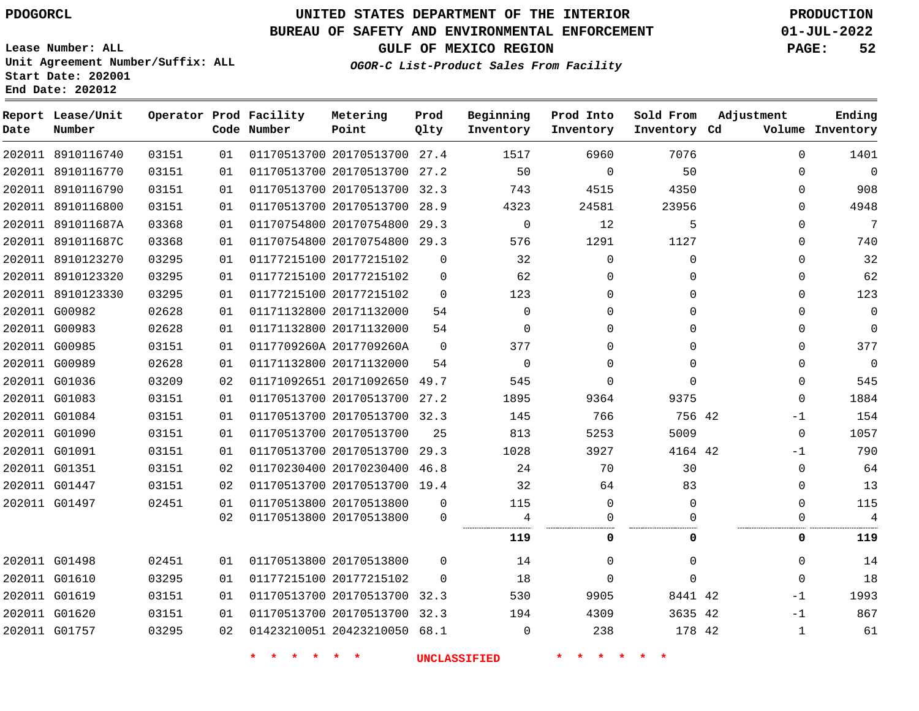PDOGORCL

# UNITED STATES DEPARTMENT OF THE INTERIOR
## BUREAU OF SAFETY AND ENVIRONMENTAL ENFORCEMENT
### GULF OF MEXICO REGION
*OGOR-C List-Product Sales From Facility*

PRODUCTION
01-JUL-2022

Lease Number: ALL
Unit Agreement Number/Suffix: ALL
Start Date: 202001
End Date: 202012

| Report Date | Lease/Unit Number | Operator | Prod Code | Facility Number | Metering Point | Prod Qlty | Beginning Inventory | Prod Into Inventory | Sold From Inventory | Adjustment Cd | Adjustment Volume | Ending Inventory |
|---|---|---|---|---|---|---|---|---|---|---|---|---|
| 202011 | 8910116740 | 03151 | 01 | 01170513700 | 20170513700 | 27.4 | 1517 | 6960 | 7076 | | 0 | 1401 |
| 202011 | 8910116770 | 03151 | 01 | 01170513700 | 20170513700 | 27.2 | 50 | 0 | 50 | | 0 | 0 |
| 202011 | 8910116790 | 03151 | 01 | 01170513700 | 20170513700 | 32.3 | 743 | 4515 | 4350 | | 0 | 908 |
| 202011 | 8910116800 | 03151 | 01 | 01170513700 | 20170513700 | 28.9 | 4323 | 24581 | 23956 | | 0 | 4948 |
| 202011 | 891011687A | 03368 | 01 | 01170754800 | 20170754800 | 29.3 | 0 | 12 | 5 | | 0 | 7 |
| 202011 | 891011687C | 03368 | 01 | 01170754800 | 20170754800 | 29.3 | 576 | 1291 | 1127 | | 0 | 740 |
| 202011 | 8910123270 | 03295 | 01 | 01177215100 | 20177215102 | 0 | 32 | 0 | 0 | | 0 | 32 |
| 202011 | 8910123320 | 03295 | 01 | 01177215100 | 20177215102 | 0 | 62 | 0 | 0 | | 0 | 62 |
| 202011 | 8910123330 | 03295 | 01 | 01177215100 | 20177215102 | 0 | 123 | 0 | 0 | | 0 | 123 |
| 202011 | G00982 | 02628 | 01 | 01171132800 | 20171132000 | 54 | 0 | 0 | 0 | | 0 | 0 |
| 202011 | G00983 | 02628 | 01 | 01171132800 | 20171132000 | 54 | 0 | 0 | 0 | | 0 | 0 |
| 202011 | G00985 | 03151 | 01 | 0117709260A | 2017709260A | 0 | 377 | 0 | 0 | | 0 | 377 |
| 202011 | G00989 | 02628 | 01 | 01171132800 | 20171132000 | 54 | 0 | 0 | 0 | | 0 | 0 |
| 202011 | G01036 | 03209 | 02 | 01171092651 | 20171092650 | 49.7 | 545 | 0 | 0 | | 0 | 545 |
| 202011 | G01083 | 03151 | 01 | 01170513700 | 20170513700 | 27.2 | 1895 | 9364 | 9375 | | 0 | 1884 |
| 202011 | G01084 | 03151 | 01 | 01170513700 | 20170513700 | 32.3 | 145 | 766 | 756 | 42 | -1 | 154 |
| 202011 | G01090 | 03151 | 01 | 01170513700 | 20170513700 | 25 | 813 | 5253 | 5009 | | 0 | 1057 |
| 202011 | G01091 | 03151 | 01 | 01170513700 | 20170513700 | 29.3 | 1028 | 3927 | 4164 | 42 | -1 | 790 |
| 202011 | G01351 | 03151 | 02 | 01170230400 | 20170230400 | 46.8 | 24 | 70 | 30 | | 0 | 64 |
| 202011 | G01447 | 03151 | 02 | 01170513700 | 20170513700 | 19.4 | 32 | 64 | 83 | | 0 | 13 |
| 202011 | G01497 | 02451 | 01 | 01170513800 | 20170513800 | 0 | 115 | 0 | 0 | | 0 | 115 |
| | | | 02 | 01170513800 | 20170513800 | 0 | 4 | 0 | 0 | | 0 | 4 |
| | | | | | | | **119** | **0** | **0** | | **0** | **119** |
| 202011 | G01498 | 02451 | 01 | 01170513800 | 20170513800 | 0 | 14 | 0 | 0 | | 0 | 14 |
| 202011 | G01610 | 03295 | 01 | 01177215100 | 20177215102 | 0 | 18 | 0 | 0 | | 0 | 18 |
| 202011 | G01619 | 03151 | 01 | 01170513700 | 20170513700 | 32.3 | 530 | 9905 | 8441 | 42 | -1 | 1993 |
| 202011 | G01620 | 03151 | 01 | 01170513700 | 20170513700 | 32.3 | 194 | 4309 | 3635 | 42 | -1 | 867 |
| 202011 | G01757 | 03295 | 02 | 01423210051 | 20423210050 | 68.1 | 0 | 238 | 178 | 42 | 1 | 61 |

\* \* \* \* \* \* UNCLASSIFIED \* \* \* \* \* \*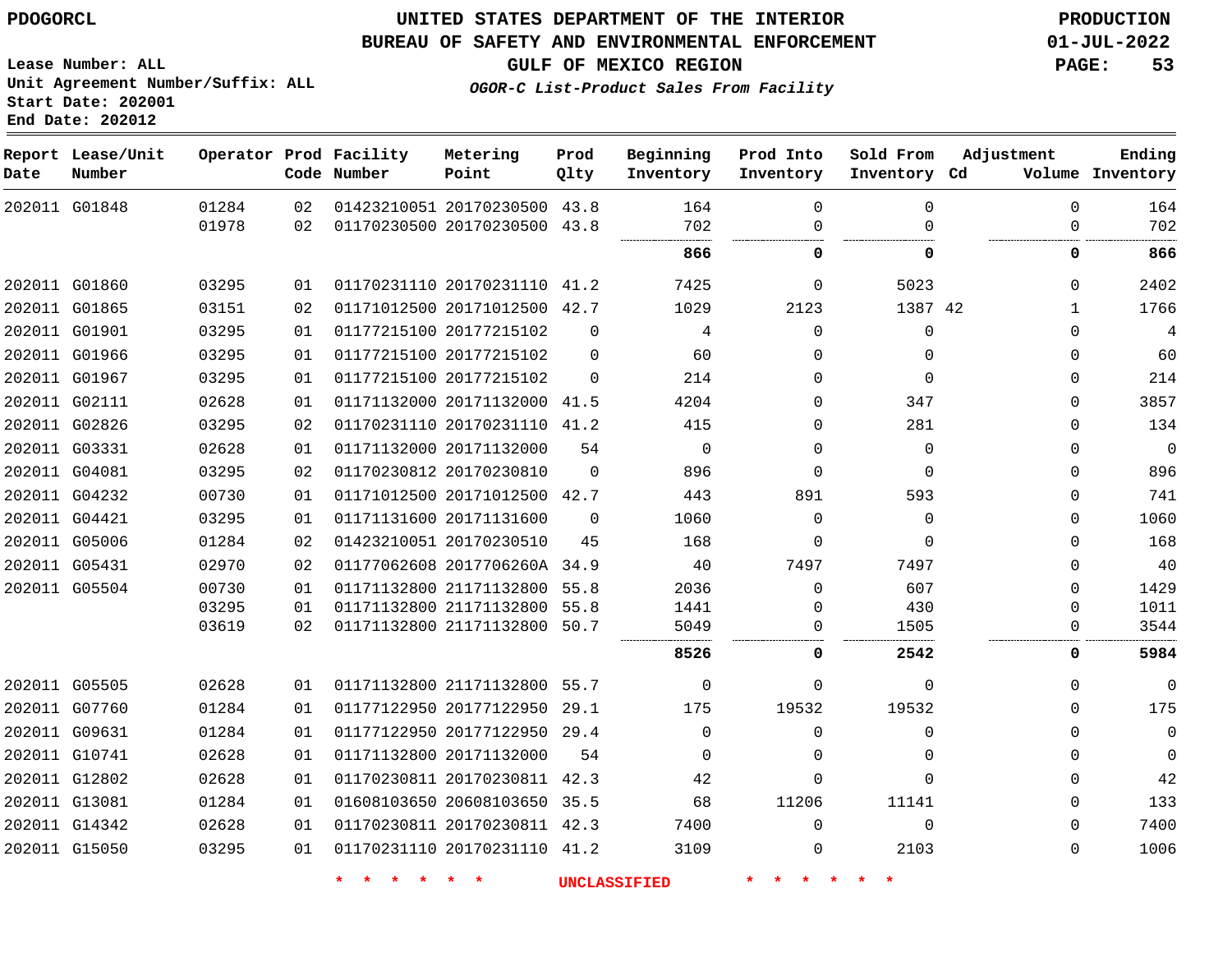PDOGORCL

# UNITED STATES DEPARTMENT OF THE INTERIOR
## BUREAU OF SAFETY AND ENVIRONMENTAL ENFORCEMENT
### GULF OF MEXICO REGION

*OGOR-C List-Product Sales From Facility*

PRODUCTION
01-JUL-2022

Lease Number: ALL
Unit Agreement Number/Suffix: ALL
Start Date: 202001
End Date: 202012

| Report Date | Lease/Unit Number | Operator | Prod Code | Facility Number | Metering Point | Prod Qlty | Beginning Inventory | Prod Into Inventory | Sold From Inventory | Adjustment Cd | Volume | Ending Inventory |
|---|---|---|---|---|---|---|---|---|---|---|---|---|
| 202011 | G01848 | 01284 | 02 | 01423210051 | 20170230500 | 43.8 | 164 | 0 | 0 | | 0 | 164 |
| | | 01978 | 02 | 01170230500 | 20170230500 | 43.8 | 702 | 0 | 0 | | 0 | 702 |
| | | | | | | | **866** | **0** | **0** | | **0** | **866** |
| 202011 | G01860 | 03295 | 01 | 01170231110 | 20170231110 | 41.2 | 7425 | 0 | 5023 | | 0 | 2402 |
| 202011 | G01865 | 03151 | 02 | 01171012500 | 20171012500 | 42.7 | 1029 | 2123 | 1387 | 42 | 1 | 1766 |
| 202011 | G01901 | 03295 | 01 | 01177215100 | 20177215102 | 0 | 4 | 0 | 0 | | 0 | 4 |
| 202011 | G01966 | 03295 | 01 | 01177215100 | 20177215102 | 0 | 60 | 0 | 0 | | 0 | 60 |
| 202011 | G01967 | 03295 | 01 | 01177215100 | 20177215102 | 0 | 214 | 0 | 0 | | 0 | 214 |
| 202011 | G02111 | 02628 | 01 | 01171132000 | 20171132000 | 41.5 | 4204 | 0 | 347 | | 0 | 3857 |
| 202011 | G02826 | 03295 | 02 | 01170231110 | 20170231110 | 41.2 | 415 | 0 | 281 | | 0 | 134 |
| 202011 | G03331 | 02628 | 01 | 01171132000 | 20171132000 | 54 | 0 | 0 | 0 | | 0 | 0 |
| 202011 | G04081 | 03295 | 02 | 01170230812 | 20170230810 | 0 | 896 | 0 | 0 | | 0 | 896 |
| 202011 | G04232 | 00730 | 01 | 01171012500 | 20171012500 | 42.7 | 443 | 891 | 593 | | 0 | 741 |
| 202011 | G04421 | 03295 | 01 | 01171131600 | 20171131600 | 0 | 1060 | 0 | 0 | | 0 | 1060 |
| 202011 | G05006 | 01284 | 02 | 01423210051 | 20170230510 | 45 | 168 | 0 | 0 | | 0 | 168 |
| 202011 | G05431 | 02970 | 02 | 01177062608 | 2017706260A | 34.9 | 40 | 7497 | 7497 | | 0 | 40 |
| 202011 | G05504 | 00730 | 01 | 01171132800 | 21171132800 | 55.8 | 2036 | 0 | 607 | | 0 | 1429 |
| | | 03295 | 01 | 01171132800 | 21171132800 | 55.8 | 1441 | 0 | 430 | | 0 | 1011 |
| | | 03619 | 02 | 01171132800 | 21171132800 | 50.7 | 5049 | 0 | 1505 | | 0 | 3544 |
| | | | | | | | **8526** | **0** | **2542** | | **0** | **5984** |
| 202011 | G05505 | 02628 | 01 | 01171132800 | 21171132800 | 55.7 | 0 | 0 | 0 | | 0 | 0 |
| 202011 | G07760 | 01284 | 01 | 01177122950 | 20177122950 | 29.1 | 175 | 19532 | 19532 | | 0 | 175 |
| 202011 | G09631 | 01284 | 01 | 01177122950 | 20177122950 | 29.4 | 0 | 0 | 0 | | 0 | 0 |
| 202011 | G10741 | 02628 | 01 | 01171132800 | 20171132000 | 54 | 0 | 0 | 0 | | 0 | 0 |
| 202011 | G12802 | 02628 | 01 | 01170230811 | 20170230811 | 42.3 | 42 | 0 | 0 | | 0 | 42 |
| 202011 | G13081 | 01284 | 01 | 01608103650 | 20608103650 | 35.5 | 68 | 11206 | 11141 | | 0 | 133 |
| 202011 | G14342 | 02628 | 01 | 01170230811 | 20170230811 | 42.3 | 7400 | 0 | 0 | | 0 | 7400 |
| 202011 | G15050 | 03295 | 01 | 01170231110 | 20170231110 | 41.2 | 3109 | 0 | 2103 | | 0 | 1006 |

* * * * * * UNCLASSIFIED * * * * * *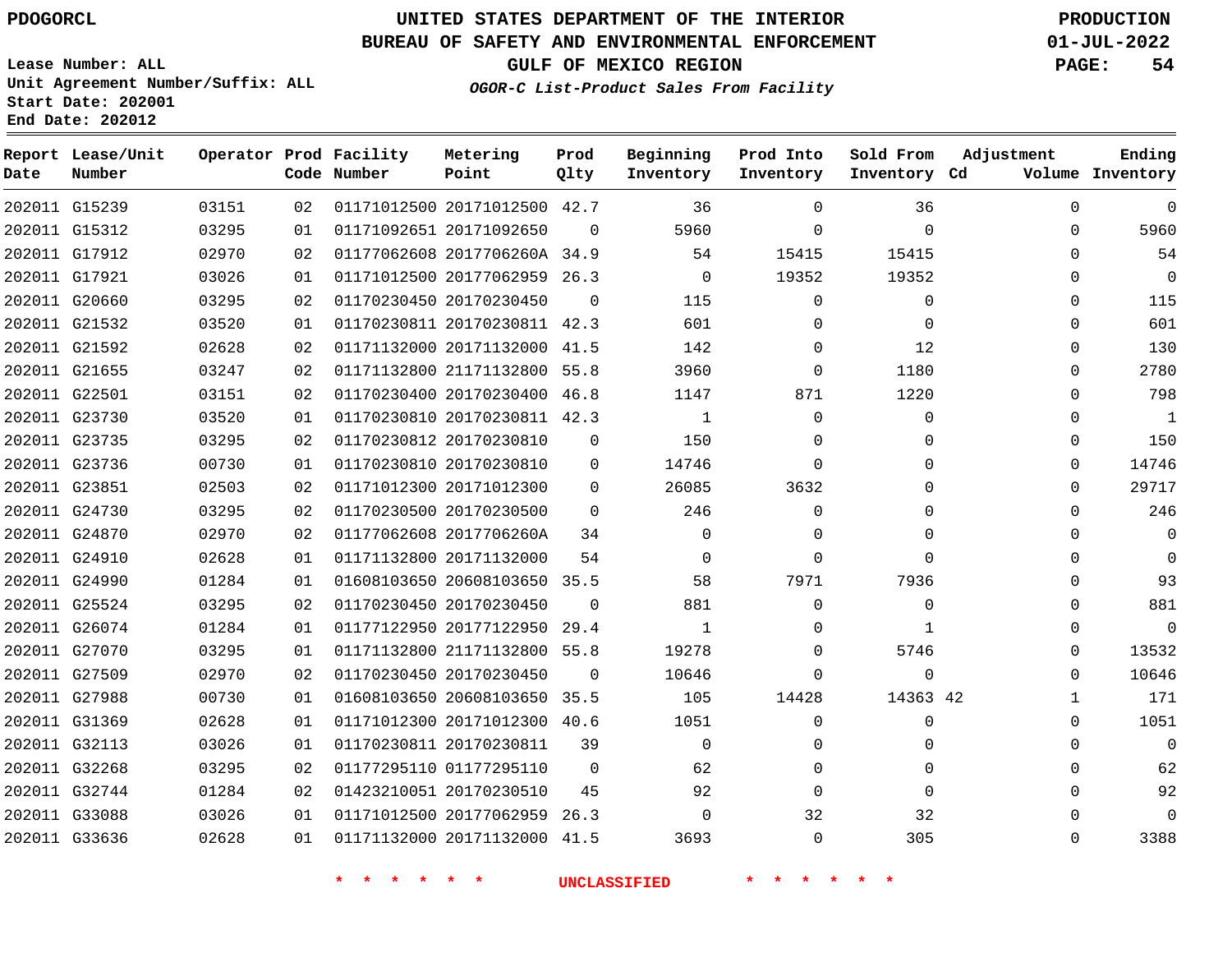PDOGORCL

Lease Number: ALL
Unit Agreement Number/Suffix: ALL
Start Date: 202001
End Date: 202012

# UNITED STATES DEPARTMENT OF THE INTERIOR
## BUREAU OF SAFETY AND ENVIRONMENTAL ENFORCEMENT
### GULF OF MEXICO REGION

*OGOR-C List-Product Sales From Facility*

PRODUCTION
01-JUL-2022

| Report Date | Lease/Unit Number | Operator | Prod Code | Facility Number | Metering Point | Prod Qlty | Beginning Inventory | Prod Into Inventory | Sold From Inventory | Adjustment Cd | Adjustment Volume | Ending Inventory |
|---|---|---|---|---|---|---|---|---|---|---|---|---|
| 202011 | G15239 | 03151 | 02 | 01171012500 | 20171012500 | 42.7 | 36 | 0 | 36 | | 0 | 0 |
| 202011 | G15312 | 03295 | 01 | 01171092651 | 20171092650 | 0 | 5960 | 0 | 0 | | 0 | 5960 |
| 202011 | G17912 | 02970 | 02 | 01177062608 | 2017706260A | 34.9 | 54 | 15415 | 15415 | | 0 | 54 |
| 202011 | G17921 | 03026 | 01 | 01171012500 | 20177062959 | 26.3 | 0 | 19352 | 19352 | | 0 | 0 |
| 202011 | G20660 | 03295 | 02 | 01170230450 | 20170230450 | 0 | 115 | 0 | 0 | | 0 | 115 |
| 202011 | G21532 | 03520 | 01 | 01170230811 | 20170230811 | 42.3 | 601 | 0 | 0 | | 0 | 601 |
| 202011 | G21592 | 02628 | 02 | 01171132000 | 20171132000 | 41.5 | 142 | 0 | 12 | | 0 | 130 |
| 202011 | G21655 | 03247 | 02 | 01171132800 | 21171132800 | 55.8 | 3960 | 0 | 1180 | | 0 | 2780 |
| 202011 | G22501 | 03151 | 02 | 01170230400 | 20170230400 | 46.8 | 1147 | 871 | 1220 | | 0 | 798 |
| 202011 | G23730 | 03520 | 01 | 01170230810 | 20170230811 | 42.3 | 1 | 0 | 0 | | 0 | 1 |
| 202011 | G23735 | 03295 | 02 | 01170230812 | 20170230810 | 0 | 150 | 0 | 0 | | 0 | 150 |
| 202011 | G23736 | 00730 | 01 | 01170230810 | 20170230810 | 0 | 14746 | 0 | 0 | | 0 | 14746 |
| 202011 | G23851 | 02503 | 02 | 01171012300 | 20171012300 | 0 | 26085 | 3632 | 0 | | 0 | 29717 |
| 202011 | G24730 | 03295 | 02 | 01170230500 | 20170230500 | 0 | 246 | 0 | 0 | | 0 | 246 |
| 202011 | G24870 | 02970 | 02 | 01177062608 | 2017706260A | 34 | 0 | 0 | 0 | | 0 | 0 |
| 202011 | G24910 | 02628 | 01 | 01171132800 | 20171132000 | 54 | 0 | 0 | 0 | | 0 | 0 |
| 202011 | G24990 | 01284 | 01 | 01608103650 | 20608103650 | 35.5 | 58 | 7971 | 7936 | | 0 | 93 |
| 202011 | G25524 | 03295 | 02 | 01170230450 | 20170230450 | 0 | 881 | 0 | 0 | | 0 | 881 |
| 202011 | G26074 | 01284 | 01 | 01177122950 | 20177122950 | 29.4 | 1 | 0 | 1 | | 0 | 0 |
| 202011 | G27070 | 03295 | 01 | 01171132800 | 21171132800 | 55.8 | 19278 | 0 | 5746 | | 0 | 13532 |
| 202011 | G27509 | 02970 | 02 | 01170230450 | 20170230450 | 0 | 10646 | 0 | 0 | | 0 | 10646 |
| 202011 | G27988 | 00730 | 01 | 01608103650 | 20608103650 | 35.5 | 105 | 14428 | 14363 | 42 | 1 | 171 |
| 202011 | G31369 | 02628 | 01 | 01171012300 | 20171012300 | 40.6 | 1051 | 0 | 0 | | 0 | 1051 |
| 202011 | G32113 | 03026 | 01 | 01170230811 | 20170230811 | 39 | 0 | 0 | 0 | | 0 | 0 |
| 202011 | G32268 | 03295 | 02 | 01177295110 | 01177295110 | 0 | 62 | 0 | 0 | | 0 | 62 |
| 202011 | G32744 | 01284 | 02 | 01423210051 | 20170230510 | 45 | 92 | 0 | 0 | | 0 | 92 |
| 202011 | G33088 | 03026 | 01 | 01171012500 | 20177062959 | 26.3 | 0 | 32 | 32 | | 0 | 0 |
| 202011 | G33636 | 02628 | 01 | 01171132000 | 20171132000 | 41.5 | 3693 | 0 | 305 | | 0 | 3388 |

* * * * * * UNCLASSIFIED * * * * * *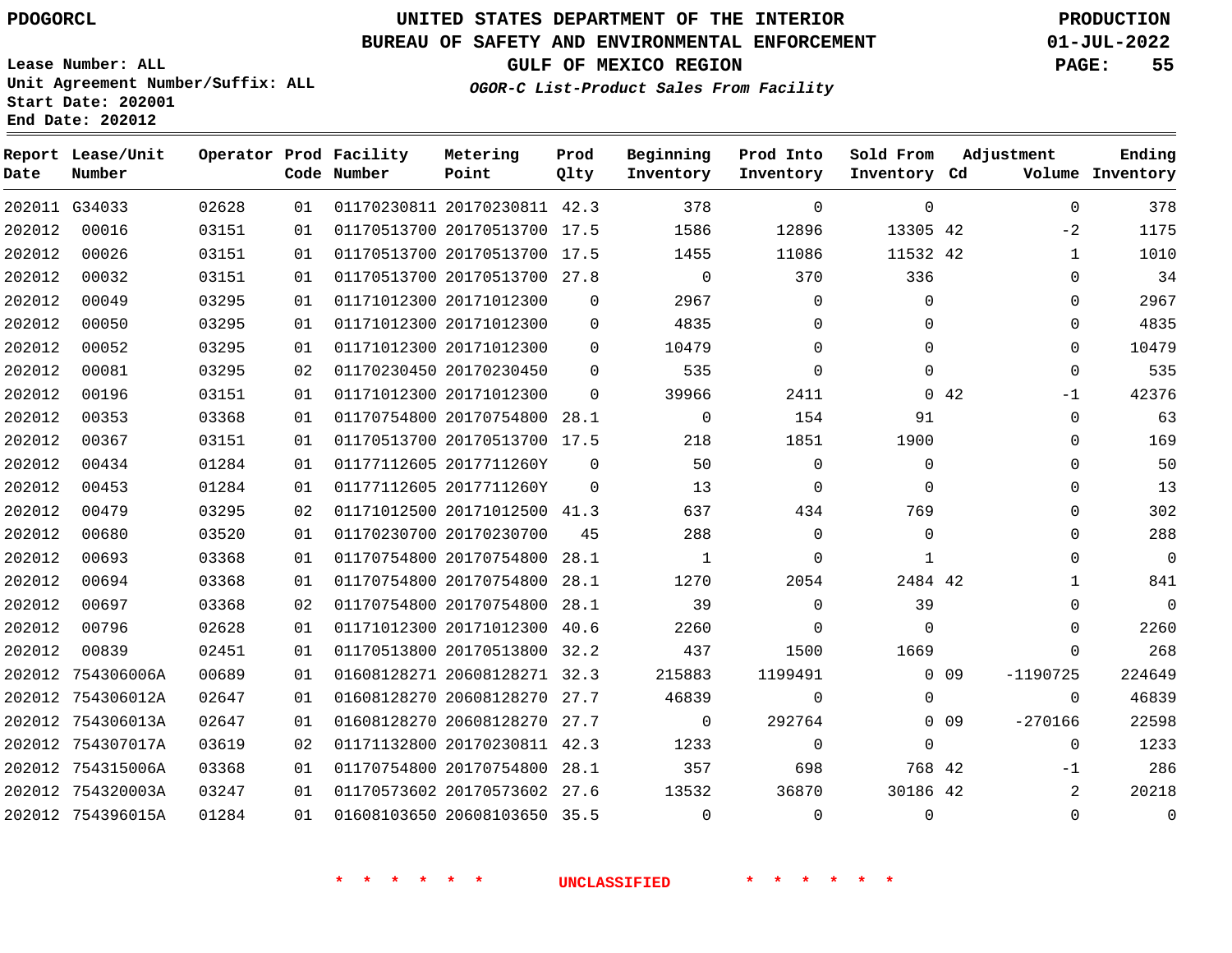PDOGORCL

# UNITED STATES DEPARTMENT OF THE INTERIOR
## BUREAU OF SAFETY AND ENVIRONMENTAL ENFORCEMENT
### GULF OF MEXICO REGION
*OGOR-C List-Product Sales From Facility*

PRODUCTION
01-JUL-2022

Lease Number: ALL
Unit Agreement Number/Suffix: ALL
Start Date: 202001
End Date: 202012

| Report Date | Lease/Unit Number | Operator | Prod Code | Facility Number | Metering Point | Prod Qlty | Beginning Inventory | Prod Into Inventory | Sold From Inventory | Adjustment Cd | Adjustment Volume | Ending Inventory |
|---|---|---|---|---|---|---|---|---|---|---|---|---|
| 202011 | G34033 | 02628 | 01 | 01170230811 | 20170230811 | 42.3 | 378 | 0 | 0 | | 0 | 378 |
| 202012 | 00016 | 03151 | 01 | 01170513700 | 20170513700 | 17.5 | 1586 | 12896 | 13305 | 42 | -2 | 1175 |
| 202012 | 00026 | 03151 | 01 | 01170513700 | 20170513700 | 17.5 | 1455 | 11086 | 11532 | 42 | 1 | 1010 |
| 202012 | 00032 | 03151 | 01 | 01170513700 | 20170513700 | 27.8 | 0 | 370 | 336 | | 0 | 34 |
| 202012 | 00049 | 03295 | 01 | 01171012300 | 20171012300 | 0 | 2967 | 0 | 0 | | 0 | 2967 |
| 202012 | 00050 | 03295 | 01 | 01171012300 | 20171012300 | 0 | 4835 | 0 | 0 | | 0 | 4835 |
| 202012 | 00052 | 03295 | 01 | 01171012300 | 20171012300 | 0 | 10479 | 0 | 0 | | 0 | 10479 |
| 202012 | 00081 | 03295 | 02 | 01170230450 | 20170230450 | 0 | 535 | 0 | 0 | | 0 | 535 |
| 202012 | 00196 | 03151 | 01 | 01171012300 | 20171012300 | 0 | 39966 | 2411 | 0 | 42 | -1 | 42376 |
| 202012 | 00353 | 03368 | 01 | 01170754800 | 20170754800 | 28.1 | 0 | 154 | 91 | | 0 | 63 |
| 202012 | 00367 | 03151 | 01 | 01170513700 | 20170513700 | 17.5 | 218 | 1851 | 1900 | | 0 | 169 |
| 202012 | 00434 | 01284 | 01 | 01177112605 | 2017711260Y | 0 | 50 | 0 | 0 | | 0 | 50 |
| 202012 | 00453 | 01284 | 01 | 01177112605 | 2017711260Y | 0 | 13 | 0 | 0 | | 0 | 13 |
| 202012 | 00479 | 03295 | 02 | 01171012500 | 20171012500 | 41.3 | 637 | 434 | 769 | | 0 | 302 |
| 202012 | 00680 | 03520 | 01 | 01170230700 | 20170230700 | 45 | 288 | 0 | 0 | | 0 | 288 |
| 202012 | 00693 | 03368 | 01 | 01170754800 | 20170754800 | 28.1 | 1 | 0 | 1 | | 0 | 0 |
| 202012 | 00694 | 03368 | 01 | 01170754800 | 20170754800 | 28.1 | 1270 | 2054 | 2484 | 42 | 1 | 841 |
| 202012 | 00697 | 03368 | 02 | 01170754800 | 20170754800 | 28.1 | 39 | 0 | 39 | | 0 | 0 |
| 202012 | 00796 | 02628 | 01 | 01171012300 | 20171012300 | 40.6 | 2260 | 0 | 0 | | 0 | 2260 |
| 202012 | 00839 | 02451 | 01 | 01170513800 | 20170513800 | 32.2 | 437 | 1500 | 1669 | | 0 | 268 |
| 202012 | 754306006A | 00689 | 01 | 01608128271 | 20608128271 | 32.3 | 215883 | 1199491 | 0 | 09 | -1190725 | 224649 |
| 202012 | 754306012A | 02647 | 01 | 01608128270 | 20608128270 | 27.7 | 46839 | 0 | 0 | | 0 | 46839 |
| 202012 | 754306013A | 02647 | 01 | 01608128270 | 20608128270 | 27.7 | 0 | 292764 | 0 | 09 | -270166 | 22598 |
| 202012 | 754307017A | 03619 | 02 | 01171132800 | 20170230811 | 42.3 | 1233 | 0 | 0 | | 0 | 1233 |
| 202012 | 754315006A | 03368 | 01 | 01170754800 | 20170754800 | 28.1 | 357 | 698 | 768 | 42 | -1 | 286 |
| 202012 | 754320003A | 03247 | 01 | 01170573602 | 20170573602 | 27.6 | 13532 | 36870 | 30186 | 42 | 2 | 20218 |
| 202012 | 754396015A | 01284 | 01 | 01608103650 | 20608103650 | 35.5 | 0 | 0 | 0 | | 0 | 0 |

* * * * * * UNCLASSIFIED * * * * * *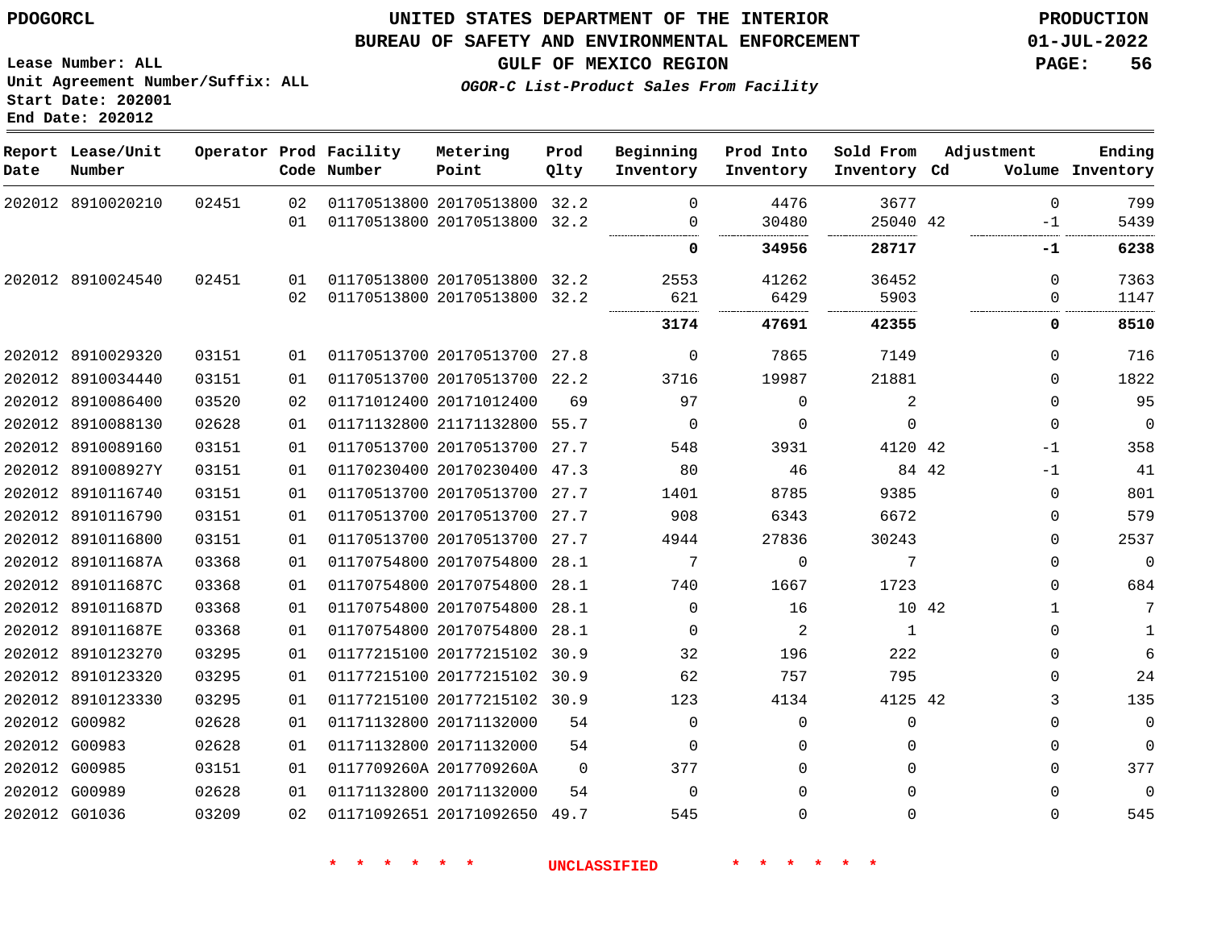PDOGORCL

# UNITED STATES DEPARTMENT OF THE INTERIOR
## BUREAU OF SAFETY AND ENVIRONMENTAL ENFORCEMENT
### GULF OF MEXICO REGION

*OGOR-C List-Product Sales From Facility*

PRODUCTION
01-JUL-2022

Lease Number: ALL
Unit Agreement Number/Suffix: ALL
Start Date: 202001
End Date: 202012

| Report Date | Lease/Unit Number | Operator | Prod Code | Facility Number | Metering Point | Prod Qlty | Beginning Inventory | Prod Into Inventory | Sold From Inventory | Adjustment Cd | Adjustment Volume | Ending Inventory |
|---|---|---|---|---|---|---|---|---|---|---|---|---|
| 202012 | 8910020210 | 02451 | 02 | 01170513800 | 20170513800 | 32.2 | 0 | 4476 | 3677 | | 0 | 799 |
| | | | 01 | 01170513800 | 20170513800 | 32.2 | 0 | 30480 | 25040 | 42 | -1 | 5439 |
| | | | | | | | **0** | **34956** | **28717** | | **-1** | **6238** |
| 202012 | 8910024540 | 02451 | 01 | 01170513800 | 20170513800 | 32.2 | 2553 | 41262 | 36452 | | 0 | 7363 |
| | | | 02 | 01170513800 | 20170513800 | 32.2 | 621 | 6429 | 5903 | | 0 | 1147 |
| | | | | | | | **3174** | **47691** | **42355** | | **0** | **8510** |
| 202012 | 8910029320 | 03151 | 01 | 01170513700 | 20170513700 | 27.8 | 0 | 7865 | 7149 | | 0 | 716 |
| 202012 | 8910034440 | 03151 | 01 | 01170513700 | 20170513700 | 22.2 | 3716 | 19987 | 21881 | | 0 | 1822 |
| 202012 | 8910086400 | 03520 | 02 | 01171012400 | 20171012400 | 69 | 97 | 0 | 2 | | 0 | 95 |
| 202012 | 8910088130 | 02628 | 01 | 01171132800 | 21171132800 | 55.7 | 0 | 0 | 0 | | 0 | 0 |
| 202012 | 8910089160 | 03151 | 01 | 01170513700 | 20170513700 | 27.7 | 548 | 3931 | 4120 | 42 | -1 | 358 |
| 202012 | 891008927Y | 03151 | 01 | 01170230400 | 20170230400 | 47.3 | 80 | 46 | 84 | 42 | -1 | 41 |
| 202012 | 8910116740 | 03151 | 01 | 01170513700 | 20170513700 | 27.7 | 1401 | 8785 | 9385 | | 0 | 801 |
| 202012 | 8910116790 | 03151 | 01 | 01170513700 | 20170513700 | 27.7 | 908 | 6343 | 6672 | | 0 | 579 |
| 202012 | 8910116800 | 03151 | 01 | 01170513700 | 20170513700 | 27.7 | 4944 | 27836 | 30243 | | 0 | 2537 |
| 202012 | 891011687A | 03368 | 01 | 01170754800 | 20170754800 | 28.1 | 7 | 0 | 7 | | 0 | 0 |
| 202012 | 891011687C | 03368 | 01 | 01170754800 | 20170754800 | 28.1 | 740 | 1667 | 1723 | | 0 | 684 |
| 202012 | 891011687D | 03368 | 01 | 01170754800 | 20170754800 | 28.1 | 0 | 16 | 10 | 42 | 1 | 7 |
| 202012 | 891011687E | 03368 | 01 | 01170754800 | 20170754800 | 28.1 | 0 | 2 | 1 | | 0 | 1 |
| 202012 | 8910123270 | 03295 | 01 | 01177215100 | 20177215102 | 30.9 | 32 | 196 | 222 | | 0 | 6 |
| 202012 | 8910123320 | 03295 | 01 | 01177215100 | 20177215102 | 30.9 | 62 | 757 | 795 | | 0 | 24 |
| 202012 | 8910123330 | 03295 | 01 | 01177215100 | 20177215102 | 30.9 | 123 | 4134 | 4125 | 42 | 3 | 135 |
| 202012 | G00982 | 02628 | 01 | 01171132800 | 20171132000 | 54 | 0 | 0 | 0 | | 0 | 0 |
| 202012 | G00983 | 02628 | 01 | 01171132800 | 20171132000 | 54 | 0 | 0 | 0 | | 0 | 0 |
| 202012 | G00985 | 03151 | 01 | 0117709260A | 2017709260A | 0 | 377 | 0 | 0 | | 0 | 377 |
| 202012 | G00989 | 02628 | 01 | 01171132800 | 20171132000 | 54 | 0 | 0 | 0 | | 0 | 0 |
| 202012 | G01036 | 03209 | 02 | 01171092651 | 20171092650 | 49.7 | 545 | 0 | 0 | | 0 | 545 |

* * * * * * UNCLASSIFIED * * * * * *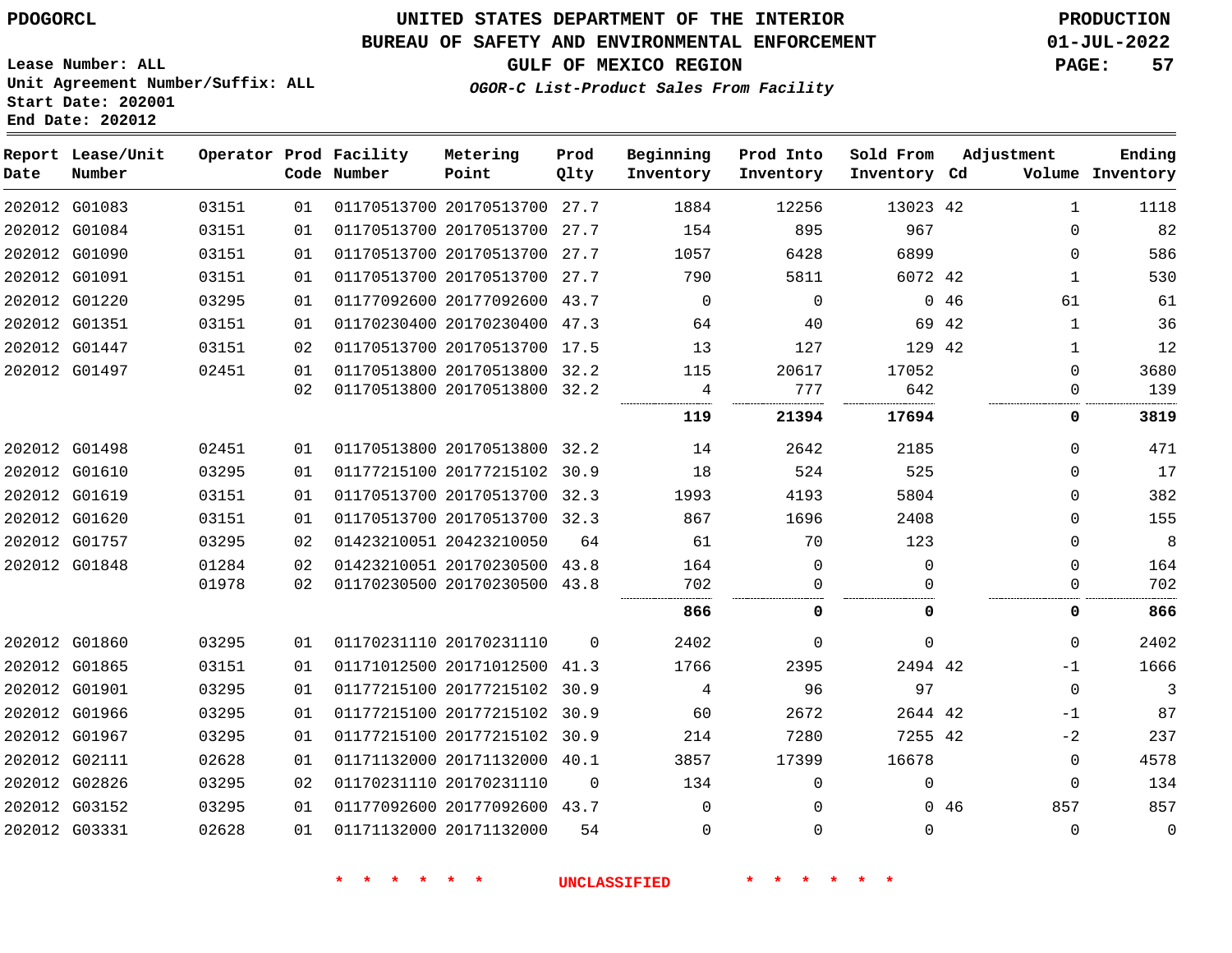PDOGORCL

# UNITED STATES DEPARTMENT OF THE INTERIOR
## BUREAU OF SAFETY AND ENVIRONMENTAL ENFORCEMENT
### GULF OF MEXICO REGION

*OGOR-C List-Product Sales From Facility*

PRODUCTION
01-JUL-2022

Lease Number: ALL
Unit Agreement Number/Suffix: ALL
Start Date: 202001
End Date: 202012

| Report Date | Lease/Unit Number | Operator | Prod Code | Facility Number | Metering Point | Prod Qlty | Beginning Inventory | Prod Into Inventory | Sold From Inventory | Adjustment Cd | Adjustment Volume | Ending Inventory |
|---|---|---|---|---|---|---|---|---|---|---|---|---|
| 202012 | G01083 | 03151 | 01 | 01170513700 | 20170513700 | 27.7 | 1884 | 12256 | 13023 | 42 | 1 | 1118 |
| 202012 | G01084 | 03151 | 01 | 01170513700 | 20170513700 | 27.7 | 154 | 895 | 967 | | 0 | 82 |
| 202012 | G01090 | 03151 | 01 | 01170513700 | 20170513700 | 27.7 | 1057 | 6428 | 6899 | | 0 | 586 |
| 202012 | G01091 | 03151 | 01 | 01170513700 | 20170513700 | 27.7 | 790 | 5811 | 6072 | 42 | 1 | 530 |
| 202012 | G01220 | 03295 | 01 | 01177092600 | 20177092600 | 43.7 | 0 | 0 | 0 | 46 | 61 | 61 |
| 202012 | G01351 | 03151 | 01 | 01170230400 | 20170230400 | 47.3 | 64 | 40 | 69 | 42 | 1 | 36 |
| 202012 | G01447 | 03151 | 02 | 01170513700 | 20170513700 | 17.5 | 13 | 127 | 129 | 42 | 1 | 12 |
| 202012 | G01497 | 02451 | 01 | 01170513800 | 20170513800 | 32.2 | 115 | 20617 | 17052 | | 0 | 3680 |
| | | | 02 | 01170513800 | 20170513800 | 32.2 | 4 | 777 | 642 | | 0 | 139 |
| | | | | | | | **119** | **21394** | **17694** | | **0** | **3819** |
| 202012 | G01498 | 02451 | 01 | 01170513800 | 20170513800 | 32.2 | 14 | 2642 | 2185 | | 0 | 471 |
| 202012 | G01610 | 03295 | 01 | 01177215100 | 20177215102 | 30.9 | 18 | 524 | 525 | | 0 | 17 |
| 202012 | G01619 | 03151 | 01 | 01170513700 | 20170513700 | 32.3 | 1993 | 4193 | 5804 | | 0 | 382 |
| 202012 | G01620 | 03151 | 01 | 01170513700 | 20170513700 | 32.3 | 867 | 1696 | 2408 | | 0 | 155 |
| 202012 | G01757 | 03295 | 02 | 01423210051 | 20423210050 | 64 | 61 | 70 | 123 | | 0 | 8 |
| 202012 | G01848 | 01284 | 02 | 01423210051 | 20170230500 | 43.8 | 164 | 0 | 0 | | 0 | 164 |
| | | 01978 | 02 | 01170230500 | 20170230500 | 43.8 | 702 | 0 | 0 | | 0 | 702 |
| | | | | | | | **866** | **0** | **0** | | **0** | **866** |
| 202012 | G01860 | 03295 | 01 | 01170231110 | 20170231110 | 0 | 2402 | 0 | 0 | | 0 | 2402 |
| 202012 | G01865 | 03151 | 01 | 01171012500 | 20171012500 | 41.3 | 1766 | 2395 | 2494 | 42 | -1 | 1666 |
| 202012 | G01901 | 03295 | 01 | 01177215100 | 20177215102 | 30.9 | 4 | 96 | 97 | | 0 | 3 |
| 202012 | G01966 | 03295 | 01 | 01177215100 | 20177215102 | 30.9 | 60 | 2672 | 2644 | 42 | -1 | 87 |
| 202012 | G01967 | 03295 | 01 | 01177215100 | 20177215102 | 30.9 | 214 | 7280 | 7255 | 42 | -2 | 237 |
| 202012 | G02111 | 02628 | 01 | 01171132000 | 20171132000 | 40.1 | 3857 | 17399 | 16678 | | 0 | 4578 |
| 202012 | G02826 | 03295 | 02 | 01170231110 | 20170231110 | 0 | 134 | 0 | 0 | | 0 | 134 |
| 202012 | G03152 | 03295 | 01 | 01177092600 | 20177092600 | 43.7 | 0 | 0 | 0 | 46 | 857 | 857 |
| 202012 | G03331 | 02628 | 01 | 01171132000 | 20171132000 | 54 | 0 | 0 | 0 | | 0 | 0 |

* * * * * * UNCLASSIFIED * * * * * *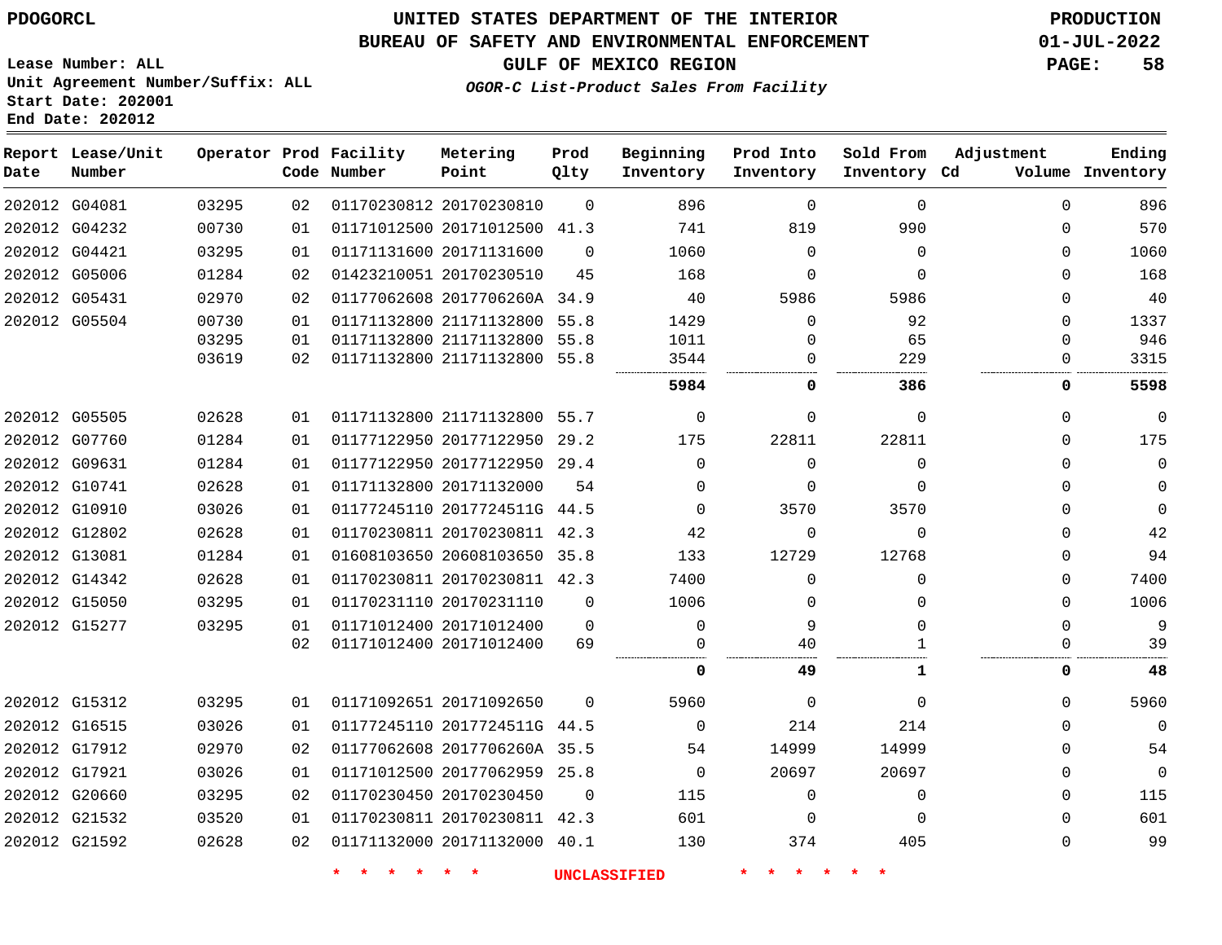PDOGORCL

# UNITED STATES DEPARTMENT OF THE INTERIOR
## BUREAU OF SAFETY AND ENVIRONMENTAL ENFORCEMENT
## GULF OF MEXICO REGION

*OGOR-C List-Product Sales From Facility*

PRODUCTION
01-JUL-2022

Lease Number: ALL
Unit Agreement Number/Suffix: ALL
Start Date: 202001
End Date: 202012

| Report Date | Lease/Unit Number | Operator | Prod Code | Facility Number | Metering Point | Prod Qlty | Beginning Inventory | Prod Into Inventory | Sold From Inventory | Adjustment Cd | Volume | Ending Inventory |
|---|---|---|---|---|---|---|---|---|---|---|---|---|
| 202012 | G04081 | 03295 | 02 | 01170230812 | 20170230810 | 0 | 896 | 0 | 0 | | 0 | 896 |
| 202012 | G04232 | 00730 | 01 | 01171012500 | 20171012500 | 41.3 | 741 | 819 | 990 | | 0 | 570 |
| 202012 | G04421 | 03295 | 01 | 01171131600 | 20171131600 | 0 | 1060 | 0 | 0 | | 0 | 1060 |
| 202012 | G05006 | 01284 | 02 | 01423210051 | 20170230510 | 45 | 168 | 0 | 0 | | 0 | 168 |
| 202012 | G05431 | 02970 | 02 | 01177062608 | 2017706260A | 34.9 | 40 | 5986 | 5986 | | 0 | 40 |
| 202012 | G05504 | 00730 | 01 | 01171132800 | 21171132800 | 55.8 | 1429 | 0 | 92 | | 0 | 1337 |
| | | 03295 | 01 | 01171132800 | 21171132800 | 55.8 | 1011 | 0 | 65 | | 0 | 946 |
| | | 03619 | 02 | 01171132800 | 21171132800 | 55.8 | 3544 | 0 | 229 | | 0 | 3315 |
| | | | | | | | **5984** | **0** | **386** | | **0** | **5598** |
| 202012 | G05505 | 02628 | 01 | 01171132800 | 21171132800 | 55.7 | 0 | 0 | 0 | | 0 | 0 |
| 202012 | G07760 | 01284 | 01 | 01177122950 | 20177122950 | 29.2 | 175 | 22811 | 22811 | | 0 | 175 |
| 202012 | G09631 | 01284 | 01 | 01177122950 | 20177122950 | 29.4 | 0 | 0 | 0 | | 0 | 0 |
| 202012 | G10741 | 02628 | 01 | 01171132800 | 20171132000 | 54 | 0 | 0 | 0 | | 0 | 0 |
| 202012 | G10910 | 03026 | 01 | 01177245110 | 2017724511G | 44.5 | 0 | 3570 | 3570 | | 0 | 0 |
| 202012 | G12802 | 02628 | 01 | 01170230811 | 20170230811 | 42.3 | 42 | 0 | 0 | | 0 | 42 |
| 202012 | G13081 | 01284 | 01 | 01608103650 | 20608103650 | 35.8 | 133 | 12729 | 12768 | | 0 | 94 |
| 202012 | G14342 | 02628 | 01 | 01170230811 | 20170230811 | 42.3 | 7400 | 0 | 0 | | 0 | 7400 |
| 202012 | G15050 | 03295 | 01 | 01170231110 | 20170231110 | 0 | 1006 | 0 | 0 | | 0 | 1006 |
| 202012 | G15277 | 03295 | 01 | 01171012400 | 20171012400 | 0 | 0 | 9 | 0 | | 0 | 9 |
| | | | 02 | 01171012400 | 20171012400 | 69 | 0 | 40 | 1 | | 0 | 39 |
| | | | | | | | **0** | **49** | **1** | | **0** | **48** |
| 202012 | G15312 | 03295 | 01 | 01171092651 | 20171092650 | 0 | 5960 | 0 | 0 | | 0 | 5960 |
| 202012 | G16515 | 03026 | 01 | 01177245110 | 2017724511G | 44.5 | 0 | 214 | 214 | | 0 | 0 |
| 202012 | G17912 | 02970 | 02 | 01177062608 | 2017706260A | 35.5 | 54 | 14999 | 14999 | | 0 | 54 |
| 202012 | G17921 | 03026 | 01 | 01171012500 | 20177062959 | 25.8 | 0 | 20697 | 20697 | | 0 | 0 |
| 202012 | G20660 | 03295 | 02 | 01170230450 | 20170230450 | 0 | 115 | 0 | 0 | | 0 | 115 |
| 202012 | G21532 | 03520 | 01 | 01170230811 | 20170230811 | 42.3 | 601 | 0 | 0 | | 0 | 601 |
| 202012 | G21592 | 02628 | 02 | 01171132000 | 20171132000 | 40.1 | 130 | 374 | 405 | | 0 | 99 |

* * * * * * UNCLASSIFIED * * * * * *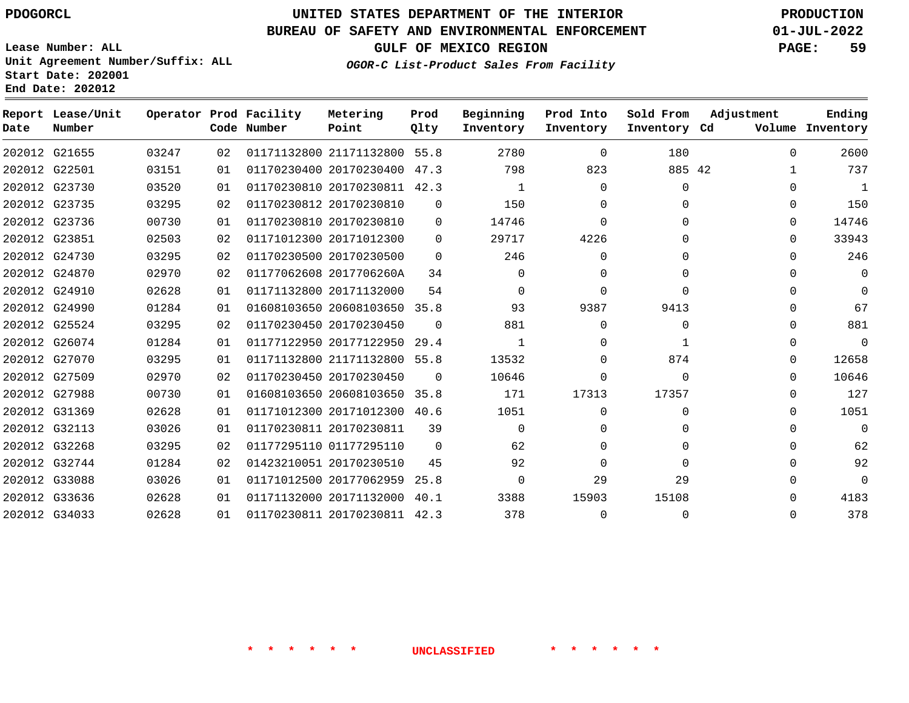PDOGORCL

# UNITED STATES DEPARTMENT OF THE INTERIOR
## BUREAU OF SAFETY AND ENVIRONMENTAL ENFORCEMENT
### GULF OF MEXICO REGION
*OGOR-C List-Product Sales From Facility*

PRODUCTION
01-JUL-2022

Lease Number: ALL
Unit Agreement Number/Suffix: ALL
Start Date: 202001
End Date: 202012

| Report Date | Lease/Unit Number | Operator | Prod Code | Facility Number | Metering Point | Prod Qlty | Beginning Inventory | Prod Into Inventory | Sold From Inventory | Adjustment Cd | Volume | Ending Inventory |
|---|---|---|---|---|---|---|---|---|---|---|---|---|
| 202012 | G21655 | 03247 | 02 | 01171132800 | 21171132800 | 55.8 | 2780 | 0 | 180 | | 0 | 2600 |
| 202012 | G22501 | 03151 | 01 | 01170230400 | 20170230400 | 47.3 | 798 | 823 | 885 | 42 | 1 | 737 |
| 202012 | G23730 | 03520 | 01 | 01170230810 | 20170230811 | 42.3 | 1 | 0 | 0 | | 0 | 1 |
| 202012 | G23735 | 03295 | 02 | 01170230812 | 20170230810 | 0 | 150 | 0 | 0 | | 0 | 150 |
| 202012 | G23736 | 00730 | 01 | 01170230810 | 20170230810 | 0 | 14746 | 0 | 0 | | 0 | 14746 |
| 202012 | G23851 | 02503 | 02 | 01171012300 | 20171012300 | 0 | 29717 | 4226 | 0 | | 0 | 33943 |
| 202012 | G24730 | 03295 | 02 | 01170230500 | 20170230500 | 0 | 246 | 0 | 0 | | 0 | 246 |
| 202012 | G24870 | 02970 | 02 | 01177062608 | 2017706260A | 34 | 0 | 0 | 0 | | 0 | 0 |
| 202012 | G24910 | 02628 | 01 | 01171132800 | 20171132000 | 54 | 0 | 0 | 0 | | 0 | 0 |
| 202012 | G24990 | 01284 | 01 | 01608103650 | 20608103650 | 35.8 | 93 | 9387 | 9413 | | 0 | 67 |
| 202012 | G25524 | 03295 | 02 | 01170230450 | 20170230450 | 0 | 881 | 0 | 0 | | 0 | 881 |
| 202012 | G26074 | 01284 | 01 | 01177122950 | 20177122950 | 29.4 | 1 | 0 | 1 | | 0 | 0 |
| 202012 | G27070 | 03295 | 01 | 01171132800 | 21171132800 | 55.8 | 13532 | 0 | 874 | | 0 | 12658 |
| 202012 | G27509 | 02970 | 02 | 01170230450 | 20170230450 | 0 | 10646 | 0 | 0 | | 0 | 10646 |
| 202012 | G27988 | 00730 | 01 | 01608103650 | 20608103650 | 35.8 | 171 | 17313 | 17357 | | 0 | 127 |
| 202012 | G31369 | 02628 | 01 | 01171012300 | 20171012300 | 40.6 | 1051 | 0 | 0 | | 0 | 1051 |
| 202012 | G32113 | 03026 | 01 | 01170230811 | 20170230811 | 39 | 0 | 0 | 0 | | 0 | 0 |
| 202012 | G32268 | 03295 | 02 | 01177295110 | 01177295110 | 0 | 62 | 0 | 0 | | 0 | 62 |
| 202012 | G32744 | 01284 | 02 | 01423210051 | 20170230510 | 45 | 92 | 0 | 0 | | 0 | 92 |
| 202012 | G33088 | 03026 | 01 | 01171012500 | 20177062959 | 25.8 | 0 | 29 | 29 | | 0 | 0 |
| 202012 | G33636 | 02628 | 01 | 01171132000 | 20171132000 | 40.1 | 3388 | 15903 | 15108 | | 0 | 4183 |
| 202012 | G34033 | 02628 | 01 | 01170230811 | 20170230811 | 42.3 | 378 | 0 | 0 | | 0 | 378 |

* * * * * * UNCLASSIFIED * * * * * *